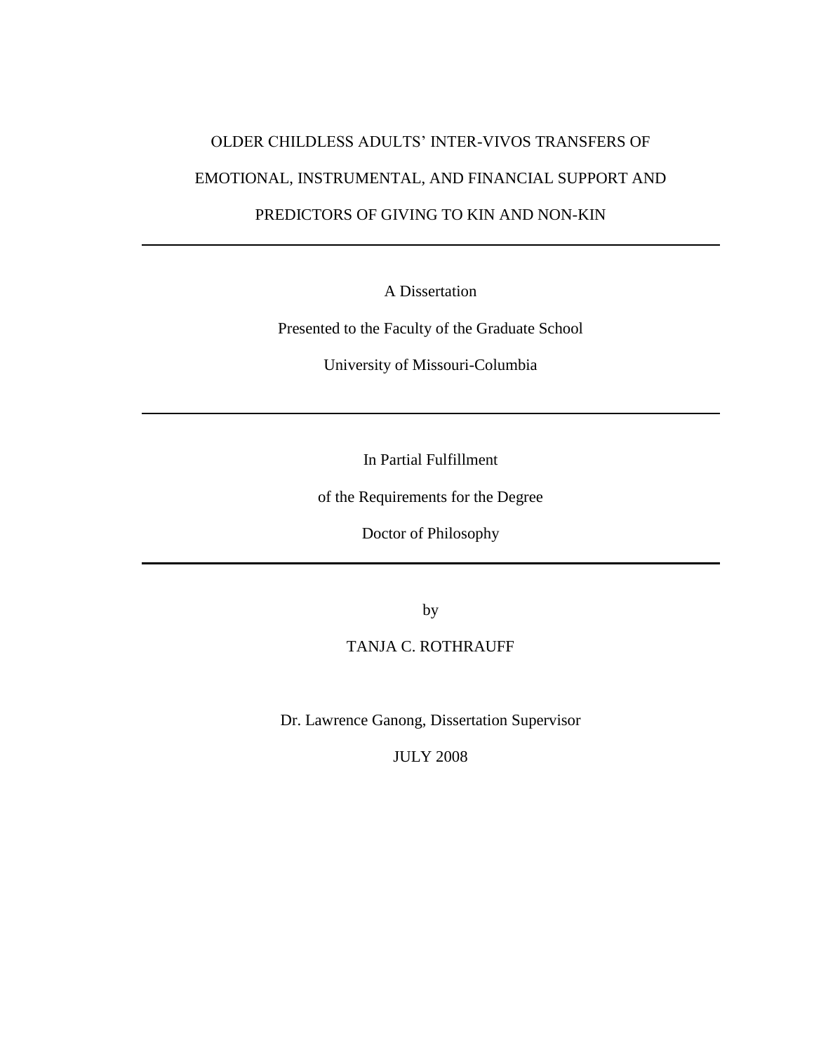# OLDER CHILDLESS ADULTS' INTER-VIVOS TRANSFERS OF EMOTIONAL, INSTRUMENTAL, AND FINANCIAL SUPPORT AND PREDICTORS OF GIVING TO KIN AND NON-KIN

---

A Dissertation

Presented to the Faculty of the Graduate School

University of Missouri-Columbia

---

In Partial Fulfillment

of the Requirements for the Degree

Doctor of Philosophy

---

by

TANJA C. ROTHRAUFF

Dr. Lawrence Ganong, Dissertation Supervisor

JULY 2008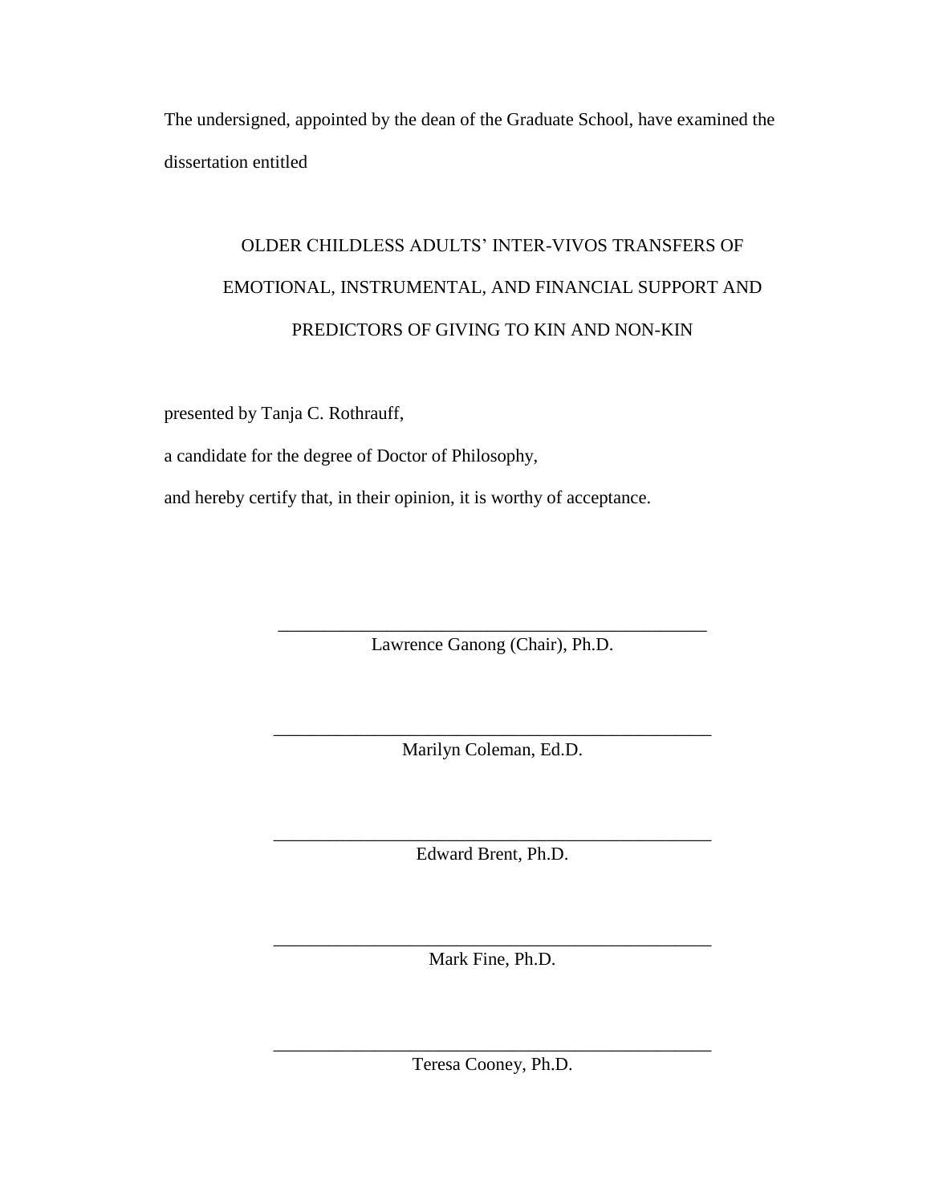The undersigned, appointed by the dean of the Graduate School, have examined the dissertation entitled

OLDER CHILDLESS ADULTS' INTER-VIVOS TRANSFERS OF EMOTIONAL, INSTRUMENTAL, AND FINANCIAL SUPPORT AND PREDICTORS OF GIVING TO KIN AND NON-KIN

presented by Tanja C. Rothrauff,

a candidate for the degree of Doctor of Philosophy,

and hereby certify that, in their opinion, it is worthy of acceptance.

\_\_\_\_\_\_\_\_\_\_\_\_\_\_\_\_\_\_\_\_\_\_\_\_\_\_\_\_\_\_\_\_\_\_\_\_\_\_\_\_\_\_\_\_\_\_\_\_

Lawrence Ganong (Chair), Ph.D.

\_\_\_\_\_\_\_\_\_\_\_\_\_\_\_\_\_\_\_\_\_\_\_\_\_\_\_\_\_\_\_\_\_\_\_\_\_\_\_\_\_\_\_\_\_\_\_\_

Marilyn Coleman, Ed.D.

\_\_\_\_\_\_\_\_\_\_\_\_\_\_\_\_\_\_\_\_\_\_\_\_\_\_\_\_\_\_\_\_\_\_\_\_\_\_\_\_\_\_\_\_\_\_\_\_

Edward Brent, Ph.D.

\_\_\_\_\_\_\_\_\_\_\_\_\_\_\_\_\_\_\_\_\_\_\_\_\_\_\_\_\_\_\_\_\_\_\_\_\_\_\_\_\_\_\_\_\_\_\_\_

Mark Fine, Ph.D.

\_\_\_\_\_\_\_\_\_\_\_\_\_\_\_\_\_\_\_\_\_\_\_\_\_\_\_\_\_\_\_\_\_\_\_\_\_\_\_\_\_\_\_\_\_\_\_\_

Teresa Cooney, Ph.D.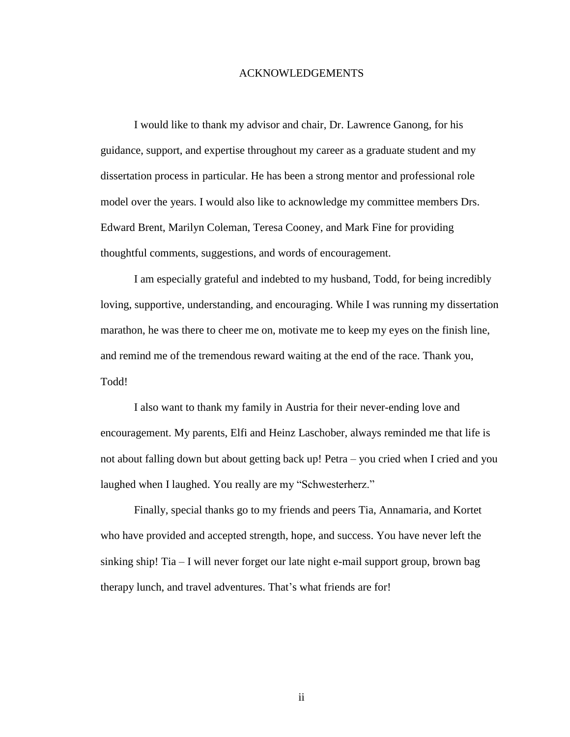# ACKNOWLEDGEMENTS

I would like to thank my advisor and chair, Dr. Lawrence Ganong, for his guidance, support, and expertise throughout my career as a graduate student and my dissertation process in particular. He has been a strong mentor and professional role model over the years. I would also like to acknowledge my committee members Drs. Edward Brent, Marilyn Coleman, Teresa Cooney, and Mark Fine for providing thoughtful comments, suggestions, and words of encouragement.

I am especially grateful and indebted to my husband, Todd, for being incredibly loving, supportive, understanding, and encouraging. While I was running my dissertation marathon, he was there to cheer me on, motivate me to keep my eyes on the finish line, and remind me of the tremendous reward waiting at the end of the race. Thank you, Todd!

I also want to thank my family in Austria for their never-ending love and encouragement. My parents, Elfi and Heinz Laschober, always reminded me that life is not about falling down but about getting back up! Petra – you cried when I cried and you laughed when I laughed. You really are my "Schwesterherz."

Finally, special thanks go to my friends and peers Tia, Annamaria, and Kortet who have provided and accepted strength, hope, and success. You have never left the sinking ship! Tia – I will never forget our late night e-mail support group, brown bag therapy lunch, and travel adventures. That's what friends are for!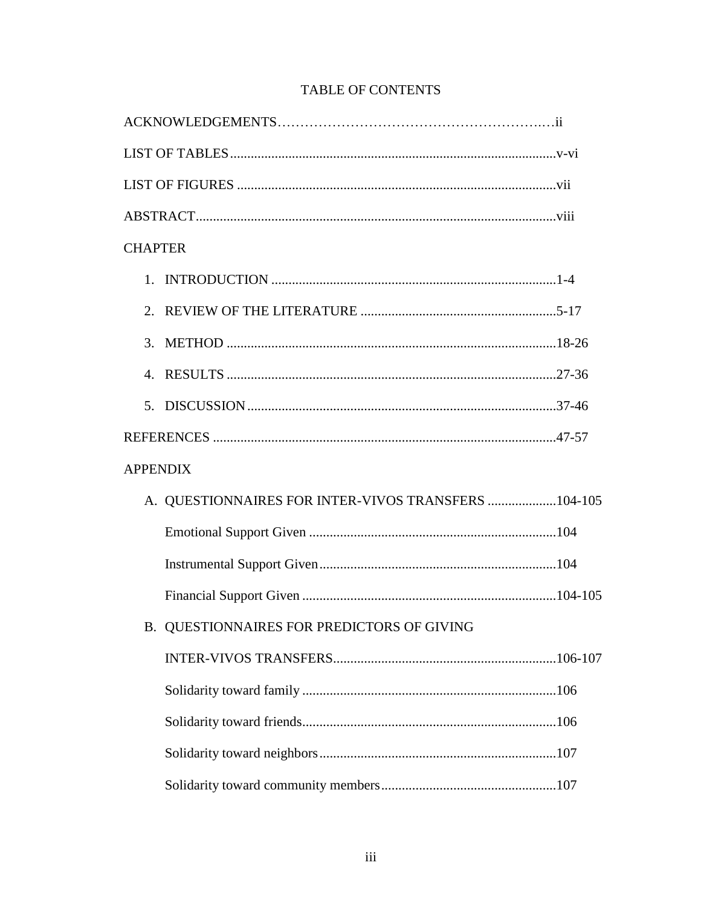# TABLE OF CONTENTS

ACKNOWLEDGEMENTS......................................................................ii

LIST OF TABLES..........................................................................v-vi

LIST OF FIGURES ..........................................................................vii

ABSTRACT....................................................................................viii

CHAPTER

1. INTRODUCTION ........................................................................1-4
2. REVIEW OF THE LITERATURE ...............................................5-17
3. METHOD ...................................................................................18-26
4. RESULTS ..................................................................................27-36
5. DISCUSSION .............................................................................37-46

REFERENCES ................................................................................47-57

APPENDIX

A. QUESTIONNAIRES FOR INTER-VIVOS TRANSFERS ....................104-105

   Emotional Support Given .........................................................104

   Instrumental Support Given......................................................104

   Financial Support Given ...........................................................104-105

B. QUESTIONNAIRES FOR PREDICTORS OF GIVING

   INTER-VIVOS TRANSFERS.......................................................106-107

   Solidarity toward family ............................................................106

   Solidarity toward friends............................................................106

   Solidarity toward neighbors.......................................................107

   Solidarity toward community members......................................107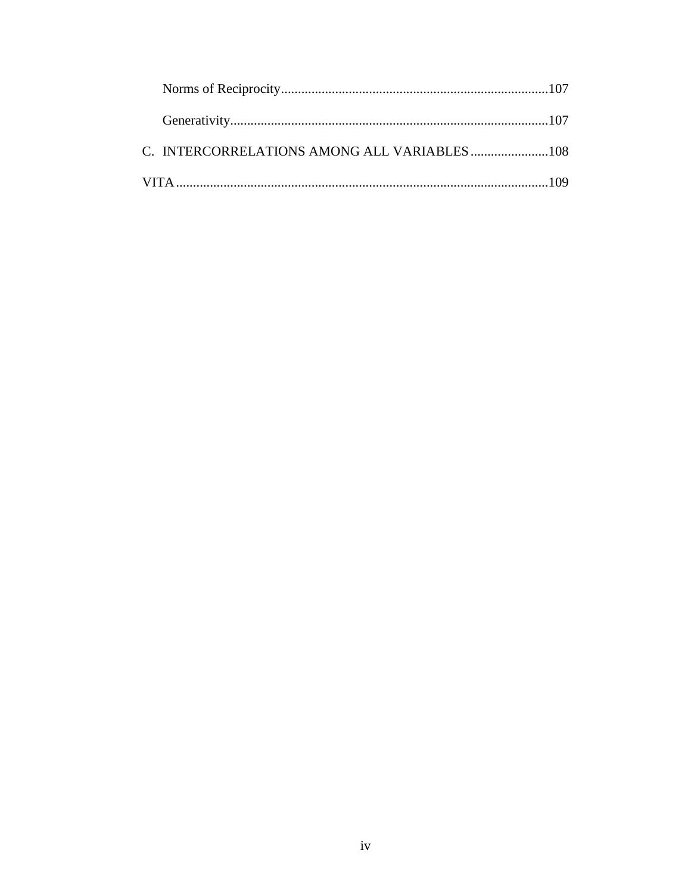Norms of Reciprocity....................................................................................107

Generativity.................................................................................................107

C. INTERCORRELATIONS AMONG ALL VARIABLES........................108

VITA...................................................................................................................109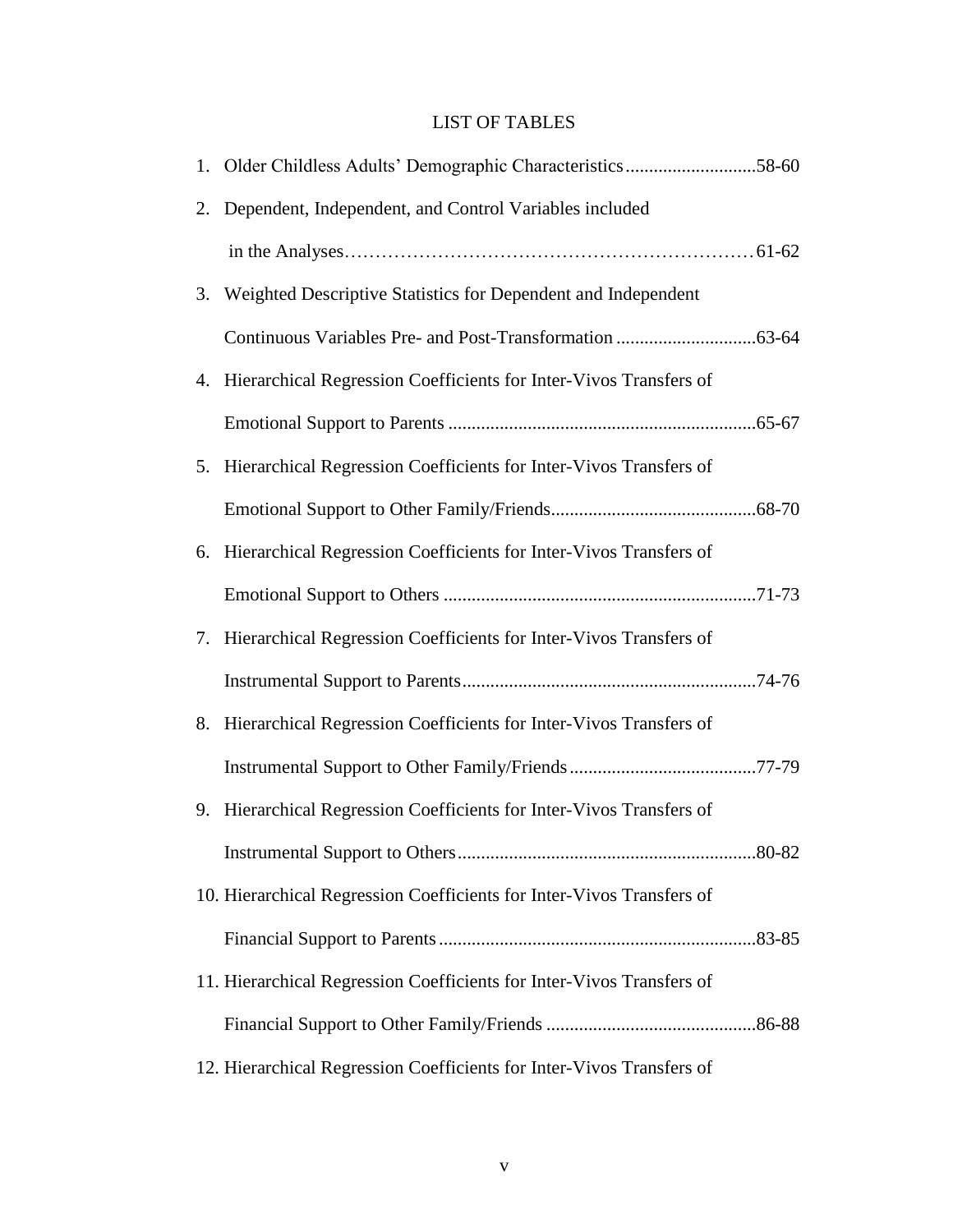# LIST OF TABLES

1. Older Childless Adults' Demographic Characteristics...........................58-60
2. Dependent, Independent, and Control Variables included in the Analyses…………………………………………………………61-62
3. Weighted Descriptive Statistics for Dependent and Independent Continuous Variables Pre- and Post-Transformation .............................63-64
4. Hierarchical Regression Coefficients for Inter-Vivos Transfers of Emotional Support to Parents .................................................................65-67
5. Hierarchical Regression Coefficients for Inter-Vivos Transfers of Emotional Support to Other Family/Friends...........................................68-70
6. Hierarchical Regression Coefficients for Inter-Vivos Transfers of Emotional Support to Others ..................................................................71-73
7. Hierarchical Regression Coefficients for Inter-Vivos Transfers of Instrumental Support to Parents..............................................................74-76
8. Hierarchical Regression Coefficients for Inter-Vivos Transfers of Instrumental Support to Other Family/Friends.......................................77-79
9. Hierarchical Regression Coefficients for Inter-Vivos Transfers of Instrumental Support to Others...............................................................80-82
10. Hierarchical Regression Coefficients for Inter-Vivos Transfers of Financial Support to Parents...................................................................83-85
11. Hierarchical Regression Coefficients for Inter-Vivos Transfers of Financial Support to Other Family/Friends ............................................86-88
12. Hierarchical Regression Coefficients for Inter-Vivos Transfers of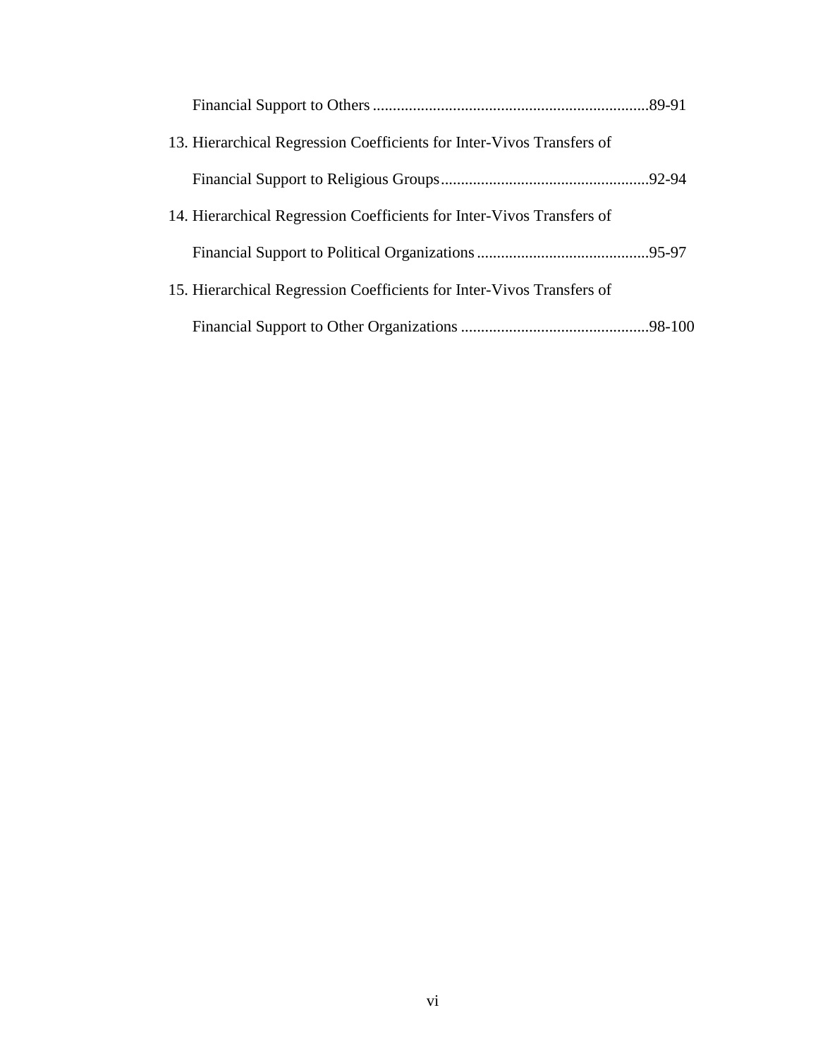Financial Support to Others ....................................................................89-91

13. Hierarchical Regression Coefficients for Inter-Vivos Transfers of

    Financial Support to Religious Groups....................................................92-94

14. Hierarchical Regression Coefficients for Inter-Vivos Transfers of

    Financial Support to Political Organizations...........................................95-97

15. Hierarchical Regression Coefficients for Inter-Vivos Transfers of

    Financial Support to Other Organizations ...............................................98-100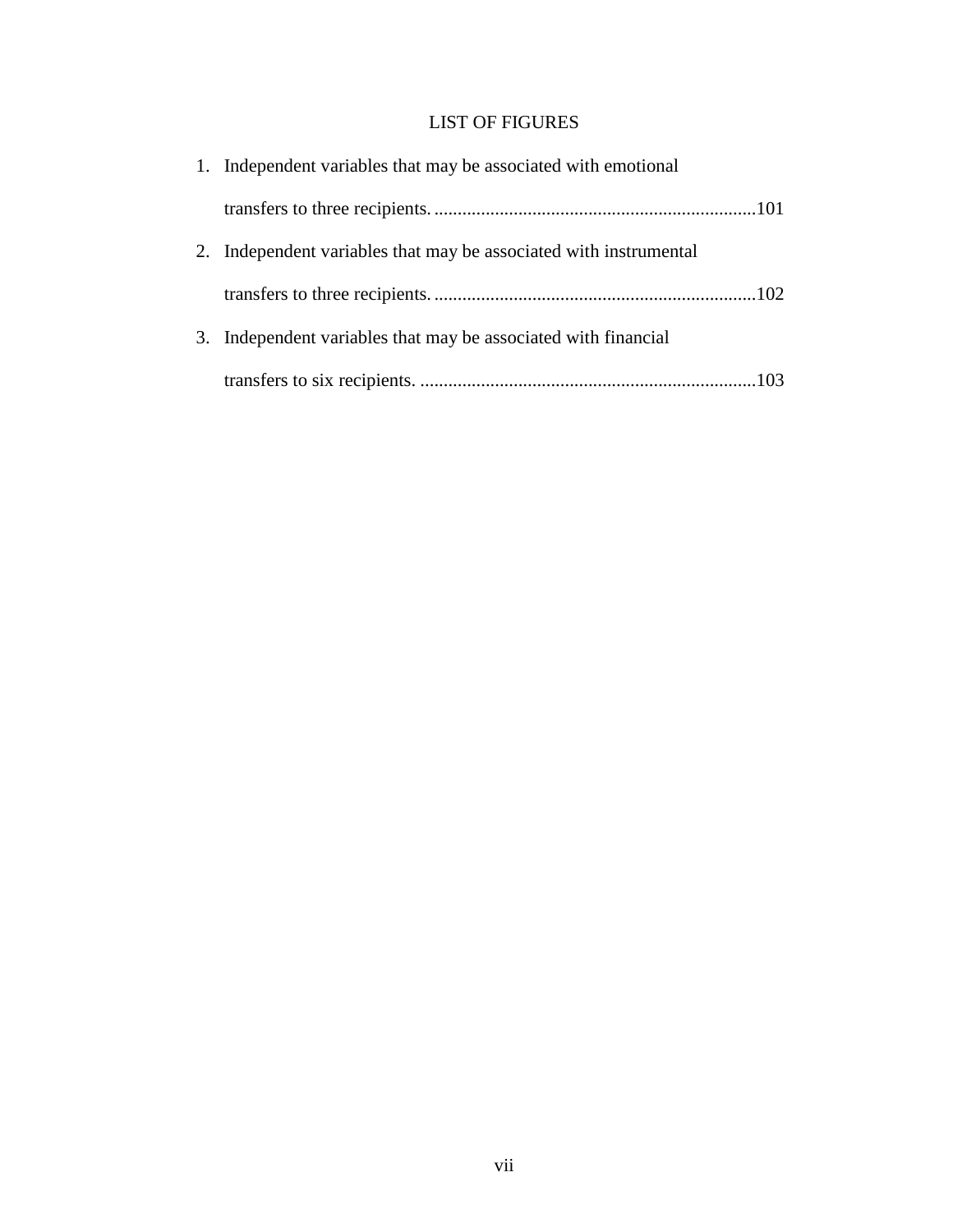# LIST OF FIGURES

1. Independent variables that may be associated with emotional transfers to three recipients. ....................................................................101
2. Independent variables that may be associated with instrumental transfers to three recipients. ....................................................................102
3. Independent variables that may be associated with financial transfers to six recipients. .......................................................................103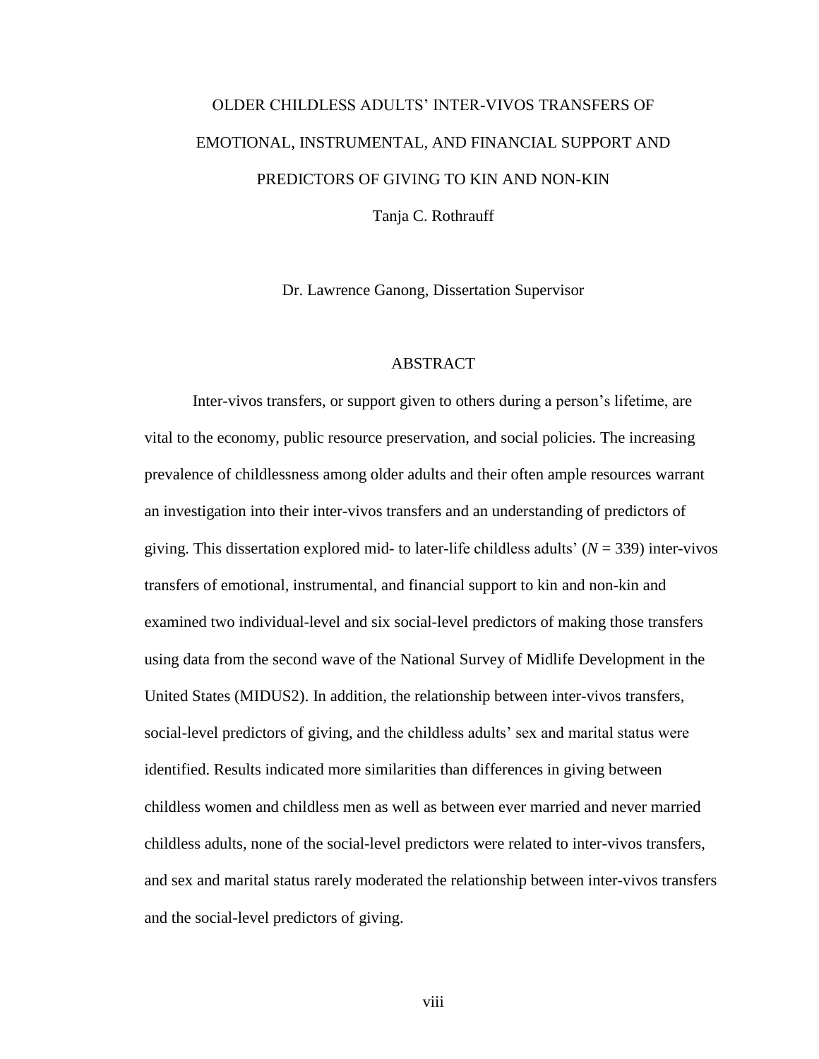# OLDER CHILDLESS ADULTS' INTER-VIVOS TRANSFERS OF EMOTIONAL, INSTRUMENTAL, AND FINANCIAL SUPPORT AND PREDICTORS OF GIVING TO KIN AND NON-KIN

Tanja C. Rothrauff

Dr. Lawrence Ganong, Dissertation Supervisor

## ABSTRACT

Inter-vivos transfers, or support given to others during a person's lifetime, are vital to the economy, public resource preservation, and social policies. The increasing prevalence of childlessness among older adults and their often ample resources warrant an investigation into their inter-vivos transfers and an understanding of predictors of giving. This dissertation explored mid- to later-life childless adults' (*N* = 339) inter-vivos transfers of emotional, instrumental, and financial support to kin and non-kin and examined two individual-level and six social-level predictors of making those transfers using data from the second wave of the National Survey of Midlife Development in the United States (MIDUS2). In addition, the relationship between inter-vivos transfers, social-level predictors of giving, and the childless adults' sex and marital status were identified. Results indicated more similarities than differences in giving between childless women and childless men as well as between ever married and never married childless adults, none of the social-level predictors were related to inter-vivos transfers, and sex and marital status rarely moderated the relationship between inter-vivos transfers and the social-level predictors of giving.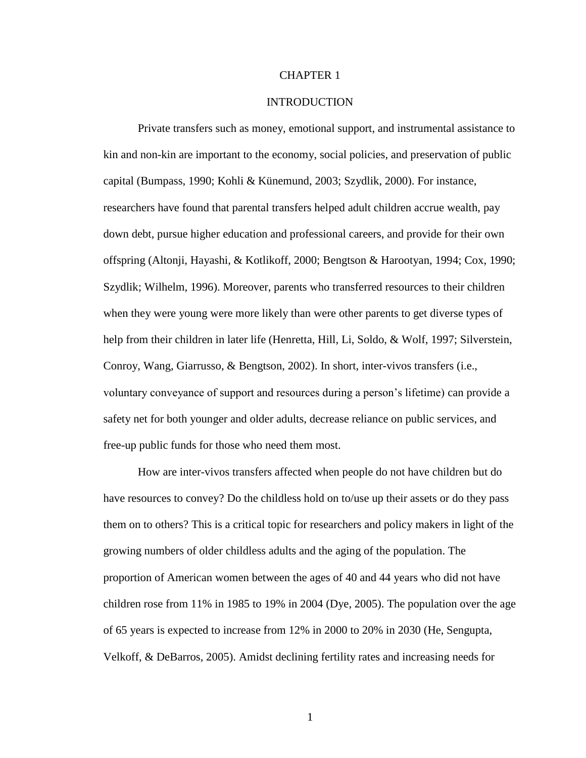# CHAPTER 1

## INTRODUCTION

Private transfers such as money, emotional support, and instrumental assistance to kin and non-kin are important to the economy, social policies, and preservation of public capital (Bumpass, 1990; Kohli & Künemund, 2003; Szydlik, 2000). For instance, researchers have found that parental transfers helped adult children accrue wealth, pay down debt, pursue higher education and professional careers, and provide for their own offspring (Altonji, Hayashi, & Kotlikoff, 2000; Bengtson & Harootyan, 1994; Cox, 1990; Szydlik; Wilhelm, 1996). Moreover, parents who transferred resources to their children when they were young were more likely than were other parents to get diverse types of help from their children in later life (Henretta, Hill, Li, Soldo, & Wolf, 1997; Silverstein, Conroy, Wang, Giarrusso, & Bengtson, 2002). In short, inter-vivos transfers (i.e., voluntary conveyance of support and resources during a person's lifetime) can provide a safety net for both younger and older adults, decrease reliance on public services, and free-up public funds for those who need them most.

How are inter-vivos transfers affected when people do not have children but do have resources to convey? Do the childless hold on to/use up their assets or do they pass them on to others? This is a critical topic for researchers and policy makers in light of the growing numbers of older childless adults and the aging of the population. The proportion of American women between the ages of 40 and 44 years who did not have children rose from 11% in 1985 to 19% in 2004 (Dye, 2005). The population over the age of 65 years is expected to increase from 12% in 2000 to 20% in 2030 (He, Sengupta, Velkoff, & DeBarros, 2005). Amidst declining fertility rates and increasing needs for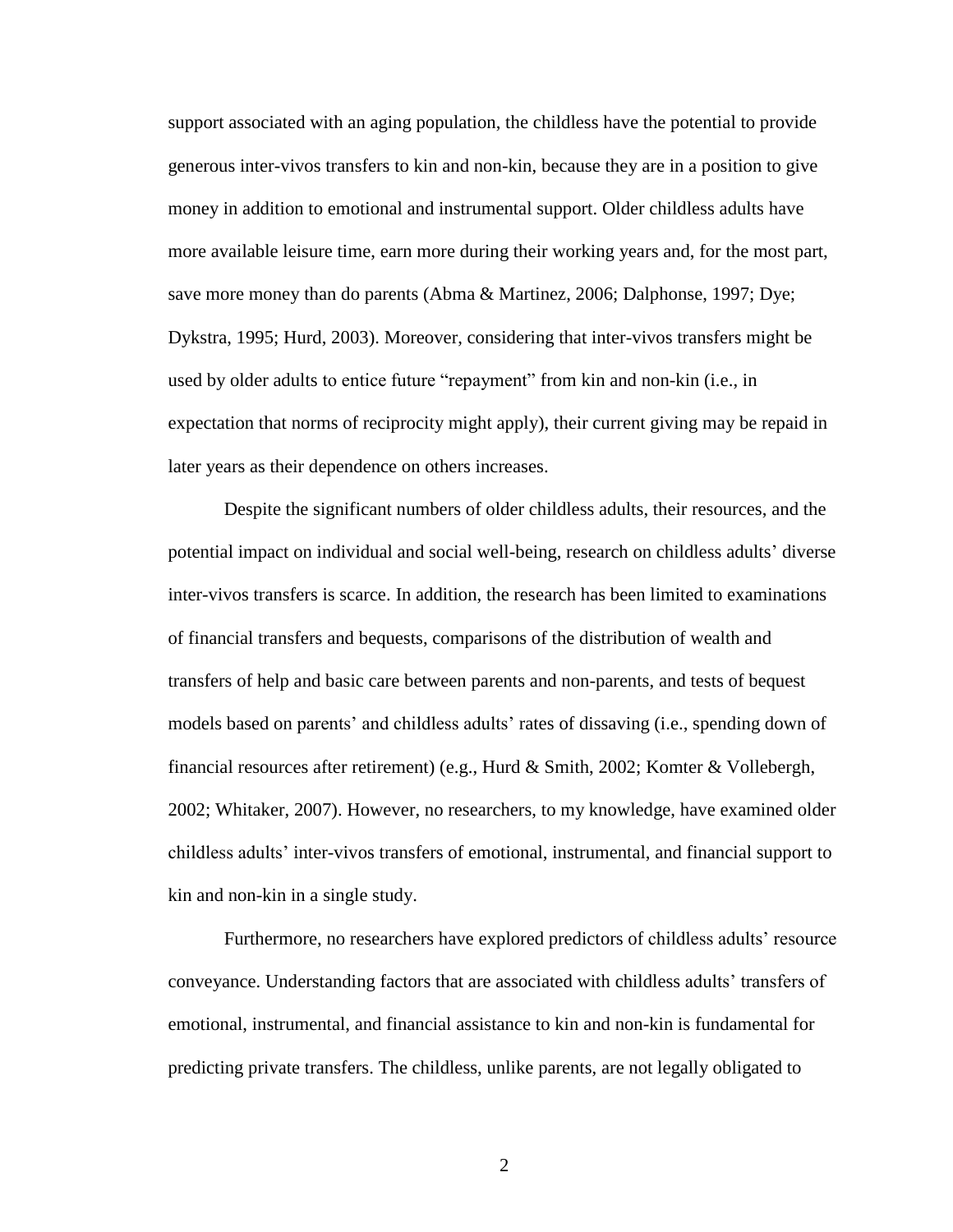support associated with an aging population, the childless have the potential to provide generous inter-vivos transfers to kin and non-kin, because they are in a position to give money in addition to emotional and instrumental support. Older childless adults have more available leisure time, earn more during their working years and, for the most part, save more money than do parents (Abma & Martinez, 2006; Dalphonse, 1997; Dye; Dykstra, 1995; Hurd, 2003). Moreover, considering that inter-vivos transfers might be used by older adults to entice future "repayment" from kin and non-kin (i.e., in expectation that norms of reciprocity might apply), their current giving may be repaid in later years as their dependence on others increases.

Despite the significant numbers of older childless adults, their resources, and the potential impact on individual and social well-being, research on childless adults' diverse inter-vivos transfers is scarce. In addition, the research has been limited to examinations of financial transfers and bequests, comparisons of the distribution of wealth and transfers of help and basic care between parents and non-parents, and tests of bequest models based on parents' and childless adults' rates of dissaving (i.e., spending down of financial resources after retirement) (e.g., Hurd & Smith, 2002; Komter & Vollebergh, 2002; Whitaker, 2007). However, no researchers, to my knowledge, have examined older childless adults' inter-vivos transfers of emotional, instrumental, and financial support to kin and non-kin in a single study.

Furthermore, no researchers have explored predictors of childless adults' resource conveyance. Understanding factors that are associated with childless adults' transfers of emotional, instrumental, and financial assistance to kin and non-kin is fundamental for predicting private transfers. The childless, unlike parents, are not legally obligated to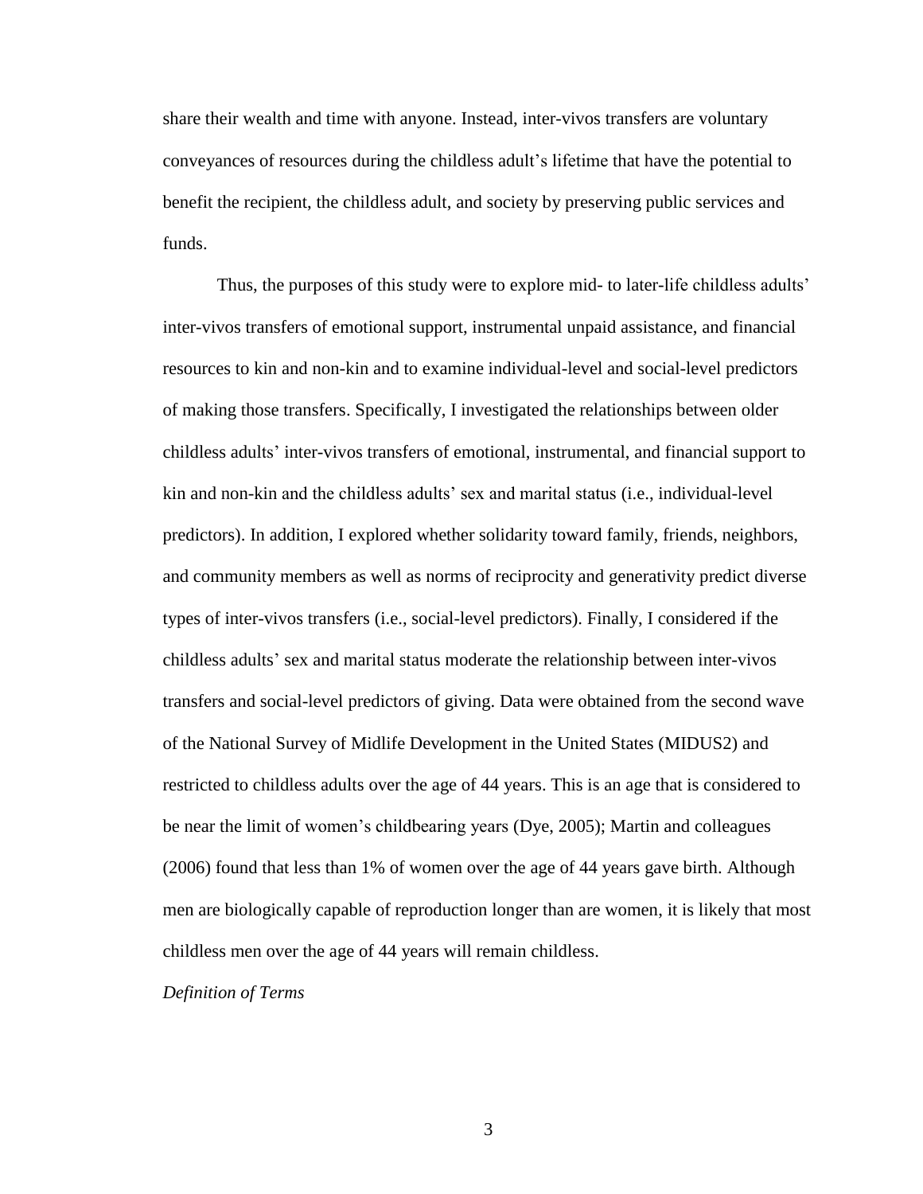share their wealth and time with anyone. Instead, inter-vivos transfers are voluntary conveyances of resources during the childless adult's lifetime that have the potential to benefit the recipient, the childless adult, and society by preserving public services and funds.

Thus, the purposes of this study were to explore mid- to later-life childless adults' inter-vivos transfers of emotional support, instrumental unpaid assistance, and financial resources to kin and non-kin and to examine individual-level and social-level predictors of making those transfers. Specifically, I investigated the relationships between older childless adults' inter-vivos transfers of emotional, instrumental, and financial support to kin and non-kin and the childless adults' sex and marital status (i.e., individual-level predictors). In addition, I explored whether solidarity toward family, friends, neighbors, and community members as well as norms of reciprocity and generativity predict diverse types of inter-vivos transfers (i.e., social-level predictors). Finally, I considered if the childless adults' sex and marital status moderate the relationship between inter-vivos transfers and social-level predictors of giving. Data were obtained from the second wave of the National Survey of Midlife Development in the United States (MIDUS2) and restricted to childless adults over the age of 44 years. This is an age that is considered to be near the limit of women's childbearing years (Dye, 2005); Martin and colleagues (2006) found that less than 1% of women over the age of 44 years gave birth. Although men are biologically capable of reproduction longer than are women, it is likely that most childless men over the age of 44 years will remain childless.

*Definition of Terms*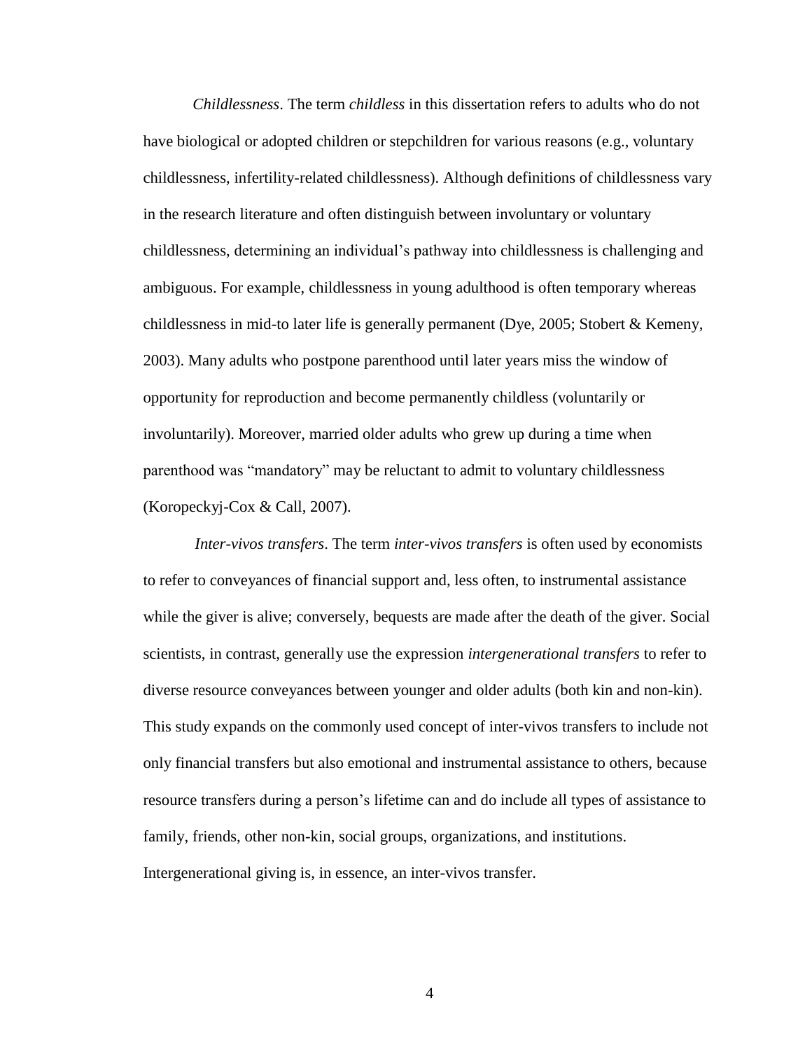*Childlessness*. The term *childless* in this dissertation refers to adults who do not have biological or adopted children or stepchildren for various reasons (e.g., voluntary childlessness, infertility-related childlessness). Although definitions of childlessness vary in the research literature and often distinguish between involuntary or voluntary childlessness, determining an individual's pathway into childlessness is challenging and ambiguous. For example, childlessness in young adulthood is often temporary whereas childlessness in mid-to later life is generally permanent (Dye, 2005; Stobert & Kemeny, 2003). Many adults who postpone parenthood until later years miss the window of opportunity for reproduction and become permanently childless (voluntarily or involuntarily). Moreover, married older adults who grew up during a time when parenthood was "mandatory" may be reluctant to admit to voluntary childlessness (Koropeckyj-Cox & Call, 2007).

*Inter-vivos transfers*. The term *inter-vivos transfers* is often used by economists to refer to conveyances of financial support and, less often, to instrumental assistance while the giver is alive; conversely, bequests are made after the death of the giver. Social scientists, in contrast, generally use the expression *intergenerational transfers* to refer to diverse resource conveyances between younger and older adults (both kin and non-kin). This study expands on the commonly used concept of inter-vivos transfers to include not only financial transfers but also emotional and instrumental assistance to others, because resource transfers during a person's lifetime can and do include all types of assistance to family, friends, other non-kin, social groups, organizations, and institutions. Intergenerational giving is, in essence, an inter-vivos transfer.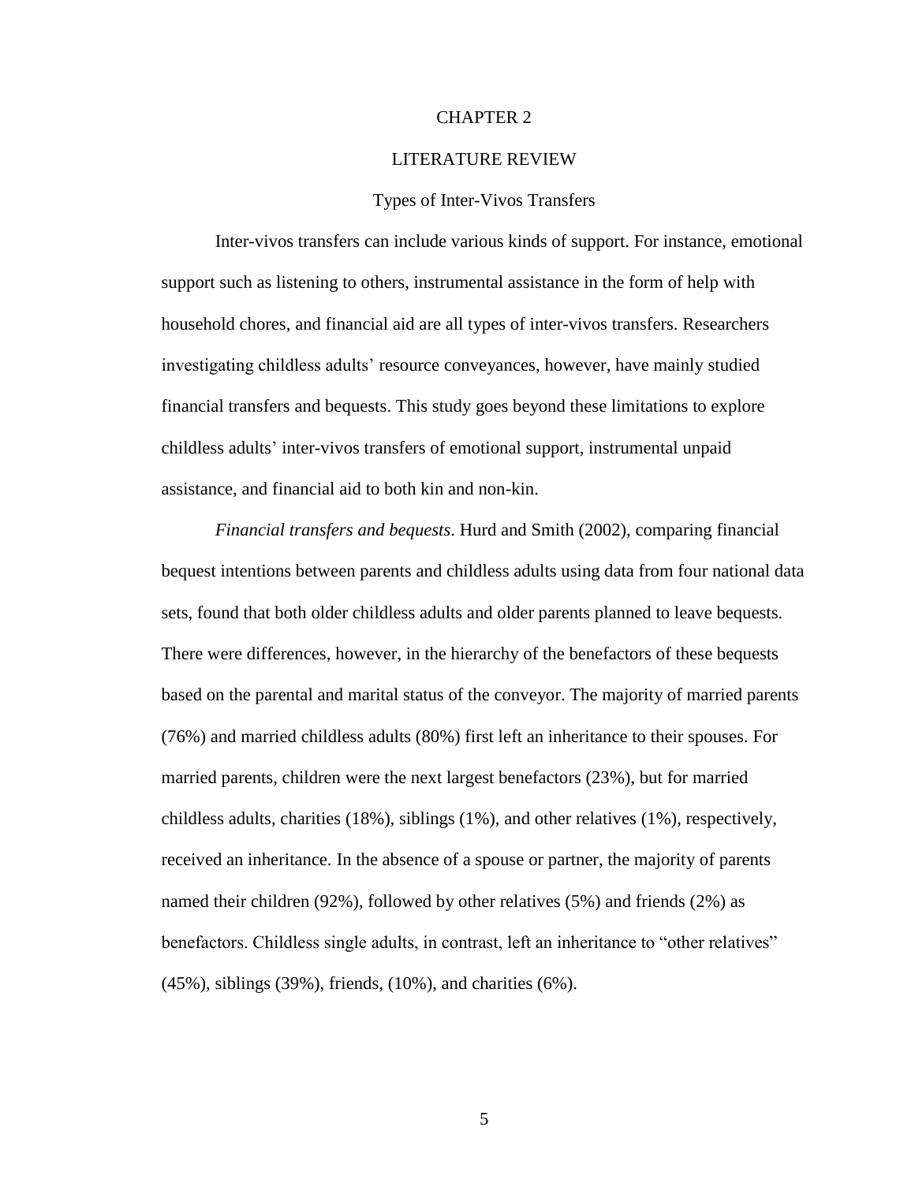# CHAPTER 2

# LITERATURE REVIEW

## Types of Inter-Vivos Transfers

Inter-vivos transfers can include various kinds of support. For instance, emotional support such as listening to others, instrumental assistance in the form of help with household chores, and financial aid are all types of inter-vivos transfers. Researchers investigating childless adults' resource conveyances, however, have mainly studied financial transfers and bequests. This study goes beyond these limitations to explore childless adults' inter-vivos transfers of emotional support, instrumental unpaid assistance, and financial aid to both kin and non-kin.

*Financial transfers and bequests*. Hurd and Smith (2002), comparing financial bequest intentions between parents and childless adults using data from four national data sets, found that both older childless adults and older parents planned to leave bequests. There were differences, however, in the hierarchy of the benefactors of these bequests based on the parental and marital status of the conveyor. The majority of married parents (76%) and married childless adults (80%) first left an inheritance to their spouses. For married parents, children were the next largest benefactors (23%), but for married childless adults, charities (18%), siblings (1%), and other relatives (1%), respectively, received an inheritance. In the absence of a spouse or partner, the majority of parents named their children (92%), followed by other relatives (5%) and friends (2%) as benefactors. Childless single adults, in contrast, left an inheritance to "other relatives" (45%), siblings (39%), friends, (10%), and charities (6%).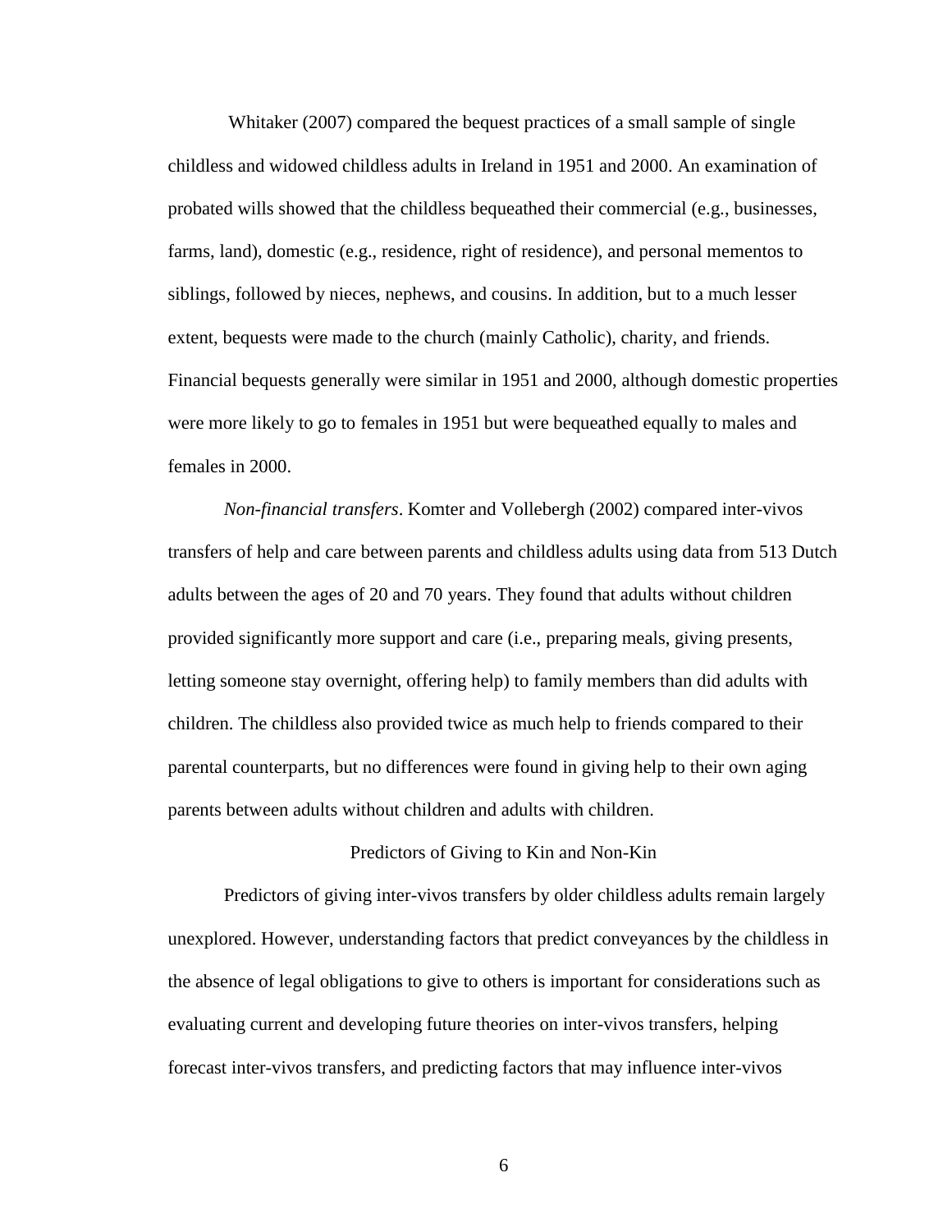Whitaker (2007) compared the bequest practices of a small sample of single childless and widowed childless adults in Ireland in 1951 and 2000. An examination of probated wills showed that the childless bequeathed their commercial (e.g., businesses, farms, land), domestic (e.g., residence, right of residence), and personal mementos to siblings, followed by nieces, nephews, and cousins. In addition, but to a much lesser extent, bequests were made to the church (mainly Catholic), charity, and friends. Financial bequests generally were similar in 1951 and 2000, although domestic properties were more likely to go to females in 1951 but were bequeathed equally to males and females in 2000.

*Non-financial transfers*. Komter and Vollebergh (2002) compared inter-vivos transfers of help and care between parents and childless adults using data from 513 Dutch adults between the ages of 20 and 70 years. They found that adults without children provided significantly more support and care (i.e., preparing meals, giving presents, letting someone stay overnight, offering help) to family members than did adults with children. The childless also provided twice as much help to friends compared to their parental counterparts, but no differences were found in giving help to their own aging parents between adults without children and adults with children.

## Predictors of Giving to Kin and Non-Kin

Predictors of giving inter-vivos transfers by older childless adults remain largely unexplored. However, understanding factors that predict conveyances by the childless in the absence of legal obligations to give to others is important for considerations such as evaluating current and developing future theories on inter-vivos transfers, helping forecast inter-vivos transfers, and predicting factors that may influence inter-vivos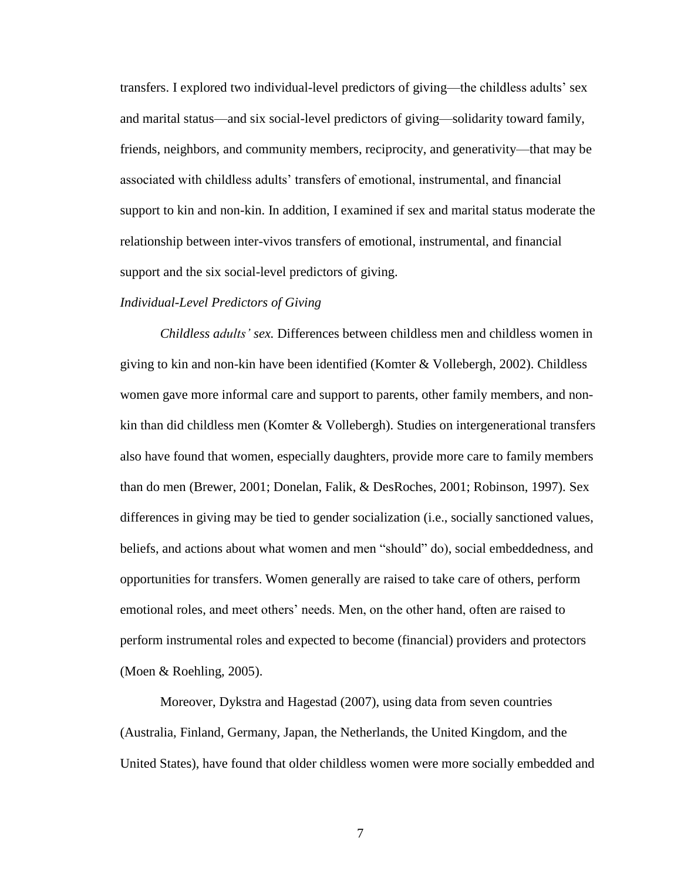transfers. I explored two individual-level predictors of giving—the childless adults' sex and marital status—and six social-level predictors of giving—solidarity toward family, friends, neighbors, and community members, reciprocity, and generativity—that may be associated with childless adults' transfers of emotional, instrumental, and financial support to kin and non-kin. In addition, I examined if sex and marital status moderate the relationship between inter-vivos transfers of emotional, instrumental, and financial support and the six social-level predictors of giving.

*Individual-Level Predictors of Giving*

*Childless adults' sex.* Differences between childless men and childless women in giving to kin and non-kin have been identified (Komter & Vollebergh, 2002). Childless women gave more informal care and support to parents, other family members, and non-kin than did childless men (Komter & Vollebergh). Studies on intergenerational transfers also have found that women, especially daughters, provide more care to family members than do men (Brewer, 2001; Donelan, Falik, & DesRoches, 2001; Robinson, 1997). Sex differences in giving may be tied to gender socialization (i.e., socially sanctioned values, beliefs, and actions about what women and men "should" do), social embeddedness, and opportunities for transfers. Women generally are raised to take care of others, perform emotional roles, and meet others' needs. Men, on the other hand, often are raised to perform instrumental roles and expected to become (financial) providers and protectors (Moen & Roehling, 2005).

Moreover, Dykstra and Hagestad (2007), using data from seven countries (Australia, Finland, Germany, Japan, the Netherlands, the United Kingdom, and the United States), have found that older childless women were more socially embedded and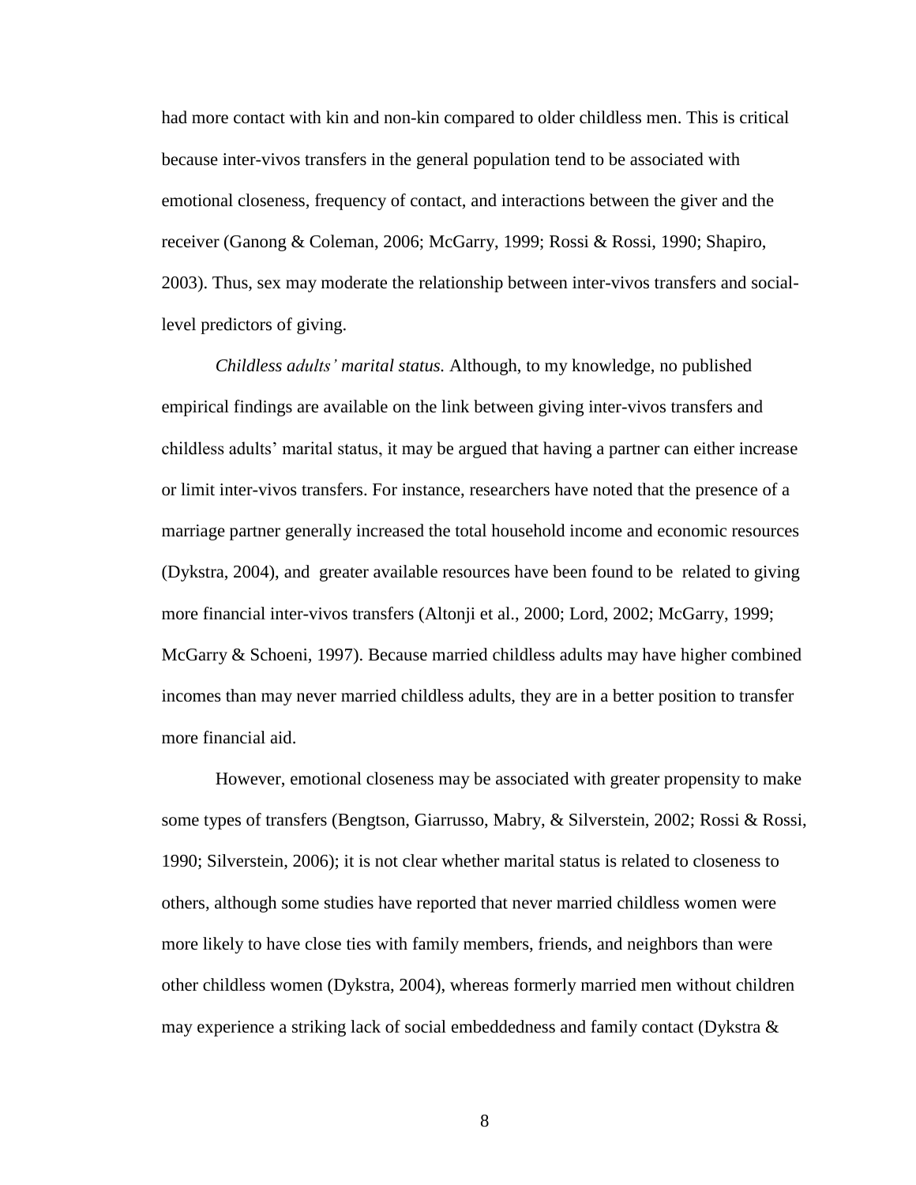had more contact with kin and non-kin compared to older childless men. This is critical because inter-vivos transfers in the general population tend to be associated with emotional closeness, frequency of contact, and interactions between the giver and the receiver (Ganong & Coleman, 2006; McGarry, 1999; Rossi & Rossi, 1990; Shapiro, 2003). Thus, sex may moderate the relationship between inter-vivos transfers and social-level predictors of giving.

*Childless adults' marital status.* Although, to my knowledge, no published empirical findings are available on the link between giving inter-vivos transfers and childless adults' marital status, it may be argued that having a partner can either increase or limit inter-vivos transfers. For instance, researchers have noted that the presence of a marriage partner generally increased the total household income and economic resources (Dykstra, 2004), and greater available resources have been found to be related to giving more financial inter-vivos transfers (Altonji et al., 2000; Lord, 2002; McGarry, 1999; McGarry & Schoeni, 1997). Because married childless adults may have higher combined incomes than may never married childless adults, they are in a better position to transfer more financial aid.

However, emotional closeness may be associated with greater propensity to make some types of transfers (Bengtson, Giarrusso, Mabry, & Silverstein, 2002; Rossi & Rossi, 1990; Silverstein, 2006); it is not clear whether marital status is related to closeness to others, although some studies have reported that never married childless women were more likely to have close ties with family members, friends, and neighbors than were other childless women (Dykstra, 2004), whereas formerly married men without children may experience a striking lack of social embeddedness and family contact (Dykstra &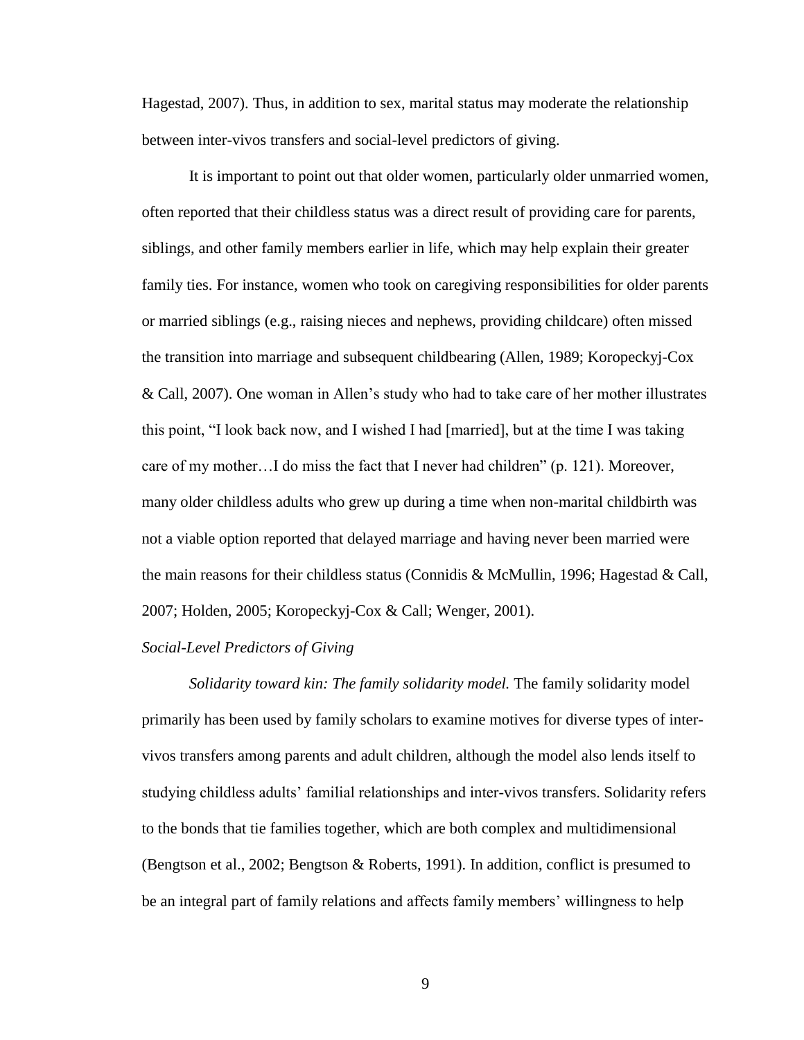Hagestad, 2007). Thus, in addition to sex, marital status may moderate the relationship between inter-vivos transfers and social-level predictors of giving.

It is important to point out that older women, particularly older unmarried women, often reported that their childless status was a direct result of providing care for parents, siblings, and other family members earlier in life, which may help explain their greater family ties. For instance, women who took on caregiving responsibilities for older parents or married siblings (e.g., raising nieces and nephews, providing childcare) often missed the transition into marriage and subsequent childbearing (Allen, 1989; Koropeckyj-Cox & Call, 2007). One woman in Allen's study who had to take care of her mother illustrates this point, "I look back now, and I wished I had [married], but at the time I was taking care of my mother…I do miss the fact that I never had children" (p. 121). Moreover, many older childless adults who grew up during a time when non-marital childbirth was not a viable option reported that delayed marriage and having never been married were the main reasons for their childless status (Connidis & McMullin, 1996; Hagestad & Call, 2007; Holden, 2005; Koropeckyj-Cox & Call; Wenger, 2001).

*Social-Level Predictors of Giving*

*Solidarity toward kin: The family solidarity model.* The family solidarity model primarily has been used by family scholars to examine motives for diverse types of inter-vivos transfers among parents and adult children, although the model also lends itself to studying childless adults' familial relationships and inter-vivos transfers. Solidarity refers to the bonds that tie families together, which are both complex and multidimensional (Bengtson et al., 2002; Bengtson & Roberts, 1991). In addition, conflict is presumed to be an integral part of family relations and affects family members' willingness to help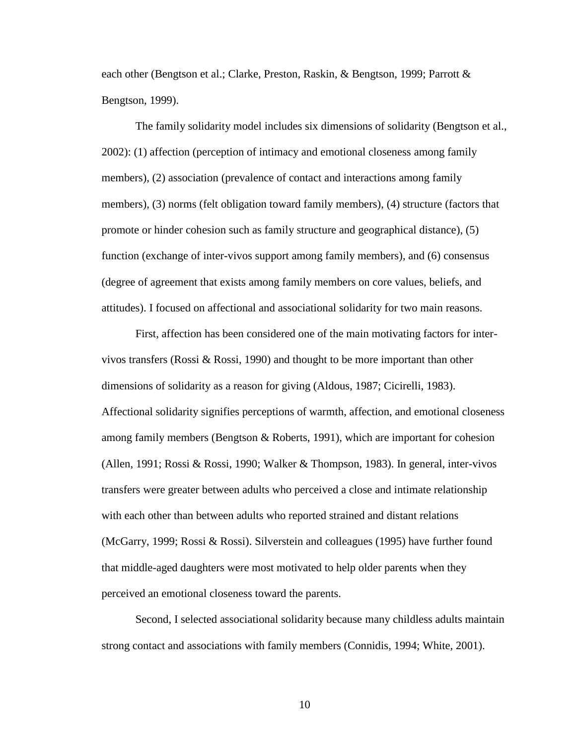each other (Bengtson et al.; Clarke, Preston, Raskin, & Bengtson, 1999; Parrott & Bengtson, 1999).

The family solidarity model includes six dimensions of solidarity (Bengtson et al., 2002): (1) affection (perception of intimacy and emotional closeness among family members), (2) association (prevalence of contact and interactions among family members), (3) norms (felt obligation toward family members), (4) structure (factors that promote or hinder cohesion such as family structure and geographical distance), (5) function (exchange of inter-vivos support among family members), and (6) consensus (degree of agreement that exists among family members on core values, beliefs, and attitudes). I focused on affectional and associational solidarity for two main reasons.

First, affection has been considered one of the main motivating factors for inter-vivos transfers (Rossi & Rossi, 1990) and thought to be more important than other dimensions of solidarity as a reason for giving (Aldous, 1987; Cicirelli, 1983). Affectional solidarity signifies perceptions of warmth, affection, and emotional closeness among family members (Bengtson & Roberts, 1991), which are important for cohesion (Allen, 1991; Rossi & Rossi, 1990; Walker & Thompson, 1983). In general, inter-vivos transfers were greater between adults who perceived a close and intimate relationship with each other than between adults who reported strained and distant relations (McGarry, 1999; Rossi & Rossi). Silverstein and colleagues (1995) have further found that middle-aged daughters were most motivated to help older parents when they perceived an emotional closeness toward the parents.

Second, I selected associational solidarity because many childless adults maintain strong contact and associations with family members (Connidis, 1994; White, 2001).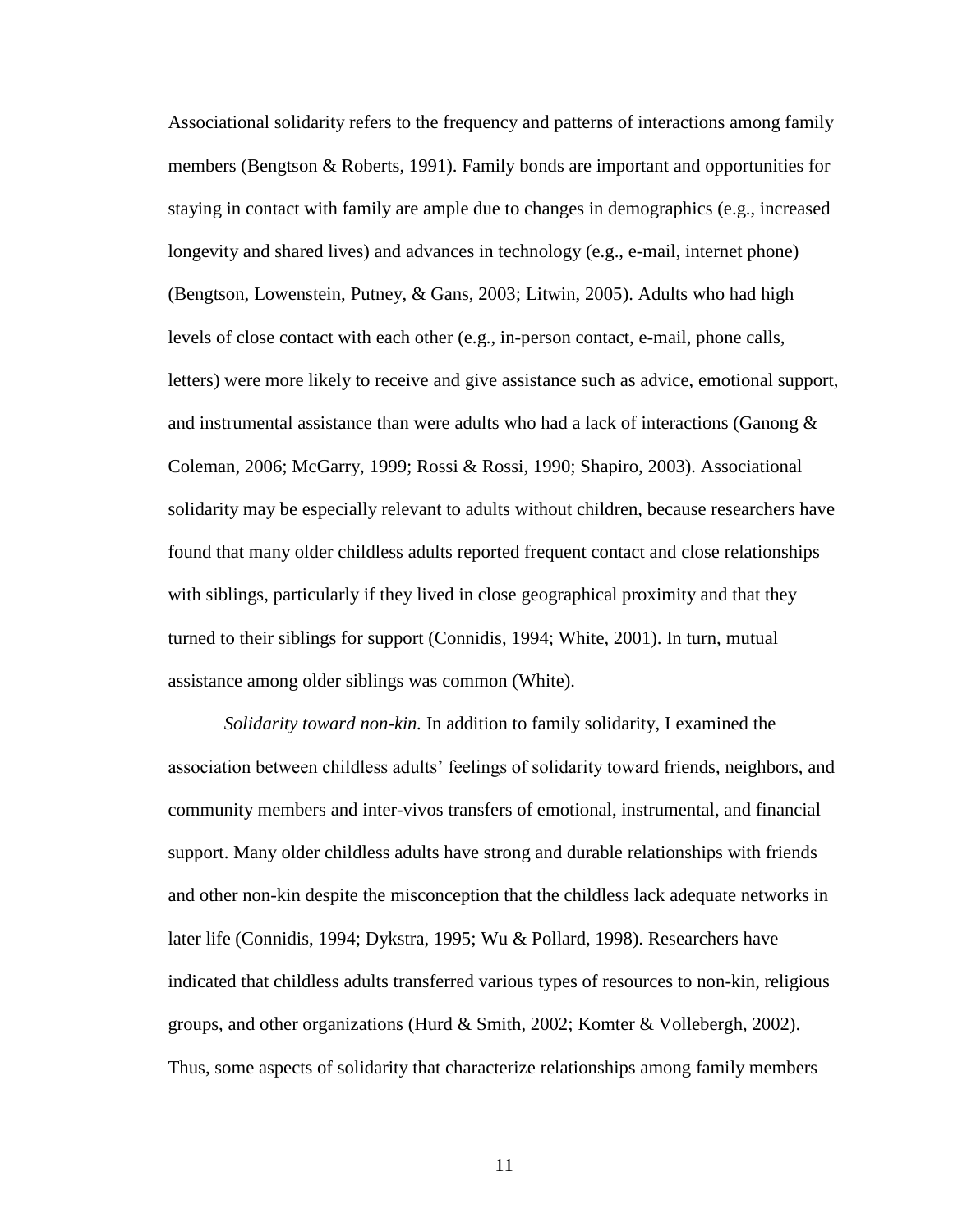Associational solidarity refers to the frequency and patterns of interactions among family members (Bengtson & Roberts, 1991). Family bonds are important and opportunities for staying in contact with family are ample due to changes in demographics (e.g., increased longevity and shared lives) and advances in technology (e.g., e-mail, internet phone) (Bengtson, Lowenstein, Putney, & Gans, 2003; Litwin, 2005). Adults who had high levels of close contact with each other (e.g., in-person contact, e-mail, phone calls, letters) were more likely to receive and give assistance such as advice, emotional support, and instrumental assistance than were adults who had a lack of interactions (Ganong & Coleman, 2006; McGarry, 1999; Rossi & Rossi, 1990; Shapiro, 2003). Associational solidarity may be especially relevant to adults without children, because researchers have found that many older childless adults reported frequent contact and close relationships with siblings, particularly if they lived in close geographical proximity and that they turned to their siblings for support (Connidis, 1994; White, 2001). In turn, mutual assistance among older siblings was common (White).

*Solidarity toward non-kin.* In addition to family solidarity, I examined the association between childless adults' feelings of solidarity toward friends, neighbors, and community members and inter-vivos transfers of emotional, instrumental, and financial support. Many older childless adults have strong and durable relationships with friends and other non-kin despite the misconception that the childless lack adequate networks in later life (Connidis, 1994; Dykstra, 1995; Wu & Pollard, 1998). Researchers have indicated that childless adults transferred various types of resources to non-kin, religious groups, and other organizations (Hurd & Smith, 2002; Komter & Vollebergh, 2002). Thus, some aspects of solidarity that characterize relationships among family members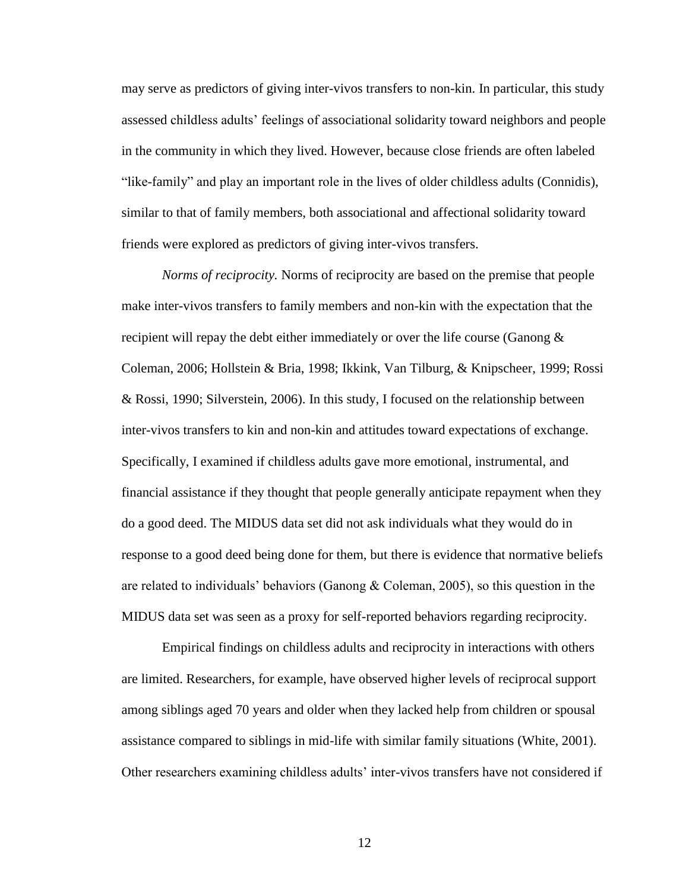may serve as predictors of giving inter-vivos transfers to non-kin. In particular, this study assessed childless adults' feelings of associational solidarity toward neighbors and people in the community in which they lived. However, because close friends are often labeled "like-family" and play an important role in the lives of older childless adults (Connidis), similar to that of family members, both associational and affectional solidarity toward friends were explored as predictors of giving inter-vivos transfers.

*Norms of reciprocity.* Norms of reciprocity are based on the premise that people make inter-vivos transfers to family members and non-kin with the expectation that the recipient will repay the debt either immediately or over the life course (Ganong & Coleman, 2006; Hollstein & Bria, 1998; Ikkink, Van Tilburg, & Knipscheer, 1999; Rossi & Rossi, 1990; Silverstein, 2006). In this study, I focused on the relationship between inter-vivos transfers to kin and non-kin and attitudes toward expectations of exchange. Specifically, I examined if childless adults gave more emotional, instrumental, and financial assistance if they thought that people generally anticipate repayment when they do a good deed. The MIDUS data set did not ask individuals what they would do in response to a good deed being done for them, but there is evidence that normative beliefs are related to individuals' behaviors (Ganong & Coleman, 2005), so this question in the MIDUS data set was seen as a proxy for self-reported behaviors regarding reciprocity.

Empirical findings on childless adults and reciprocity in interactions with others are limited. Researchers, for example, have observed higher levels of reciprocal support among siblings aged 70 years and older when they lacked help from children or spousal assistance compared to siblings in mid-life with similar family situations (White, 2001). Other researchers examining childless adults' inter-vivos transfers have not considered if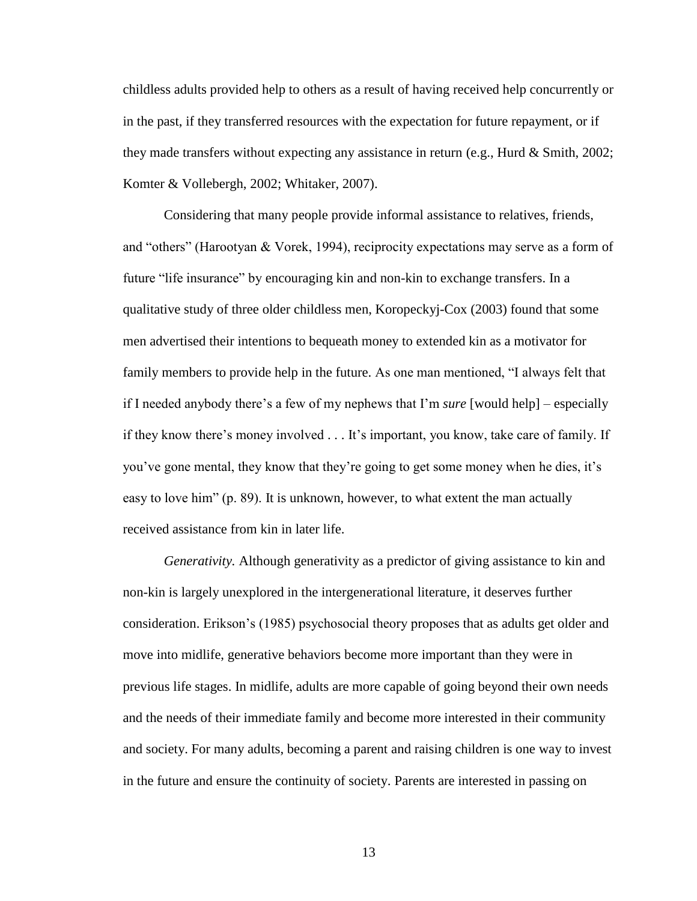childless adults provided help to others as a result of having received help concurrently or in the past, if they transferred resources with the expectation for future repayment, or if they made transfers without expecting any assistance in return (e.g., Hurd & Smith, 2002; Komter & Vollebergh, 2002; Whitaker, 2007).

Considering that many people provide informal assistance to relatives, friends, and "others" (Harootyan & Vorek, 1994), reciprocity expectations may serve as a form of future "life insurance" by encouraging kin and non-kin to exchange transfers. In a qualitative study of three older childless men, Koropeckyj-Cox (2003) found that some men advertised their intentions to bequeath money to extended kin as a motivator for family members to provide help in the future. As one man mentioned, "I always felt that if I needed anybody there's a few of my nephews that I'm *sure* [would help] – especially if they know there's money involved . . . It's important, you know, take care of family. If you've gone mental, they know that they're going to get some money when he dies, it's easy to love him" (p. 89). It is unknown, however, to what extent the man actually received assistance from kin in later life.

*Generativity.* Although generativity as a predictor of giving assistance to kin and non-kin is largely unexplored in the intergenerational literature, it deserves further consideration. Erikson's (1985) psychosocial theory proposes that as adults get older and move into midlife, generative behaviors become more important than they were in previous life stages. In midlife, adults are more capable of going beyond their own needs and the needs of their immediate family and become more interested in their community and society. For many adults, becoming a parent and raising children is one way to invest in the future and ensure the continuity of society. Parents are interested in passing on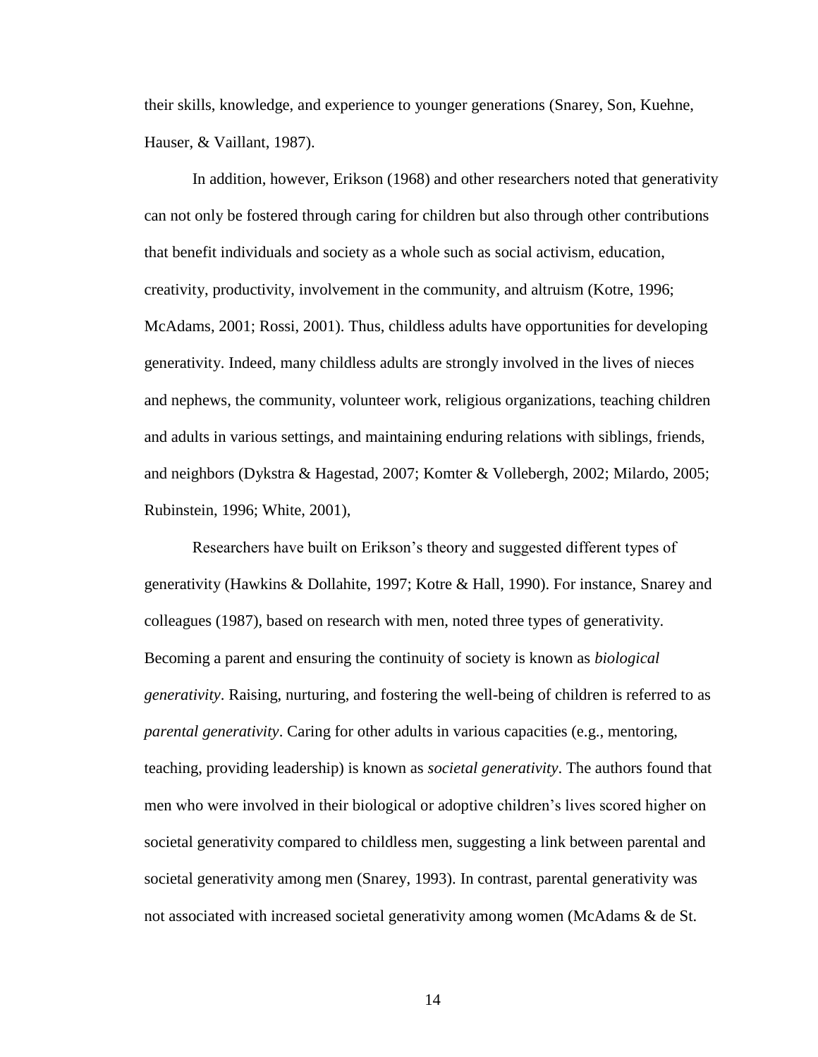their skills, knowledge, and experience to younger generations (Snarey, Son, Kuehne, Hauser, & Vaillant, 1987).

In addition, however, Erikson (1968) and other researchers noted that generativity can not only be fostered through caring for children but also through other contributions that benefit individuals and society as a whole such as social activism, education, creativity, productivity, involvement in the community, and altruism (Kotre, 1996; McAdams, 2001; Rossi, 2001). Thus, childless adults have opportunities for developing generativity. Indeed, many childless adults are strongly involved in the lives of nieces and nephews, the community, volunteer work, religious organizations, teaching children and adults in various settings, and maintaining enduring relations with siblings, friends, and neighbors (Dykstra & Hagestad, 2007; Komter & Vollebergh, 2002; Milardo, 2005; Rubinstein, 1996; White, 2001),

Researchers have built on Erikson's theory and suggested different types of generativity (Hawkins & Dollahite, 1997; Kotre & Hall, 1990). For instance, Snarey and colleagues (1987), based on research with men, noted three types of generativity. Becoming a parent and ensuring the continuity of society is known as *biological generativity*. Raising, nurturing, and fostering the well-being of children is referred to as *parental generativity*. Caring for other adults in various capacities (e.g., mentoring, teaching, providing leadership) is known as *societal generativity*. The authors found that men who were involved in their biological or adoptive children's lives scored higher on societal generativity compared to childless men, suggesting a link between parental and societal generativity among men (Snarey, 1993). In contrast, parental generativity was not associated with increased societal generativity among women (McAdams & de St.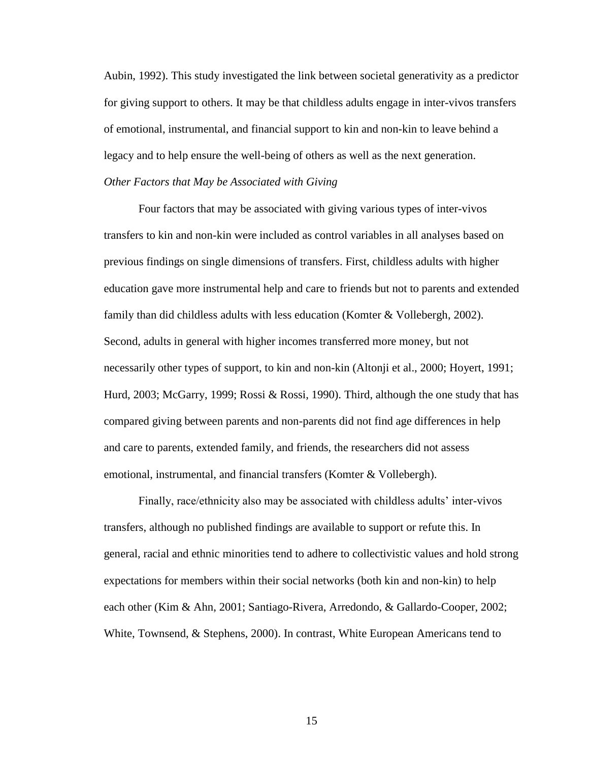Aubin, 1992). This study investigated the link between societal generativity as a predictor for giving support to others. It may be that childless adults engage in inter-vivos transfers of emotional, instrumental, and financial support to kin and non-kin to leave behind a legacy and to help ensure the well-being of others as well as the next generation.

### *Other Factors that May be Associated with Giving*

Four factors that may be associated with giving various types of inter-vivos transfers to kin and non-kin were included as control variables in all analyses based on previous findings on single dimensions of transfers. First, childless adults with higher education gave more instrumental help and care to friends but not to parents and extended family than did childless adults with less education (Komter & Vollebergh, 2002). Second, adults in general with higher incomes transferred more money, but not necessarily other types of support, to kin and non-kin (Altonji et al., 2000; Hoyert, 1991; Hurd, 2003; McGarry, 1999; Rossi & Rossi, 1990). Third, although the one study that has compared giving between parents and non-parents did not find age differences in help and care to parents, extended family, and friends, the researchers did not assess emotional, instrumental, and financial transfers (Komter & Vollebergh).

Finally, race/ethnicity also may be associated with childless adults' inter-vivos transfers, although no published findings are available to support or refute this. In general, racial and ethnic minorities tend to adhere to collectivistic values and hold strong expectations for members within their social networks (both kin and non-kin) to help each other (Kim & Ahn, 2001; Santiago-Rivera, Arredondo, & Gallardo-Cooper, 2002; White, Townsend, & Stephens, 2000). In contrast, White European Americans tend to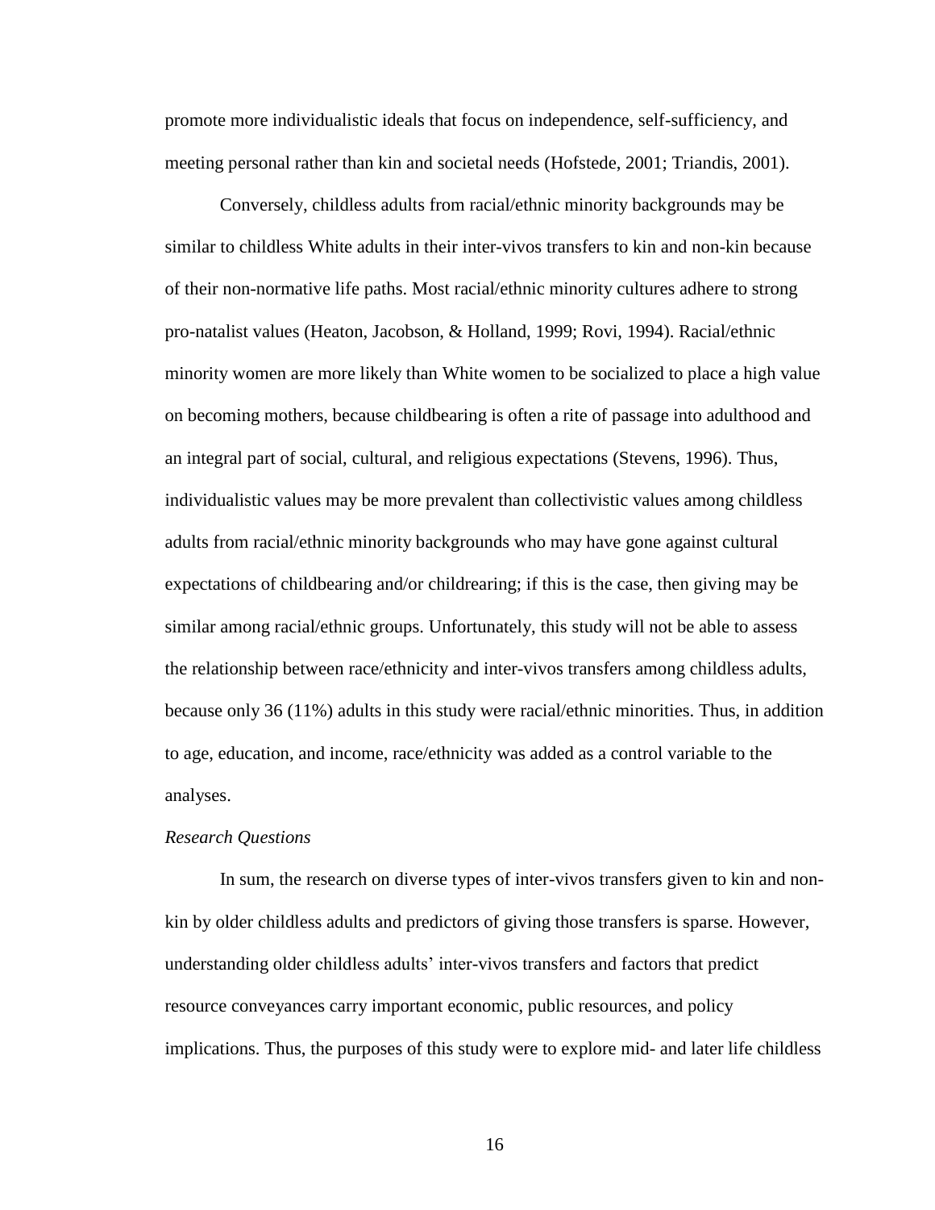promote more individualistic ideals that focus on independence, self-sufficiency, and meeting personal rather than kin and societal needs (Hofstede, 2001; Triandis, 2001).

Conversely, childless adults from racial/ethnic minority backgrounds may be similar to childless White adults in their inter-vivos transfers to kin and non-kin because of their non-normative life paths. Most racial/ethnic minority cultures adhere to strong pro-natalist values (Heaton, Jacobson, & Holland, 1999; Rovi, 1994). Racial/ethnic minority women are more likely than White women to be socialized to place a high value on becoming mothers, because childbearing is often a rite of passage into adulthood and an integral part of social, cultural, and religious expectations (Stevens, 1996). Thus, individualistic values may be more prevalent than collectivistic values among childless adults from racial/ethnic minority backgrounds who may have gone against cultural expectations of childbearing and/or childrearing; if this is the case, then giving may be similar among racial/ethnic groups. Unfortunately, this study will not be able to assess the relationship between race/ethnicity and inter-vivos transfers among childless adults, because only 36 (11%) adults in this study were racial/ethnic minorities. Thus, in addition to age, education, and income, race/ethnicity was added as a control variable to the analyses.

*Research Questions*

In sum, the research on diverse types of inter-vivos transfers given to kin and non-kin by older childless adults and predictors of giving those transfers is sparse. However, understanding older childless adults' inter-vivos transfers and factors that predict resource conveyances carry important economic, public resources, and policy implications. Thus, the purposes of this study were to explore mid- and later life childless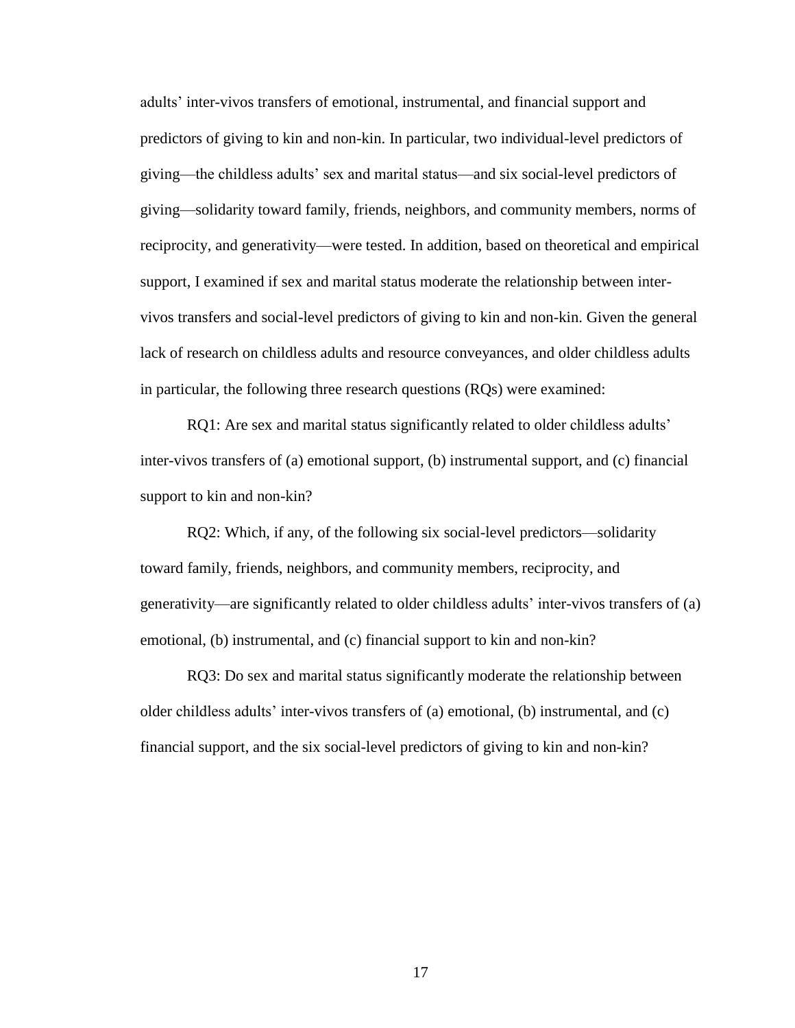adults' inter-vivos transfers of emotional, instrumental, and financial support and predictors of giving to kin and non-kin. In particular, two individual-level predictors of giving—the childless adults' sex and marital status—and six social-level predictors of giving—solidarity toward family, friends, neighbors, and community members, norms of reciprocity, and generativity—were tested. In addition, based on theoretical and empirical support, I examined if sex and marital status moderate the relationship between inter-vivos transfers and social-level predictors of giving to kin and non-kin. Given the general lack of research on childless adults and resource conveyances, and older childless adults in particular, the following three research questions (RQs) were examined:

RQ1: Are sex and marital status significantly related to older childless adults' inter-vivos transfers of (a) emotional support, (b) instrumental support, and (c) financial support to kin and non-kin?

RQ2: Which, if any, of the following six social-level predictors—solidarity toward family, friends, neighbors, and community members, reciprocity, and generativity—are significantly related to older childless adults' inter-vivos transfers of (a) emotional, (b) instrumental, and (c) financial support to kin and non-kin?

RQ3: Do sex and marital status significantly moderate the relationship between older childless adults' inter-vivos transfers of (a) emotional, (b) instrumental, and (c) financial support, and the six social-level predictors of giving to kin and non-kin?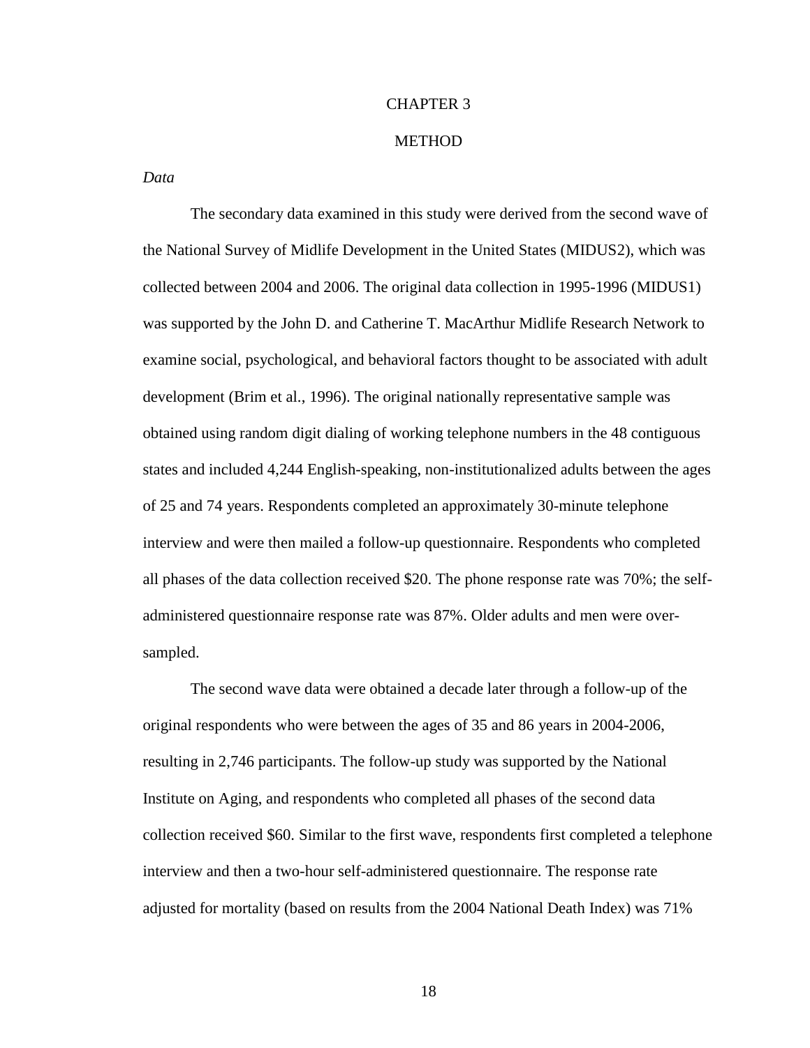# CHAPTER 3

# METHOD

*Data*

The secondary data examined in this study were derived from the second wave of the National Survey of Midlife Development in the United States (MIDUS2), which was collected between 2004 and 2006. The original data collection in 1995-1996 (MIDUS1) was supported by the John D. and Catherine T. MacArthur Midlife Research Network to examine social, psychological, and behavioral factors thought to be associated with adult development (Brim et al., 1996). The original nationally representative sample was obtained using random digit dialing of working telephone numbers in the 48 contiguous states and included 4,244 English-speaking, non-institutionalized adults between the ages of 25 and 74 years. Respondents completed an approximately 30-minute telephone interview and were then mailed a follow-up questionnaire. Respondents who completed all phases of the data collection received $20. The phone response rate was 70%; the self-administered questionnaire response rate was 87%. Older adults and men were over-sampled.

The second wave data were obtained a decade later through a follow-up of the original respondents who were between the ages of 35 and 86 years in 2004-2006, resulting in 2,746 participants. The follow-up study was supported by the National Institute on Aging, and respondents who completed all phases of the second data collection received $60. Similar to the first wave, respondents first completed a telephone interview and then a two-hour self-administered questionnaire. The response rate adjusted for mortality (based on results from the 2004 National Death Index) was 71%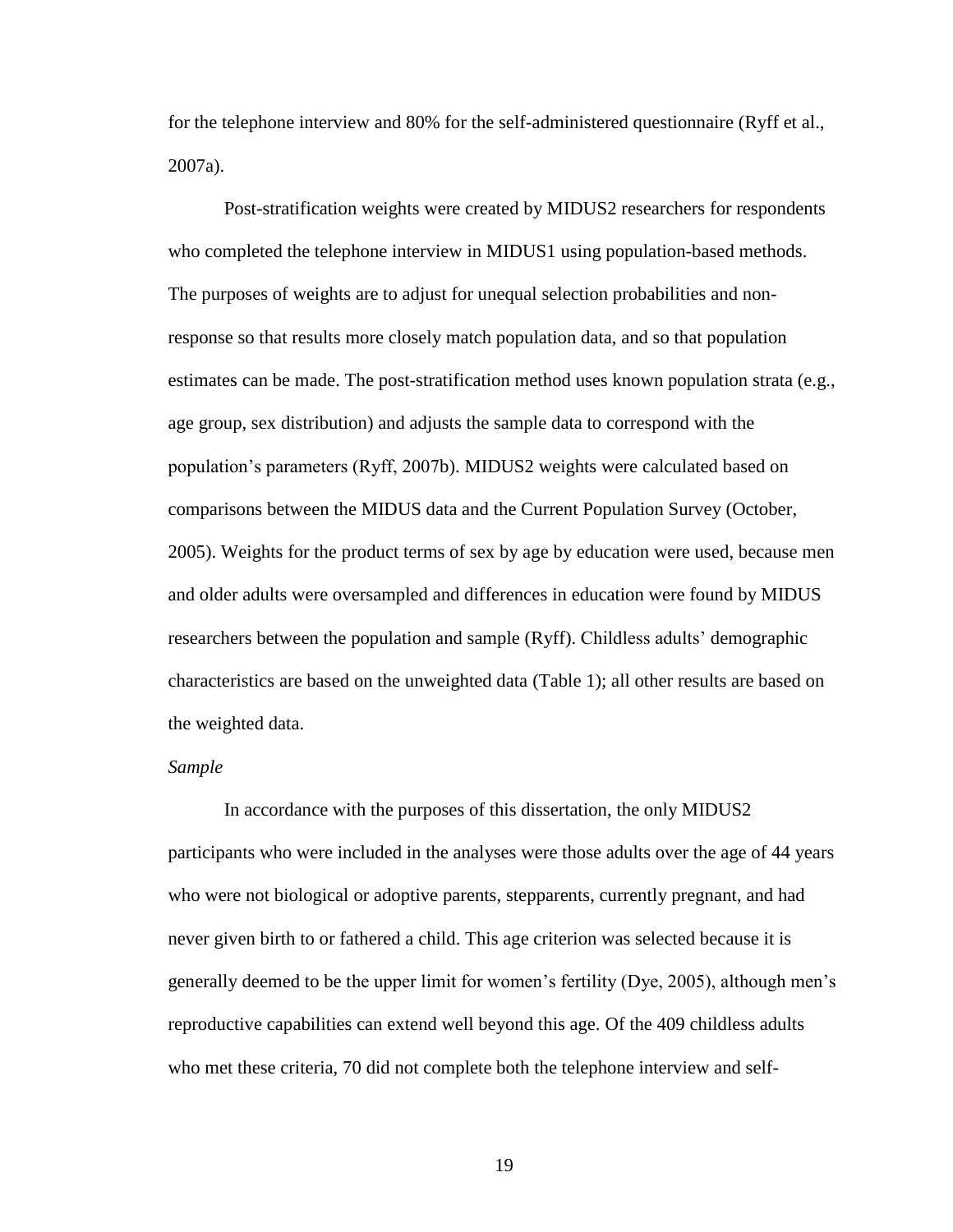for the telephone interview and 80% for the self-administered questionnaire (Ryff et al., 2007a).

Post-stratification weights were created by MIDUS2 researchers for respondents who completed the telephone interview in MIDUS1 using population-based methods. The purposes of weights are to adjust for unequal selection probabilities and non-response so that results more closely match population data, and so that population estimates can be made. The post-stratification method uses known population strata (e.g., age group, sex distribution) and adjusts the sample data to correspond with the population's parameters (Ryff, 2007b). MIDUS2 weights were calculated based on comparisons between the MIDUS data and the Current Population Survey (October, 2005). Weights for the product terms of sex by age by education were used, because men and older adults were oversampled and differences in education were found by MIDUS researchers between the population and sample (Ryff). Childless adults' demographic characteristics are based on the unweighted data (Table 1); all other results are based on the weighted data.

*Sample*

In accordance with the purposes of this dissertation, the only MIDUS2 participants who were included in the analyses were those adults over the age of 44 years who were not biological or adoptive parents, stepparents, currently pregnant, and had never given birth to or fathered a child. This age criterion was selected because it is generally deemed to be the upper limit for women's fertility (Dye, 2005), although men's reproductive capabilities can extend well beyond this age. Of the 409 childless adults who met these criteria, 70 did not complete both the telephone interview and self-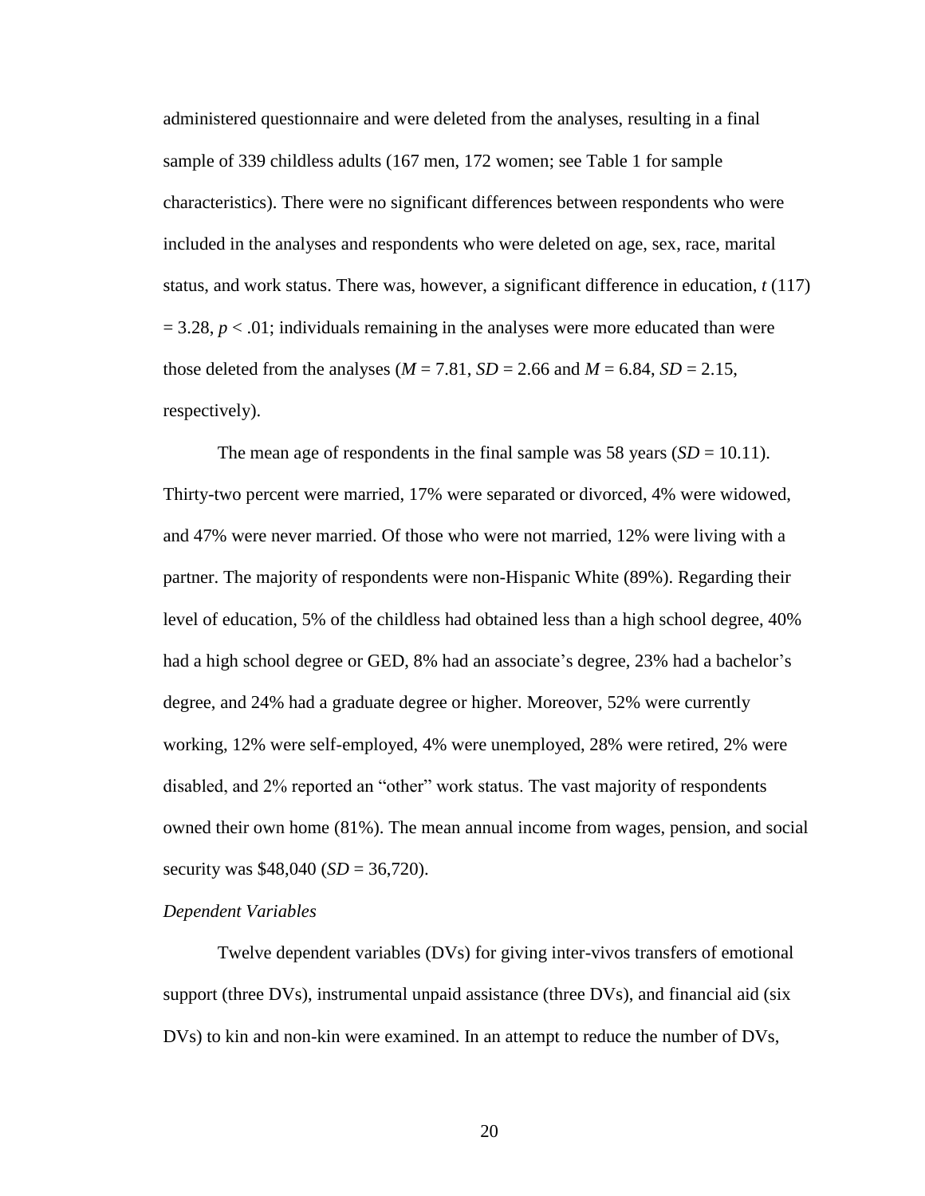administered questionnaire and were deleted from the analyses, resulting in a final sample of 339 childless adults (167 men, 172 women; see Table 1 for sample characteristics). There were no significant differences between respondents who were included in the analyses and respondents who were deleted on age, sex, race, marital status, and work status. There was, however, a significant difference in education, $t$ (117) $= 3.28$, $p < .01$; individuals remaining in the analyses were more educated than were those deleted from the analyses ($M = 7.81$, $SD = 2.66$ and $M = 6.84$, $SD = 2.15$, respectively).

The mean age of respondents in the final sample was 58 years ($SD = 10.11$). Thirty-two percent were married, 17% were separated or divorced, 4% were widowed, and 47% were never married. Of those who were not married, 12% were living with a partner. The majority of respondents were non-Hispanic White (89%). Regarding their level of education, 5% of the childless had obtained less than a high school degree, 40% had a high school degree or GED, 8% had an associate's degree, 23% had a bachelor's degree, and 24% had a graduate degree or higher. Moreover, 52% were currently working, 12% were self-employed, 4% were unemployed, 28% were retired, 2% were disabled, and 2% reported an "other" work status. The vast majority of respondents owned their own home (81%). The mean annual income from wages, pension, and social security was \$48,040 ($SD = 36,720$).

*Dependent Variables*

Twelve dependent variables (DVs) for giving inter-vivos transfers of emotional support (three DVs), instrumental unpaid assistance (three DVs), and financial aid (six DVs) to kin and non-kin were examined. In an attempt to reduce the number of DVs,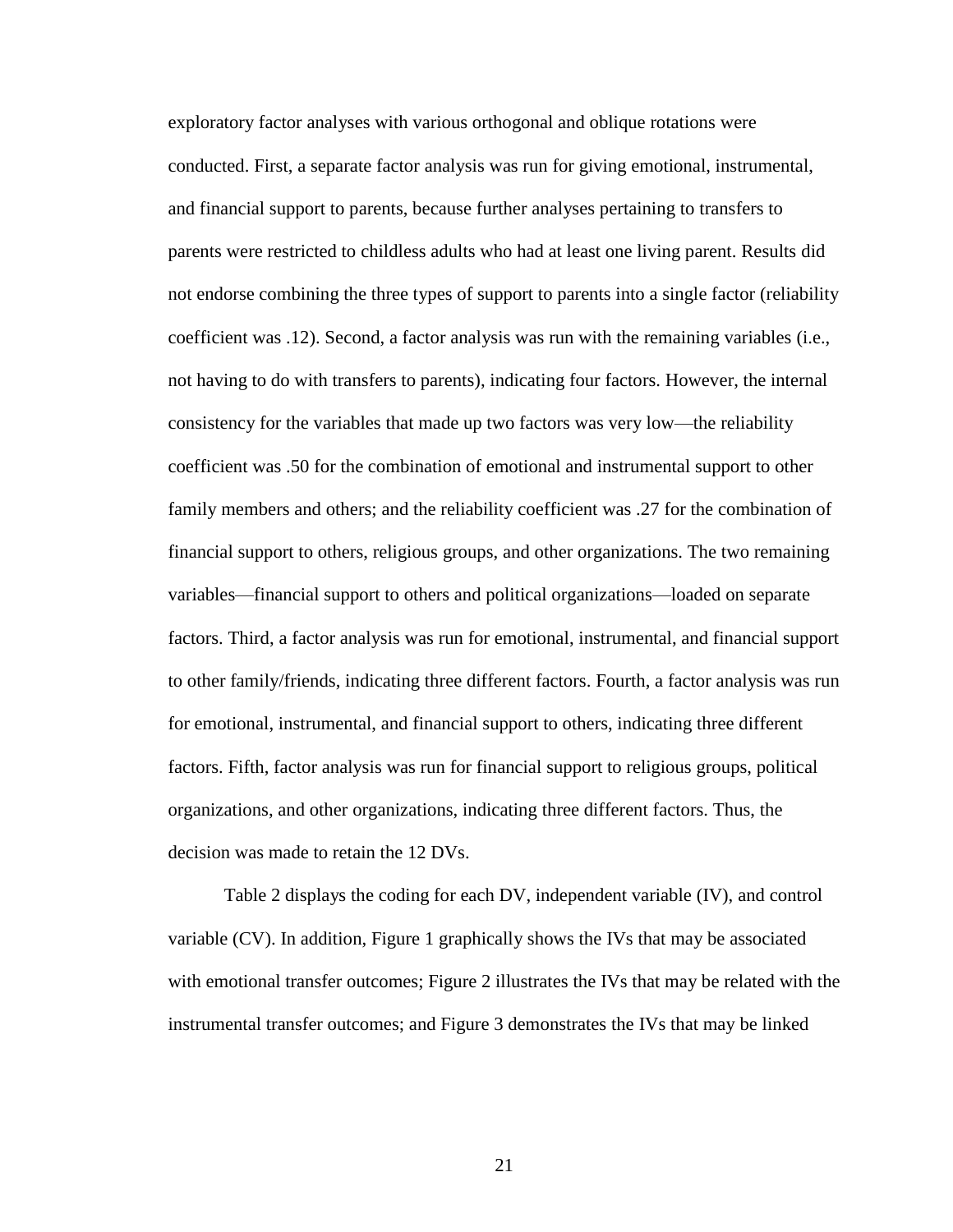exploratory factor analyses with various orthogonal and oblique rotations were conducted. First, a separate factor analysis was run for giving emotional, instrumental, and financial support to parents, because further analyses pertaining to transfers to parents were restricted to childless adults who had at least one living parent. Results did not endorse combining the three types of support to parents into a single factor (reliability coefficient was .12). Second, a factor analysis was run with the remaining variables (i.e., not having to do with transfers to parents), indicating four factors. However, the internal consistency for the variables that made up two factors was very low—the reliability coefficient was .50 for the combination of emotional and instrumental support to other family members and others; and the reliability coefficient was .27 for the combination of financial support to others, religious groups, and other organizations. The two remaining variables—financial support to others and political organizations—loaded on separate factors. Third, a factor analysis was run for emotional, instrumental, and financial support to other family/friends, indicating three different factors. Fourth, a factor analysis was run for emotional, instrumental, and financial support to others, indicating three different factors. Fifth, factor analysis was run for financial support to religious groups, political organizations, and other organizations, indicating three different factors. Thus, the decision was made to retain the 12 DVs.

Table 2 displays the coding for each DV, independent variable (IV), and control variable (CV). In addition, Figure 1 graphically shows the IVs that may be associated with emotional transfer outcomes; Figure 2 illustrates the IVs that may be related with the instrumental transfer outcomes; and Figure 3 demonstrates the IVs that may be linked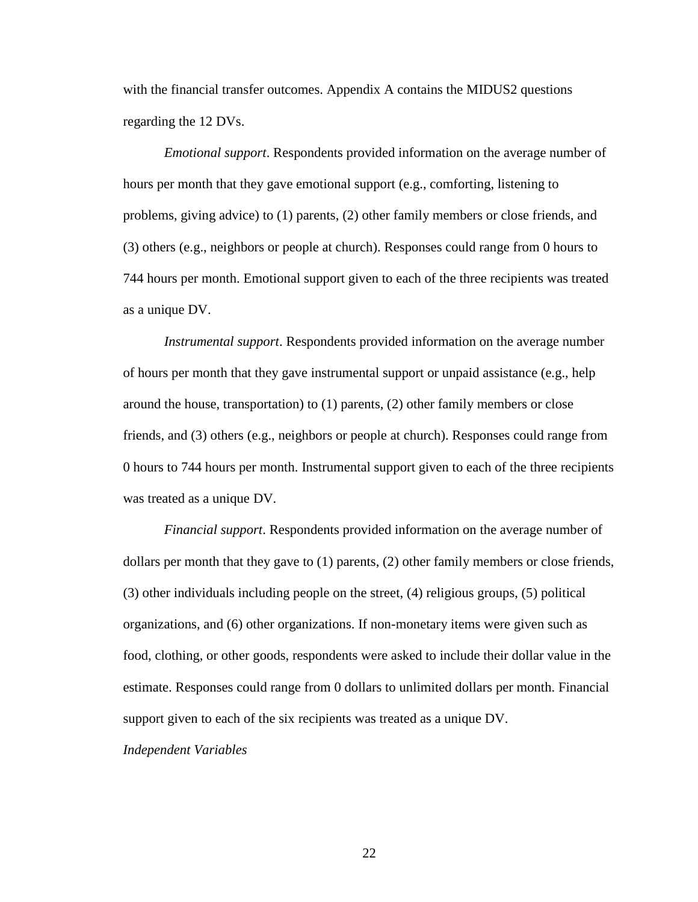with the financial transfer outcomes. Appendix A contains the MIDUS2 questions regarding the 12 DVs.

*Emotional support*. Respondents provided information on the average number of hours per month that they gave emotional support (e.g., comforting, listening to problems, giving advice) to (1) parents, (2) other family members or close friends, and (3) others (e.g., neighbors or people at church). Responses could range from 0 hours to 744 hours per month. Emotional support given to each of the three recipients was treated as a unique DV.

*Instrumental support*. Respondents provided information on the average number of hours per month that they gave instrumental support or unpaid assistance (e.g., help around the house, transportation) to (1) parents, (2) other family members or close friends, and (3) others (e.g., neighbors or people at church). Responses could range from 0 hours to 744 hours per month. Instrumental support given to each of the three recipients was treated as a unique DV.

*Financial support*. Respondents provided information on the average number of dollars per month that they gave to (1) parents, (2) other family members or close friends, (3) other individuals including people on the street, (4) religious groups, (5) political organizations, and (6) other organizations. If non-monetary items were given such as food, clothing, or other goods, respondents were asked to include their dollar value in the estimate. Responses could range from 0 dollars to unlimited dollars per month. Financial support given to each of the six recipients was treated as a unique DV.

*Independent Variables*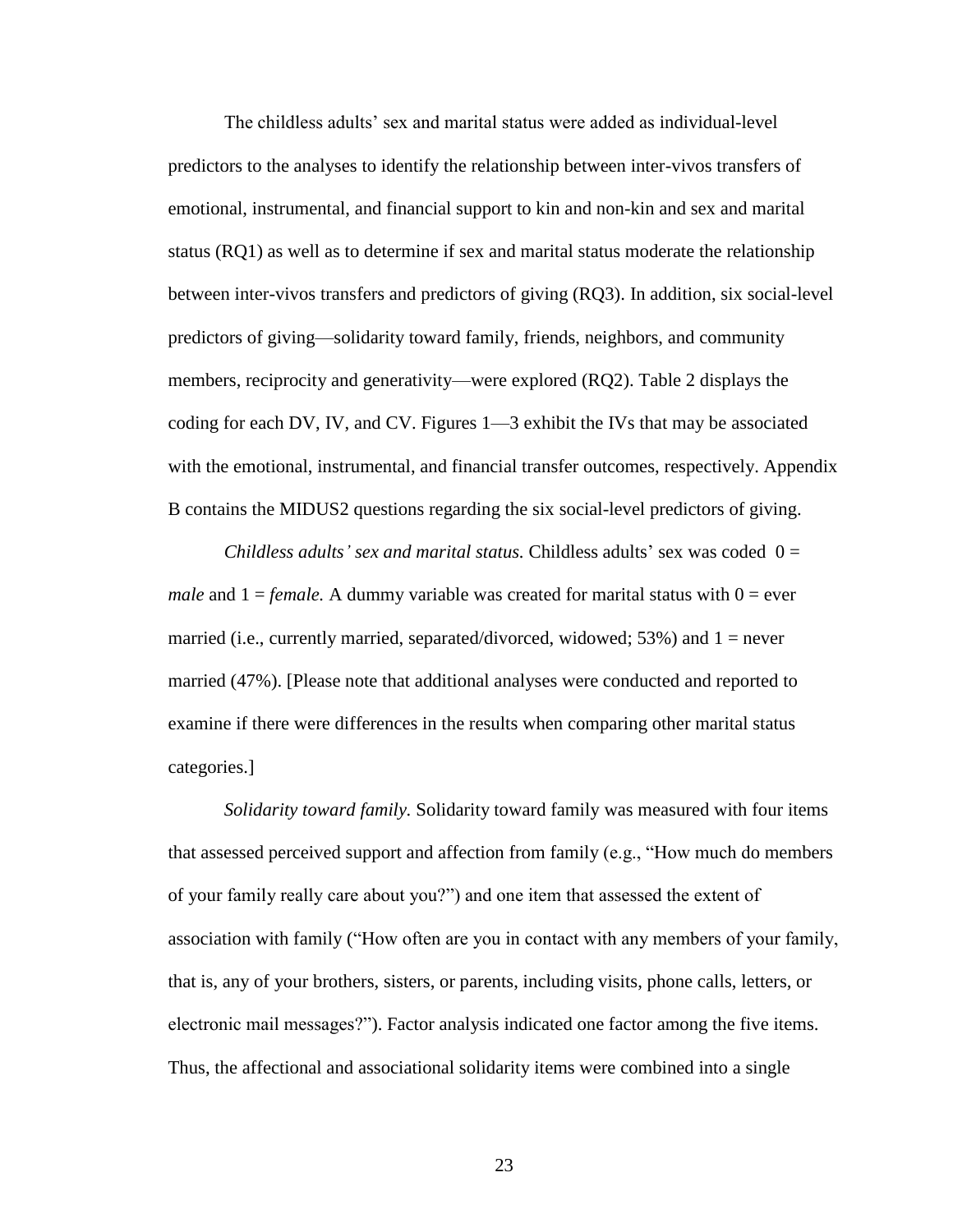The childless adults' sex and marital status were added as individual-level predictors to the analyses to identify the relationship between inter-vivos transfers of emotional, instrumental, and financial support to kin and non-kin and sex and marital status (RQ1) as well as to determine if sex and marital status moderate the relationship between inter-vivos transfers and predictors of giving (RQ3). In addition, six social-level predictors of giving—solidarity toward family, friends, neighbors, and community members, reciprocity and generativity—were explored (RQ2). Table 2 displays the coding for each DV, IV, and CV. Figures 1—3 exhibit the IVs that may be associated with the emotional, instrumental, and financial transfer outcomes, respectively. Appendix B contains the MIDUS2 questions regarding the six social-level predictors of giving.

*Childless adults' sex and marital status.* Childless adults' sex was coded 0 = *male* and 1 = *female.* A dummy variable was created for marital status with 0 = ever married (i.e., currently married, separated/divorced, widowed; 53%) and 1 = never married (47%). [Please note that additional analyses were conducted and reported to examine if there were differences in the results when comparing other marital status categories.]

*Solidarity toward family.* Solidarity toward family was measured with four items that assessed perceived support and affection from family (e.g., "How much do members of your family really care about you?") and one item that assessed the extent of association with family ("How often are you in contact with any members of your family, that is, any of your brothers, sisters, or parents, including visits, phone calls, letters, or electronic mail messages?"). Factor analysis indicated one factor among the five items. Thus, the affectional and associational solidarity items were combined into a single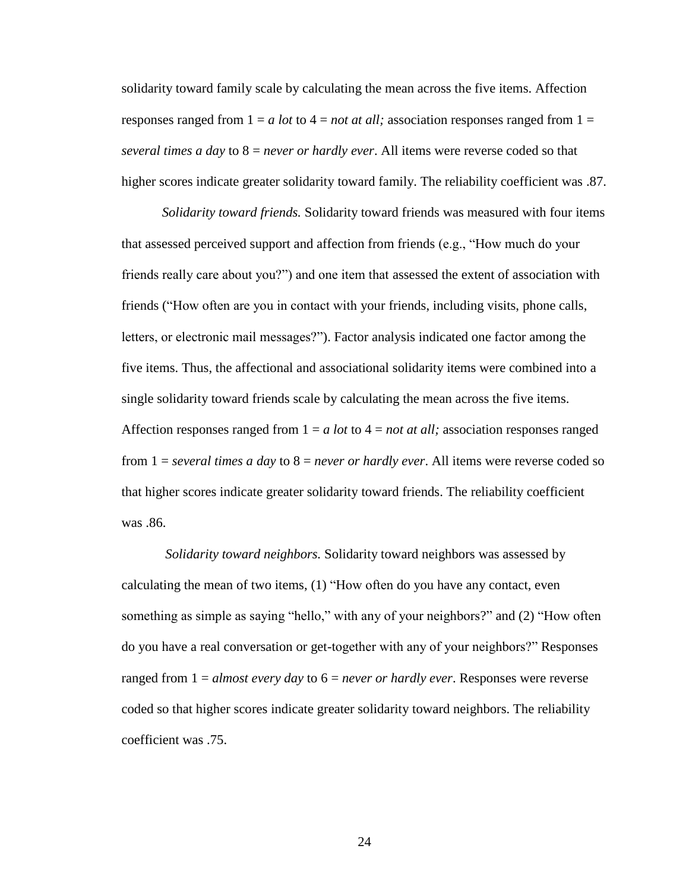solidarity toward family scale by calculating the mean across the five items. Affection responses ranged from 1 = *a lot* to 4 = *not at all;* association responses ranged from 1 = *several times a day* to 8 = *never or hardly ever*. All items were reverse coded so that higher scores indicate greater solidarity toward family. The reliability coefficient was .87.

*Solidarity toward friends.* Solidarity toward friends was measured with four items that assessed perceived support and affection from friends (e.g., "How much do your friends really care about you?") and one item that assessed the extent of association with friends ("How often are you in contact with your friends, including visits, phone calls, letters, or electronic mail messages?"). Factor analysis indicated one factor among the five items. Thus, the affectional and associational solidarity items were combined into a single solidarity toward friends scale by calculating the mean across the five items. Affection responses ranged from 1 = *a lot* to 4 = *not at all;* association responses ranged from 1 = *several times a day* to 8 = *never or hardly ever*. All items were reverse coded so that higher scores indicate greater solidarity toward friends. The reliability coefficient was .86.

*Solidarity toward neighbors.* Solidarity toward neighbors was assessed by calculating the mean of two items, (1) "How often do you have any contact, even something as simple as saying "hello," with any of your neighbors?" and (2) "How often do you have a real conversation or get-together with any of your neighbors?" Responses ranged from 1 = *almost every day* to 6 = *never or hardly ever*. Responses were reverse coded so that higher scores indicate greater solidarity toward neighbors. The reliability coefficient was .75.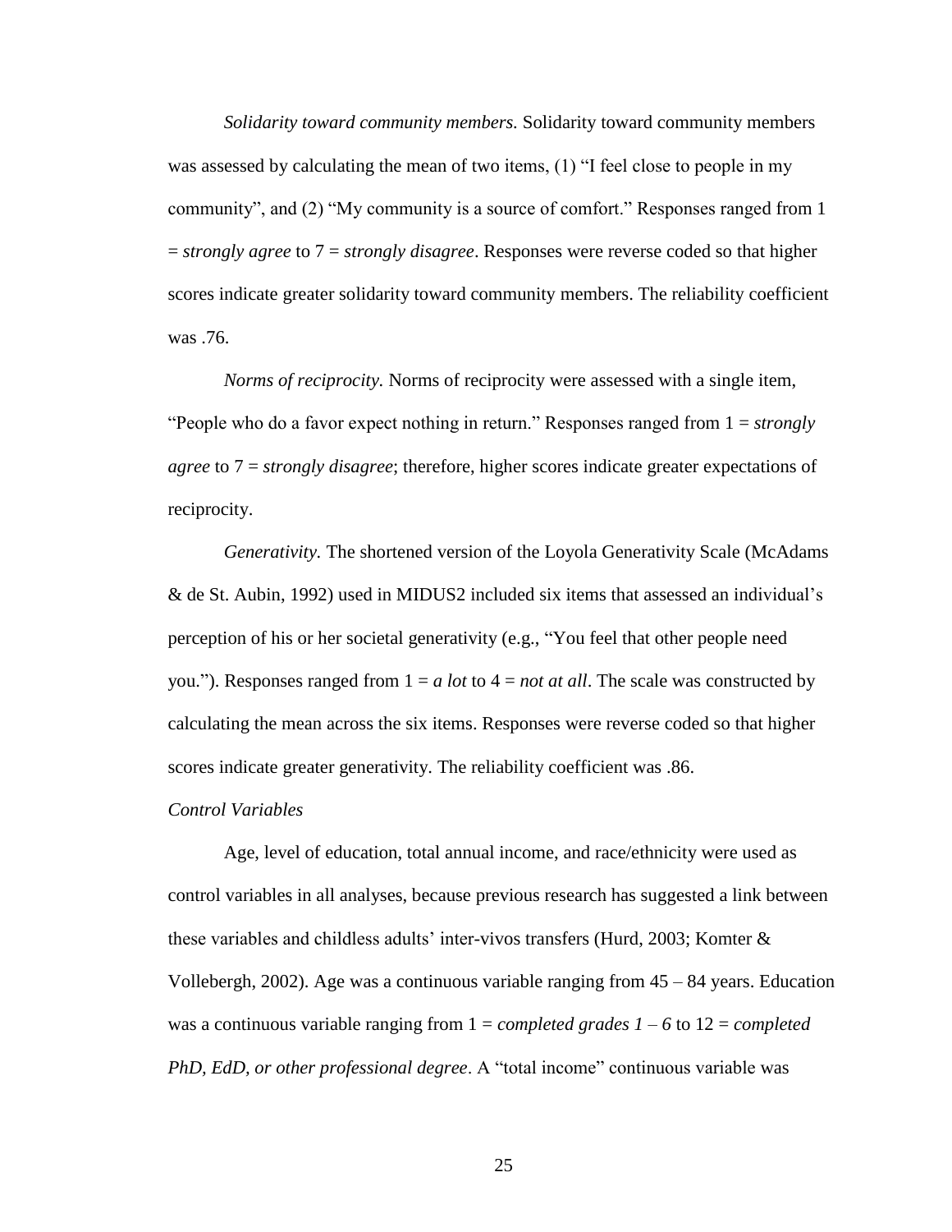*Solidarity toward community members.* Solidarity toward community members was assessed by calculating the mean of two items, (1) "I feel close to people in my community", and (2) "My community is a source of comfort." Responses ranged from 1 = *strongly agree* to 7 = *strongly disagree*. Responses were reverse coded so that higher scores indicate greater solidarity toward community members. The reliability coefficient was .76.

*Norms of reciprocity.* Norms of reciprocity were assessed with a single item, "People who do a favor expect nothing in return." Responses ranged from 1 = *strongly agree* to 7 = *strongly disagree*; therefore, higher scores indicate greater expectations of reciprocity.

*Generativity.* The shortened version of the Loyola Generativity Scale (McAdams & de St. Aubin, 1992) used in MIDUS2 included six items that assessed an individual's perception of his or her societal generativity (e.g., "You feel that other people need you."). Responses ranged from 1 = *a lot* to 4 = *not at all*. The scale was constructed by calculating the mean across the six items. Responses were reverse coded so that higher scores indicate greater generativity. The reliability coefficient was .86.

*Control Variables*

Age, level of education, total annual income, and race/ethnicity were used as control variables in all analyses, because previous research has suggested a link between these variables and childless adults' inter-vivos transfers (Hurd, 2003; Komter & Vollebergh, 2002). Age was a continuous variable ranging from 45 – 84 years. Education was a continuous variable ranging from 1 = *completed grades 1 – 6* to 12 = *completed PhD, EdD, or other professional degree*. A "total income" continuous variable was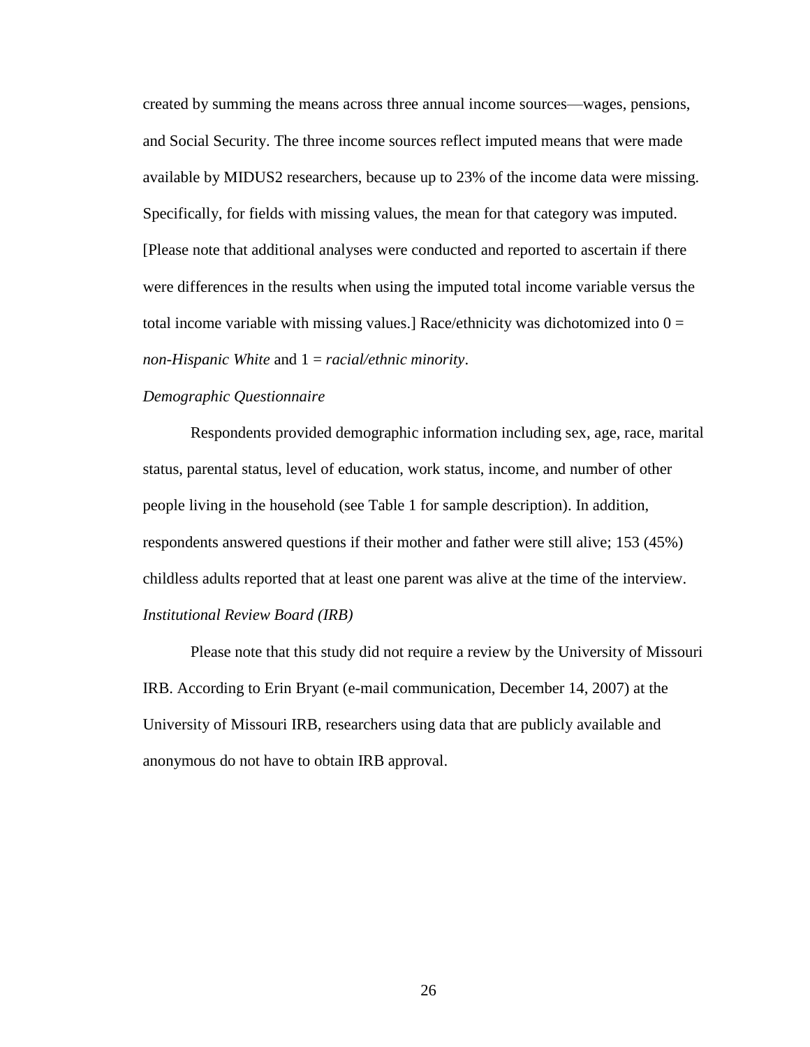created by summing the means across three annual income sources—wages, pensions, and Social Security. The three income sources reflect imputed means that were made available by MIDUS2 researchers, because up to 23% of the income data were missing. Specifically, for fields with missing values, the mean for that category was imputed. [Please note that additional analyses were conducted and reported to ascertain if there were differences in the results when using the imputed total income variable versus the total income variable with missing values.] Race/ethnicity was dichotomized into 0 = *non-Hispanic White* and 1 = *racial/ethnic minority*.

*Demographic Questionnaire*

Respondents provided demographic information including sex, age, race, marital status, parental status, level of education, work status, income, and number of other people living in the household (see Table 1 for sample description). In addition, respondents answered questions if their mother and father were still alive; 153 (45%) childless adults reported that at least one parent was alive at the time of the interview.

*Institutional Review Board (IRB)*

Please note that this study did not require a review by the University of Missouri IRB. According to Erin Bryant (e-mail communication, December 14, 2007) at the University of Missouri IRB, researchers using data that are publicly available and anonymous do not have to obtain IRB approval.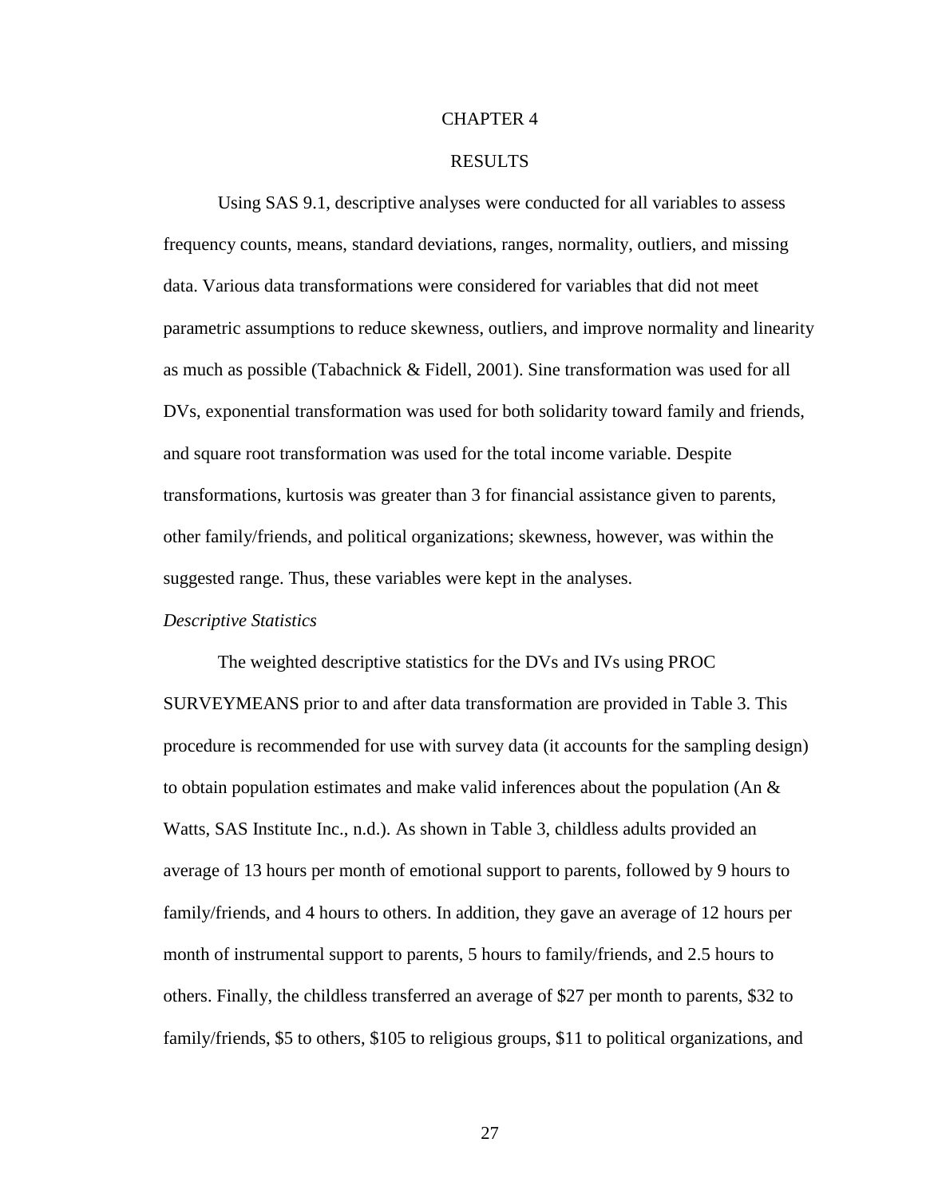# CHAPTER 4

# RESULTS

Using SAS 9.1, descriptive analyses were conducted for all variables to assess frequency counts, means, standard deviations, ranges, normality, outliers, and missing data. Various data transformations were considered for variables that did not meet parametric assumptions to reduce skewness, outliers, and improve normality and linearity as much as possible (Tabachnick & Fidell, 2001). Sine transformation was used for all DVs, exponential transformation was used for both solidarity toward family and friends, and square root transformation was used for the total income variable. Despite transformations, kurtosis was greater than 3 for financial assistance given to parents, other family/friends, and political organizations; skewness, however, was within the suggested range. Thus, these variables were kept in the analyses.

*Descriptive Statistics*

The weighted descriptive statistics for the DVs and IVs using PROC SURVEYMEANS prior to and after data transformation are provided in Table 3. This procedure is recommended for use with survey data (it accounts for the sampling design) to obtain population estimates and make valid inferences about the population (An & Watts, SAS Institute Inc., n.d.). As shown in Table 3, childless adults provided an average of 13 hours per month of emotional support to parents, followed by 9 hours to family/friends, and 4 hours to others. In addition, they gave an average of 12 hours per month of instrumental support to parents, 5 hours to family/friends, and 2.5 hours to others. Finally, the childless transferred an average of $27 per month to parents, $32 to family/friends, $5 to others, $105 to religious groups, $11 to political organizations, and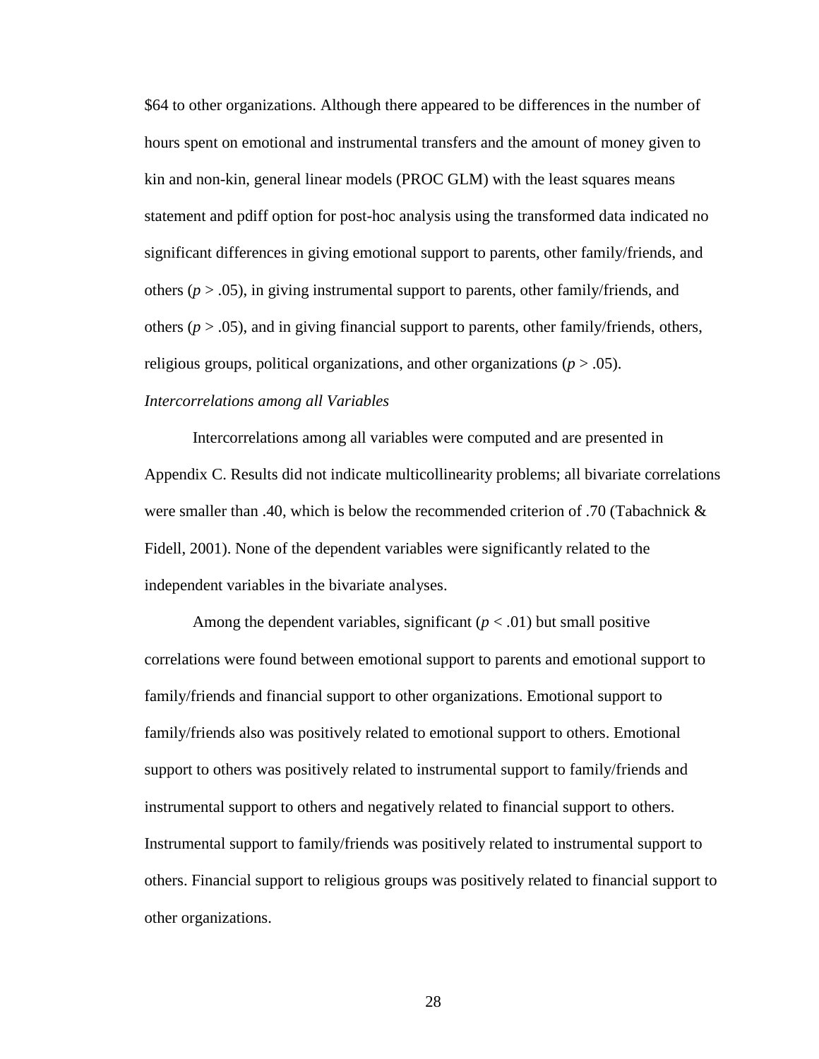$64 to other organizations. Although there appeared to be differences in the number of hours spent on emotional and instrumental transfers and the amount of money given to kin and non-kin, general linear models (PROC GLM) with the least squares means statement and pdiff option for post-hoc analysis using the transformed data indicated no significant differences in giving emotional support to parents, other family/friends, and others ($p > .05$), in giving instrumental support to parents, other family/friends, and others ($p > .05$), and in giving financial support to parents, other family/friends, others, religious groups, political organizations, and other organizations ($p > .05$).

*Intercorrelations among all Variables*

Intercorrelations among all variables were computed and are presented in Appendix C. Results did not indicate multicollinearity problems; all bivariate correlations were smaller than .40, which is below the recommended criterion of .70 (Tabachnick & Fidell, 2001). None of the dependent variables were significantly related to the independent variables in the bivariate analyses.

Among the dependent variables, significant ($p < .01$) but small positive correlations were found between emotional support to parents and emotional support to family/friends and financial support to other organizations. Emotional support to family/friends also was positively related to emotional support to others. Emotional support to others was positively related to instrumental support to family/friends and instrumental support to others and negatively related to financial support to others. Instrumental support to family/friends was positively related to instrumental support to others. Financial support to religious groups was positively related to financial support to other organizations.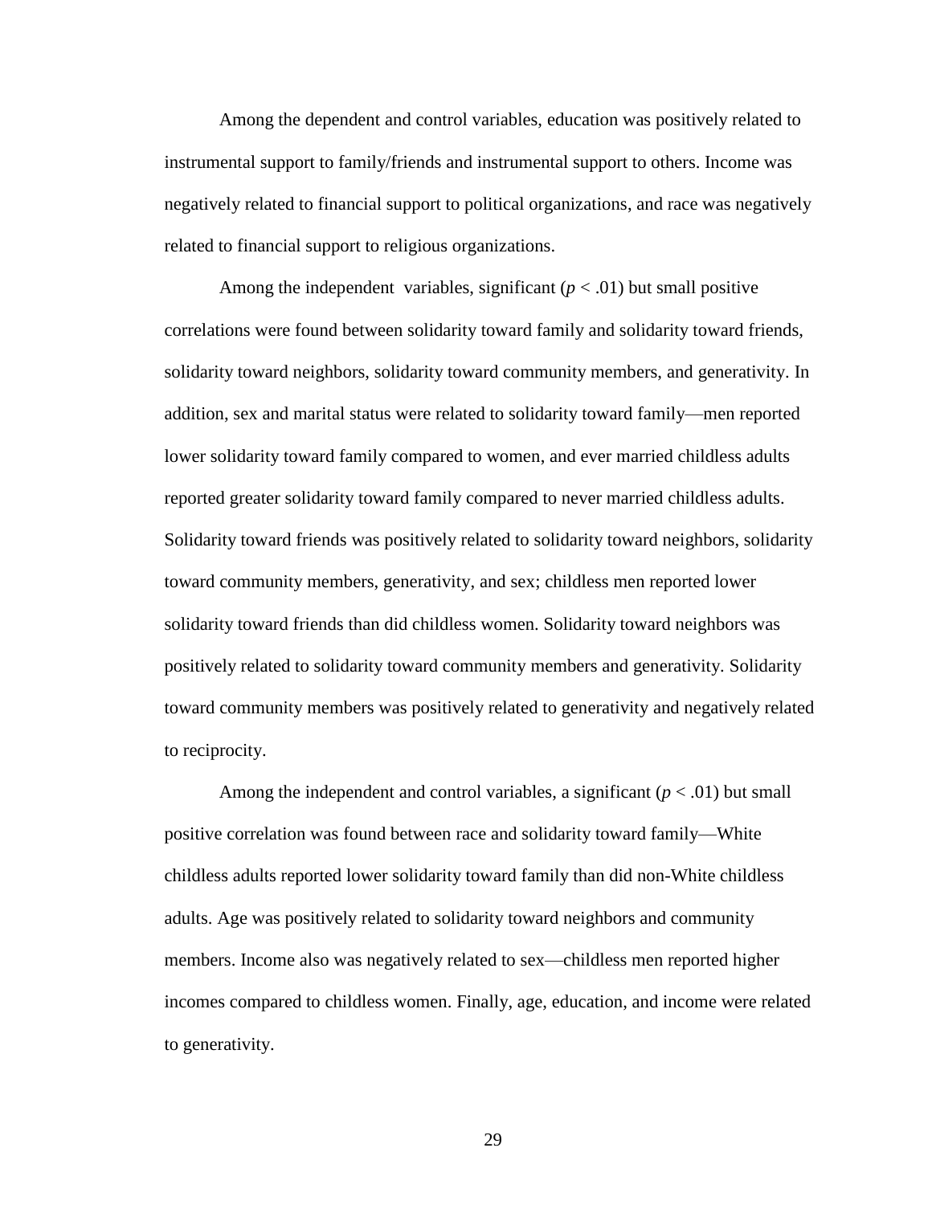Among the dependent and control variables, education was positively related to instrumental support to family/friends and instrumental support to others. Income was negatively related to financial support to political organizations, and race was negatively related to financial support to religious organizations.

Among the independent variables, significant ($p < .01$) but small positive correlations were found between solidarity toward family and solidarity toward friends, solidarity toward neighbors, solidarity toward community members, and generativity. In addition, sex and marital status were related to solidarity toward family—men reported lower solidarity toward family compared to women, and ever married childless adults reported greater solidarity toward family compared to never married childless adults. Solidarity toward friends was positively related to solidarity toward neighbors, solidarity toward community members, generativity, and sex; childless men reported lower solidarity toward friends than did childless women. Solidarity toward neighbors was positively related to solidarity toward community members and generativity. Solidarity toward community members was positively related to generativity and negatively related to reciprocity.

Among the independent and control variables, a significant ($p < .01$) but small positive correlation was found between race and solidarity toward family—White childless adults reported lower solidarity toward family than did non-White childless adults. Age was positively related to solidarity toward neighbors and community members. Income also was negatively related to sex—childless men reported higher incomes compared to childless women. Finally, age, education, and income were related to generativity.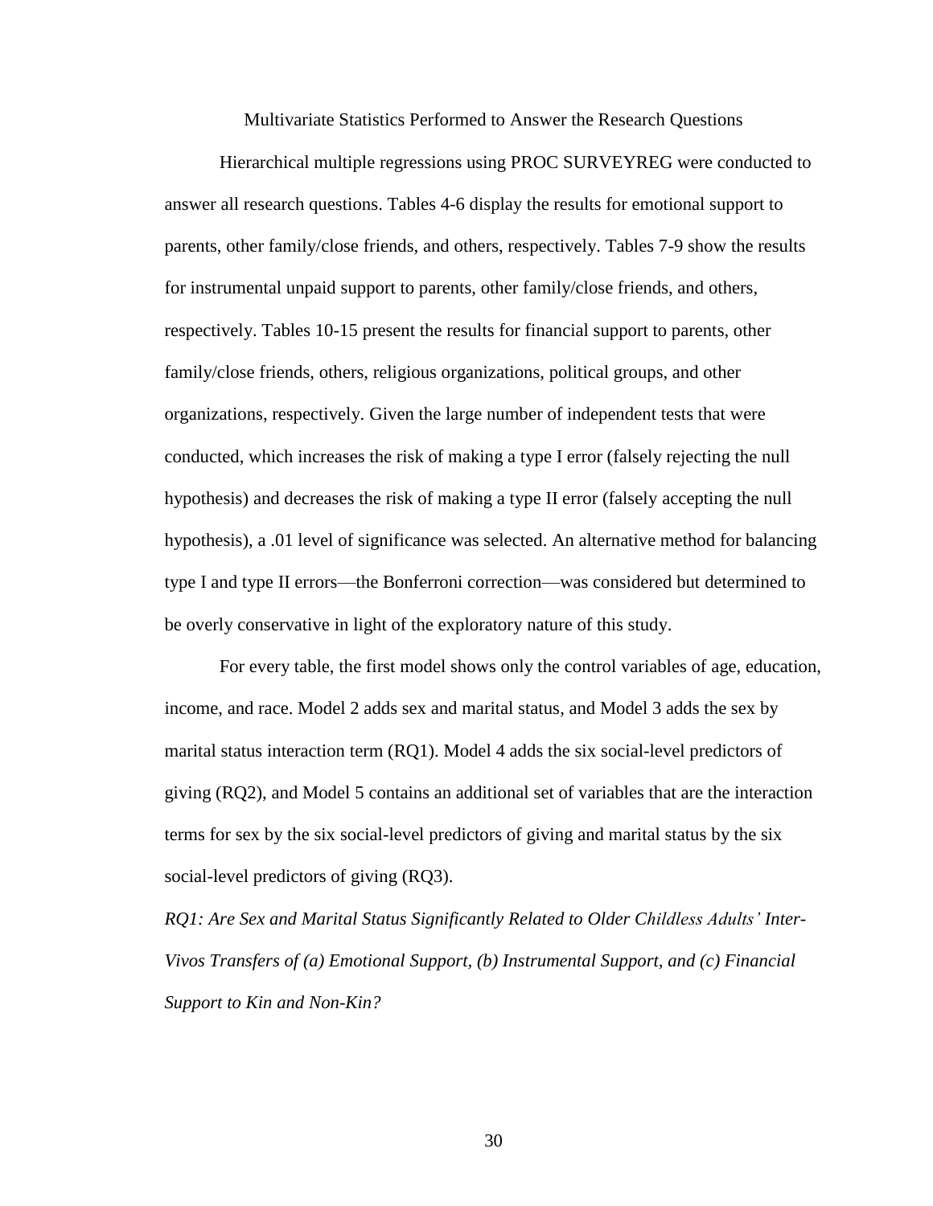## Multivariate Statistics Performed to Answer the Research Questions

Hierarchical multiple regressions using PROC SURVEYREG were conducted to answer all research questions. Tables 4-6 display the results for emotional support to parents, other family/close friends, and others, respectively. Tables 7-9 show the results for instrumental unpaid support to parents, other family/close friends, and others, respectively. Tables 10-15 present the results for financial support to parents, other family/close friends, others, religious organizations, political groups, and other organizations, respectively. Given the large number of independent tests that were conducted, which increases the risk of making a type I error (falsely rejecting the null hypothesis) and decreases the risk of making a type II error (falsely accepting the null hypothesis), a .01 level of significance was selected. An alternative method for balancing type I and type II errors—the Bonferroni correction—was considered but determined to be overly conservative in light of the exploratory nature of this study.

For every table, the first model shows only the control variables of age, education, income, and race. Model 2 adds sex and marital status, and Model 3 adds the sex by marital status interaction term (RQ1). Model 4 adds the six social-level predictors of giving (RQ2), and Model 5 contains an additional set of variables that are the interaction terms for sex by the six social-level predictors of giving and marital status by the six social-level predictors of giving (RQ3).

### *RQ1: Are Sex and Marital Status Significantly Related to Older Childless Adults' Inter-Vivos Transfers of (a) Emotional Support, (b) Instrumental Support, and (c) Financial Support to Kin and Non-Kin?*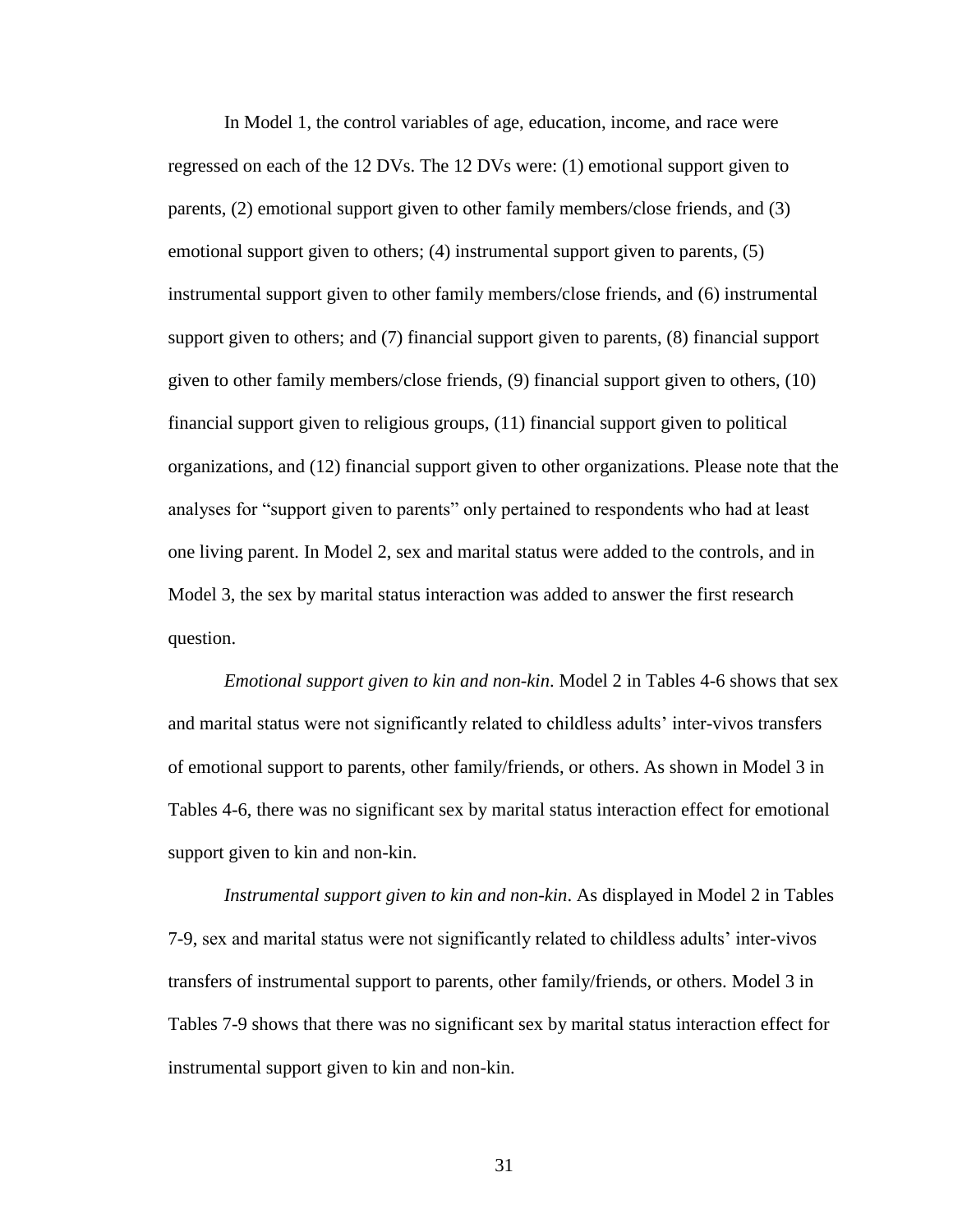In Model 1, the control variables of age, education, income, and race were regressed on each of the 12 DVs. The 12 DVs were: (1) emotional support given to parents, (2) emotional support given to other family members/close friends, and (3) emotional support given to others; (4) instrumental support given to parents, (5) instrumental support given to other family members/close friends, and (6) instrumental support given to others; and (7) financial support given to parents, (8) financial support given to other family members/close friends, (9) financial support given to others, (10) financial support given to religious groups, (11) financial support given to political organizations, and (12) financial support given to other organizations. Please note that the analyses for "support given to parents" only pertained to respondents who had at least one living parent. In Model 2, sex and marital status were added to the controls, and in Model 3, the sex by marital status interaction was added to answer the first research question.

*Emotional support given to kin and non-kin*. Model 2 in Tables 4-6 shows that sex and marital status were not significantly related to childless adults' inter-vivos transfers of emotional support to parents, other family/friends, or others. As shown in Model 3 in Tables 4-6, there was no significant sex by marital status interaction effect for emotional support given to kin and non-kin.

*Instrumental support given to kin and non-kin*. As displayed in Model 2 in Tables 7-9, sex and marital status were not significantly related to childless adults' inter-vivos transfers of instrumental support to parents, other family/friends, or others. Model 3 in Tables 7-9 shows that there was no significant sex by marital status interaction effect for instrumental support given to kin and non-kin.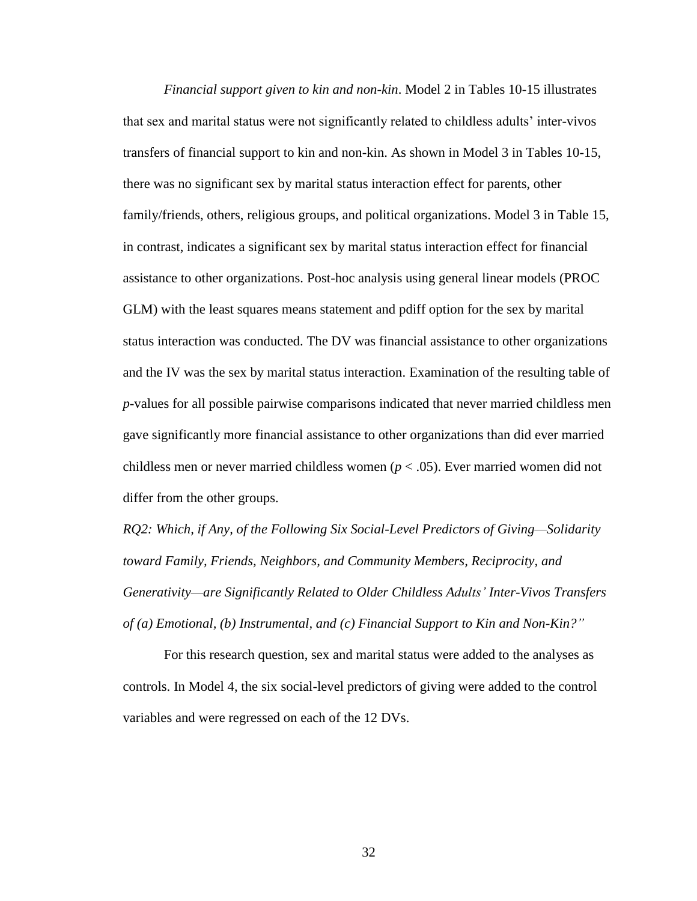*Financial support given to kin and non-kin*. Model 2 in Tables 10-15 illustrates that sex and marital status were not significantly related to childless adults' inter-vivos transfers of financial support to kin and non-kin. As shown in Model 3 in Tables 10-15, there was no significant sex by marital status interaction effect for parents, other family/friends, others, religious groups, and political organizations. Model 3 in Table 15, in contrast, indicates a significant sex by marital status interaction effect for financial assistance to other organizations. Post-hoc analysis using general linear models (PROC GLM) with the least squares means statement and pdiff option for the sex by marital status interaction was conducted. The DV was financial assistance to other organizations and the IV was the sex by marital status interaction. Examination of the resulting table of *p*-values for all possible pairwise comparisons indicated that never married childless men gave significantly more financial assistance to other organizations than did ever married childless men or never married childless women ($p < .05$). Ever married women did not differ from the other groups.

*RQ2: Which, if Any, of the Following Six Social-Level Predictors of Giving—Solidarity toward Family, Friends, Neighbors, and Community Members, Reciprocity, and Generativity—are Significantly Related to Older Childless Adults' Inter-Vivos Transfers of (a) Emotional, (b) Instrumental, and (c) Financial Support to Kin and Non-Kin?"*

For this research question, sex and marital status were added to the analyses as controls. In Model 4, the six social-level predictors of giving were added to the control variables and were regressed on each of the 12 DVs.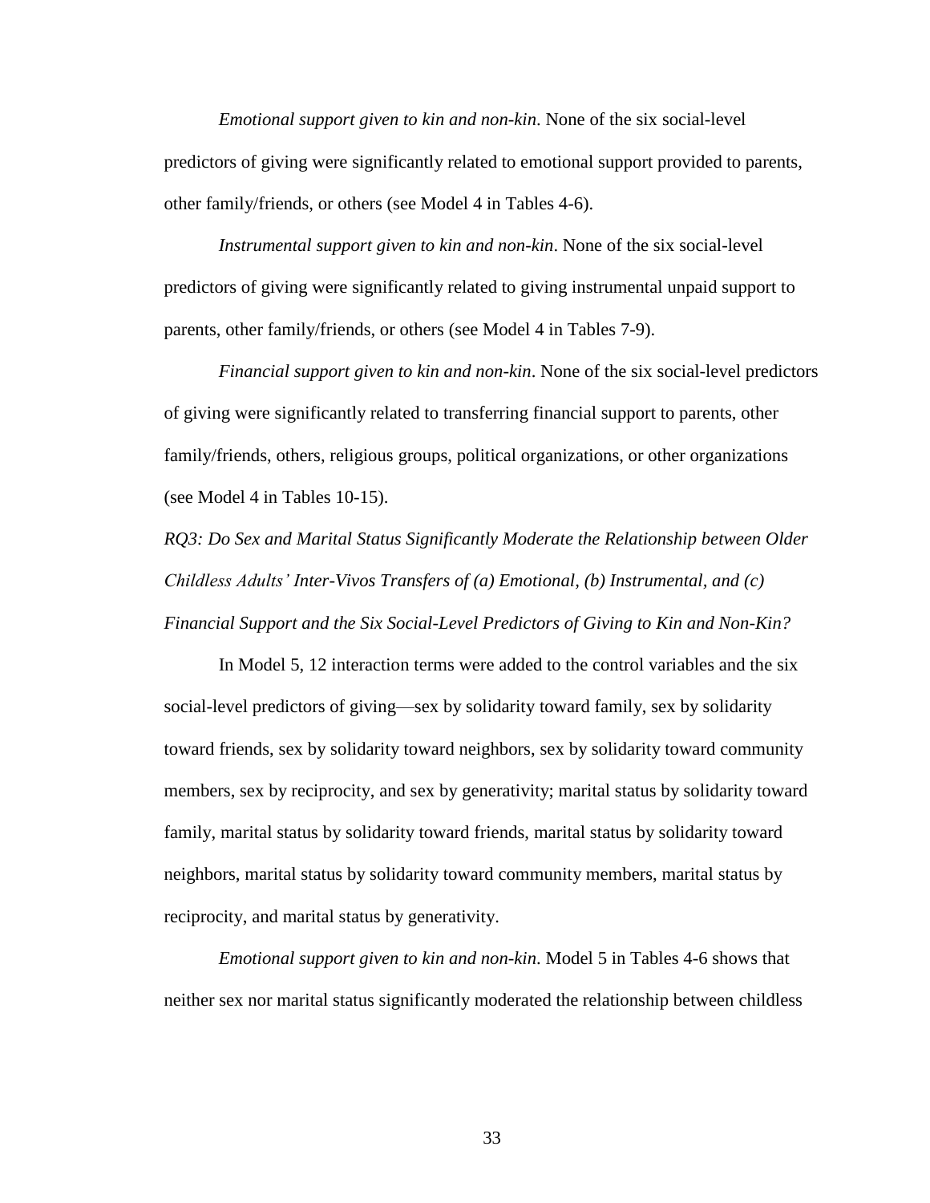*Emotional support given to kin and non-kin.* None of the six social-level predictors of giving were significantly related to emotional support provided to parents, other family/friends, or others (see Model 4 in Tables 4-6).

*Instrumental support given to kin and non-kin*. None of the six social-level predictors of giving were significantly related to giving instrumental unpaid support to parents, other family/friends, or others (see Model 4 in Tables 7-9).

*Financial support given to kin and non-kin*. None of the six social-level predictors of giving were significantly related to transferring financial support to parents, other family/friends, others, religious groups, political organizations, or other organizations (see Model 4 in Tables 10-15).

### *RQ3: Do Sex and Marital Status Significantly Moderate the Relationship between Older Childless Adults' Inter-Vivos Transfers of (a) Emotional, (b) Instrumental, and (c) Financial Support and the Six Social-Level Predictors of Giving to Kin and Non-Kin?*

In Model 5, 12 interaction terms were added to the control variables and the six social-level predictors of giving—sex by solidarity toward family, sex by solidarity toward friends, sex by solidarity toward neighbors, sex by solidarity toward community members, sex by reciprocity, and sex by generativity; marital status by solidarity toward family, marital status by solidarity toward friends, marital status by solidarity toward neighbors, marital status by solidarity toward community members, marital status by reciprocity, and marital status by generativity.

*Emotional support given to kin and non-kin*. Model 5 in Tables 4-6 shows that neither sex nor marital status significantly moderated the relationship between childless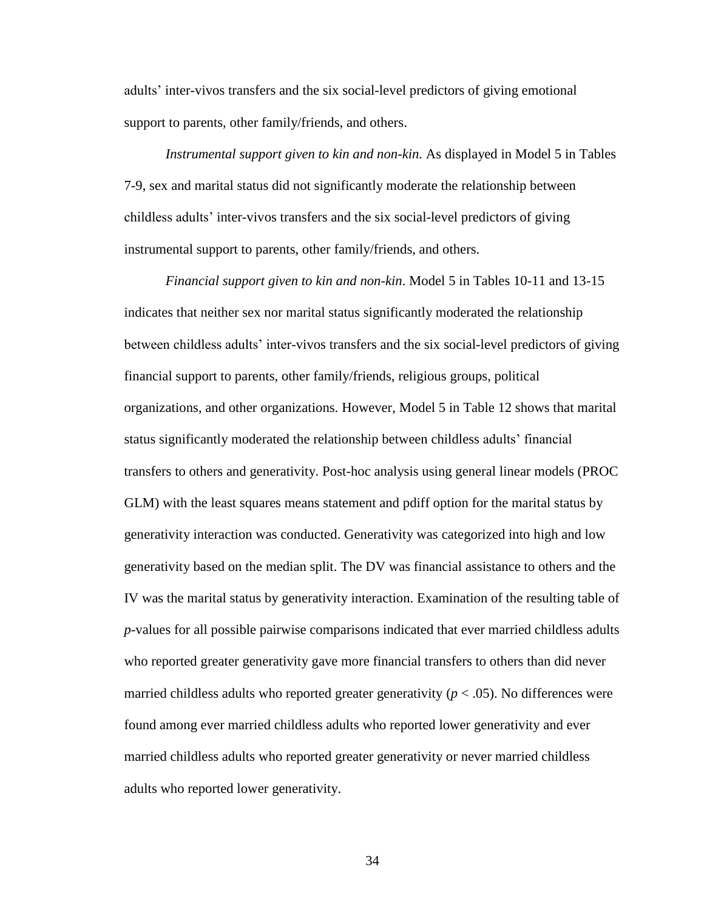adults' inter-vivos transfers and the six social-level predictors of giving emotional support to parents, other family/friends, and others.

*Instrumental support given to kin and non-kin.* As displayed in Model 5 in Tables 7-9, sex and marital status did not significantly moderate the relationship between childless adults' inter-vivos transfers and the six social-level predictors of giving instrumental support to parents, other family/friends, and others.

*Financial support given to kin and non-kin*. Model 5 in Tables 10-11 and 13-15 indicates that neither sex nor marital status significantly moderated the relationship between childless adults' inter-vivos transfers and the six social-level predictors of giving financial support to parents, other family/friends, religious groups, political organizations, and other organizations. However, Model 5 in Table 12 shows that marital status significantly moderated the relationship between childless adults' financial transfers to others and generativity. Post-hoc analysis using general linear models (PROC GLM) with the least squares means statement and pdiff option for the marital status by generativity interaction was conducted. Generativity was categorized into high and low generativity based on the median split. The DV was financial assistance to others and the IV was the marital status by generativity interaction. Examination of the resulting table of *p*-values for all possible pairwise comparisons indicated that ever married childless adults who reported greater generativity gave more financial transfers to others than did never married childless adults who reported greater generativity ($p < .05$). No differences were found among ever married childless adults who reported lower generativity and ever married childless adults who reported greater generativity or never married childless adults who reported lower generativity.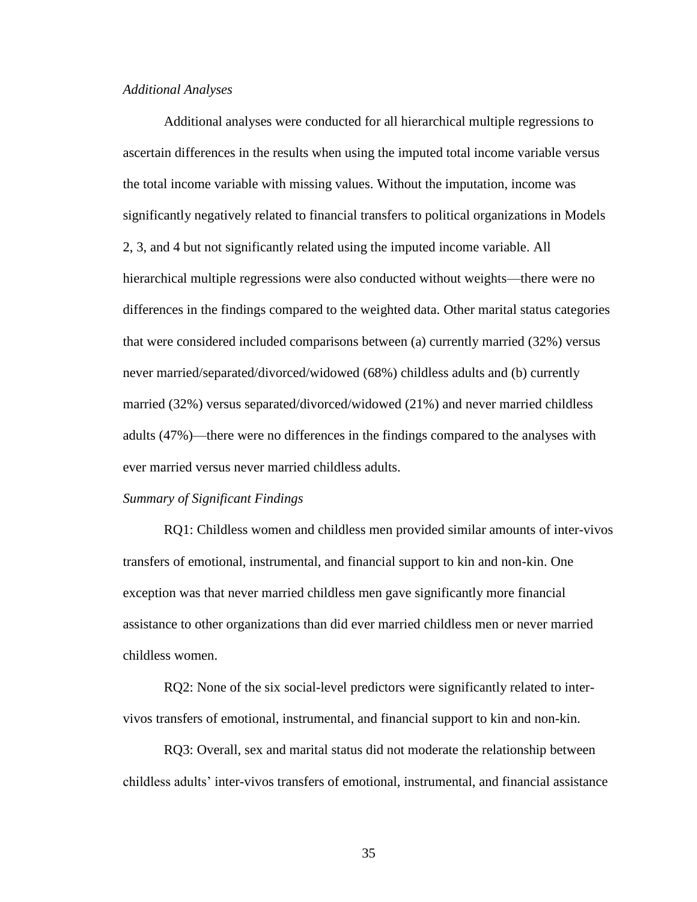*Additional Analyses*

Additional analyses were conducted for all hierarchical multiple regressions to ascertain differences in the results when using the imputed total income variable versus the total income variable with missing values. Without the imputation, income was significantly negatively related to financial transfers to political organizations in Models 2, 3, and 4 but not significantly related using the imputed income variable. All hierarchical multiple regressions were also conducted without weights—there were no differences in the findings compared to the weighted data. Other marital status categories that were considered included comparisons between (a) currently married (32%) versus never married/separated/divorced/widowed (68%) childless adults and (b) currently married (32%) versus separated/divorced/widowed (21%) and never married childless adults (47%)—there were no differences in the findings compared to the analyses with ever married versus never married childless adults.

*Summary of Significant Findings*

RQ1: Childless women and childless men provided similar amounts of inter-vivos transfers of emotional, instrumental, and financial support to kin and non-kin. One exception was that never married childless men gave significantly more financial assistance to other organizations than did ever married childless men or never married childless women.

RQ2: None of the six social-level predictors were significantly related to inter-vivos transfers of emotional, instrumental, and financial support to kin and non-kin.

RQ3: Overall, sex and marital status did not moderate the relationship between childless adults' inter-vivos transfers of emotional, instrumental, and financial assistance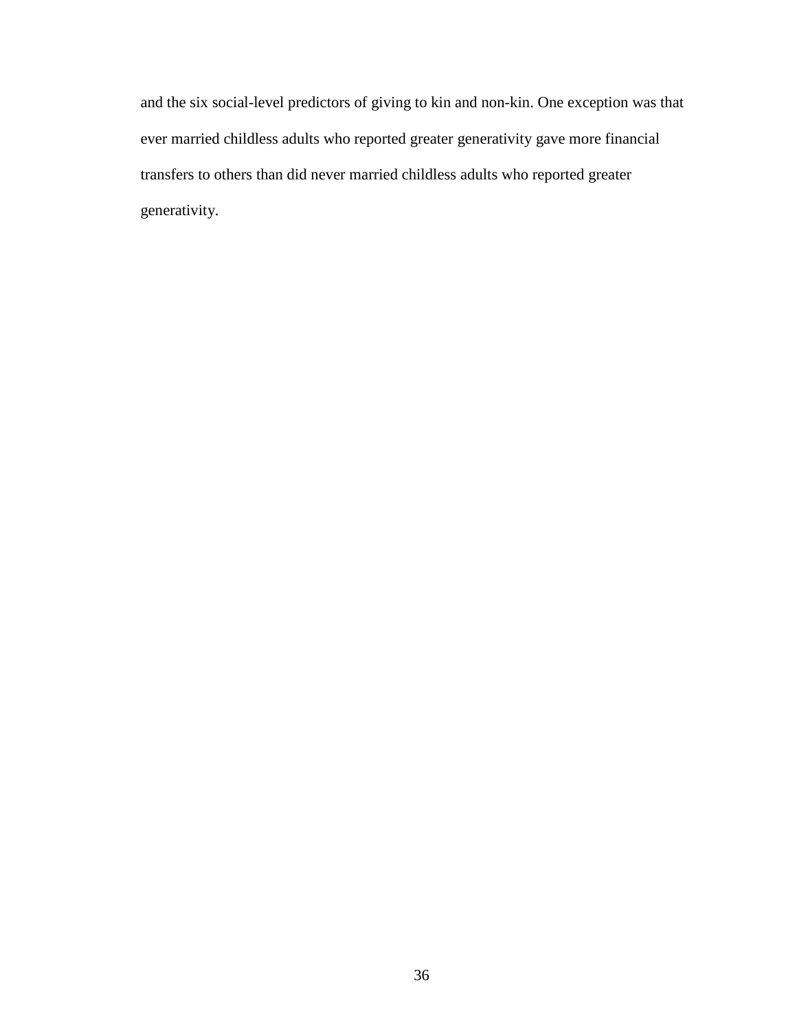and the six social-level predictors of giving to kin and non-kin. One exception was that ever married childless adults who reported greater generativity gave more financial transfers to others than did never married childless adults who reported greater generativity.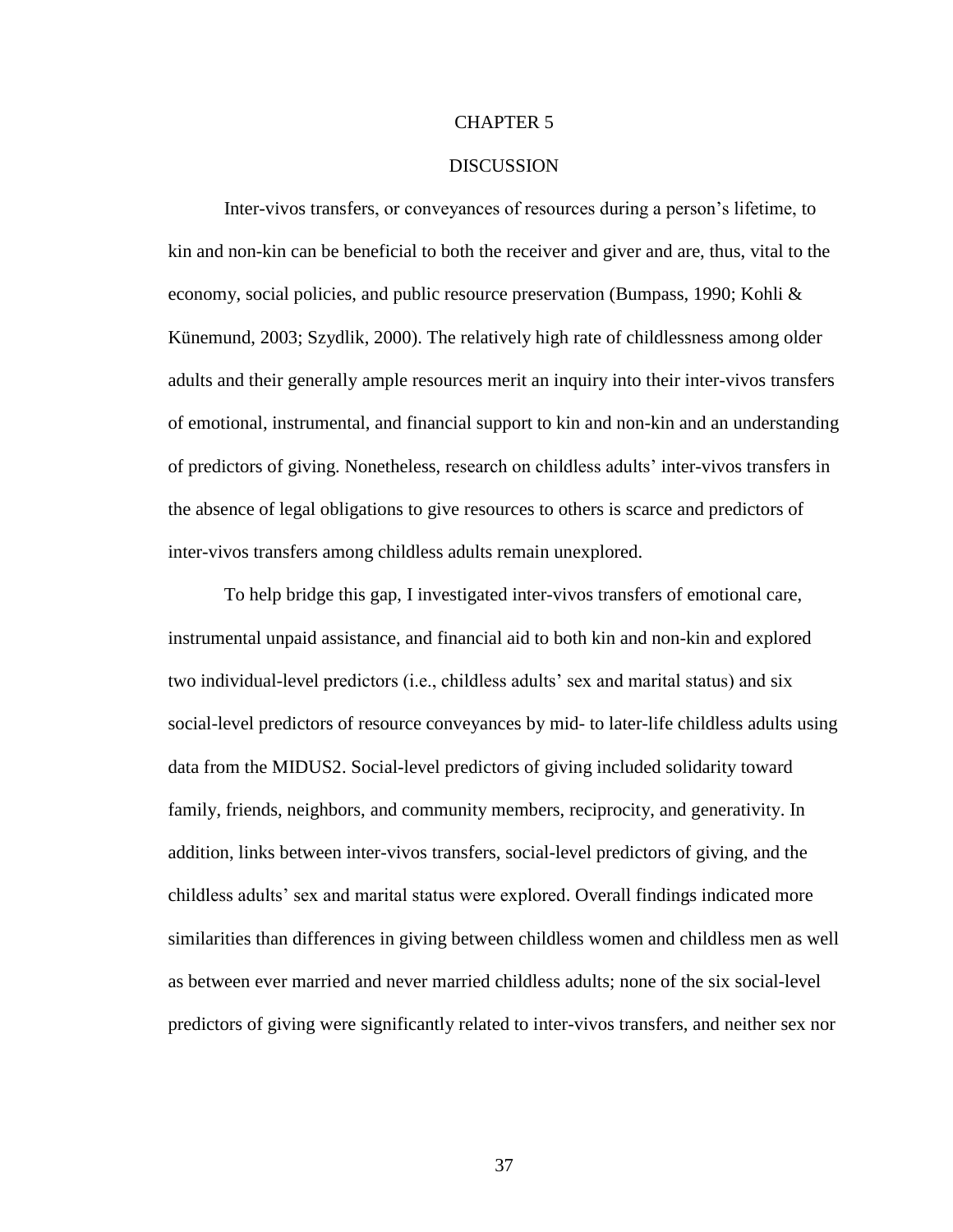# CHAPTER 5

## DISCUSSION

Inter-vivos transfers, or conveyances of resources during a person's lifetime, to kin and non-kin can be beneficial to both the receiver and giver and are, thus, vital to the economy, social policies, and public resource preservation (Bumpass, 1990; Kohli & Künemund, 2003; Szydlik, 2000). The relatively high rate of childlessness among older adults and their generally ample resources merit an inquiry into their inter-vivos transfers of emotional, instrumental, and financial support to kin and non-kin and an understanding of predictors of giving. Nonetheless, research on childless adults' inter-vivos transfers in the absence of legal obligations to give resources to others is scarce and predictors of inter-vivos transfers among childless adults remain unexplored.

To help bridge this gap, I investigated inter-vivos transfers of emotional care, instrumental unpaid assistance, and financial aid to both kin and non-kin and explored two individual-level predictors (i.e., childless adults' sex and marital status) and six social-level predictors of resource conveyances by mid- to later-life childless adults using data from the MIDUS2. Social-level predictors of giving included solidarity toward family, friends, neighbors, and community members, reciprocity, and generativity. In addition, links between inter-vivos transfers, social-level predictors of giving, and the childless adults' sex and marital status were explored. Overall findings indicated more similarities than differences in giving between childless women and childless men as well as between ever married and never married childless adults; none of the six social-level predictors of giving were significantly related to inter-vivos transfers, and neither sex nor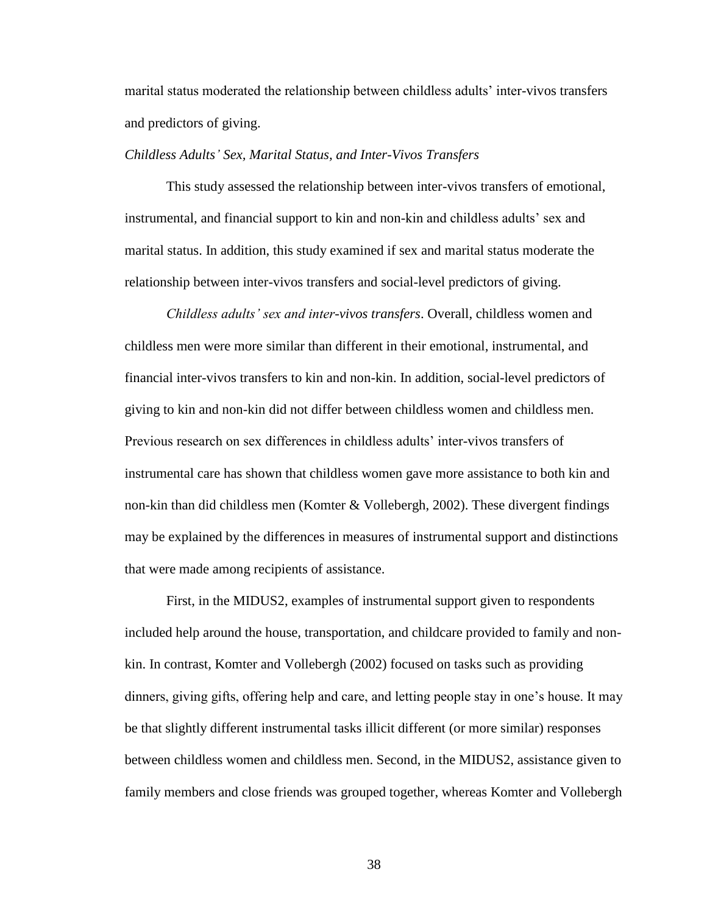marital status moderated the relationship between childless adults' inter-vivos transfers and predictors of giving.

### *Childless Adults' Sex, Marital Status, and Inter-Vivos Transfers*

This study assessed the relationship between inter-vivos transfers of emotional, instrumental, and financial support to kin and non-kin and childless adults' sex and marital status. In addition, this study examined if sex and marital status moderate the relationship between inter-vivos transfers and social-level predictors of giving.

*Childless adults' sex and inter-vivos transfers*. Overall, childless women and childless men were more similar than different in their emotional, instrumental, and financial inter-vivos transfers to kin and non-kin. In addition, social-level predictors of giving to kin and non-kin did not differ between childless women and childless men. Previous research on sex differences in childless adults' inter-vivos transfers of instrumental care has shown that childless women gave more assistance to both kin and non-kin than did childless men (Komter & Vollebergh, 2002). These divergent findings may be explained by the differences in measures of instrumental support and distinctions that were made among recipients of assistance.

First, in the MIDUS2, examples of instrumental support given to respondents included help around the house, transportation, and childcare provided to family and non-kin. In contrast, Komter and Vollebergh (2002) focused on tasks such as providing dinners, giving gifts, offering help and care, and letting people stay in one's house. It may be that slightly different instrumental tasks illicit different (or more similar) responses between childless women and childless men. Second, in the MIDUS2, assistance given to family members and close friends was grouped together, whereas Komter and Vollebergh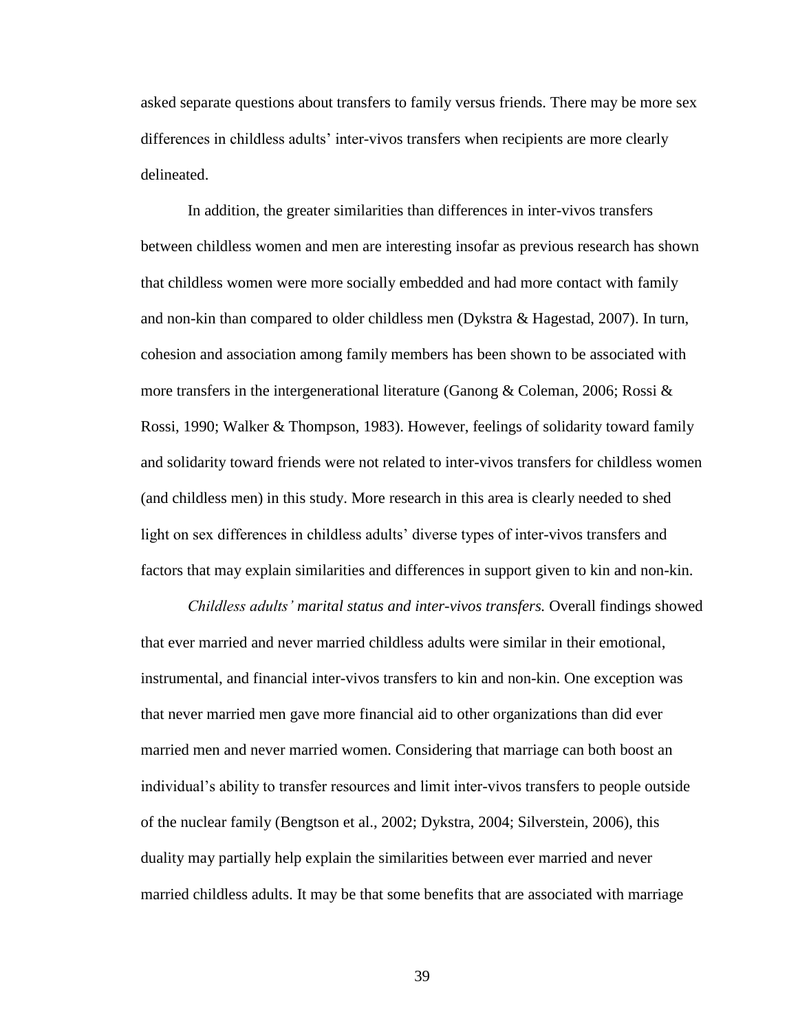asked separate questions about transfers to family versus friends. There may be more sex differences in childless adults' inter-vivos transfers when recipients are more clearly delineated.

In addition, the greater similarities than differences in inter-vivos transfers between childless women and men are interesting insofar as previous research has shown that childless women were more socially embedded and had more contact with family and non-kin than compared to older childless men (Dykstra & Hagestad, 2007). In turn, cohesion and association among family members has been shown to be associated with more transfers in the intergenerational literature (Ganong & Coleman, 2006; Rossi & Rossi, 1990; Walker & Thompson, 1983). However, feelings of solidarity toward family and solidarity toward friends were not related to inter-vivos transfers for childless women (and childless men) in this study. More research in this area is clearly needed to shed light on sex differences in childless adults' diverse types of inter-vivos transfers and factors that may explain similarities and differences in support given to kin and non-kin.

*Childless adults' marital status and inter-vivos transfers.* Overall findings showed that ever married and never married childless adults were similar in their emotional, instrumental, and financial inter-vivos transfers to kin and non-kin. One exception was that never married men gave more financial aid to other organizations than did ever married men and never married women. Considering that marriage can both boost an individual's ability to transfer resources and limit inter-vivos transfers to people outside of the nuclear family (Bengtson et al., 2002; Dykstra, 2004; Silverstein, 2006), this duality may partially help explain the similarities between ever married and never married childless adults. It may be that some benefits that are associated with marriage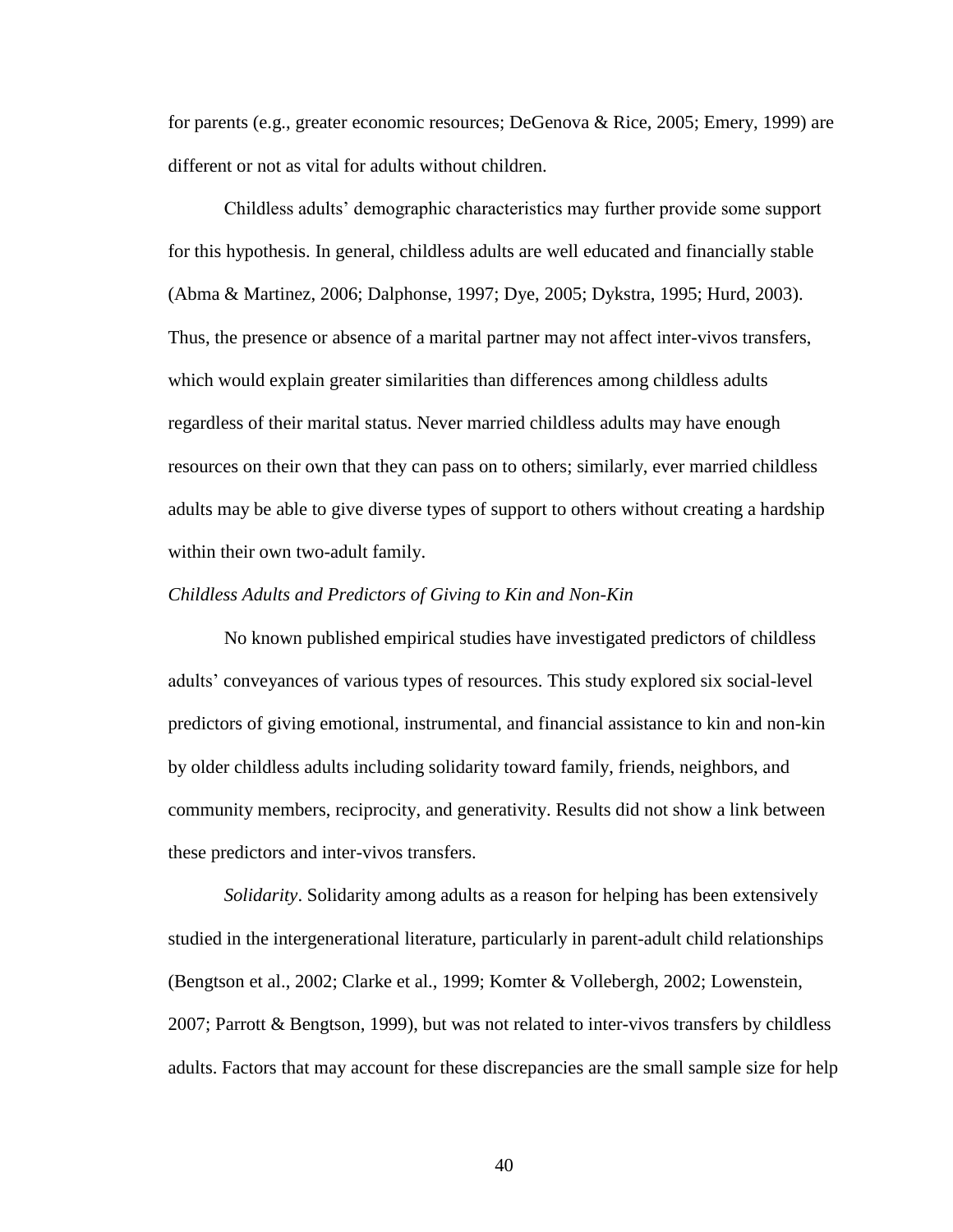for parents (e.g., greater economic resources; DeGenova & Rice, 2005; Emery, 1999) are different or not as vital for adults without children.

Childless adults' demographic characteristics may further provide some support for this hypothesis. In general, childless adults are well educated and financially stable (Abma & Martinez, 2006; Dalphonse, 1997; Dye, 2005; Dykstra, 1995; Hurd, 2003). Thus, the presence or absence of a marital partner may not affect inter-vivos transfers, which would explain greater similarities than differences among childless adults regardless of their marital status. Never married childless adults may have enough resources on their own that they can pass on to others; similarly, ever married childless adults may be able to give diverse types of support to others without creating a hardship within their own two-adult family.

*Childless Adults and Predictors of Giving to Kin and Non-Kin*

No known published empirical studies have investigated predictors of childless adults' conveyances of various types of resources. This study explored six social-level predictors of giving emotional, instrumental, and financial assistance to kin and non-kin by older childless adults including solidarity toward family, friends, neighbors, and community members, reciprocity, and generativity. Results did not show a link between these predictors and inter-vivos transfers.

*Solidarity*. Solidarity among adults as a reason for helping has been extensively studied in the intergenerational literature, particularly in parent-adult child relationships (Bengtson et al., 2002; Clarke et al., 1999; Komter & Vollebergh, 2002; Lowenstein, 2007; Parrott & Bengtson, 1999), but was not related to inter-vivos transfers by childless adults. Factors that may account for these discrepancies are the small sample size for help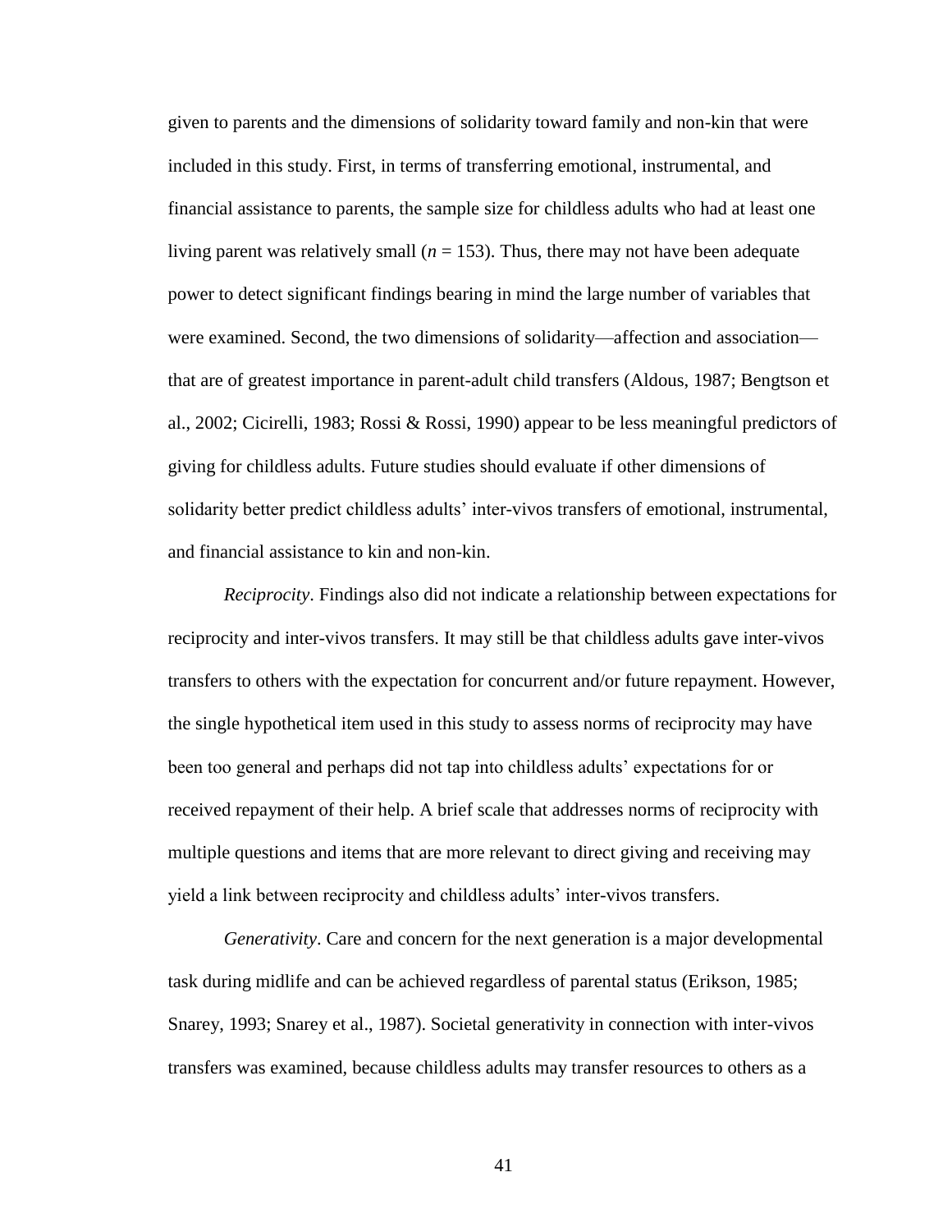given to parents and the dimensions of solidarity toward family and non-kin that were included in this study. First, in terms of transferring emotional, instrumental, and financial assistance to parents, the sample size for childless adults who had at least one living parent was relatively small ($n = 153$). Thus, there may not have been adequate power to detect significant findings bearing in mind the large number of variables that were examined. Second, the two dimensions of solidarity—affection and association—that are of greatest importance in parent-adult child transfers (Aldous, 1987; Bengtson et al., 2002; Cicirelli, 1983; Rossi & Rossi, 1990) appear to be less meaningful predictors of giving for childless adults. Future studies should evaluate if other dimensions of solidarity better predict childless adults' inter-vivos transfers of emotional, instrumental, and financial assistance to kin and non-kin.

*Reciprocity*. Findings also did not indicate a relationship between expectations for reciprocity and inter-vivos transfers. It may still be that childless adults gave inter-vivos transfers to others with the expectation for concurrent and/or future repayment. However, the single hypothetical item used in this study to assess norms of reciprocity may have been too general and perhaps did not tap into childless adults' expectations for or received repayment of their help. A brief scale that addresses norms of reciprocity with multiple questions and items that are more relevant to direct giving and receiving may yield a link between reciprocity and childless adults' inter-vivos transfers.

*Generativity*. Care and concern for the next generation is a major developmental task during midlife and can be achieved regardless of parental status (Erikson, 1985; Snarey, 1993; Snarey et al., 1987). Societal generativity in connection with inter-vivos transfers was examined, because childless adults may transfer resources to others as a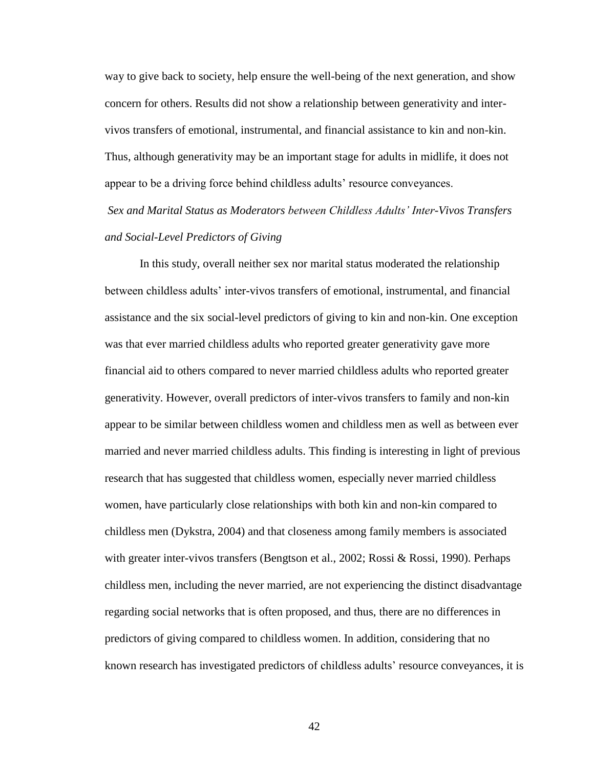way to give back to society, help ensure the well-being of the next generation, and show concern for others. Results did not show a relationship between generativity and inter-vivos transfers of emotional, instrumental, and financial assistance to kin and non-kin. Thus, although generativity may be an important stage for adults in midlife, it does not appear to be a driving force behind childless adults' resource conveyances.

*Sex and Marital Status as Moderators between Childless Adults' Inter-Vivos Transfers and Social-Level Predictors of Giving*

In this study, overall neither sex nor marital status moderated the relationship between childless adults' inter-vivos transfers of emotional, instrumental, and financial assistance and the six social-level predictors of giving to kin and non-kin. One exception was that ever married childless adults who reported greater generativity gave more financial aid to others compared to never married childless adults who reported greater generativity. However, overall predictors of inter-vivos transfers to family and non-kin appear to be similar between childless women and childless men as well as between ever married and never married childless adults. This finding is interesting in light of previous research that has suggested that childless women, especially never married childless women, have particularly close relationships with both kin and non-kin compared to childless men (Dykstra, 2004) and that closeness among family members is associated with greater inter-vivos transfers (Bengtson et al., 2002; Rossi & Rossi, 1990). Perhaps childless men, including the never married, are not experiencing the distinct disadvantage regarding social networks that is often proposed, and thus, there are no differences in predictors of giving compared to childless women. In addition, considering that no known research has investigated predictors of childless adults' resource conveyances, it is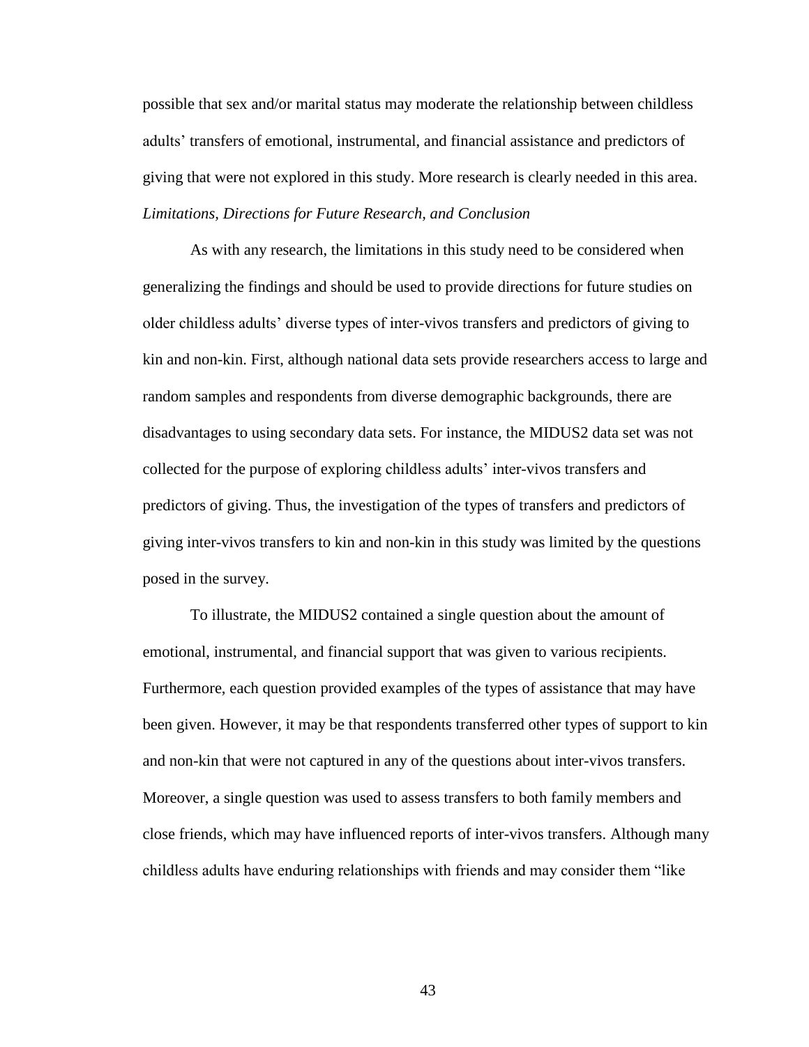possible that sex and/or marital status may moderate the relationship between childless adults' transfers of emotional, instrumental, and financial assistance and predictors of giving that were not explored in this study. More research is clearly needed in this area.

### *Limitations, Directions for Future Research, and Conclusion*

As with any research, the limitations in this study need to be considered when generalizing the findings and should be used to provide directions for future studies on older childless adults' diverse types of inter-vivos transfers and predictors of giving to kin and non-kin. First, although national data sets provide researchers access to large and random samples and respondents from diverse demographic backgrounds, there are disadvantages to using secondary data sets. For instance, the MIDUS2 data set was not collected for the purpose of exploring childless adults' inter-vivos transfers and predictors of giving. Thus, the investigation of the types of transfers and predictors of giving inter-vivos transfers to kin and non-kin in this study was limited by the questions posed in the survey.

To illustrate, the MIDUS2 contained a single question about the amount of emotional, instrumental, and financial support that was given to various recipients. Furthermore, each question provided examples of the types of assistance that may have been given. However, it may be that respondents transferred other types of support to kin and non-kin that were not captured in any of the questions about inter-vivos transfers. Moreover, a single question was used to assess transfers to both family members and close friends, which may have influenced reports of inter-vivos transfers. Although many childless adults have enduring relationships with friends and may consider them "like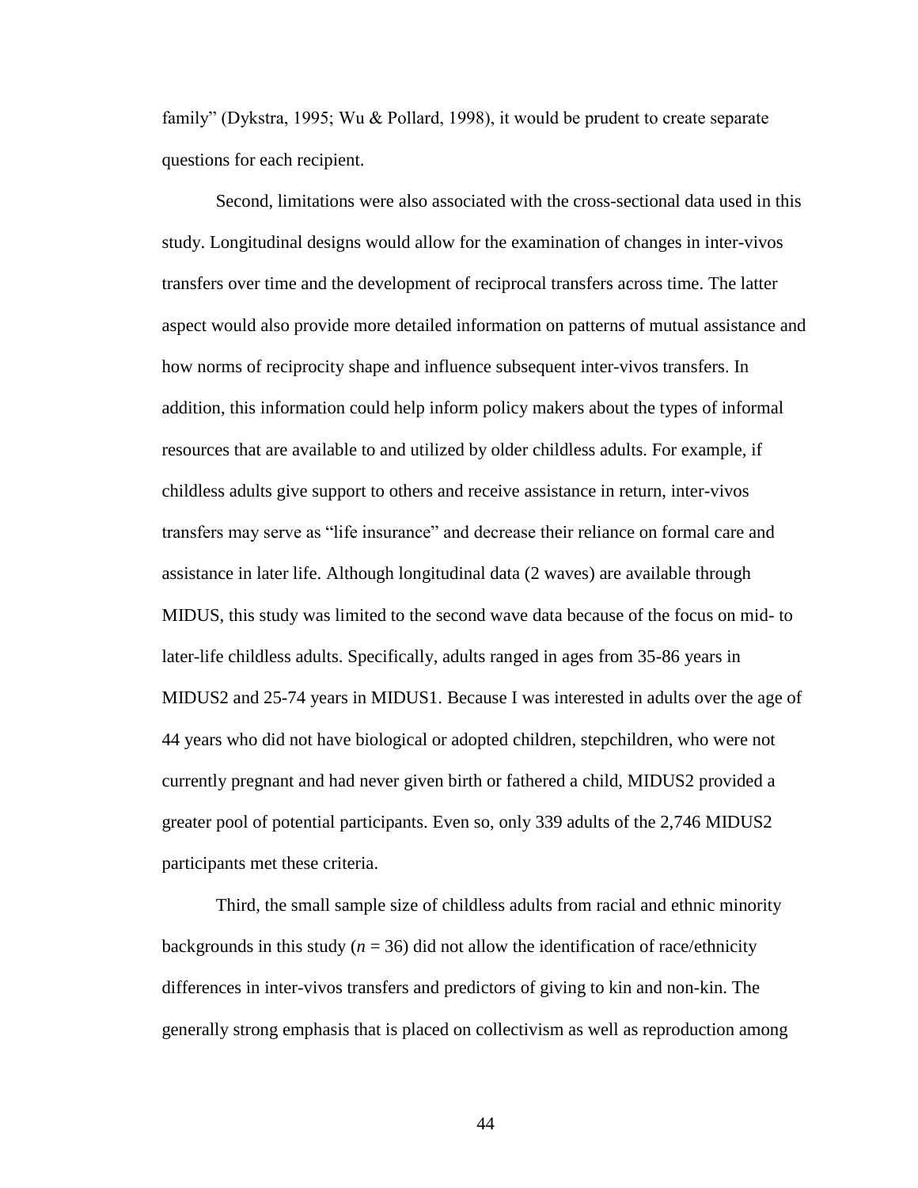family" (Dykstra, 1995; Wu & Pollard, 1998), it would be prudent to create separate questions for each recipient.

Second, limitations were also associated with the cross-sectional data used in this study. Longitudinal designs would allow for the examination of changes in inter-vivos transfers over time and the development of reciprocal transfers across time. The latter aspect would also provide more detailed information on patterns of mutual assistance and how norms of reciprocity shape and influence subsequent inter-vivos transfers. In addition, this information could help inform policy makers about the types of informal resources that are available to and utilized by older childless adults. For example, if childless adults give support to others and receive assistance in return, inter-vivos transfers may serve as "life insurance" and decrease their reliance on formal care and assistance in later life. Although longitudinal data (2 waves) are available through MIDUS, this study was limited to the second wave data because of the focus on mid- to later-life childless adults. Specifically, adults ranged in ages from 35-86 years in MIDUS2 and 25-74 years in MIDUS1. Because I was interested in adults over the age of 44 years who did not have biological or adopted children, stepchildren, who were not currently pregnant and had never given birth or fathered a child, MIDUS2 provided a greater pool of potential participants. Even so, only 339 adults of the 2,746 MIDUS2 participants met these criteria.

Third, the small sample size of childless adults from racial and ethnic minority backgrounds in this study ($n$ = 36) did not allow the identification of race/ethnicity differences in inter-vivos transfers and predictors of giving to kin and non-kin. The generally strong emphasis that is placed on collectivism as well as reproduction among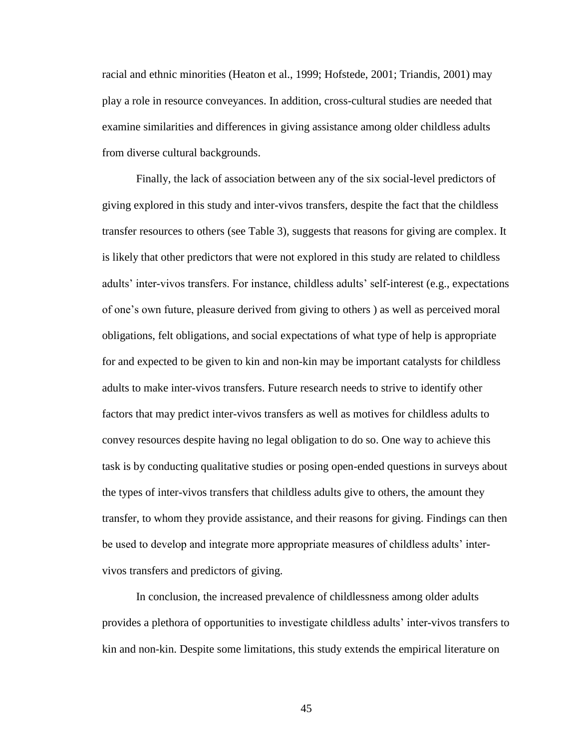racial and ethnic minorities (Heaton et al., 1999; Hofstede, 2001; Triandis, 2001) may play a role in resource conveyances. In addition, cross-cultural studies are needed that examine similarities and differences in giving assistance among older childless adults from diverse cultural backgrounds.

Finally, the lack of association between any of the six social-level predictors of giving explored in this study and inter-vivos transfers, despite the fact that the childless transfer resources to others (see Table 3), suggests that reasons for giving are complex. It is likely that other predictors that were not explored in this study are related to childless adults' inter-vivos transfers. For instance, childless adults' self-interest (e.g., expectations of one's own future, pleasure derived from giving to others ) as well as perceived moral obligations, felt obligations, and social expectations of what type of help is appropriate for and expected to be given to kin and non-kin may be important catalysts for childless adults to make inter-vivos transfers. Future research needs to strive to identify other factors that may predict inter-vivos transfers as well as motives for childless adults to convey resources despite having no legal obligation to do so. One way to achieve this task is by conducting qualitative studies or posing open-ended questions in surveys about the types of inter-vivos transfers that childless adults give to others, the amount they transfer, to whom they provide assistance, and their reasons for giving. Findings can then be used to develop and integrate more appropriate measures of childless adults' inter-vivos transfers and predictors of giving.

In conclusion, the increased prevalence of childlessness among older adults provides a plethora of opportunities to investigate childless adults' inter-vivos transfers to kin and non-kin. Despite some limitations, this study extends the empirical literature on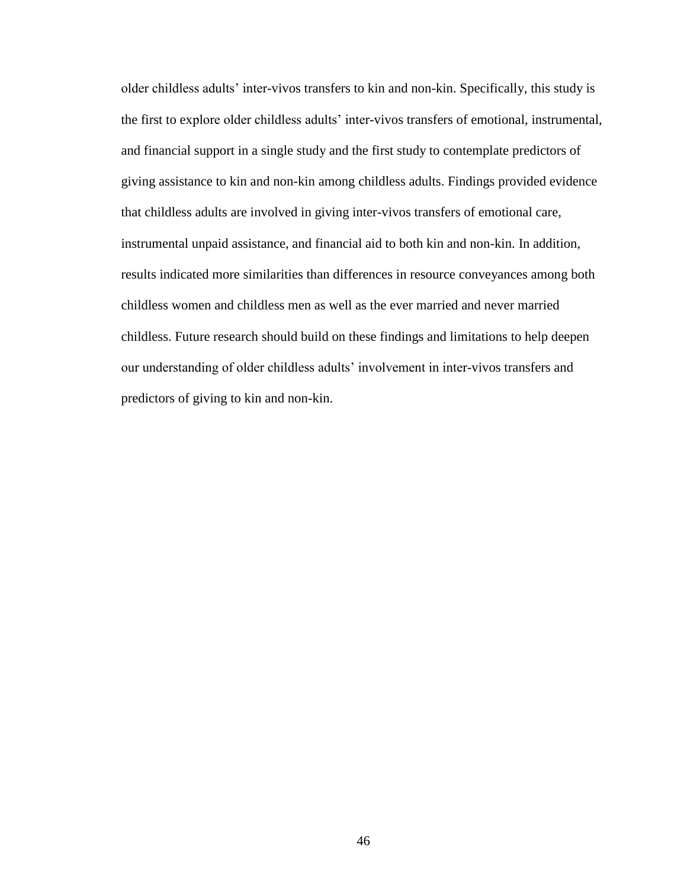older childless adults' inter-vivos transfers to kin and non-kin. Specifically, this study is the first to explore older childless adults' inter-vivos transfers of emotional, instrumental, and financial support in a single study and the first study to contemplate predictors of giving assistance to kin and non-kin among childless adults. Findings provided evidence that childless adults are involved in giving inter-vivos transfers of emotional care, instrumental unpaid assistance, and financial aid to both kin and non-kin. In addition, results indicated more similarities than differences in resource conveyances among both childless women and childless men as well as the ever married and never married childless. Future research should build on these findings and limitations to help deepen our understanding of older childless adults' involvement in inter-vivos transfers and predictors of giving to kin and non-kin.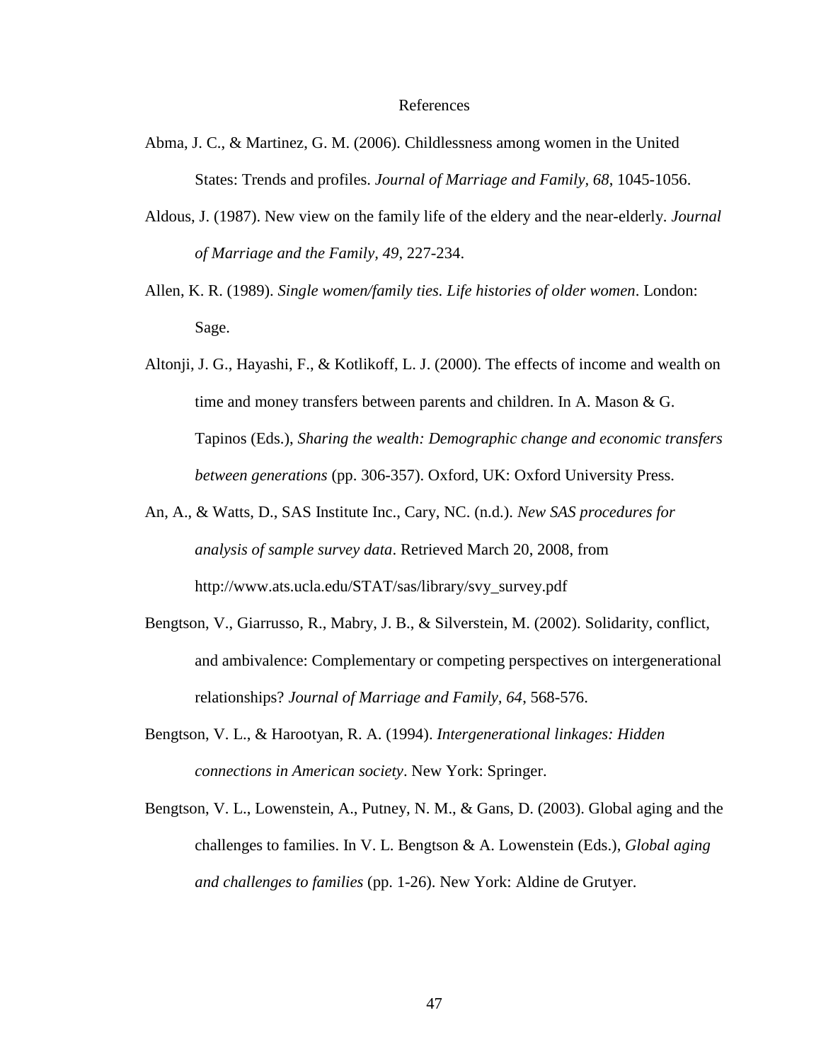# References

Abma, J. C., & Martinez, G. M. (2006). Childlessness among women in the United States: Trends and profiles. *Journal of Marriage and Family*, *68*, 1045-1056.

Aldous, J. (1987). New view on the family life of the eldery and the near-elderly. *Journal of Marriage and the Family*, *49*, 227-234.

Allen, K. R. (1989). *Single women/family ties. Life histories of older women*. London: Sage.

Altonji, J. G., Hayashi, F., & Kotlikoff, L. J. (2000). The effects of income and wealth on time and money transfers between parents and children. In A. Mason & G. Tapinos (Eds.), *Sharing the wealth: Demographic change and economic transfers between generations* (pp. 306-357). Oxford, UK: Oxford University Press.

An, A., & Watts, D., SAS Institute Inc., Cary, NC. (n.d.). *New SAS procedures for analysis of sample survey data*. Retrieved March 20, 2008, from http://www.ats.ucla.edu/STAT/sas/library/svy_survey.pdf

Bengtson, V., Giarrusso, R., Mabry, J. B., & Silverstein, M. (2002). Solidarity, conflict, and ambivalence: Complementary or competing perspectives on intergenerational relationships? *Journal of Marriage and Family, 64*, 568-576.

Bengtson, V. L., & Harootyan, R. A. (1994). *Intergenerational linkages: Hidden connections in American society*. New York: Springer.

Bengtson, V. L., Lowenstein, A., Putney, N. M., & Gans, D. (2003). Global aging and the challenges to families. In V. L. Bengtson & A. Lowenstein (Eds.), *Global aging and challenges to families* (pp. 1-26). New York: Aldine de Grutyer.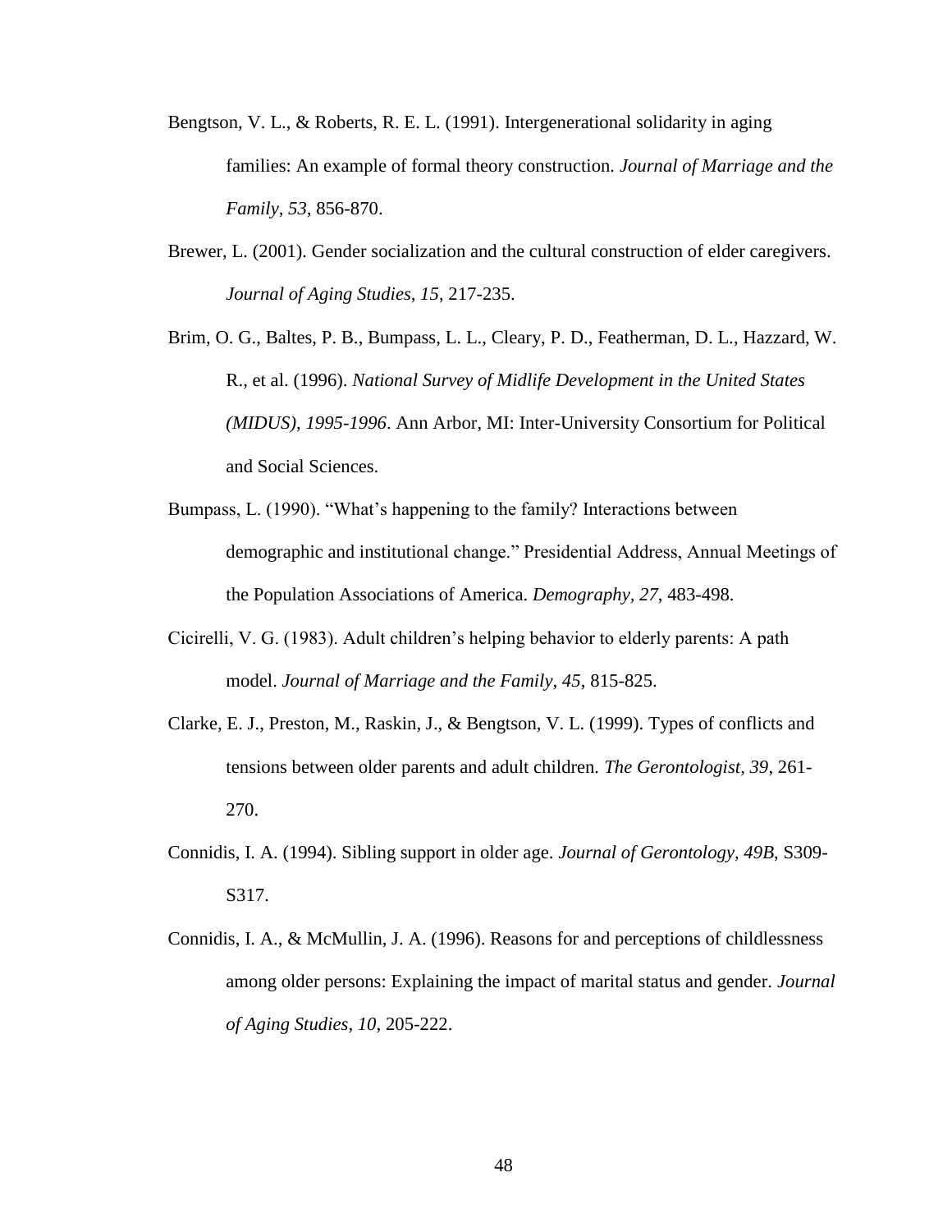Bengtson, V. L., & Roberts, R. E. L. (1991). Intergenerational solidarity in aging families: An example of formal theory construction. *Journal of Marriage and the Family, 53*, 856-870.

Brewer, L. (2001). Gender socialization and the cultural construction of elder caregivers. *Journal of Aging Studies, 15*, 217-235.

Brim, O. G., Baltes, P. B., Bumpass, L. L., Cleary, P. D., Featherman, D. L., Hazzard, W. R., et al. (1996). *National Survey of Midlife Development in the United States (MIDUS), 1995-1996*. Ann Arbor, MI: Inter-University Consortium for Political and Social Sciences.

Bumpass, L. (1990). "What's happening to the family? Interactions between demographic and institutional change." Presidential Address, Annual Meetings of the Population Associations of America. *Demography*, *27*, 483-498.

Cicirelli, V. G. (1983). Adult children's helping behavior to elderly parents: A path model. *Journal of Marriage and the Family, 45*, 815-825.

Clarke, E. J., Preston, M., Raskin, J., & Bengtson, V. L. (1999). Types of conflicts and tensions between older parents and adult children. *The Gerontologist, 39*, 261-270.

Connidis, I. A. (1994). Sibling support in older age. *Journal of Gerontology, 49B*, S309-S317.

Connidis, I. A., & McMullin, J. A. (1996). Reasons for and perceptions of childlessness among older persons: Explaining the impact of marital status and gender. *Journal of Aging Studies, 10*, 205-222.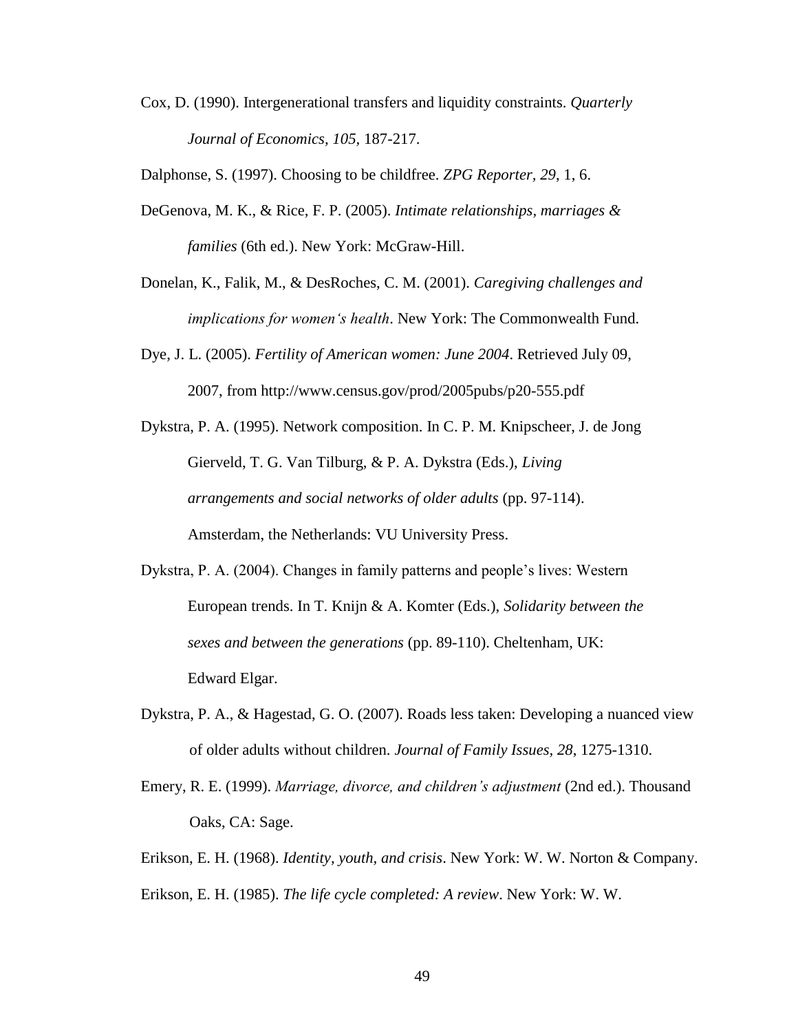Cox, D. (1990). Intergenerational transfers and liquidity constraints. *Quarterly Journal of Economics, 105*, 187-217.

Dalphonse, S. (1997). Choosing to be childfree. *ZPG Reporter, 29*, 1, 6.

DeGenova, M. K., & Rice, F. P. (2005). *Intimate relationships, marriages & families* (6th ed.). New York: McGraw-Hill.

Donelan, K., Falik, M., & DesRoches, C. M. (2001). *Caregiving challenges and implications for women's health*. New York: The Commonwealth Fund.

Dye, J. L. (2005). *Fertility of American women: June 2004*. Retrieved July 09, 2007, from http://www.census.gov/prod/2005pubs/p20-555.pdf

Dykstra, P. A. (1995). Network composition. In C. P. M. Knipscheer, J. de Jong Gierveld, T. G. Van Tilburg, & P. A. Dykstra (Eds.), *Living arrangements and social networks of older adults* (pp. 97-114). Amsterdam, the Netherlands: VU University Press.

Dykstra, P. A. (2004). Changes in family patterns and people's lives: Western European trends. In T. Knijn & A. Komter (Eds.), *Solidarity between the sexes and between the generations* (pp. 89-110). Cheltenham, UK: Edward Elgar.

Dykstra, P. A., & Hagestad, G. O. (2007). Roads less taken: Developing a nuanced view of older adults without children. *Journal of Family Issues, 28*, 1275-1310.

Emery, R. E. (1999). *Marriage, divorce, and children's adjustment* (2nd ed.). Thousand Oaks, CA: Sage.

Erikson, E. H. (1968). *Identity, youth, and crisis*. New York: W. W. Norton & Company.

Erikson, E. H. (1985). *The life cycle completed: A review*. New York: W. W.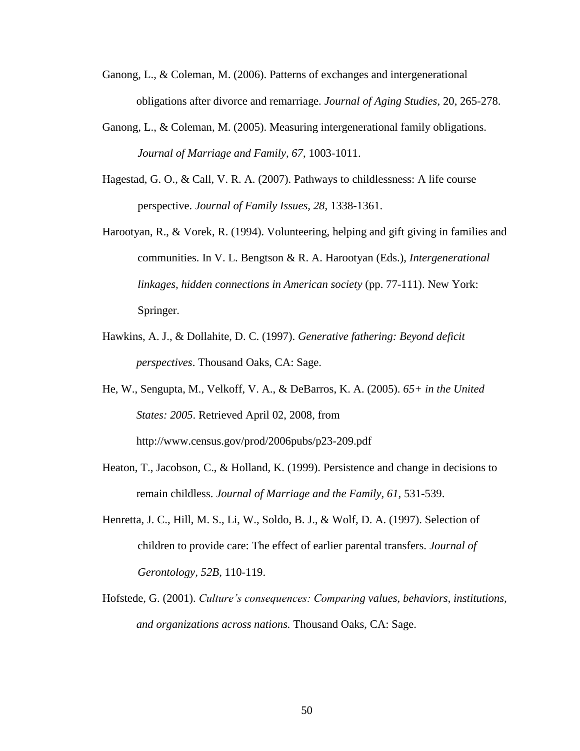Ganong, L., & Coleman, M. (2006). Patterns of exchanges and intergenerational obligations after divorce and remarriage. *Journal of Aging Studies*, 20, 265-278.

Ganong, L., & Coleman, M. (2005). Measuring intergenerational family obligations. *Journal of Marriage and Family*, *67*, 1003-1011.

Hagestad, G. O., & Call, V. R. A. (2007). Pathways to childlessness: A life course perspective. *Journal of Family Issues*, *28*, 1338-1361.

Harootyan, R., & Vorek, R. (1994). Volunteering, helping and gift giving in families and communities. In V. L. Bengtson & R. A. Harootyan (Eds.), *Intergenerational linkages, hidden connections in American society* (pp. 77-111). New York: Springer.

Hawkins, A. J., & Dollahite, D. C. (1997). *Generative fathering: Beyond deficit perspectives*. Thousand Oaks, CA: Sage.

He, W., Sengupta, M., Velkoff, V. A., & DeBarros, K. A. (2005). *65+ in the United States: 2005*. Retrieved April 02, 2008, from http://www.census.gov/prod/2006pubs/p23-209.pdf

Heaton, T., Jacobson, C., & Holland, K. (1999). Persistence and change in decisions to remain childless. *Journal of Marriage and the Family, 61*, 531-539.

Henretta, J. C., Hill, M. S., Li, W., Soldo, B. J., & Wolf, D. A. (1997). Selection of children to provide care: The effect of earlier parental transfers. *Journal of Gerontology*, *52B*, 110-119.

Hofstede, G. (2001). *Culture's consequences: Comparing values, behaviors, institutions, and organizations across nations.* Thousand Oaks, CA: Sage.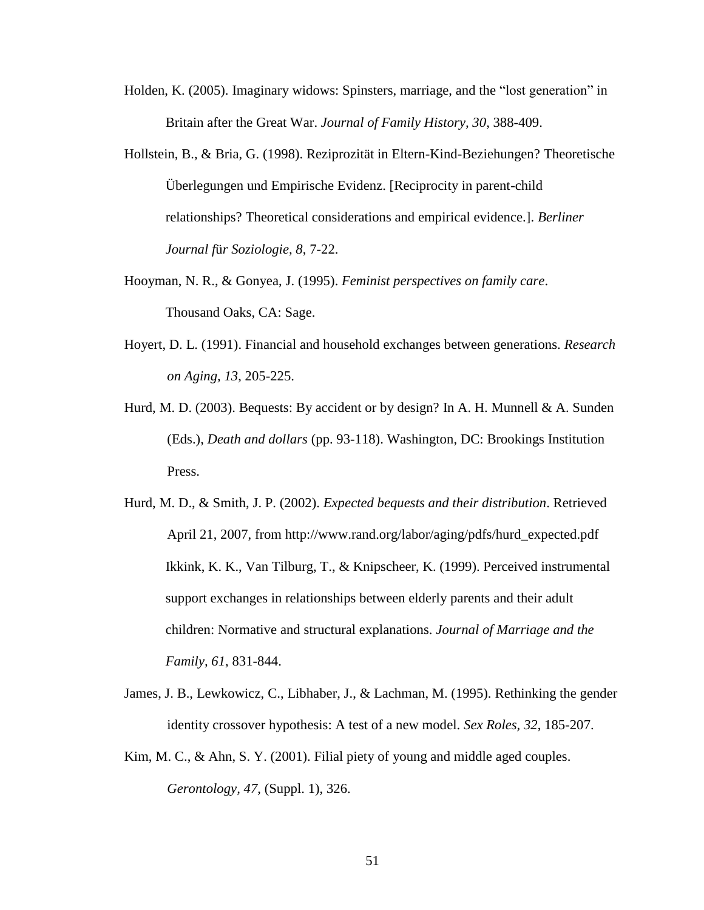Holden, K. (2005). Imaginary widows: Spinsters, marriage, and the "lost generation" in Britain after the Great War. *Journal of Family History, 30*, 388-409.

Hollstein, B., & Bria, G. (1998). Reziprozität in Eltern-Kind-Beziehungen? Theoretische Überlegungen und Empirische Evidenz. [Reciprocity in parent-child relationships? Theoretical considerations and empirical evidence.]. *Berliner Journal für Soziologie*, *8*, 7-22.

Hooyman, N. R., & Gonyea, J. (1995). *Feminist perspectives on family care*. Thousand Oaks, CA: Sage.

Hoyert, D. L. (1991). Financial and household exchanges between generations. *Research on Aging*, *13*, 205-225.

Hurd, M. D. (2003). Bequests: By accident or by design? In A. H. Munnell & A. Sunden (Eds.), *Death and dollars* (pp. 93-118). Washington, DC: Brookings Institution Press.

Hurd, M. D., & Smith, J. P. (2002). *Expected bequests and their distribution*. Retrieved April 21, 2007, from http://www.rand.org/labor/aging/pdfs/hurd_expected.pdf

Ikkink, K. K., Van Tilburg, T., & Knipscheer, K. (1999). Perceived instrumental support exchanges in relationships between elderly parents and their adult children: Normative and structural explanations. *Journal of Marriage and the Family*, *61*, 831-844.

James, J. B., Lewkowicz, C., Libhaber, J., & Lachman, M. (1995). Rethinking the gender identity crossover hypothesis: A test of a new model. *Sex Roles*, *32*, 185-207.

Kim, M. C., & Ahn, S. Y. (2001). Filial piety of young and middle aged couples. *Gerontology*, *47*, (Suppl. 1), 326.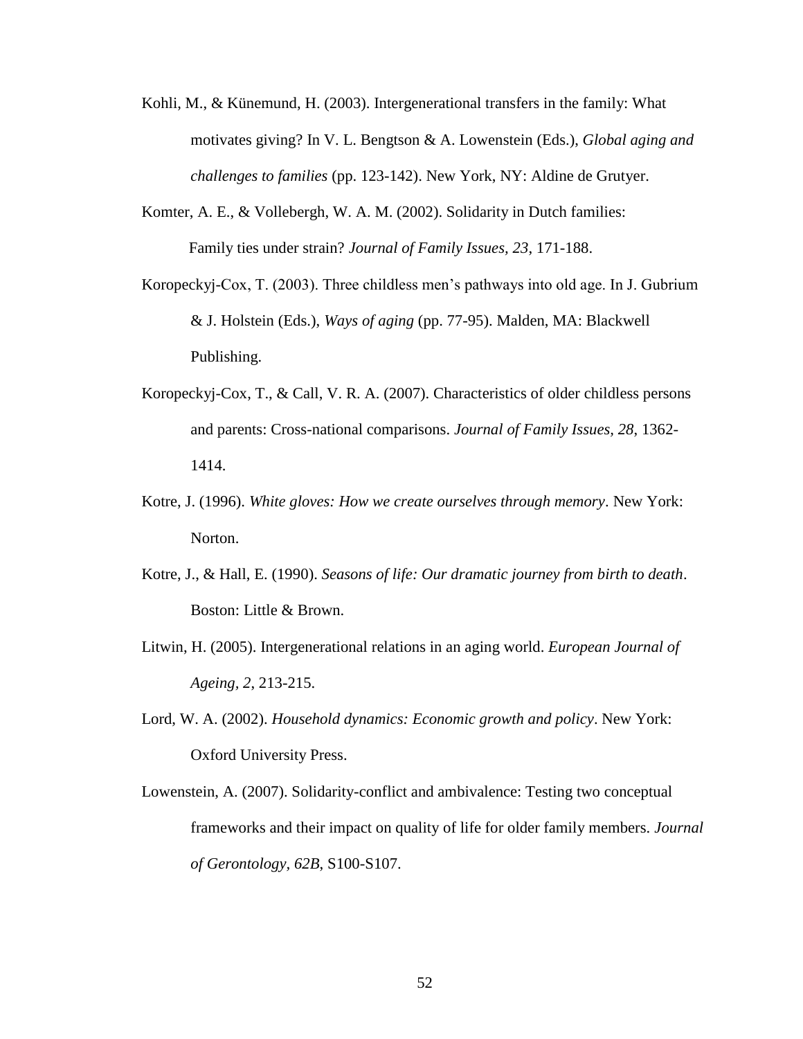Kohli, M., & Künemund, H. (2003). Intergenerational transfers in the family: What motivates giving? In V. L. Bengtson & A. Lowenstein (Eds.), *Global aging and challenges to families* (pp. 123-142). New York, NY: Aldine de Grutyer.

Komter, A. E., & Vollebergh, W. A. M. (2002). Solidarity in Dutch families: Family ties under strain? *Journal of Family Issues, 23*, 171-188.

Koropeckyj-Cox, T. (2003). Three childless men's pathways into old age. In J. Gubrium & J. Holstein (Eds.), *Ways of aging* (pp. 77-95). Malden, MA: Blackwell Publishing.

Koropeckyj-Cox, T., & Call, V. R. A. (2007). Characteristics of older childless persons and parents: Cross-national comparisons. *Journal of Family Issues*, *28*, 1362-1414.

Kotre, J. (1996). *White gloves: How we create ourselves through memory*. New York: Norton.

Kotre, J., & Hall, E. (1990). *Seasons of life: Our dramatic journey from birth to death*. Boston: Little & Brown.

Litwin, H. (2005). Intergenerational relations in an aging world. *European Journal of Ageing, 2*, 213-215.

Lord, W. A. (2002). *Household dynamics: Economic growth and policy*. New York: Oxford University Press.

Lowenstein, A. (2007). Solidarity-conflict and ambivalence: Testing two conceptual frameworks and their impact on quality of life for older family members. *Journal of Gerontology, 62B*, S100-S107.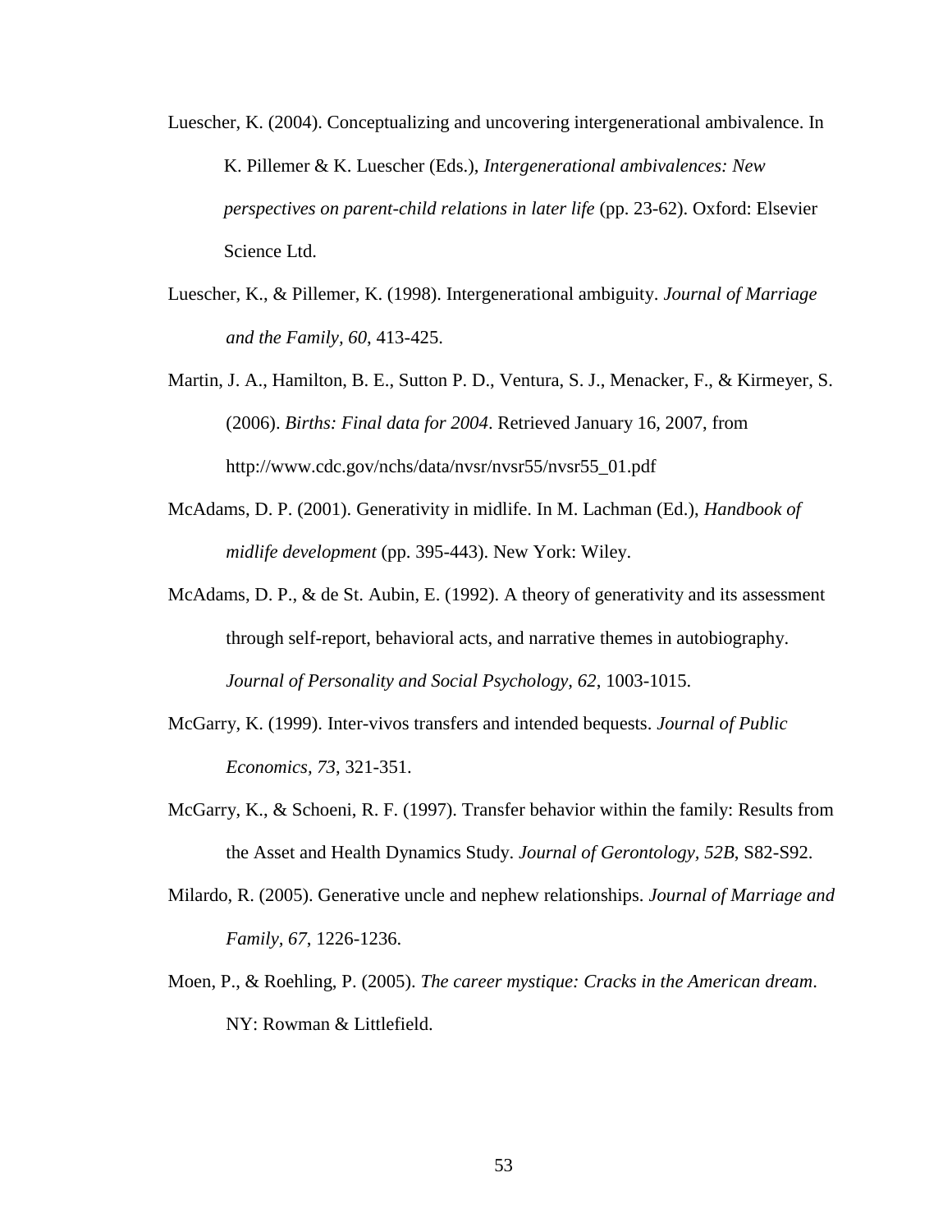Luescher, K. (2004). Conceptualizing and uncovering intergenerational ambivalence. In K. Pillemer & K. Luescher (Eds.), *Intergenerational ambivalences: New perspectives on parent-child relations in later life* (pp. 23-62). Oxford: Elsevier Science Ltd.

Luescher, K., & Pillemer, K. (1998). Intergenerational ambiguity. *Journal of Marriage and the Family, 60*, 413-425.

Martin, J. A., Hamilton, B. E., Sutton P. D., Ventura, S. J., Menacker, F., & Kirmeyer, S. (2006). *Births: Final data for 2004*. Retrieved January 16, 2007, from http://www.cdc.gov/nchs/data/nvsr/nvsr55/nvsr55_01.pdf

McAdams, D. P. (2001). Generativity in midlife. In M. Lachman (Ed.), *Handbook of midlife development* (pp. 395-443). New York: Wiley.

McAdams, D. P., & de St. Aubin, E. (1992). A theory of generativity and its assessment through self-report, behavioral acts, and narrative themes in autobiography. *Journal of Personality and Social Psychology, 62*, 1003-1015.

McGarry, K. (1999). Inter-vivos transfers and intended bequests. *Journal of Public Economics, 73*, 321-351.

McGarry, K., & Schoeni, R. F. (1997). Transfer behavior within the family: Results from the Asset and Health Dynamics Study. *Journal of Gerontology, 52B*, S82-S92.

Milardo, R. (2005). Generative uncle and nephew relationships. *Journal of Marriage and Family, 67*, 1226-1236.

Moen, P., & Roehling, P. (2005). *The career mystique: Cracks in the American dream*. NY: Rowman & Littlefield.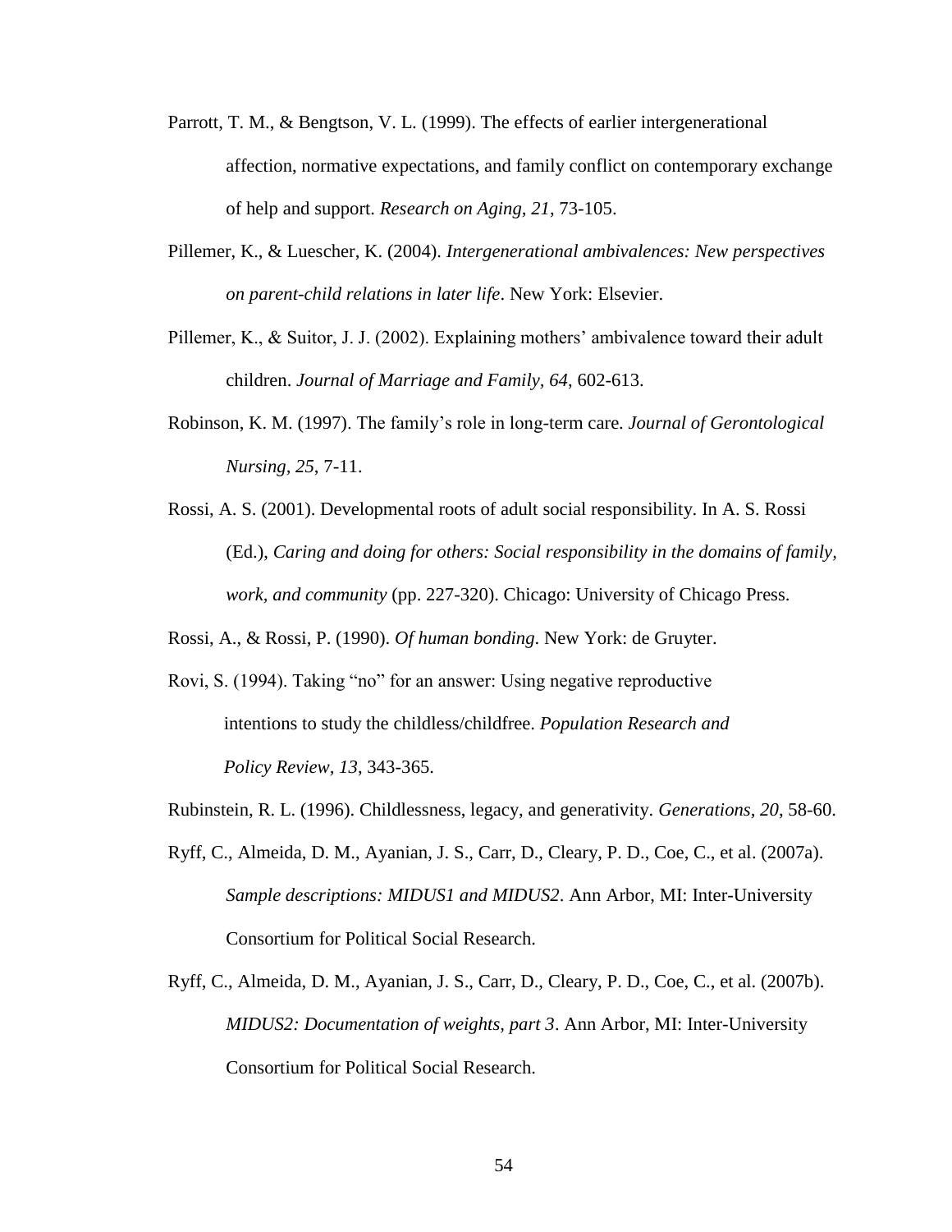Parrott, T. M., & Bengtson, V. L. (1999). The effects of earlier intergenerational affection, normative expectations, and family conflict on contemporary exchange of help and support. *Research on Aging, 21*, 73-105.

Pillemer, K., & Luescher, K. (2004). *Intergenerational ambivalences: New perspectives on parent-child relations in later life*. New York: Elsevier.

Pillemer, K., & Suitor, J. J. (2002). Explaining mothers' ambivalence toward their adult children. *Journal of Marriage and Family, 64*, 602-613.

Robinson, K. M. (1997). The family's role in long-term care. *Journal of Gerontological Nursing, 25*, 7-11.

Rossi, A. S. (2001). Developmental roots of adult social responsibility. In A. S. Rossi (Ed.), *Caring and doing for others: Social responsibility in the domains of family, work, and community* (pp. 227-320). Chicago: University of Chicago Press.

Rossi, A., & Rossi, P. (1990). *Of human bonding*. New York: de Gruyter.

Rovi, S. (1994). Taking "no" for an answer: Using negative reproductive intentions to study the childless/childfree. *Population Research and Policy Review, 13*, 343-365.

Rubinstein, R. L. (1996). Childlessness, legacy, and generativity. *Generations, 20*, 58-60.

Ryff, C., Almeida, D. M., Ayanian, J. S., Carr, D., Cleary, P. D., Coe, C., et al. (2007a). *Sample descriptions: MIDUS1 and MIDUS2*. Ann Arbor, MI: Inter-University Consortium for Political Social Research.

Ryff, C., Almeida, D. M., Ayanian, J. S., Carr, D., Cleary, P. D., Coe, C., et al. (2007b). *MIDUS2: Documentation of weights, part 3*. Ann Arbor, MI: Inter-University Consortium for Political Social Research.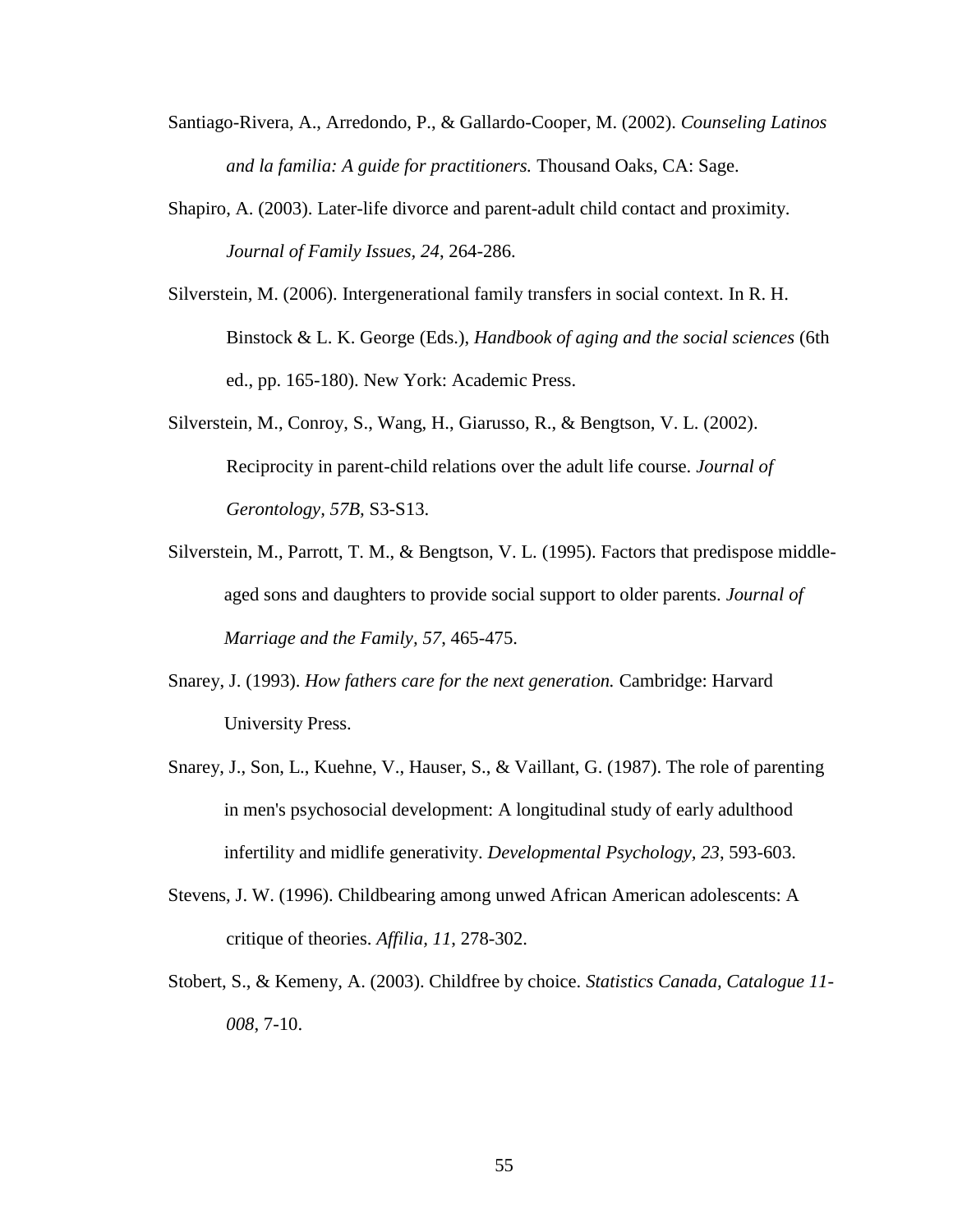Santiago-Rivera, A., Arredondo, P., & Gallardo-Cooper, M. (2002). *Counseling Latinos and la familia: A guide for practitioners.* Thousand Oaks, CA: Sage.

Shapiro, A. (2003). Later-life divorce and parent-adult child contact and proximity. *Journal of Family Issues, 24*, 264-286.

Silverstein, M. (2006). Intergenerational family transfers in social context. In R. H. Binstock & L. K. George (Eds.), *Handbook of aging and the social sciences* (6th ed., pp. 165-180). New York: Academic Press.

Silverstein, M., Conroy, S., Wang, H., Giarusso, R., & Bengtson, V. L. (2002). Reciprocity in parent-child relations over the adult life course. *Journal of Gerontology, 57B,* S3-S13.

Silverstein, M., Parrott, T. M., & Bengtson, V. L. (1995). Factors that predispose middle-aged sons and daughters to provide social support to older parents. *Journal of Marriage and the Family, 57,* 465-475.

Snarey, J. (1993). *How fathers care for the next generation.* Cambridge: Harvard University Press.

Snarey, J., Son, L., Kuehne, V., Hauser, S., & Vaillant, G. (1987). The role of parenting in men's psychosocial development: A longitudinal study of early adulthood infertility and midlife generativity. *Developmental Psychology, 23*, 593-603.

Stevens, J. W. (1996). Childbearing among unwed African American adolescents: A critique of theories. *Affilia, 11*, 278-302.

Stobert, S., & Kemeny, A. (2003). Childfree by choice. *Statistics Canada, Catalogue 11-008*, 7-10.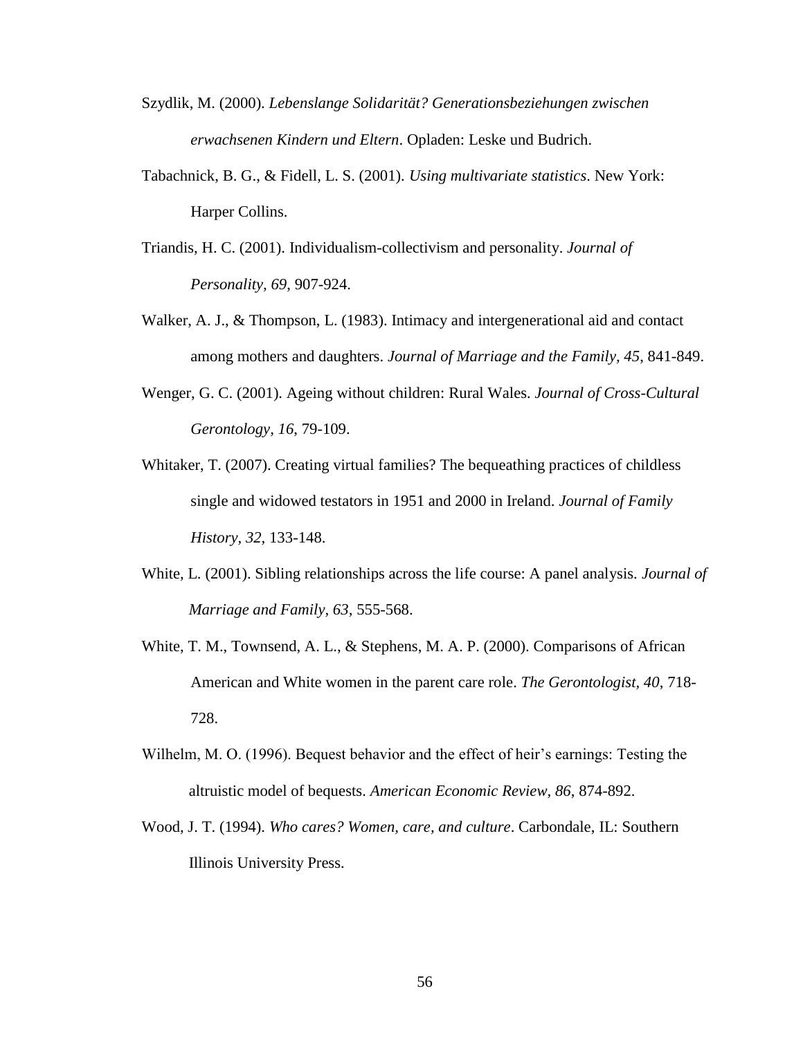Szydlik, M. (2000). *Lebenslange Solidarität? Generationsbeziehungen zwischen erwachsenen Kindern und Eltern*. Opladen: Leske und Budrich.

Tabachnick, B. G., & Fidell, L. S. (2001). *Using multivariate statistics*. New York: Harper Collins.

Triandis, H. C. (2001). Individualism-collectivism and personality. *Journal of Personality, 69*, 907-924.

Walker, A. J., & Thompson, L. (1983). Intimacy and intergenerational aid and contact among mothers and daughters. *Journal of Marriage and the Family, 45*, 841-849.

Wenger, G. C. (2001). Ageing without children: Rural Wales. *Journal of Cross-Cultural Gerontology, 16*, 79-109.

Whitaker, T. (2007). Creating virtual families? The bequeathing practices of childless single and widowed testators in 1951 and 2000 in Ireland. *Journal of Family History, 32*, 133-148.

White, L. (2001). Sibling relationships across the life course: A panel analysis. *Journal of Marriage and Family, 63*, 555-568.

White, T. M., Townsend, A. L., & Stephens, M. A. P. (2000). Comparisons of African American and White women in the parent care role. *The Gerontologist, 40*, 718-728.

Wilhelm, M. O. (1996). Bequest behavior and the effect of heir's earnings: Testing the altruistic model of bequests. *American Economic Review, 86*, 874-892.

Wood, J. T. (1994). *Who cares? Women, care, and culture*. Carbondale, IL: Southern Illinois University Press.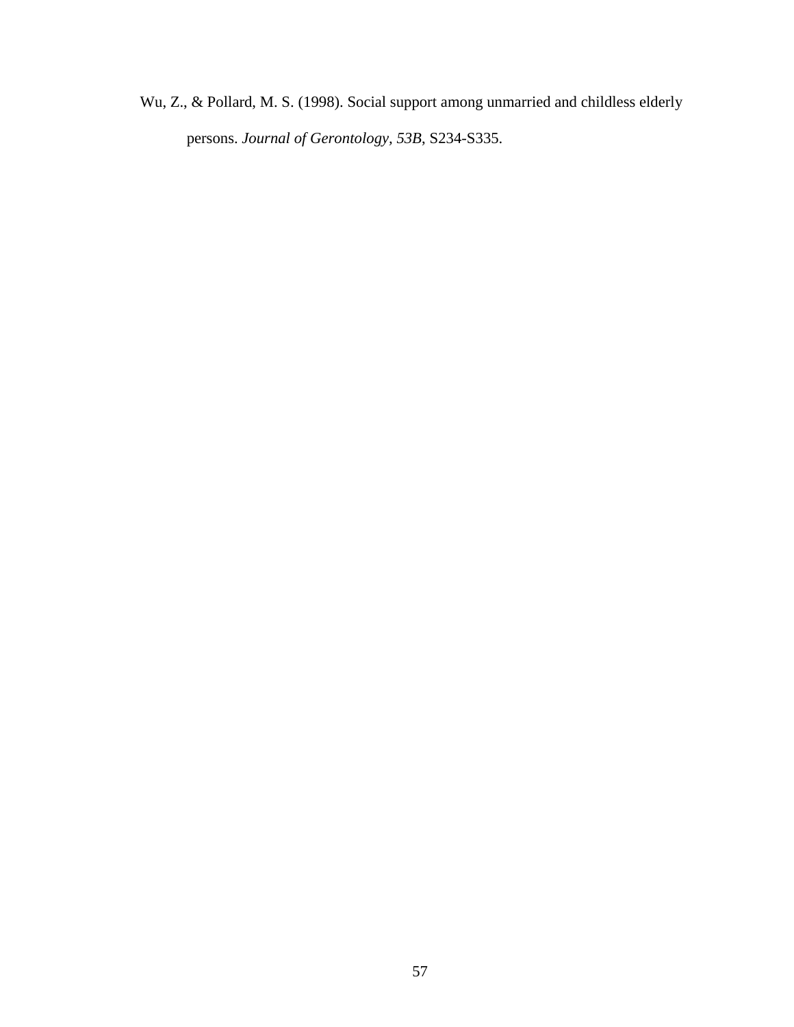Wu, Z., & Pollard, M. S. (1998). Social support among unmarried and childless elderly persons. *Journal of Gerontology, 53B*, S234-S335.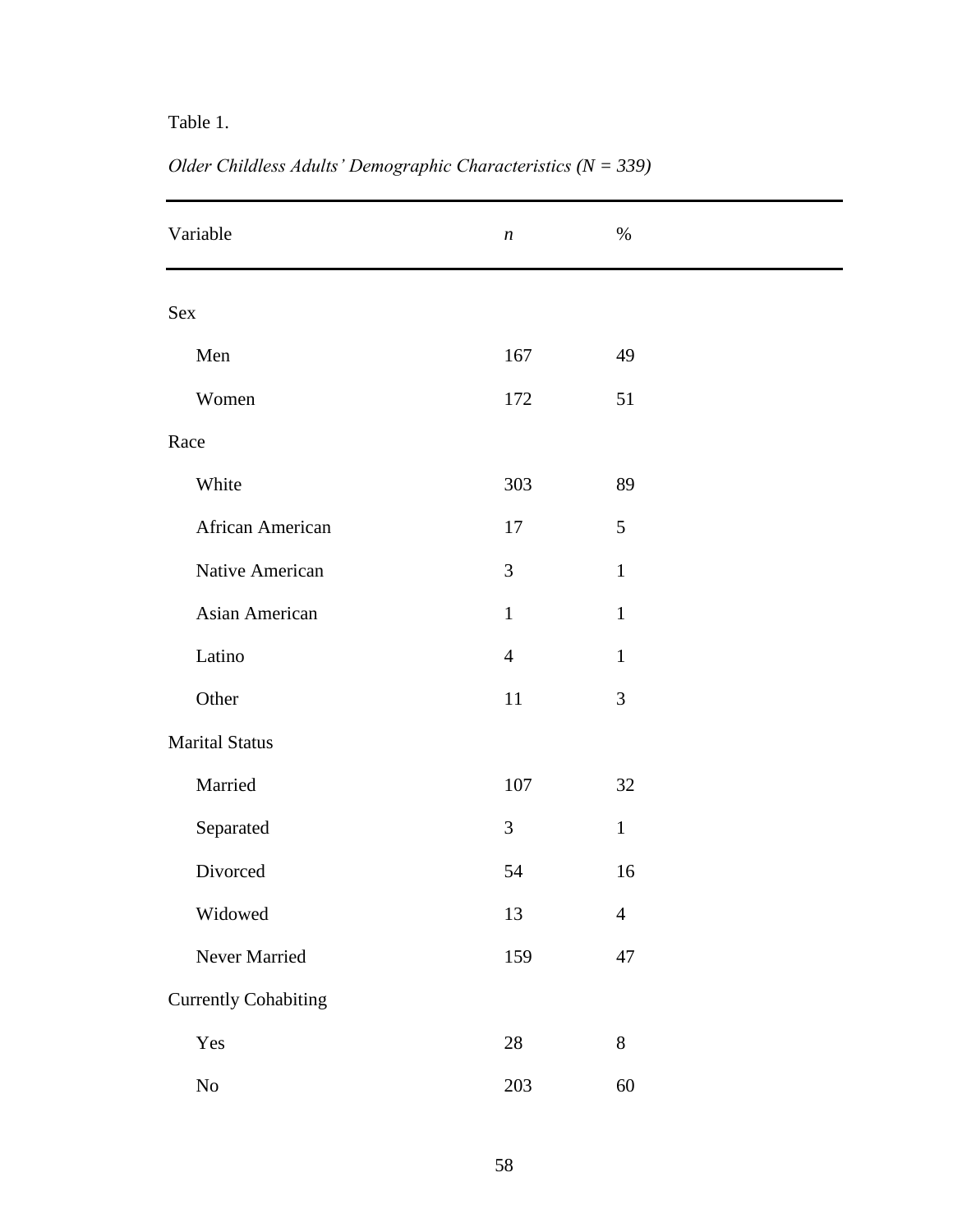Table 1.

*Older Childless Adults' Demographic Characteristics (N = 339)*

| Variable | *n* | % |
|---|---|---|
| Sex | | |
| Men | 167 | 49 |
| Women | 172 | 51 |
| Race | | |
| White | 303 | 89 |
| African American | 17 | 5 |
| Native American | 3 | 1 |
| Asian American | 1 | 1 |
| Latino | 4 | 1 |
| Other | 11 | 3 |
| Marital Status | | |
| Married | 107 | 32 |
| Separated | 3 | 1 |
| Divorced | 54 | 16 |
| Widowed | 13 | 4 |
| Never Married | 159 | 47 |
| Currently Cohabiting | | |
| Yes | 28 | 8 |
| No | 203 | 60 |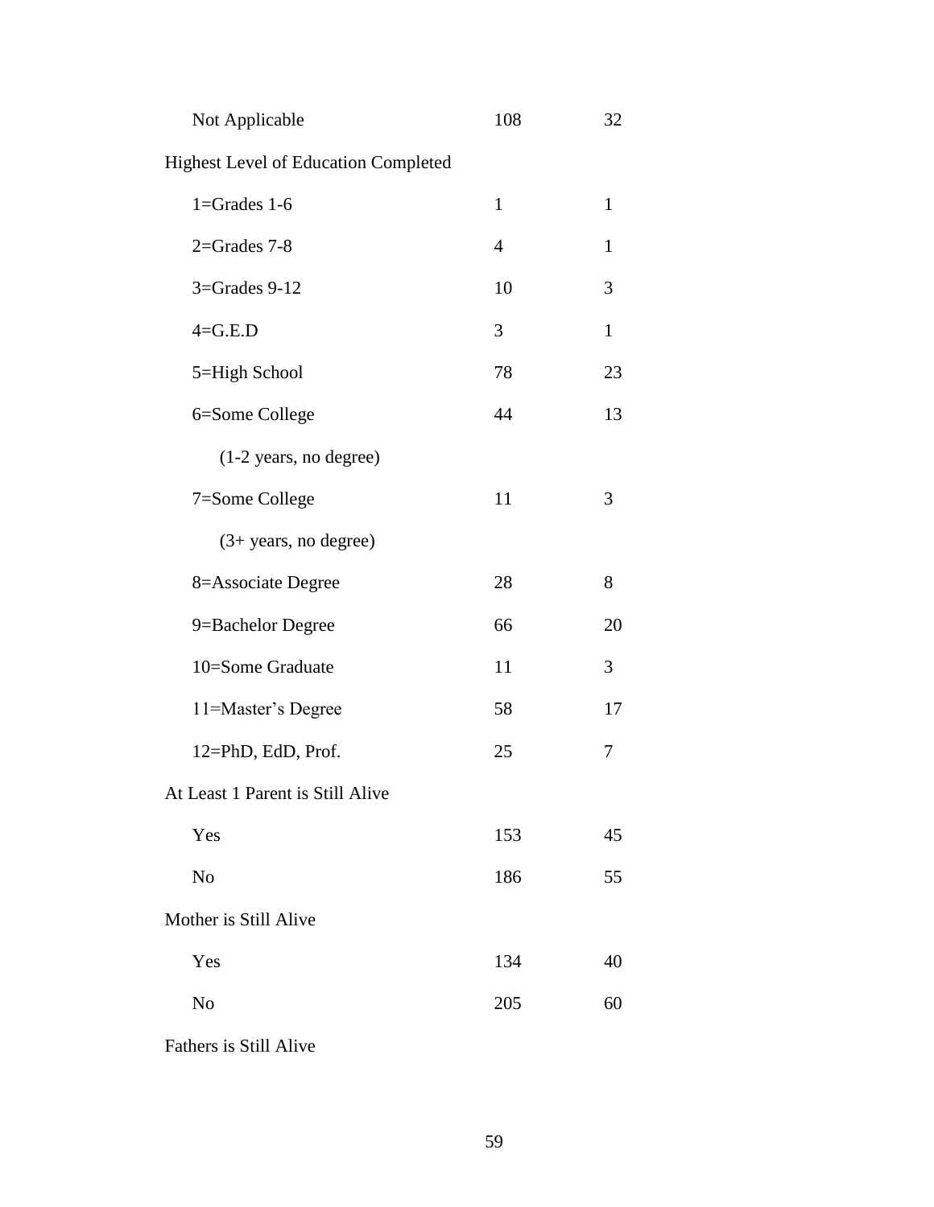| | | |
|---|---|---|
| Not Applicable | 108 | 32 |
| Highest Level of Education Completed | | |
| 1=Grades 1-6 | 1 | 1 |
| 2=Grades 7-8 | 4 | 1 |
| 3=Grades 9-12 | 10 | 3 |
| 4=G.E.D | 3 | 1 |
| 5=High School | 78 | 23 |
| 6=Some College | 44 | 13 |
| (1-2 years, no degree) | | |
| 7=Some College | 11 | 3 |
| (3+ years, no degree) | | |
| 8=Associate Degree | 28 | 8 |
| 9=Bachelor Degree | 66 | 20 |
| 10=Some Graduate | 11 | 3 |
| 11=Master's Degree | 58 | 17 |
| 12=PhD, EdD, Prof. | 25 | 7 |
| At Least 1 Parent is Still Alive | | |
| Yes | 153 | 45 |
| No | 186 | 55 |
| Mother is Still Alive | | |
| Yes | 134 | 40 |
| No | 205 | 60 |
| Fathers is Still Alive | | |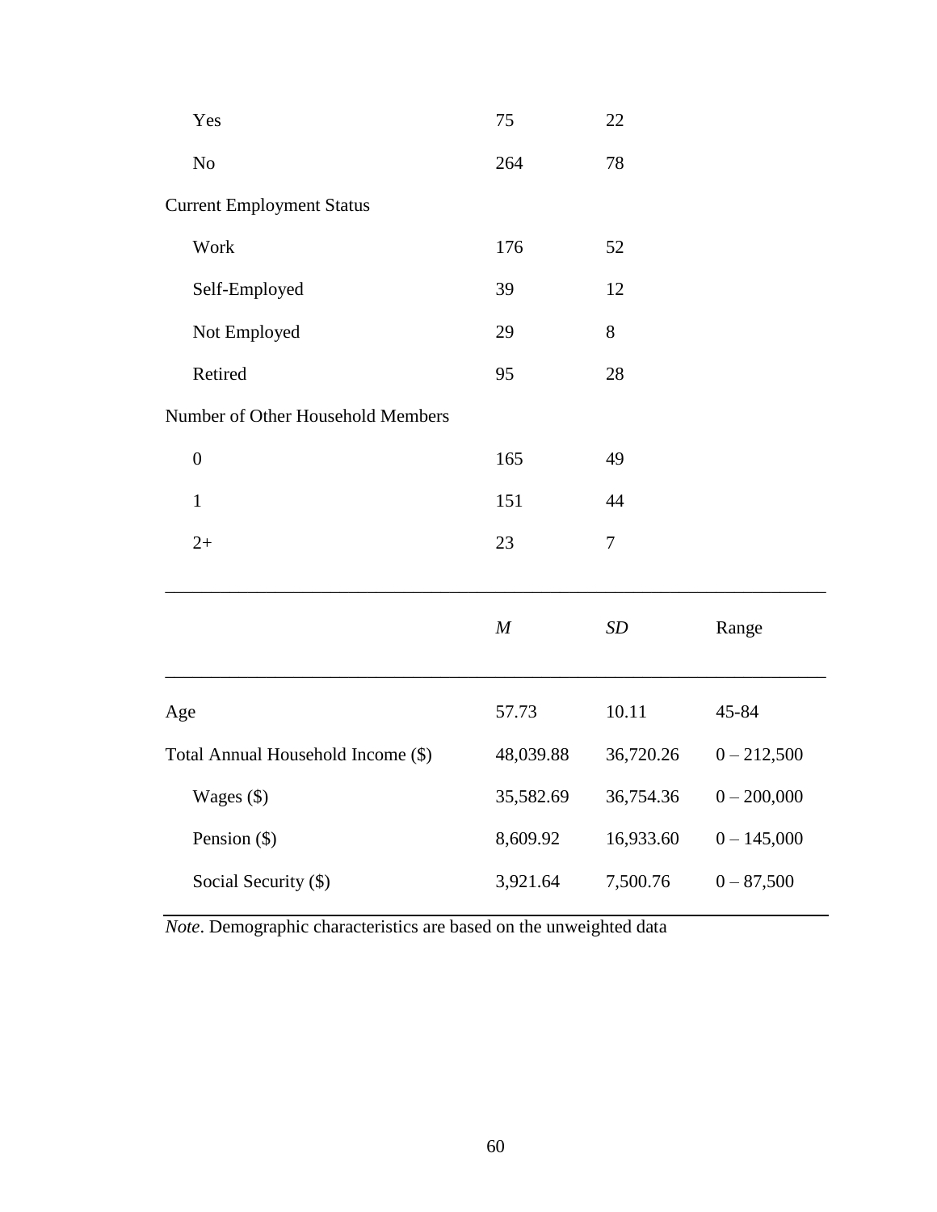|  |  |  |  |
|---|---|---|---|
| Yes | 75 | 22 | |
| No | 264 | 78 | |
| Current Employment Status | | | |
| Work | 176 | 52 | |
| Self-Employed | 39 | 12 | |
| Not Employed | 29 | 8 | |
| Retired | 95 | 28 | |
| Number of Other Household Members | | | |
| 0 | 165 | 49 | |
| 1 | 151 | 44 | |
| 2+ | 23 | 7 | |

|  | *M* | *SD* | Range |
|---|---|---|---|
| Age | 57.73 | 10.11 | 45-84 |
| Total Annual Household Income ($) | 48,039.88 | 36,720.26 | 0 – 212,500 |
| Wages ($) | 35,582.69 | 36,754.36 | 0 – 200,000 |
| Pension ($) | 8,609.92 | 16,933.60 | 0 – 145,000 |
| Social Security ($) | 3,921.64 | 7,500.76 | 0 – 87,500 |

*Note*. Demographic characteristics are based on the unweighted data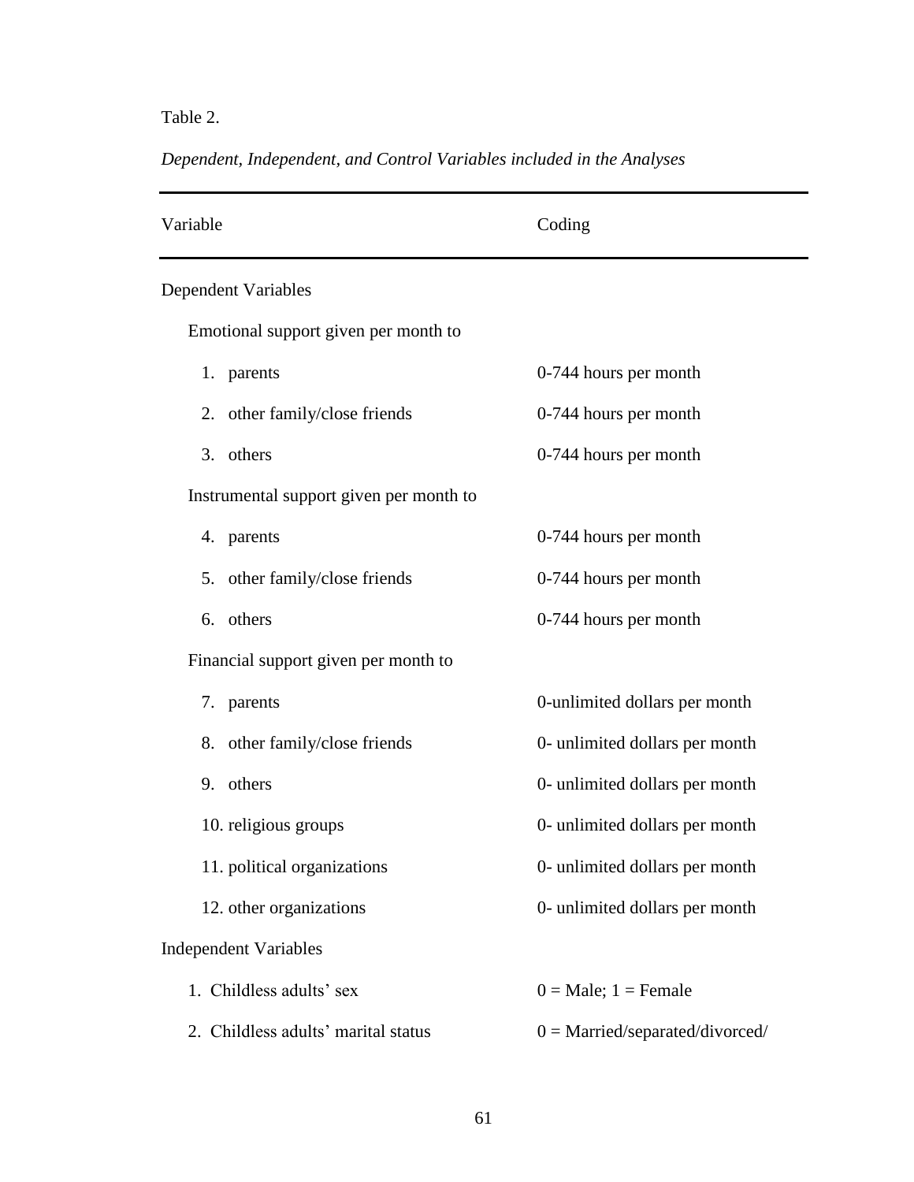Table 2.

*Dependent, Independent, and Control Variables included in the Analyses*

| Variable | Coding |
|---|---|
| Dependent Variables | |
| Emotional support given per month to | |
| 1. parents | 0-744 hours per month |
| 2. other family/close friends | 0-744 hours per month |
| 3. others | 0-744 hours per month |
| Instrumental support given per month to | |
| 4. parents | 0-744 hours per month |
| 5. other family/close friends | 0-744 hours per month |
| 6. others | 0-744 hours per month |
| Financial support given per month to | |
| 7. parents | 0-unlimited dollars per month |
| 8. other family/close friends | 0- unlimited dollars per month |
| 9. others | 0- unlimited dollars per month |
| 10. religious groups | 0- unlimited dollars per month |
| 11. political organizations | 0- unlimited dollars per month |
| 12. other organizations | 0- unlimited dollars per month |
| Independent Variables | |
| 1. Childless adults' sex | 0 = Male; 1 = Female |
| 2. Childless adults' marital status | 0 = Married/separated/divorced/ |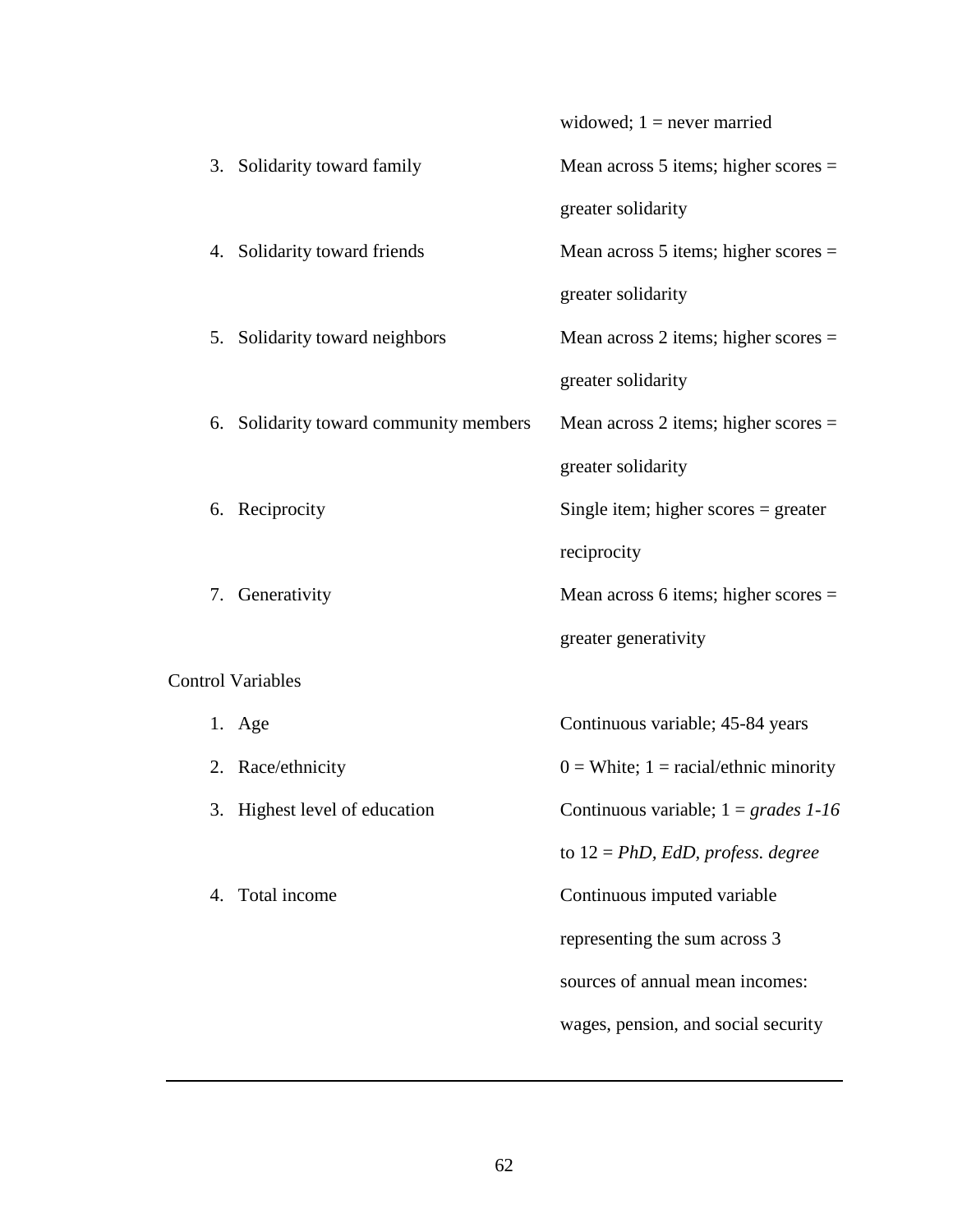| | |
|---|---|
| | widowed; 1 = never married |
| 3. Solidarity toward family | Mean across 5 items; higher scores = greater solidarity |
| 4. Solidarity toward friends | Mean across 5 items; higher scores = greater solidarity |
| 5. Solidarity toward neighbors | Mean across 2 items; higher scores = greater solidarity |
| 6. Solidarity toward community members | Mean across 2 items; higher scores = greater solidarity |
| 6. Reciprocity | Single item; higher scores = greater reciprocity |
| 7. Generativity | Mean across 6 items; higher scores = greater generativity |
| Control Variables | |
| 1. Age | Continuous variable; 45-84 years |
| 2. Race/ethnicity | 0 = White; 1 = racial/ethnic minority |
| 3. Highest level of education | Continuous variable; 1 = *grades 1-16* to 12 = *PhD, EdD, profess. degree* |
| 4. Total income | Continuous imputed variable representing the sum across 3 sources of annual mean incomes: wages, pension, and social security |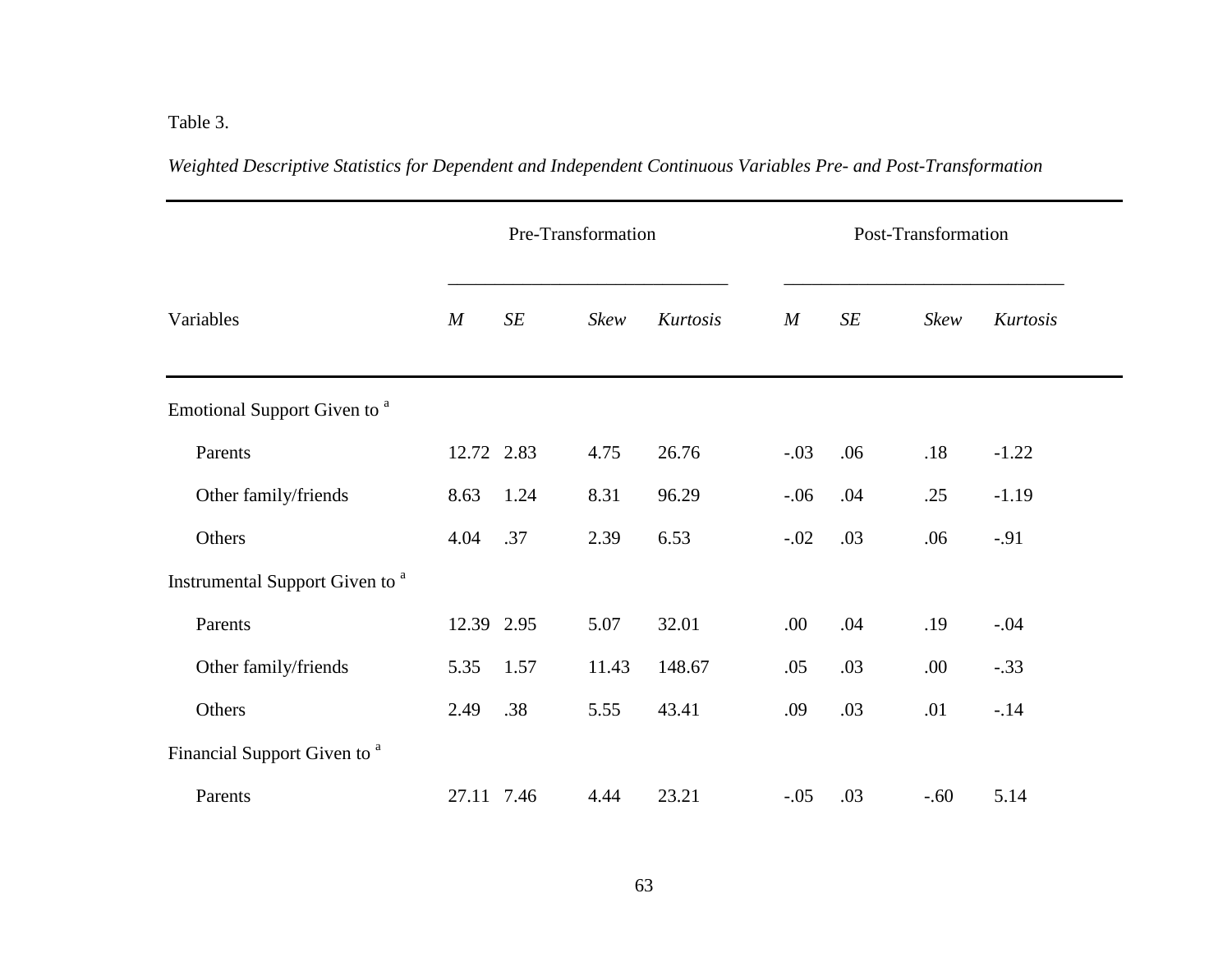Table 3.

*Weighted Descriptive Statistics for Dependent and Independent Continuous Variables Pre- and Post-Transformation*

| | Pre-Transformation | | | | Post-Transformation | | | |
|---|---|---|---|---|---|---|---|---|
| Variables | *M* | *SE* | *Skew* | *Kurtosis* | *M* | *SE* | *Skew* | *Kurtosis* |
| Emotional Support Given to [a] | | | | | | | | |
| Parents | 12.72 | 2.83 | 4.75 | 26.76 | -.03 | .06 | .18 | -1.22 |
| Other family/friends | 8.63 | 1.24 | 8.31 | 96.29 | -.06 | .04 | .25 | -1.19 |
| Others | 4.04 | .37 | 2.39 | 6.53 | -.02 | .03 | .06 | -.91 |
| Instrumental Support Given to [a] | | | | | | | | |
| Parents | 12.39 | 2.95 | 5.07 | 32.01 | .00 | .04 | .19 | -.04 |
| Other family/friends | 5.35 | 1.57 | 11.43 | 148.67 | .05 | .03 | .00 | -.33 |
| Others | 2.49 | .38 | 5.55 | 43.41 | .09 | .03 | .01 | -.14 |
| Financial Support Given to [a] | | | | | | | | |
| Parents | 27.11 | 7.46 | 4.44 | 23.21 | -.05 | .03 | -.60 | 5.14 |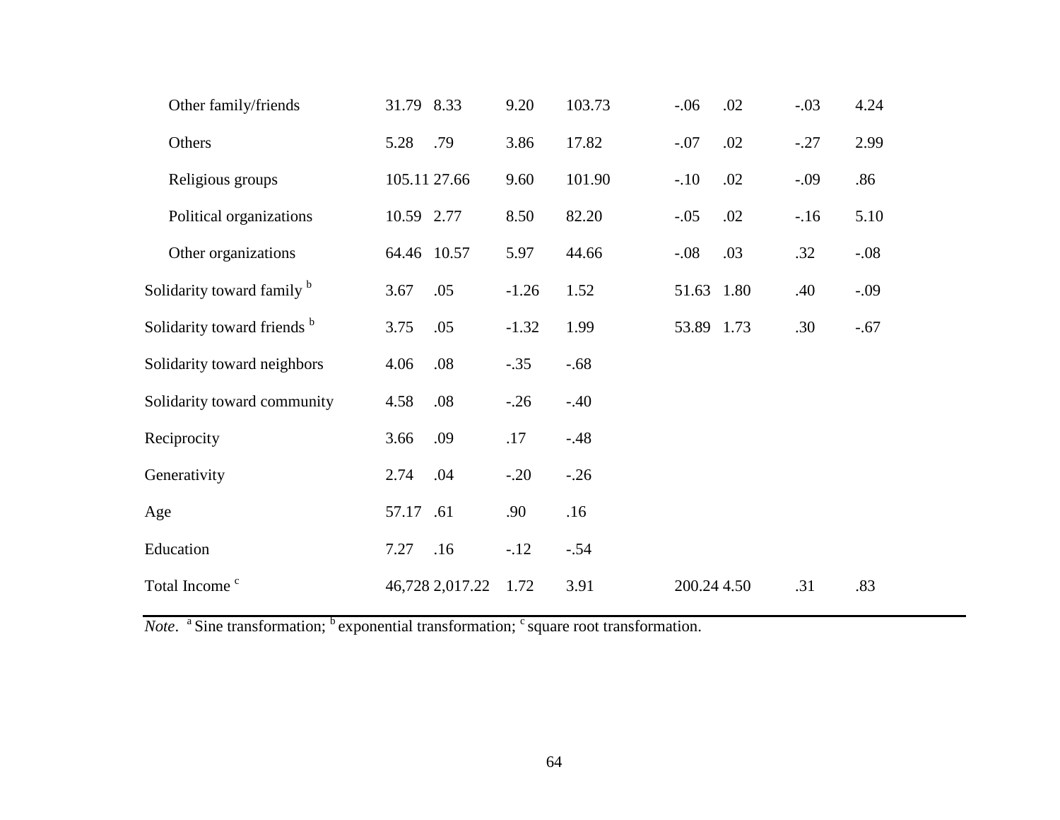| | | | | | | | | |
|---|---|---|---|---|---|---|---|---|
| Other family/friends | 31.79 | 8.33 | 9.20 | 103.73 | -.06 | .02 | -.03 | 4.24 |
| Others | 5.28 | .79 | 3.86 | 17.82 | -.07 | .02 | -.27 | 2.99 |
| Religious groups | 105.11 | 27.66 | 9.60 | 101.90 | -.10 | .02 | -.09 | .86 |
| Political organizations | 10.59 | 2.77 | 8.50 | 82.20 | -.05 | .02 | -.16 | 5.10 |
| Other organizations | 64.46 | 10.57 | 5.97 | 44.66 | -.08 | .03 | .32 | -.08 |
| Solidarity toward family [b] | 3.67 | .05 | -1.26 | 1.52 | 51.63 | 1.80 | .40 | -.09 |
| Solidarity toward friends [b] | 3.75 | .05 | -1.32 | 1.99 | 53.89 | 1.73 | .30 | -.67 |
| Solidarity toward neighbors | 4.06 | .08 | -.35 | -.68 | | | | |
| Solidarity toward community | 4.58 | .08 | -.26 | -.40 | | | | |
| Reciprocity | 3.66 | .09 | .17 | -.48 | | | | |
| Generativity | 2.74 | .04 | -.20 | -.26 | | | | |
| Age | 57.17 | .61 | .90 | .16 | | | | |
| Education | 7.27 | .16 | -.12 | -.54 | | | | |
| Total Income [c] | 46,728 | 2,017.22 | 1.72 | 3.91 | 200.24 | 4.50 | .31 | .83 |

*Note*. [a] Sine transformation; [b] exponential transformation; [c] square root transformation.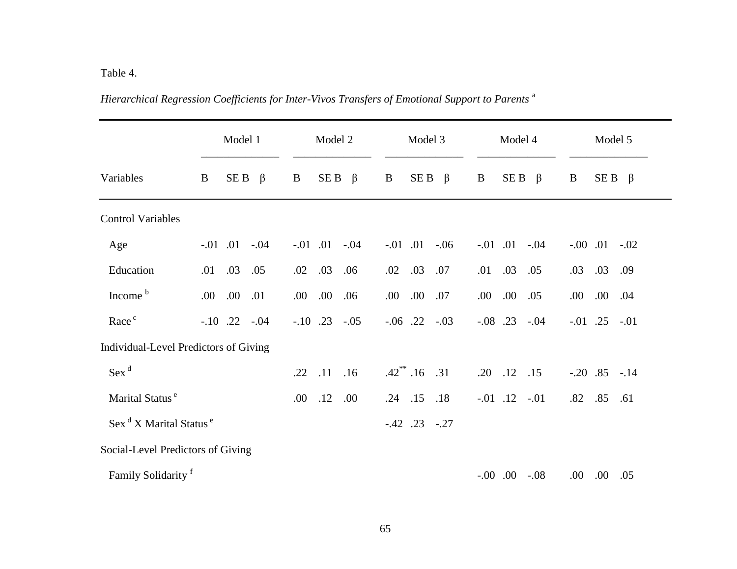Table 4.

*Hierarchical Regression Coefficients for Inter-Vivos Transfers of Emotional Support to Parents* [a]

| | Model 1 | | | Model 2 | | | Model 3 | | | Model 4 | | | Model 5 | | |
|---|---|---|---|---|---|---|---|---|---|---|---|---|---|---|---|
| Variables | B | SE B | β | B | SE B | β | B | SE B | β | B | SE B | β | B | SE B | β |
| Control Variables | | | | | | | | | | | | | | | |
| Age | -.01 | .01 | -.04 | -.01 | .01 | -.04 | -.01 | .01 | -.06 | -.01 | .01 | -.04 | -.00 | .01 | -.02 |
| Education | .01 | .03 | .05 | .02 | .03 | .06 | .02 | .03 | .07 | .01 | .03 | .05 | .03 | .03 | .09 |
| Income [b] | .00 | .00 | .01 | .00 | .00 | .06 | .00 | .00 | .07 | .00 | .00 | .05 | .00 | .00 | .04 |
| Race [c] | -.10 | .22 | -.04 | -.10 | .23 | -.05 | -.06 | .22 | -.03 | -.08 | .23 | -.04 | -.01 | .25 | -.01 |
| Individual-Level Predictors of Giving | | | | | | | | | | | | | | | |
| Sex [d] | | | | .22 | .11 | .16 | .42** | .16 | .31 | .20 | .12 | .15 | -.20 | .85 | -.14 |
| Marital Status [e] | | | | .00 | .12 | .00 | .24 | .15 | .18 | -.01 | .12 | -.01 | .82 | .85 | .61 |
| Sex [d] X Marital Status [e] | | | | | | | -.42 | .23 | -.27 | | | | | | |
| Social-Level Predictors of Giving | | | | | | | | | | | | | | | |
| Family Solidarity [f] | | | | | | | | | | -.00 | .00 | -.08 | .00 | .00 | .05 |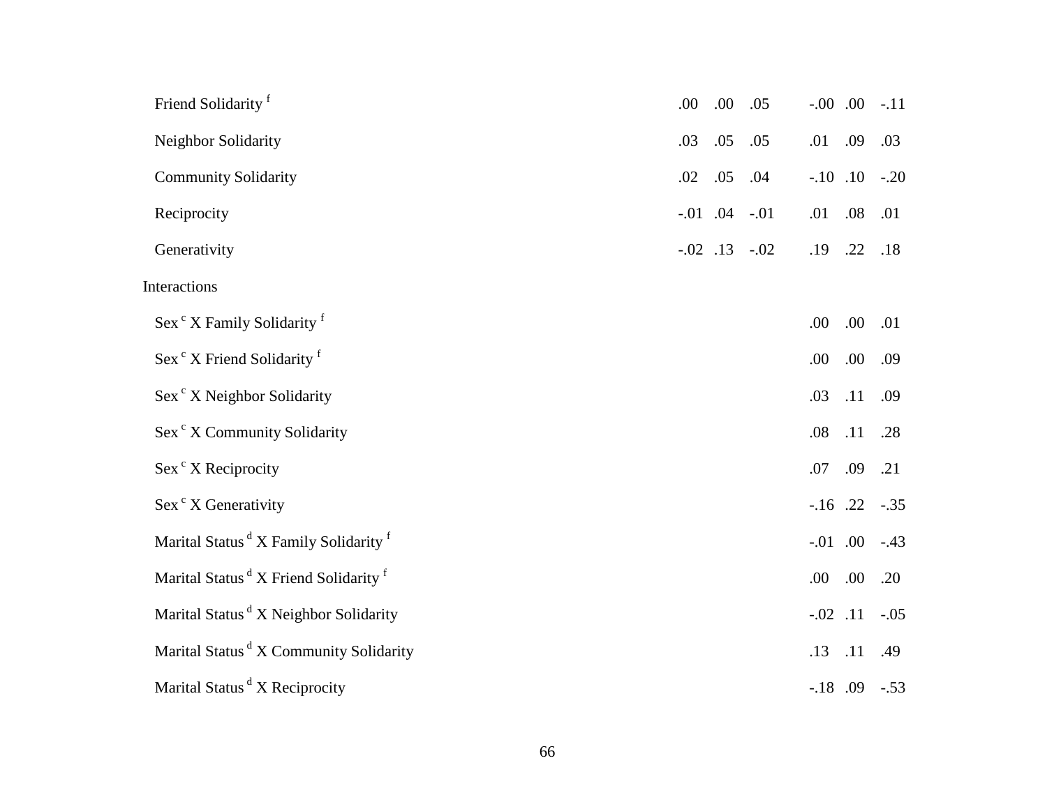| | | | | | | |
|---|---|---|---|---|---|---|
| Friend Solidarity [f] | .00 | .00 | .05 | -.00 | .00 | -.11 |
| Neighbor Solidarity | .03 | .05 | .05 | .01 | .09 | .03 |
| Community Solidarity | .02 | .05 | .04 | -.10 | .10 | -.20 |
| Reciprocity | -.01 | .04 | -.01 | .01 | .08 | .01 |
| Generativity | -.02 | .13 | -.02 | .19 | .22 | .18 |
| Interactions | | | | | | |
| Sex [c] X Family Solidarity [f] | | | | .00 | .00 | .01 |
| Sex [c] X Friend Solidarity [f] | | | | .00 | .00 | .09 |
| Sex [c] X Neighbor Solidarity | | | | .03 | .11 | .09 |
| Sex [c] X Community Solidarity | | | | .08 | .11 | .28 |
| Sex [c] X Reciprocity | | | | .07 | .09 | .21 |
| Sex [c] X Generativity | | | | -.16 | .22 | -.35 |
| Marital Status [d] X Family Solidarity [f] | | | | -.01 | .00 | -.43 |
| Marital Status [d] X Friend Solidarity [f] | | | | .00 | .00 | .20 |
| Marital Status [d] X Neighbor Solidarity | | | | -.02 | .11 | -.05 |
| Marital Status [d] X Community Solidarity | | | | .13 | .11 | .49 |
| Marital Status [d] X Reciprocity | | | | -.18 | .09 | -.53 |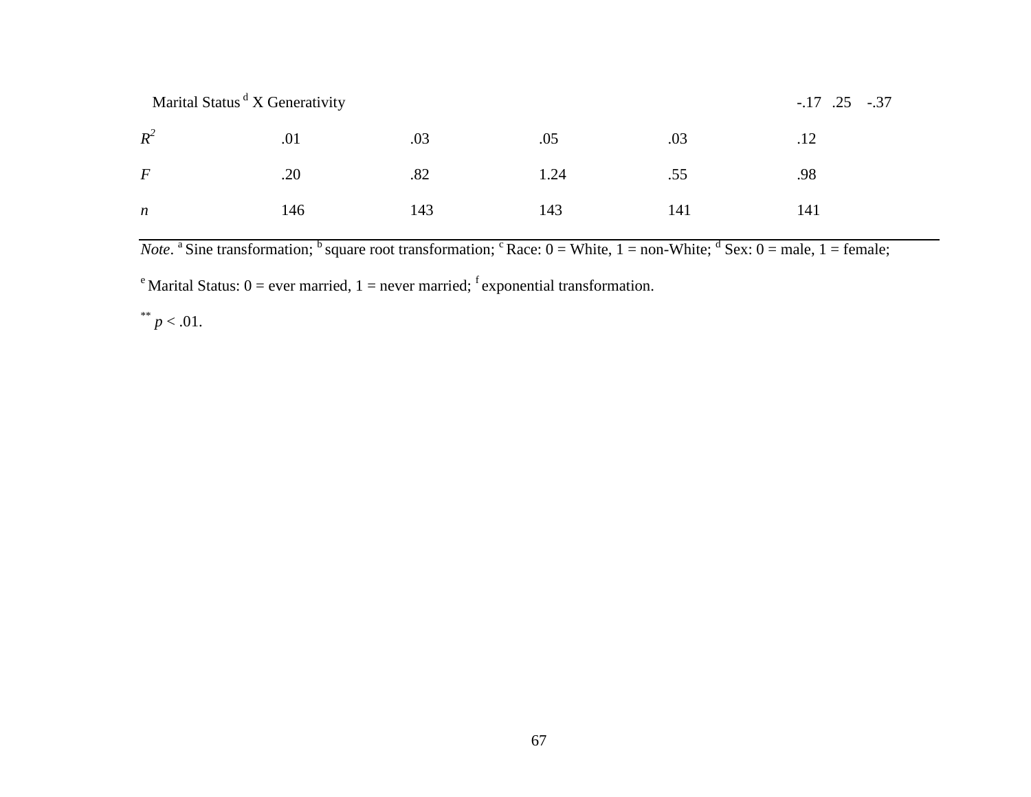| | | | | | |
|---|---|---|---|---|---|
| Marital Status [d] X Generativity | | | | | -.17 .25 -.37 |
| $R^2$ | .01 | .03 | .05 | .03 | .12 |
| *F* | .20 | .82 | 1.24 | .55 | .98 |
| *n* | 146 | 143 | 143 | 141 | 141 |

*Note*. [a] Sine transformation; [b] square root transformation; [c] Race: 0 = White, 1 = non-White; [d] Sex: 0 = male, 1 = female; [e] Marital Status: 0 = ever married, 1 = never married; [f] exponential transformation.

** $p < .01$.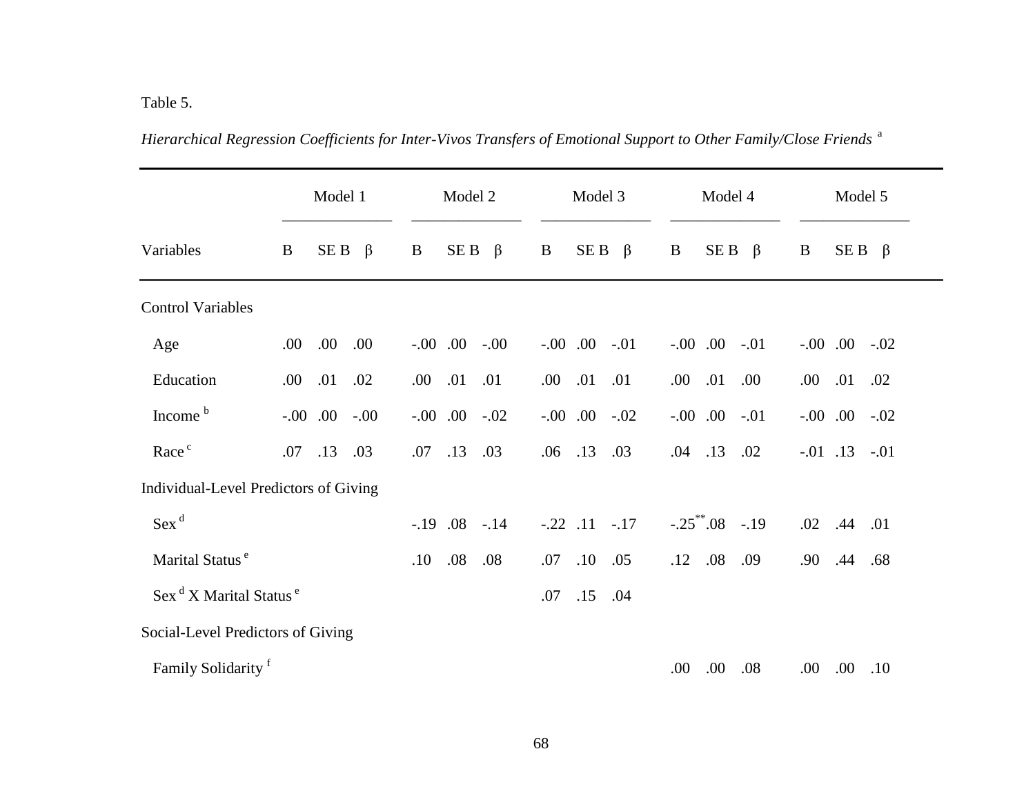Table 5.

*Hierarchical Regression Coefficients for Inter-Vivos Transfers of Emotional Support to Other Family/Close Friends* [a]

| | Model 1 | | | Model 2 | | | Model 3 | | | Model 4 | | | Model 5 | | |
|---|---|---|---|---|---|---|---|---|---|---|---|---|---|---|---|
| Variables | B | SE B | β | B | SE B | β | B | SE B | β | B | SE B | β | B | SE B | β |
| Control Variables | | | | | | | | | | | | | | | |
| Age | .00 | .00 | .00 | -.00 | .00 | -.00 | -.00 | .00 | -.01 | -.00 | .00 | -.01 | -.00 | .00 | -.02 |
| Education | .00 | .01 | .02 | .00 | .01 | .01 | .00 | .01 | .01 | .00 | .01 | .00 | .00 | .01 | .02 |
| Income [b] | -.00 | .00 | -.00 | -.00 | .00 | -.02 | -.00 | .00 | -.02 | -.00 | .00 | -.01 | -.00 | .00 | -.02 |
| Race [c] | .07 | .13 | .03 | .07 | .13 | .03 | .06 | .13 | .03 | .04 | .13 | .02 | -.01 | .13 | -.01 |
| Individual-Level Predictors of Giving | | | | | | | | | | | | | | | |
| Sex [d] | | | | -.19 | .08 | -.14 | -.22 | .11 | -.17 | -.25** | .08 | -.19 | .02 | .44 | .01 |
| Marital Status [e] | | | | .10 | .08 | .08 | .07 | .10 | .05 | .12 | .08 | .09 | .90 | .44 | .68 |
| Sex [d] X Marital Status [e] | | | | | | | .07 | .15 | .04 | | | | | | |
| Social-Level Predictors of Giving | | | | | | | | | | | | | | | |
| Family Solidarity [f] | | | | | | | | | | .00 | .00 | .08 | .00 | .00 | .10 |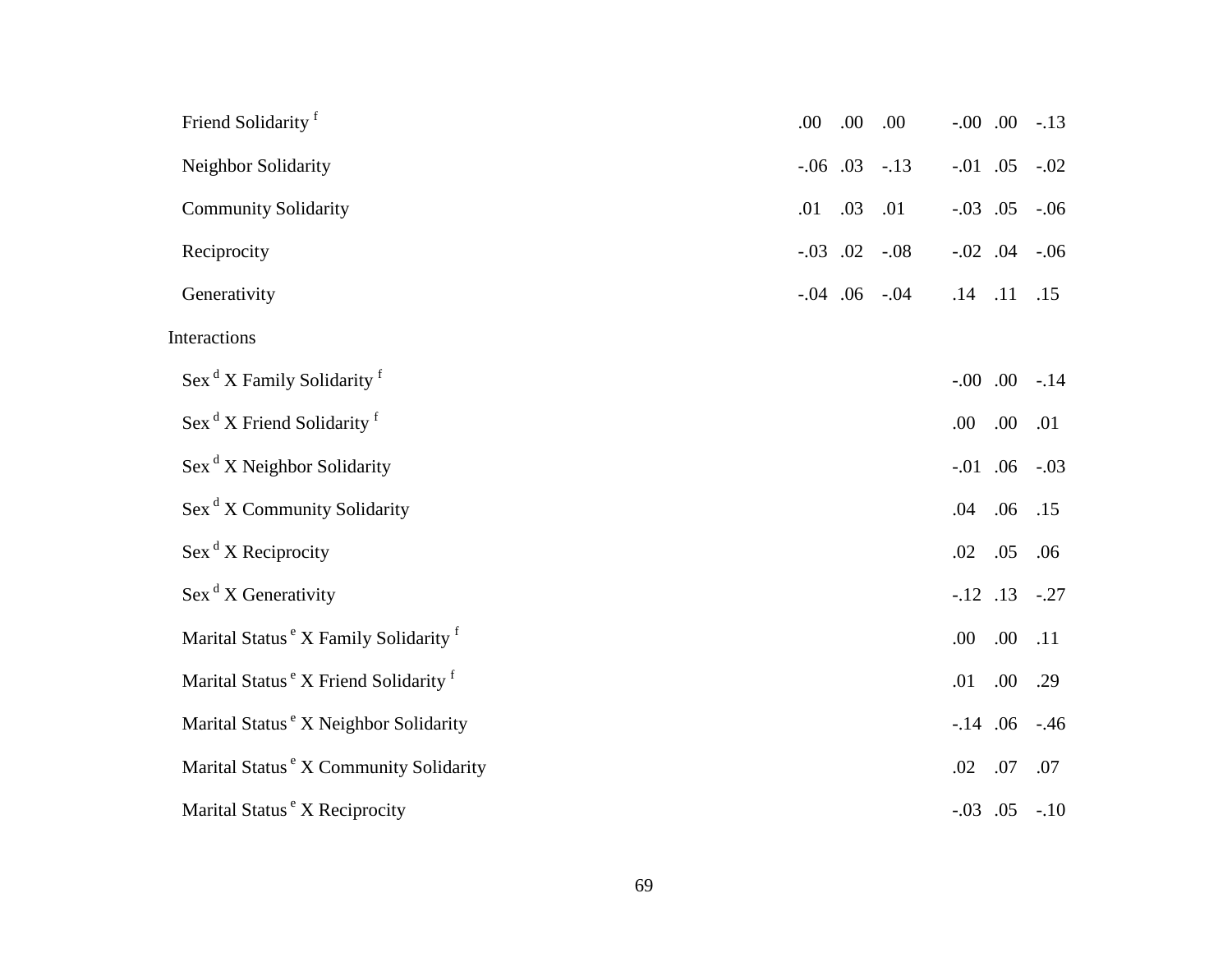| | | | | | | |
|---|---|---|---|---|---|---|
| Friend Solidarity [f] | .00 | .00 | .00 | -.00 | .00 | -.13 |
| Neighbor Solidarity | -.06 | .03 | -.13 | -.01 | .05 | -.02 |
| Community Solidarity | .01 | .03 | .01 | -.03 | .05 | -.06 |
| Reciprocity | -.03 | .02 | -.08 | -.02 | .04 | -.06 |
| Generativity | -.04 | .06 | -.04 | .14 | .11 | .15 |
| Interactions | | | | | | |
| Sex [d] X Family Solidarity [f] | | | | -.00 | .00 | -.14 |
| Sex [d] X Friend Solidarity [f] | | | | .00 | .00 | .01 |
| Sex [d] X Neighbor Solidarity | | | | -.01 | .06 | -.03 |
| Sex [d] X Community Solidarity | | | | .04 | .06 | .15 |
| Sex [d] X Reciprocity | | | | .02 | .05 | .06 |
| Sex [d] X Generativity | | | | -.12 | .13 | -.27 |
| Marital Status [e] X Family Solidarity [f] | | | | .00 | .00 | .11 |
| Marital Status [e] X Friend Solidarity [f] | | | | .01 | .00 | .29 |
| Marital Status [e] X Neighbor Solidarity | | | | -.14 | .06 | -.46 |
| Marital Status [e] X Community Solidarity | | | | .02 | .07 | .07 |
| Marital Status [e] X Reciprocity | | | | -.03 | .05 | -.10 |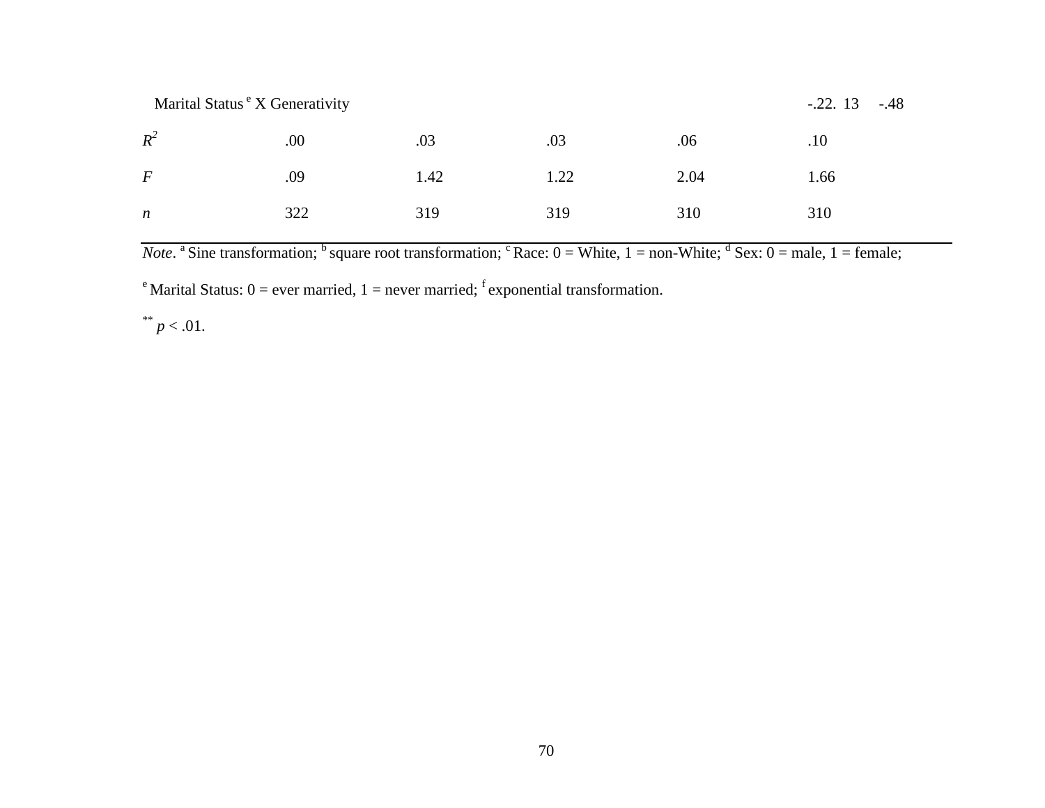| | | | | | |
|---|---|---|---|---|---|
| Marital Status[e] X Generativity | | | | | -.22. 13 -.48 |
| $R^2$ | .00 | .03 | .03 | .06 | .10 |
| *F* | .09 | 1.42 | 1.22 | 2.04 | 1.66 |
| *n* | 322 | 319 | 319 | 310 | 310 |

*Note*. [a] Sine transformation; [b] square root transformation; [c] Race: 0 = White, 1 = non-White; [d] Sex: 0 = male, 1 = female; [e] Marital Status: 0 = ever married, 1 = never married; [f] exponential transformation.

** $p < .01$.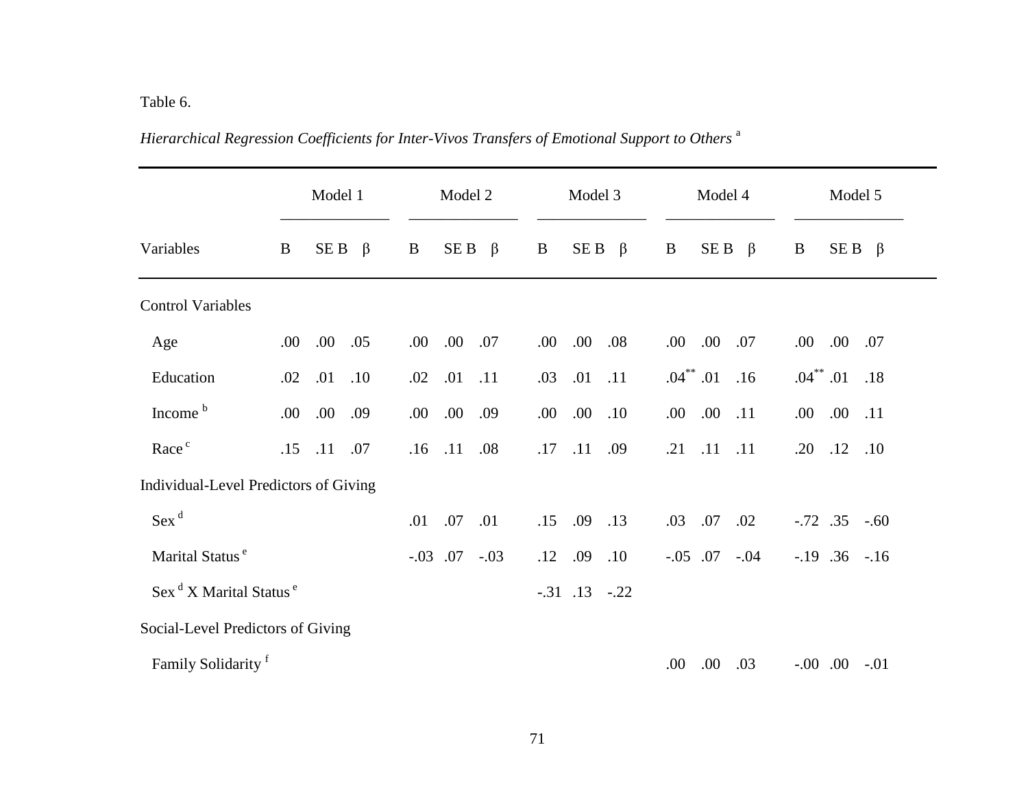Table 6.

*Hierarchical Regression Coefficients for Inter-Vivos Transfers of Emotional Support to Others* [a]

| | Model 1 | | | Model 2 | | | Model 3 | | | Model 4 | | | Model 5 | | |
|---|---|---|---|---|---|---|---|---|---|---|---|---|---|---|---|
| Variables | B | SE B | β | B | SE B | β | B | SE B | β | B | SE B | β | B | SE B | β |
| Control Variables | | | | | | | | | | | | | | | |
| Age | .00 | .00 | .05 | .00 | .00 | .07 | .00 | .00 | .08 | .00 | .00 | .07 | .00 | .00 | .07 |
| Education | .02 | .01 | .10 | .02 | .01 | .11 | .03 | .01 | .11 | .04** | .01 | .16 | .04** | .01 | .18 |
| Income [b] | .00 | .00 | .09 | .00 | .00 | .09 | .00 | .00 | .10 | .00 | .00 | .11 | .00 | .00 | .11 |
| Race [c] | .15 | .11 | .07 | .16 | .11 | .08 | .17 | .11 | .09 | .21 | .11 | .11 | .20 | .12 | .10 |
| Individual-Level Predictors of Giving | | | | | | | | | | | | | | | |
| Sex [d] | | | | .01 | .07 | .01 | .15 | .09 | .13 | .03 | .07 | .02 | -.72 | .35 | -.60 |
| Marital Status [e] | | | | -.03 | .07 | -.03 | .12 | .09 | .10 | -.05 | .07 | -.04 | -.19 | .36 | -.16 |
| Sex [d] X Marital Status [e] | | | | | | | -.31 | .13 | -.22 | | | | | | |
| Social-Level Predictors of Giving | | | | | | | | | | | | | | | |
| Family Solidarity [f] | | | | | | | | | | .00 | .00 | .03 | -.00 | .00 | -.01 |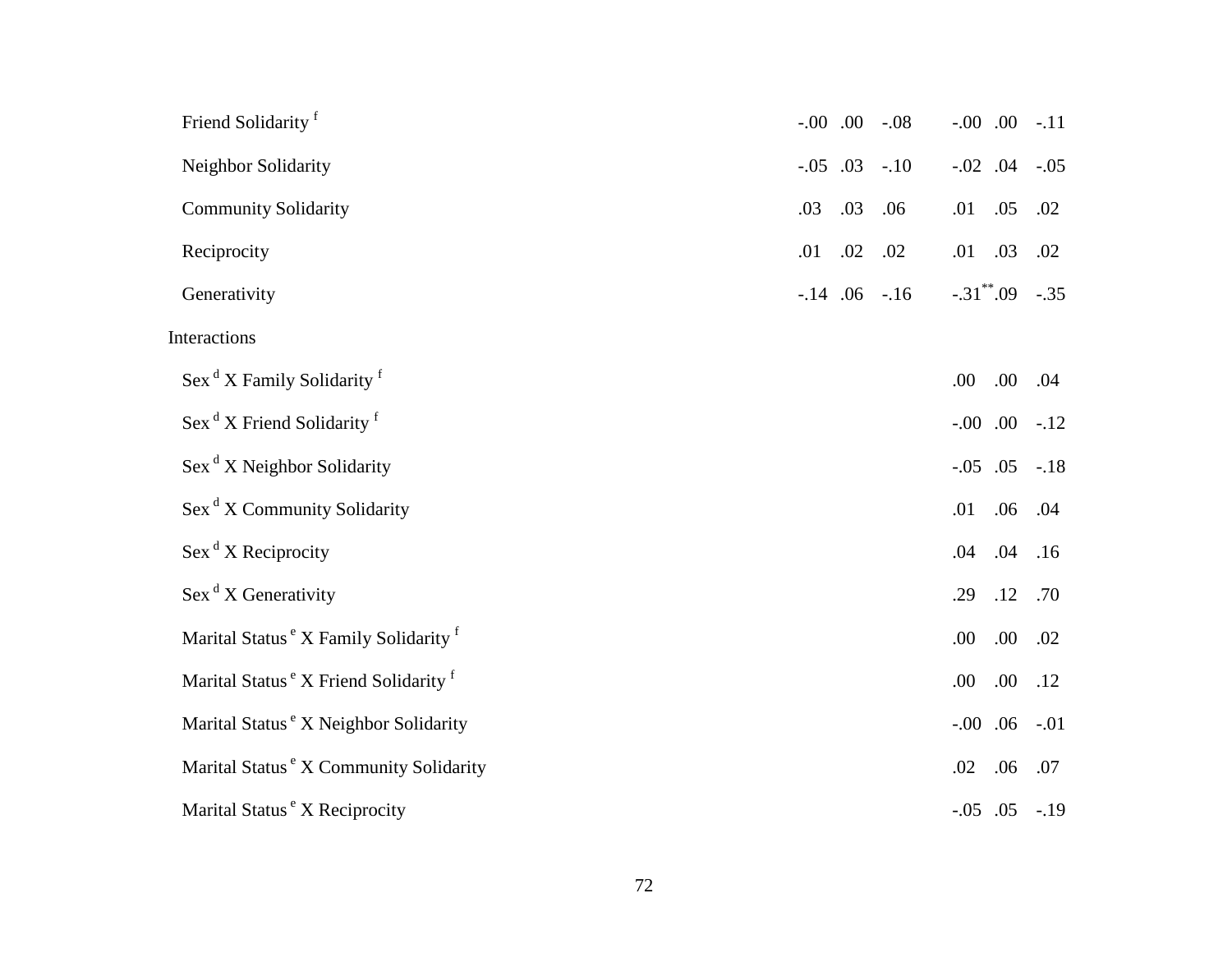| | | | | | | |
|---|---|---|---|---|---|---|
| Friend Solidarity [f] | -.00 | .00 | -.08 | -.00 | .00 | -.11 |
| Neighbor Solidarity | -.05 | .03 | -.10 | -.02 | .04 | -.05 |
| Community Solidarity | .03 | .03 | .06 | .01 | .05 | .02 |
| Reciprocity | .01 | .02 | .02 | .01 | .03 | .02 |
| Generativity | -.14 | .06 | -.16 | -.31** | .09 | -.35 |
| Interactions | | | | | | |
| Sex [d] X Family Solidarity [f] | | | | .00 | .00 | .04 |
| Sex [d] X Friend Solidarity [f] | | | | -.00 | .00 | -.12 |
| Sex [d] X Neighbor Solidarity | | | | -.05 | .05 | -.18 |
| Sex [d] X Community Solidarity | | | | .01 | .06 | .04 |
| Sex [d] X Reciprocity | | | | .04 | .04 | .16 |
| Sex [d] X Generativity | | | | .29 | .12 | .70 |
| Marital Status [e] X Family Solidarity [f] | | | | .00 | .00 | .02 |
| Marital Status [e] X Friend Solidarity [f] | | | | .00 | .00 | .12 |
| Marital Status [e] X Neighbor Solidarity | | | | -.00 | .06 | -.01 |
| Marital Status [e] X Community Solidarity | | | | .02 | .06 | .07 |
| Marital Status [e] X Reciprocity | | | | -.05 | .05 | -.19 |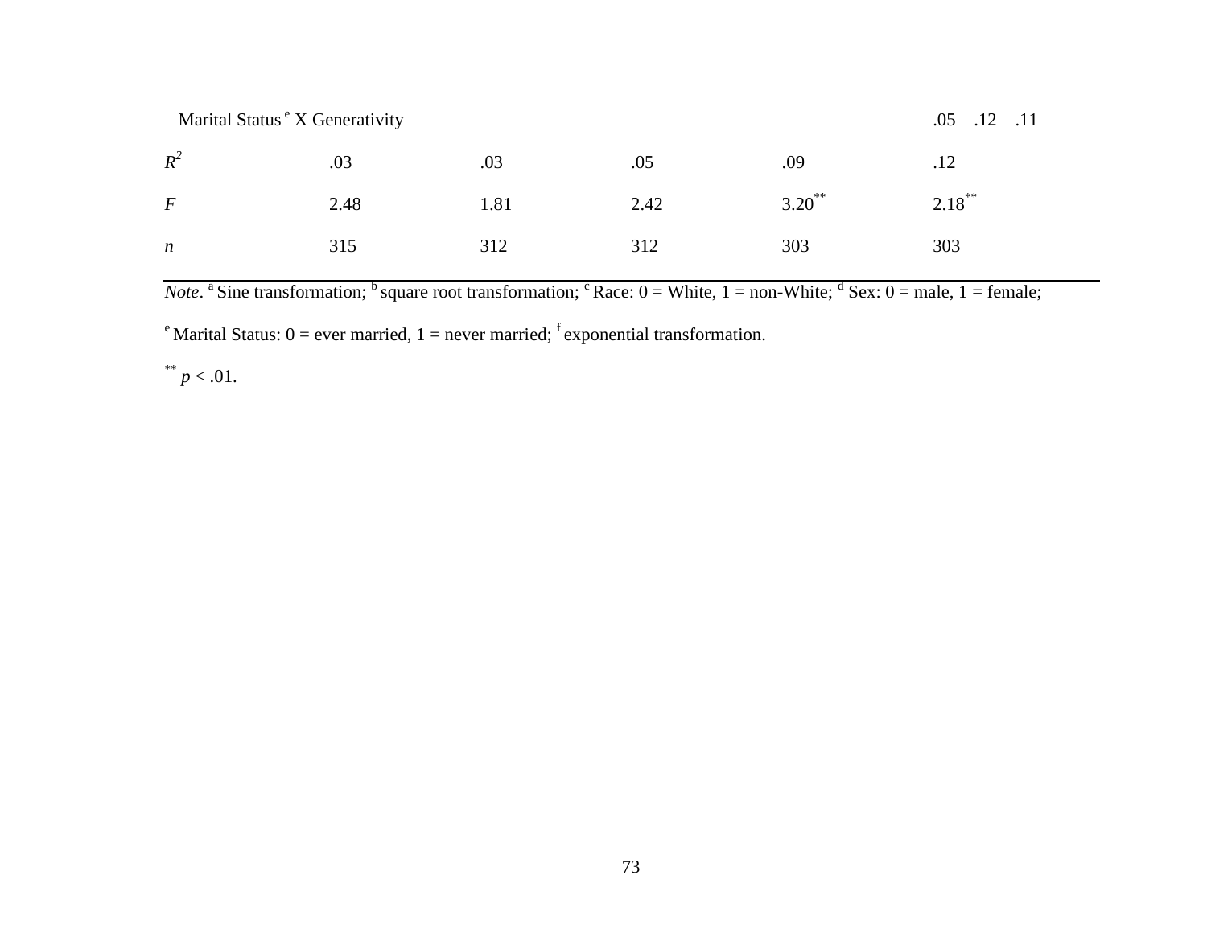| | | | | | |
|---|---|---|---|---|---|
| Marital Status[e] X Generativity | | | | | .05 .12 .11 |
| $R^2$ | .03 | .03 | .05 | .09 | .12 |
| $F$ | 2.48 | 1.81 | 2.42 | 3.20** | 2.18** |
| $n$ | 315 | 312 | 312 | 303 | 303 |

*Note*. [a] Sine transformation; [b] square root transformation; [c] Race: 0 = White, 1 = non-White; [d] Sex: 0 = male, 1 = female; [e] Marital Status: 0 = ever married, 1 = never married; [f] exponential transformation.

** $p < .01$.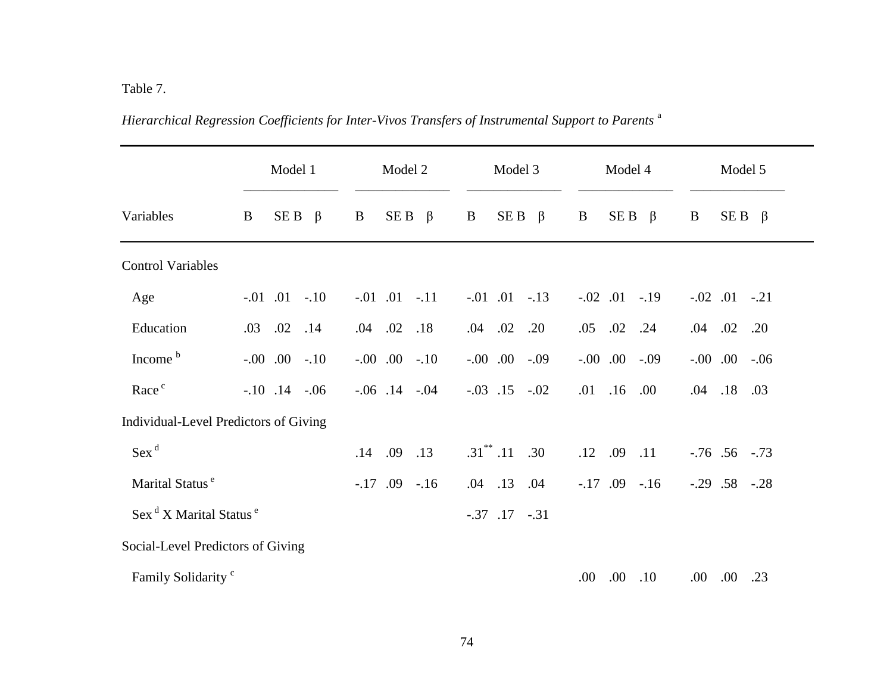Table 7.

*Hierarchical Regression Coefficients for Inter-Vivos Transfers of Instrumental Support to Parents* [a]

| Variables | Model 1 | | | Model 2 | | | Model 3 | | | Model 4 | | | Model 5 | | |
|---|---|---|---|---|---|---|---|---|---|---|---|---|---|---|---|
| | B | SE B | β | B | SE B | β | B | SE B | β | B | SE B | β | B | SE B | β |
| Control Variables | | | | | | | | | | | | | | | |
| Age | -.01 | .01 | -.10 | -.01 | .01 | -.11 | -.01 | .01 | -.13 | -.02 | .01 | -.19 | -.02 | .01 | -.21 |
| Education | .03 | .02 | .14 | .04 | .02 | .18 | .04 | .02 | .20 | .05 | .02 | .24 | .04 | .02 | .20 |
| Income [b] | -.00 | .00 | -.10 | -.00 | .00 | -.10 | -.00 | .00 | -.09 | -.00 | .00 | -.09 | -.00 | .00 | -.06 |
| Race [c] | -.10 | .14 | -.06 | -.06 | .14 | -.04 | -.03 | .15 | -.02 | .01 | .16 | .00 | .04 | .18 | .03 |
| Individual-Level Predictors of Giving | | | | | | | | | | | | | | | |
| Sex [d] | | | | .14 | .09 | .13 | .31** | .11 | .30 | .12 | .09 | .11 | -.76 | .56 | -.73 |
| Marital Status [e] | | | | -.17 | .09 | -.16 | .04 | .13 | .04 | -.17 | .09 | -.16 | -.29 | .58 | -.28 |
| Sex [d] X Marital Status [e] | | | | | | | -.37 | .17 | -.31 | | | | | | |
| Social-Level Predictors of Giving | | | | | | | | | | | | | | | |
| Family Solidarity [c] | | | | | | | | | | .00 | .00 | .10 | .00 | .00 | .23 |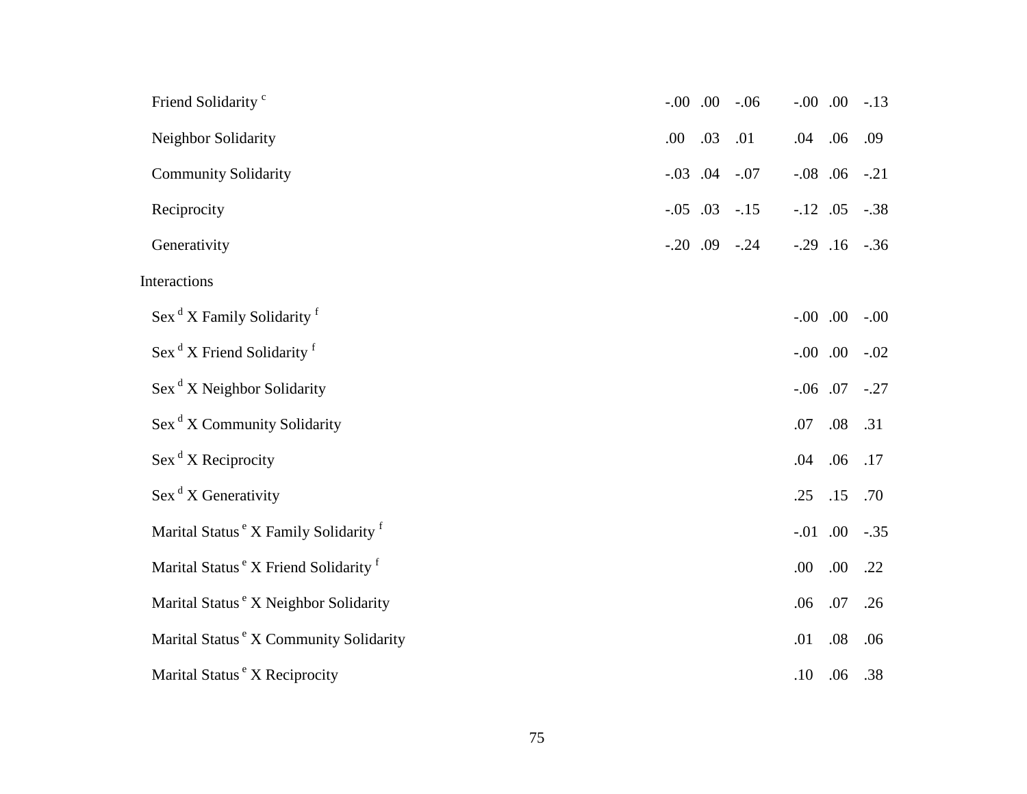| | | | | | | |
|---|---|---|---|---|---|---|
| Friend Solidarity [c] | -.00 | .00 | -.06 | -.00 | .00 | -.13 |
| Neighbor Solidarity | .00 | .03 | .01 | .04 | .06 | .09 |
| Community Solidarity | -.03 | .04 | -.07 | -.08 | .06 | -.21 |
| Reciprocity | -.05 | .03 | -.15 | -.12 | .05 | -.38 |
| Generativity | -.20 | .09 | -.24 | -.29 | .16 | -.36 |
| Interactions | | | | | | |
| Sex [d] X Family Solidarity [f] | | | | -.00 | .00 | -.00 |
| Sex [d] X Friend Solidarity [f] | | | | -.00 | .00 | -.02 |
| Sex [d] X Neighbor Solidarity | | | | -.06 | .07 | -.27 |
| Sex [d] X Community Solidarity | | | | .07 | .08 | .31 |
| Sex [d] X Reciprocity | | | | .04 | .06 | .17 |
| Sex [d] X Generativity | | | | .25 | .15 | .70 |
| Marital Status [e] X Family Solidarity [f] | | | | -.01 | .00 | -.35 |
| Marital Status [e] X Friend Solidarity [f] | | | | .00 | .00 | .22 |
| Marital Status [e] X Neighbor Solidarity | | | | .06 | .07 | .26 |
| Marital Status [e] X Community Solidarity | | | | .01 | .08 | .06 |
| Marital Status [e] X Reciprocity | | | | .10 | .06 | .38 |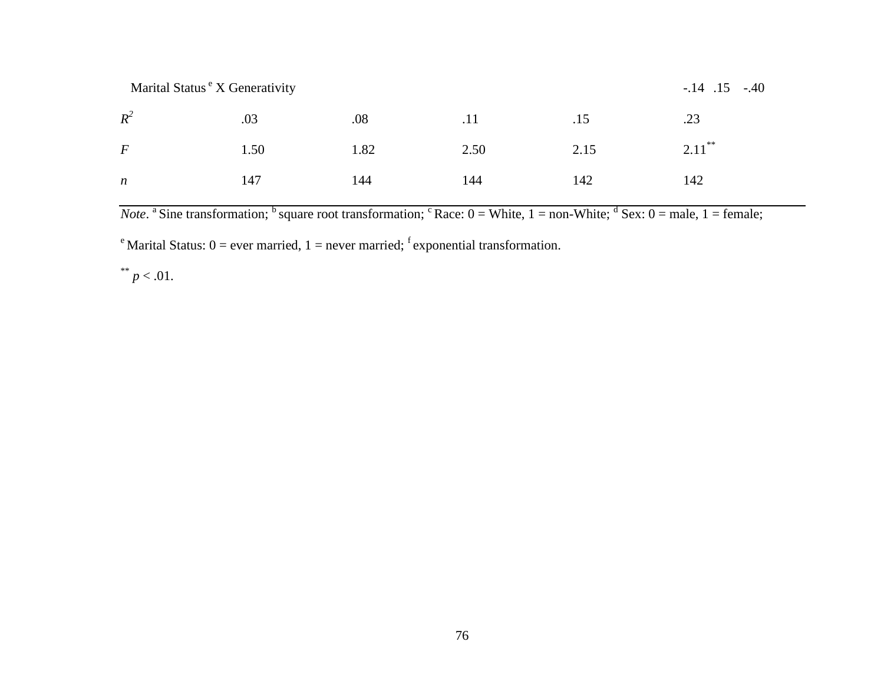| | | | | | |
|---|---|---|---|---|---|
| Marital Status[e] X Generativity | | | | | -.14 .15 -.40 |
| $R^2$ | .03 | .08 | .11 | .15 | .23 |
| $F$ | 1.50 | 1.82 | 2.50 | 2.15 | 2.11** |
| $n$ | 147 | 144 | 144 | 142 | 142 |

*Note*. [a] Sine transformation; [b] square root transformation; [c] Race: 0 = White, 1 = non-White; [d] Sex: 0 = male, 1 = female; [e] Marital Status: 0 = ever married, 1 = never married; [f] exponential transformation.

** $p < .01$.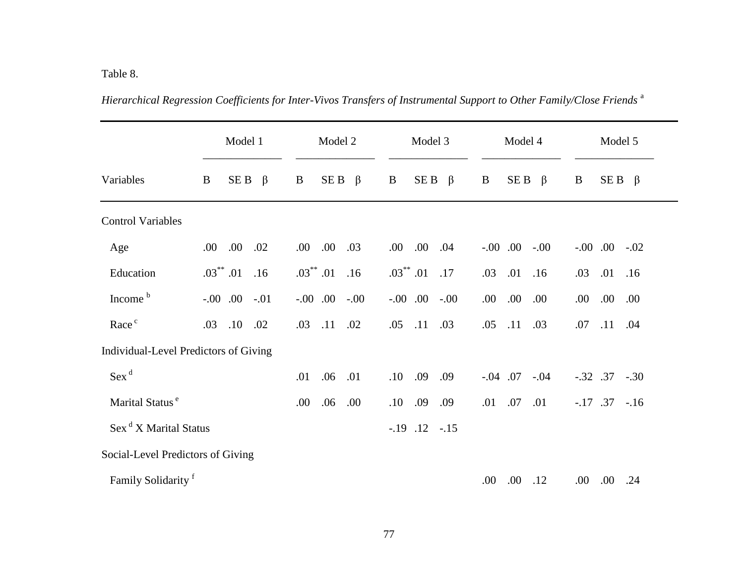Table 8.

*Hierarchical Regression Coefficients for Inter-Vivos Transfers of Instrumental Support to Other Family/Close Friends* [a]

| | Model 1 | | | Model 2 | | | Model 3 | | | Model 4 | | | Model 5 | | |
|---|---|---|---|---|---|---|---|---|---|---|---|---|---|---|---|
| Variables | B | SE B | β | B | SE B | β | B | SE B | β | B | SE B | β | B | SE B | β |
| Control Variables | | | | | | | | | | | | | | | |
| Age | .00 | .00 | .02 | .00 | .00 | .03 | .00 | .00 | .04 | -.00 | .00 | -.00 | -.00 | .00 | -.02 |
| Education | .03** | .01 | .16 | .03** | .01 | .16 | .03** | .01 | .17 | .03 | .01 | .16 | .03 | .01 | .16 |
| Income [b] | -.00 | .00 | -.01 | -.00 | .00 | -.00 | -.00 | .00 | -.00 | .00 | .00 | .00 | .00 | .00 | .00 |
| Race [c] | .03 | .10 | .02 | .03 | .11 | .02 | .05 | .11 | .03 | .05 | .11 | .03 | .07 | .11 | .04 |
| Individual-Level Predictors of Giving | | | | | | | | | | | | | | | |
| Sex [d] | | | | .01 | .06 | .01 | .10 | .09 | .09 | -.04 | .07 | -.04 | -.32 | .37 | -.30 |
| Marital Status [e] | | | | .00 | .06 | .00 | .10 | .09 | .09 | .01 | .07 | .01 | -.17 | .37 | -.16 |
| Sex [d] X Marital Status | | | | | | | -.19 | .12 | -.15 | | | | | | |
| Social-Level Predictors of Giving | | | | | | | | | | | | | | | |
| Family Solidarity [f] | | | | | | | | | | .00 | .00 | .12 | .00 | .00 | .24 |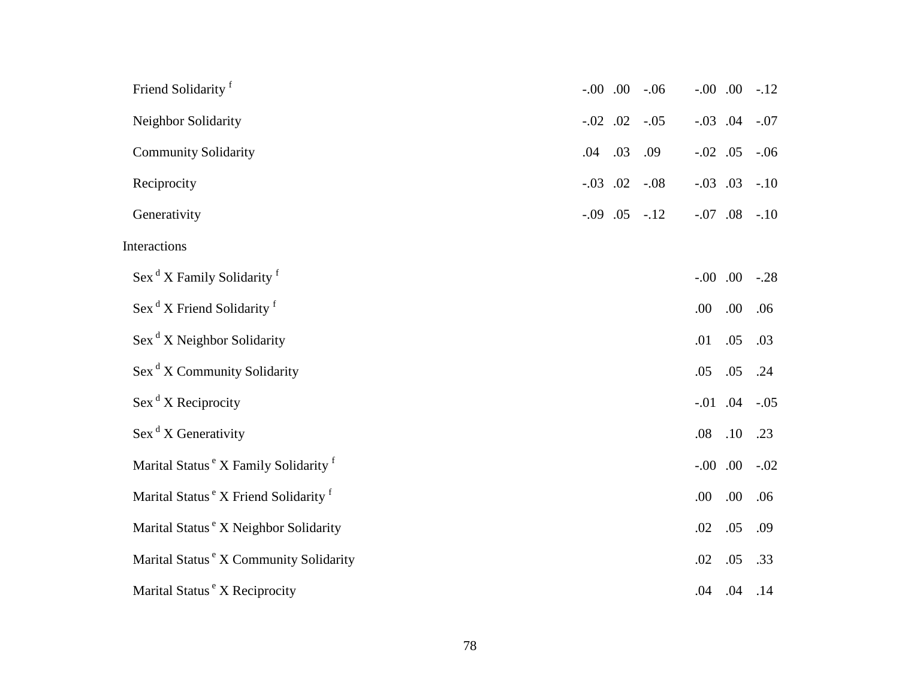| | | | | | | |
|---|---|---|---|---|---|---|
| Friend Solidarity [f] | -.00 | .00 | -.06 | -.00 | .00 | -.12 |
| Neighbor Solidarity | -.02 | .02 | -.05 | -.03 | .04 | -.07 |
| Community Solidarity | .04 | .03 | .09 | -.02 | .05 | -.06 |
| Reciprocity | -.03 | .02 | -.08 | -.03 | .03 | -.10 |
| Generativity | -.09 | .05 | -.12 | -.07 | .08 | -.10 |
| Interactions | | | | | | |
| Sex [d] X Family Solidarity [f] | | | | -.00 | .00 | -.28 |
| Sex [d] X Friend Solidarity [f] | | | | .00 | .00 | .06 |
| Sex [d] X Neighbor Solidarity | | | | .01 | .05 | .03 |
| Sex [d] X Community Solidarity | | | | .05 | .05 | .24 |
| Sex [d] X Reciprocity | | | | -.01 | .04 | -.05 |
| Sex [d] X Generativity | | | | .08 | .10 | .23 |
| Marital Status [e] X Family Solidarity [f] | | | | -.00 | .00 | -.02 |
| Marital Status [e] X Friend Solidarity [f] | | | | .00 | .00 | .06 |
| Marital Status [e] X Neighbor Solidarity | | | | .02 | .05 | .09 |
| Marital Status [e] X Community Solidarity | | | | .02 | .05 | .33 |
| Marital Status [e] X Reciprocity | | | | .04 | .04 | .14 |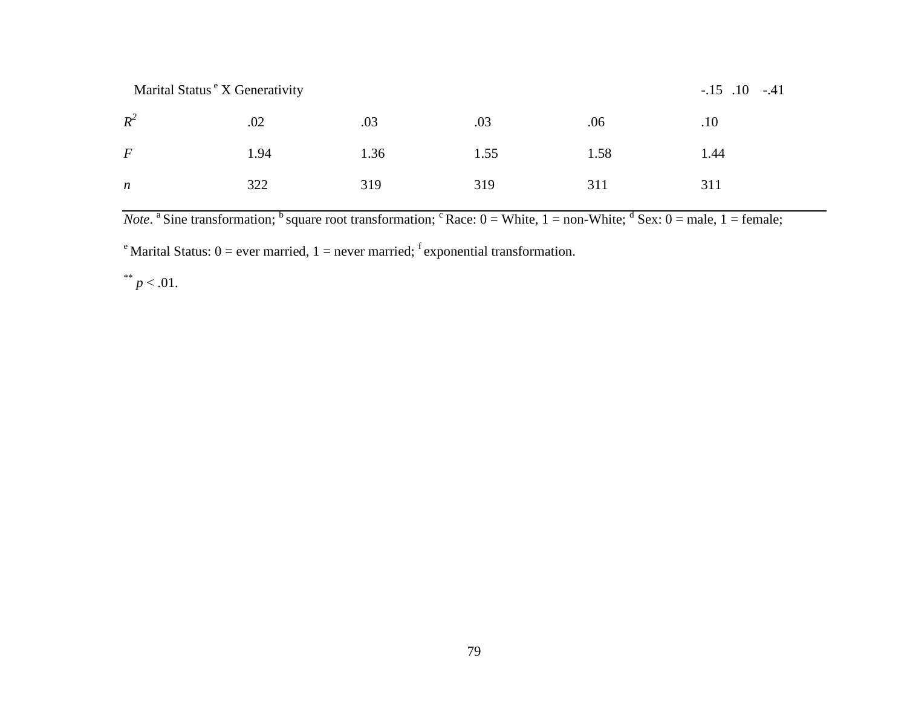| | | | | | |
|---|---|---|---|---|---|
| Marital Status[e] X Generativity | | | | | -.15 .10 -.41 |
| $R^2$ | .02 | .03 | .03 | .06 | .10 |
| $F$ | 1.94 | 1.36 | 1.55 | 1.58 | 1.44 |
| $n$ | 322 | 319 | 319 | 311 | 311 |

*Note*. [a] Sine transformation; [b] square root transformation; [c] Race: 0 = White, 1 = non-White; [d] Sex: 0 = male, 1 = female; [e] Marital Status: 0 = ever married, 1 = never married; [f] exponential transformation.

** $p < .01$.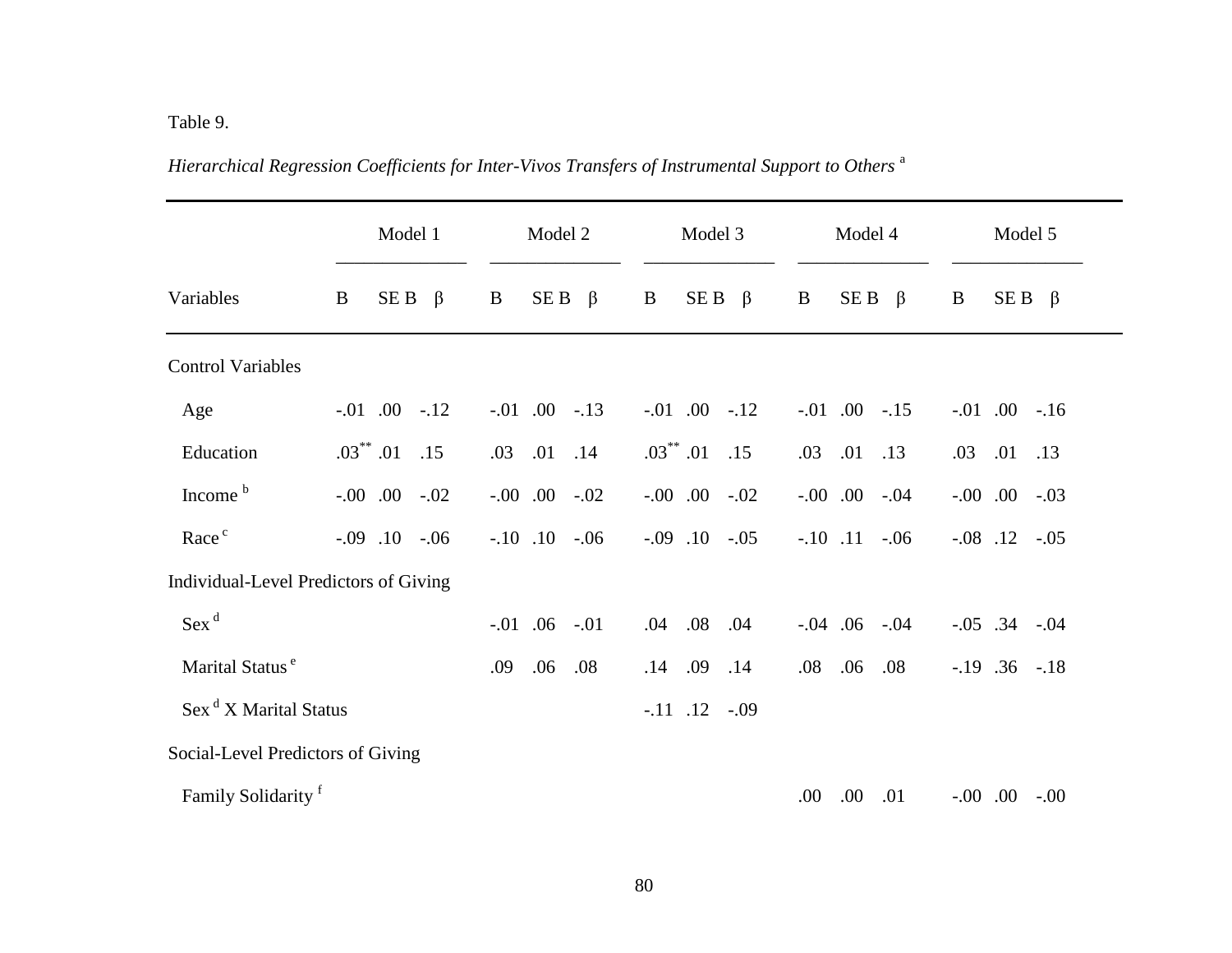Table 9.

*Hierarchical Regression Coefficients for Inter-Vivos Transfers of Instrumental Support to Others* [a]

| | Model 1 | | | Model 2 | | | Model 3 | | | Model 4 | | | Model 5 | | |
|---|---|---|---|---|---|---|---|---|---|---|---|---|---|---|---|
| Variables | B | SE B | β | B | SE B | β | B | SE B | β | B | SE B | β | B | SE B | β |
| Control Variables | | | | | | | | | | | | | | | |
| Age | -.01 | .00 | -.12 | -.01 | .00 | -.13 | -.01 | .00 | -.12 | -.01 | .00 | -.15 | -.01 | .00 | -.16 |
| Education | .03** | .01 | .15 | .03 | .01 | .14 | .03** | .01 | .15 | .03 | .01 | .13 | .03 | .01 | .13 |
| Income [b] | -.00 | .00 | -.02 | -.00 | .00 | -.02 | -.00 | .00 | -.02 | -.00 | .00 | -.04 | -.00 | .00 | -.03 |
| Race [c] | -.09 | .10 | -.06 | -.10 | .10 | -.06 | -.09 | .10 | -.05 | -.10 | .11 | -.06 | -.08 | .12 | -.05 |
| Individual-Level Predictors of Giving | | | | | | | | | | | | | | | |
| Sex [d] | | | | -.01 | .06 | -.01 | .04 | .08 | .04 | -.04 | .06 | -.04 | -.05 | .34 | -.04 |
| Marital Status [e] | | | | .09 | .06 | .08 | .14 | .09 | .14 | .08 | .06 | .08 | -.19 | .36 | -.18 |
| Sex [d] X Marital Status | | | | | | | -.11 | .12 | -.09 | | | | | | |
| Social-Level Predictors of Giving | | | | | | | | | | | | | | | |
| Family Solidarity [f] | | | | | | | | | | .00 | .00 | .01 | -.00 | .00 | -.00 |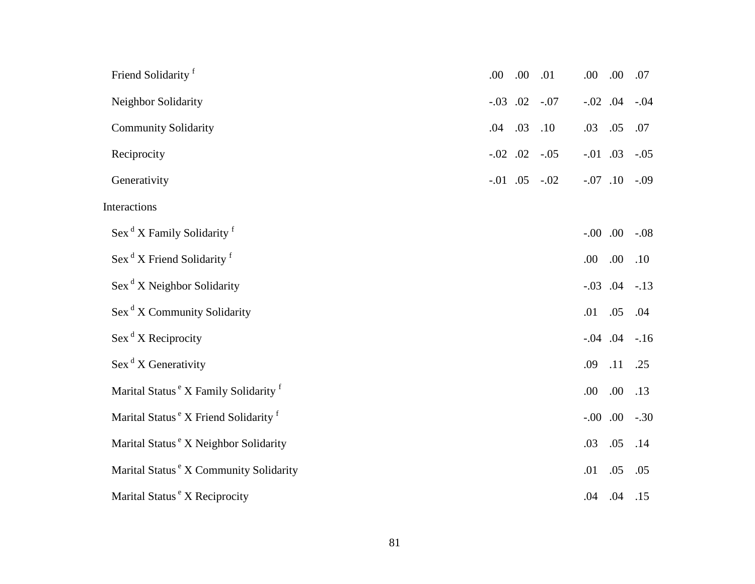| | | | | | | |
|---|---|---|---|---|---|---|
| Friend Solidarity [f] | .00 | .00 | .01 | .00 | .00 | .07 |
| Neighbor Solidarity | -.03 | .02 | -.07 | -.02 | .04 | -.04 |
| Community Solidarity | .04 | .03 | .10 | .03 | .05 | .07 |
| Reciprocity | -.02 | .02 | -.05 | -.01 | .03 | -.05 |
| Generativity | -.01 | .05 | -.02 | -.07 | .10 | -.09 |
| Interactions | | | | | | |
| Sex [d] X Family Solidarity [f] | | | | -.00 | .00 | -.08 |
| Sex [d] X Friend Solidarity [f] | | | | .00 | .00 | .10 |
| Sex [d] X Neighbor Solidarity | | | | -.03 | .04 | -.13 |
| Sex [d] X Community Solidarity | | | | .01 | .05 | .04 |
| Sex [d] X Reciprocity | | | | -.04 | .04 | -.16 |
| Sex [d] X Generativity | | | | .09 | .11 | .25 |
| Marital Status [e] X Family Solidarity [f] | | | | .00 | .00 | .13 |
| Marital Status [e] X Friend Solidarity [f] | | | | -.00 | .00 | -.30 |
| Marital Status [e] X Neighbor Solidarity | | | | .03 | .05 | .14 |
| Marital Status [e] X Community Solidarity | | | | .01 | .05 | .05 |
| Marital Status [e] X Reciprocity | | | | .04 | .04 | .15 |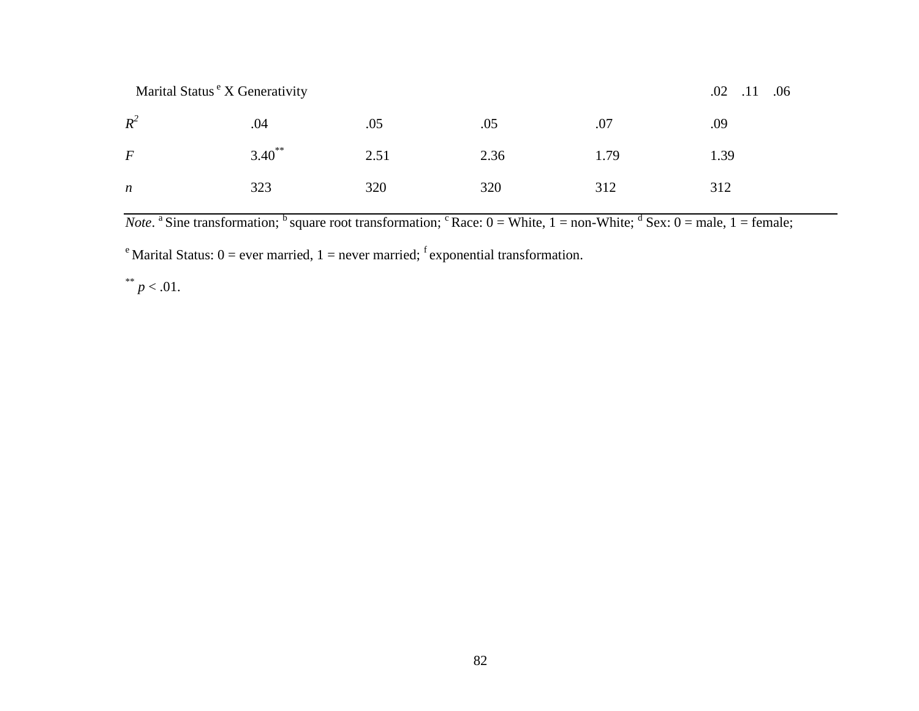| | | | | | |
|---|---|---|---|---|---|
| Marital Status[e] X Generativity | | | | | .02 .11 .06 |
| $R^2$ | .04 | .05 | .05 | .07 | .09 |
| *F* | 3.40** | 2.51 | 2.36 | 1.79 | 1.39 |
| *n* | 323 | 320 | 320 | 312 | 312 |

*Note*. [a] Sine transformation; [b] square root transformation; [c] Race: 0 = White, 1 = non-White; [d] Sex: 0 = male, 1 = female; [e] Marital Status: 0 = ever married, 1 = never married; [f] exponential transformation.

** $p < .01$.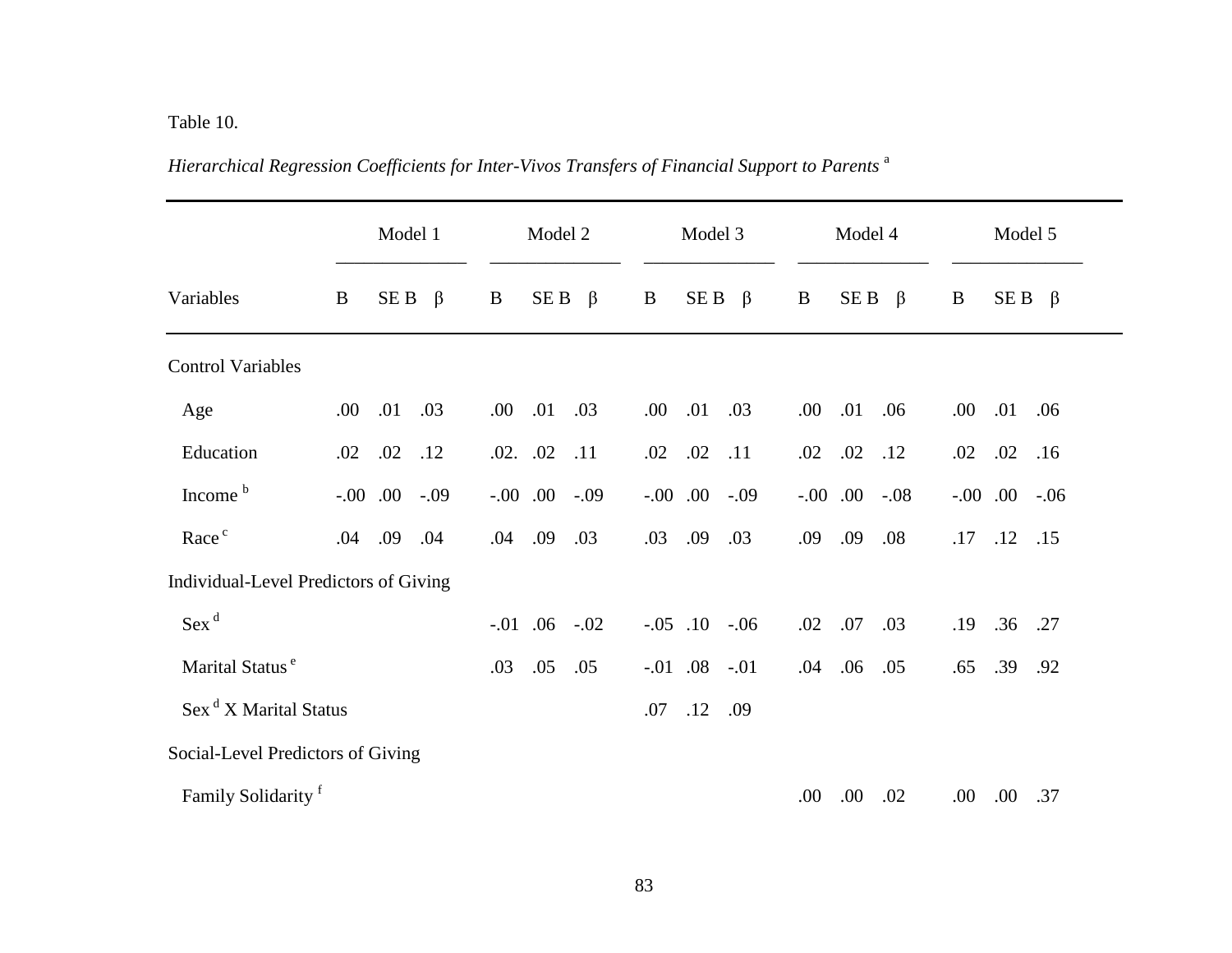Table 10.

*Hierarchical Regression Coefficients for Inter-Vivos Transfers of Financial Support to Parents* [a]

| Variables | Model 1 | | | Model 2 | | | Model 3 | | | Model 4 | | | Model 5 | | |
|---|---|---|---|---|---|---|---|---|---|---|---|---|---|---|---|
| | B | SE B | β | B | SE B | β | B | SE B | β | B | SE B | β | B | SE B | β |
| Control Variables | | | | | | | | | | | | | | | |
| Age | .00 | .01 | .03 | .00 | .01 | .03 | .00 | .01 | .03 | .00 | .01 | .06 | .00 | .01 | .06 |
| Education | .02 | .02 | .12 | .02. | .02 | .11 | .02 | .02 | .11 | .02 | .02 | .12 | .02 | .02 | .16 |
| Income [b] | -.00 | .00 | -.09 | -.00 | .00 | -.09 | -.00 | .00 | -.09 | -.00 | .00 | -.08 | -.00 | .00 | -.06 |
| Race [c] | .04 | .09 | .04 | .04 | .09 | .03 | .03 | .09 | .03 | .09 | .09 | .08 | .17 | .12 | .15 |
| Individual-Level Predictors of Giving | | | | | | | | | | | | | | | |
| Sex [d] | | | | -.01 | .06 | -.02 | -.05 | .10 | -.06 | .02 | .07 | .03 | .19 | .36 | .27 |
| Marital Status [e] | | | | .03 | .05 | .05 | -.01 | .08 | -.01 | .04 | .06 | .05 | .65 | .39 | .92 |
| Sex [d] X Marital Status | | | | | | | .07 | .12 | .09 | | | | | | |
| Social-Level Predictors of Giving | | | | | | | | | | | | | | | |
| Family Solidarity [f] | | | | | | | | | | .00 | .00 | .02 | .00 | .00 | .37 |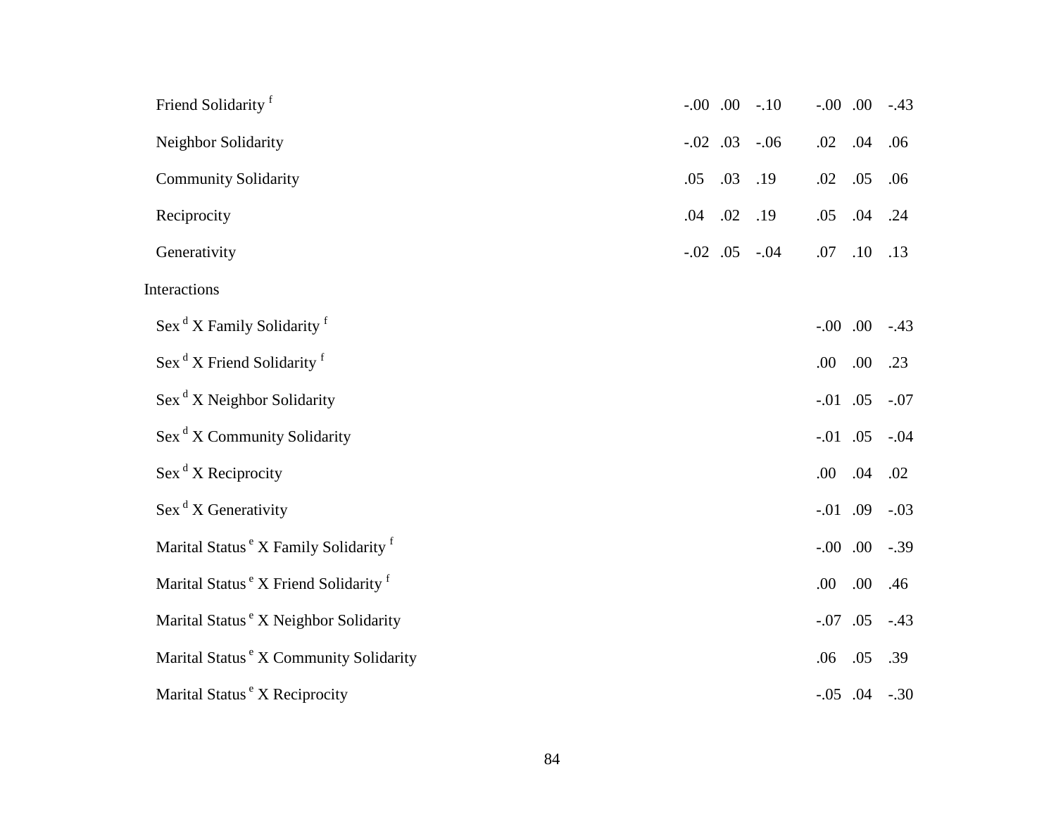| | | | | | | |
|---|---|---|---|---|---|---|
| Friend Solidarity [f] | -.00 | .00 | -.10 | -.00 | .00 | -.43 |
| Neighbor Solidarity | -.02 | .03 | -.06 | .02 | .04 | .06 |
| Community Solidarity | .05 | .03 | .19 | .02 | .05 | .06 |
| Reciprocity | .04 | .02 | .19 | .05 | .04 | .24 |
| Generativity | -.02 | .05 | -.04 | .07 | .10 | .13 |
| Interactions | | | | | | |
| Sex [d] X Family Solidarity [f] | | | | -.00 | .00 | -.43 |
| Sex [d] X Friend Solidarity [f] | | | | .00 | .00 | .23 |
| Sex [d] X Neighbor Solidarity | | | | -.01 | .05 | -.07 |
| Sex [d] X Community Solidarity | | | | -.01 | .05 | -.04 |
| Sex [d] X Reciprocity | | | | .00 | .04 | .02 |
| Sex [d] X Generativity | | | | -.01 | .09 | -.03 |
| Marital Status [e] X Family Solidarity [f] | | | | -.00 | .00 | -.39 |
| Marital Status [e] X Friend Solidarity [f] | | | | .00 | .00 | .46 |
| Marital Status [e] X Neighbor Solidarity | | | | -.07 | .05 | -.43 |
| Marital Status [e] X Community Solidarity | | | | .06 | .05 | .39 |
| Marital Status [e] X Reciprocity | | | | -.05 | .04 | -.30 |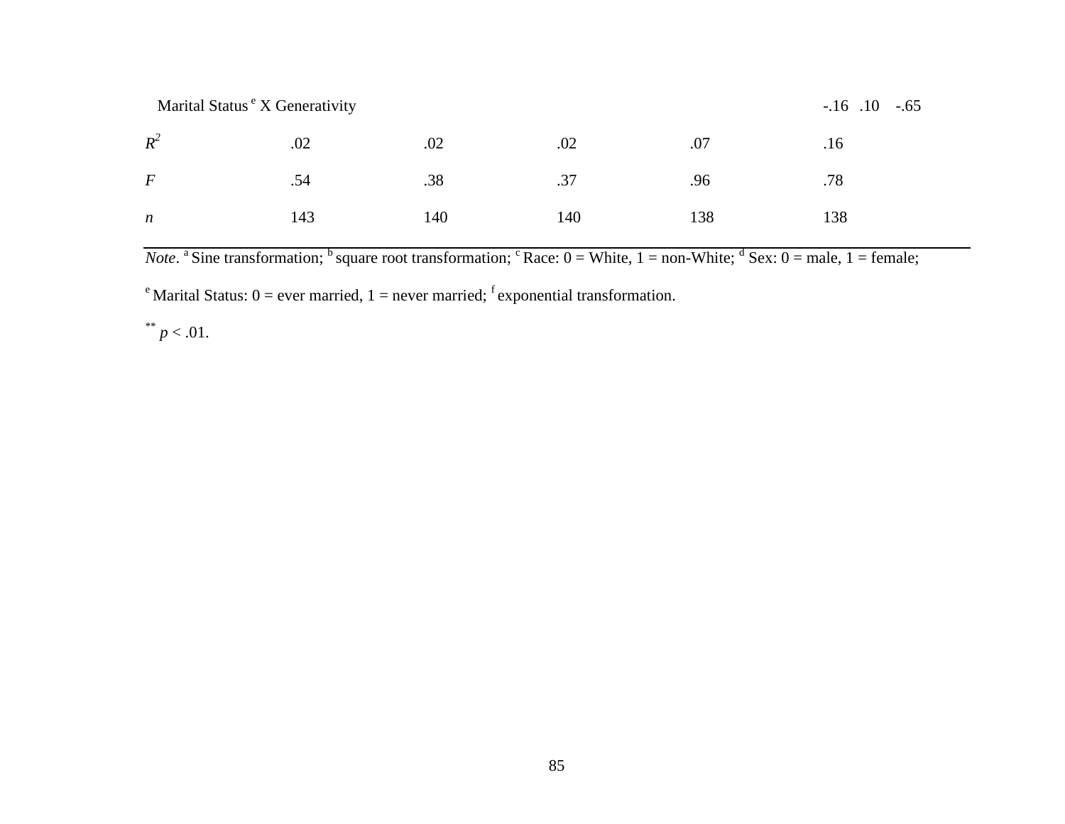| | | | | | | | | | | | | | | | |
|---|---|---|---|---|---|---|---|---|---|---|---|---|---|---|---|
| Marital Status[e] X Generativity | | | | | | | | | | | | | -.16 | .10 | -.65 |
| $R^2$ | .02 | | | .02 | | | .02 | | | .07 | | | .16 | | |
| $F$ | .54 | | | .38 | | | .37 | | | .96 | | | .78 | | |
| $n$ | 143 | | | 140 | | | 140 | | | 138 | | | 138 | | |

*Note*. [a] Sine transformation; [b] square root transformation; [c] Race: 0 = White, 1 = non-White; [d] Sex: 0 = male, 1 = female; [e] Marital Status: 0 = ever married, 1 = never married; [f] exponential transformation.

** $p < .01$.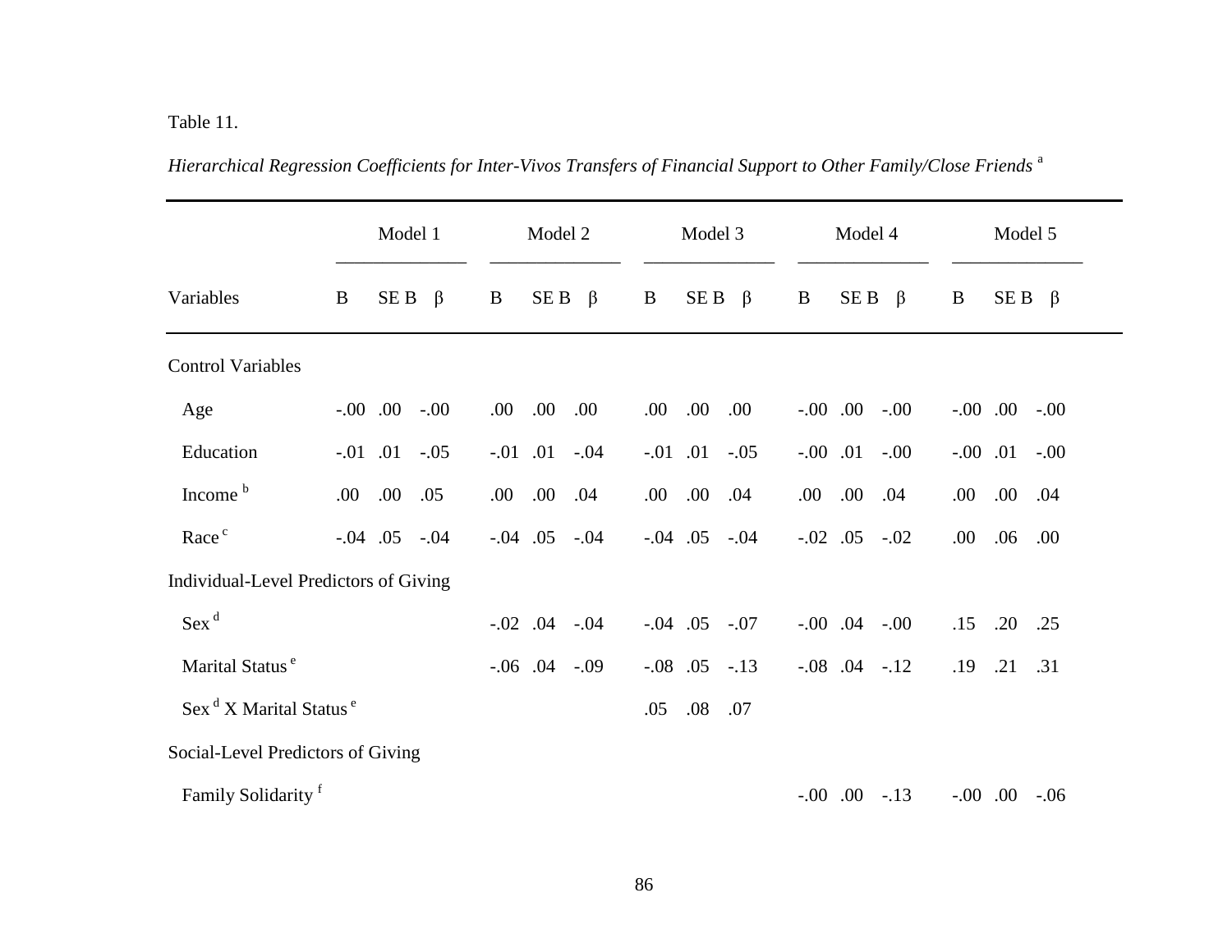Table 11.

*Hierarchical Regression Coefficients for Inter-Vivos Transfers of Financial Support to Other Family/Close Friends* [a]

| | Model 1 | | | Model 2 | | | Model 3 | | | Model 4 | | | Model 5 | | |
|---|---|---|---|---|---|---|---|---|---|---|---|---|---|---|---|
| Variables | B | SE B | β | B | SE B | β | B | SE B | β | B | SE B | β | B | SE B | β |
| Control Variables | | | | | | | | | | | | | | | |
| Age | -.00 | .00 | -.00 | .00 | .00 | .00 | .00 | .00 | .00 | -.00 | .00 | -.00 | -.00 | .00 | -.00 |
| Education | -.01 | .01 | -.05 | -.01 | .01 | -.04 | -.01 | .01 | -.05 | -.00 | .01 | -.00 | -.00 | .01 | -.00 |
| Income [b] | .00 | .00 | .05 | .00 | .00 | .04 | .00 | .00 | .04 | .00 | .00 | .04 | .00 | .00 | .04 |
| Race [c] | -.04 | .05 | -.04 | -.04 | .05 | -.04 | -.04 | .05 | -.04 | -.02 | .05 | -.02 | .00 | .06 | .00 |
| Individual-Level Predictors of Giving | | | | | | | | | | | | | | | |
| Sex [d] | | | | -.02 | .04 | -.04 | -.04 | .05 | -.07 | -.00 | .04 | -.00 | .15 | .20 | .25 |
| Marital Status [e] | | | | -.06 | .04 | -.09 | -.08 | .05 | -.13 | -.08 | .04 | -.12 | .19 | .21 | .31 |
| Sex [d] X Marital Status [e] | | | | | | | .05 | .08 | .07 | | | | | | |
| Social-Level Predictors of Giving | | | | | | | | | | | | | | | |
| Family Solidarity [f] | | | | | | | | | | -.00 | .00 | -.13 | -.00 | .00 | -.06 |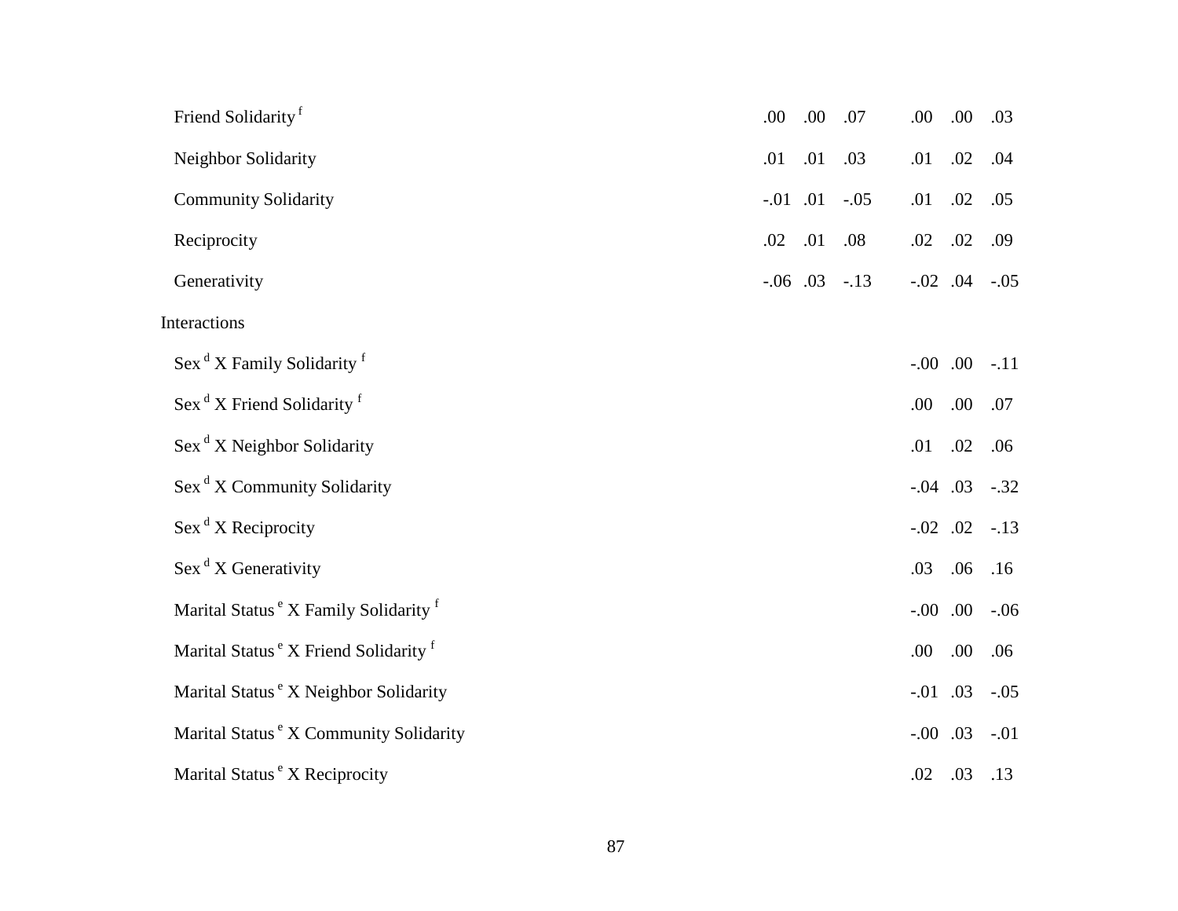| | | | | | | |
|---|---|---|---|---|---|---|
| Friend Solidarity [f] | .00 | .00 | .07 | .00 | .00 | .03 |
| Neighbor Solidarity | .01 | .01 | .03 | .01 | .02 | .04 |
| Community Solidarity | -.01 | .01 | -.05 | .01 | .02 | .05 |
| Reciprocity | .02 | .01 | .08 | .02 | .02 | .09 |
| Generativity | -.06 | .03 | -.13 | -.02 | .04 | -.05 |
| Interactions | | | | | | |
| Sex [d] X Family Solidarity [f] | | | | -.00 | .00 | -.11 |
| Sex [d] X Friend Solidarity [f] | | | | .00 | .00 | .07 |
| Sex [d] X Neighbor Solidarity | | | | .01 | .02 | .06 |
| Sex [d] X Community Solidarity | | | | -.04 | .03 | -.32 |
| Sex [d] X Reciprocity | | | | -.02 | .02 | -.13 |
| Sex [d] X Generativity | | | | .03 | .06 | .16 |
| Marital Status [e] X Family Solidarity [f] | | | | -.00 | .00 | -.06 |
| Marital Status [e] X Friend Solidarity [f] | | | | .00 | .00 | .06 |
| Marital Status [e] X Neighbor Solidarity | | | | -.01 | .03 | -.05 |
| Marital Status [e] X Community Solidarity | | | | -.00 | .03 | -.01 |
| Marital Status [e] X Reciprocity | | | | .02 | .03 | .13 |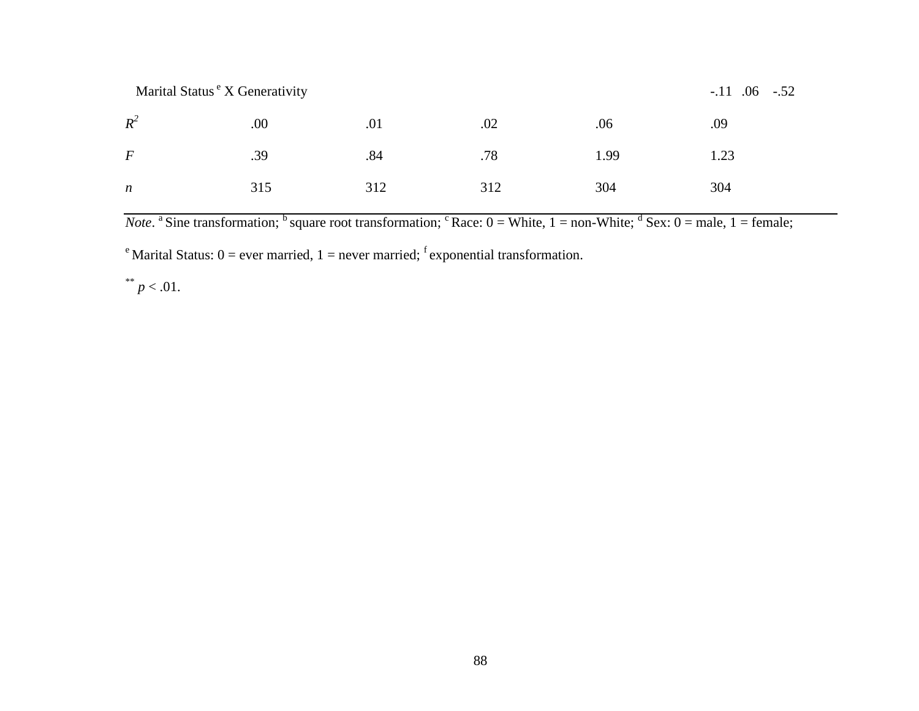| | | | | | | | |
|---|---|---|---|---|---|---|---|
| Marital Status[e] X Generativity | | | | | -.11 | .06 | -.52 |
| $R^2$ | .00 | .01 | .02 | .06 | .09 | | |
| $F$ | .39 | .84 | .78 | 1.99 | 1.23 | | |
| $n$ | 315 | 312 | 312 | 304 | 304 | | |

*Note*. [a] Sine transformation; [b] square root transformation; [c] Race: 0 = White, 1 = non-White; [d] Sex: 0 = male, 1 = female; [e] Marital Status: 0 = ever married, 1 = never married; [f] exponential transformation.

** $p < .01$.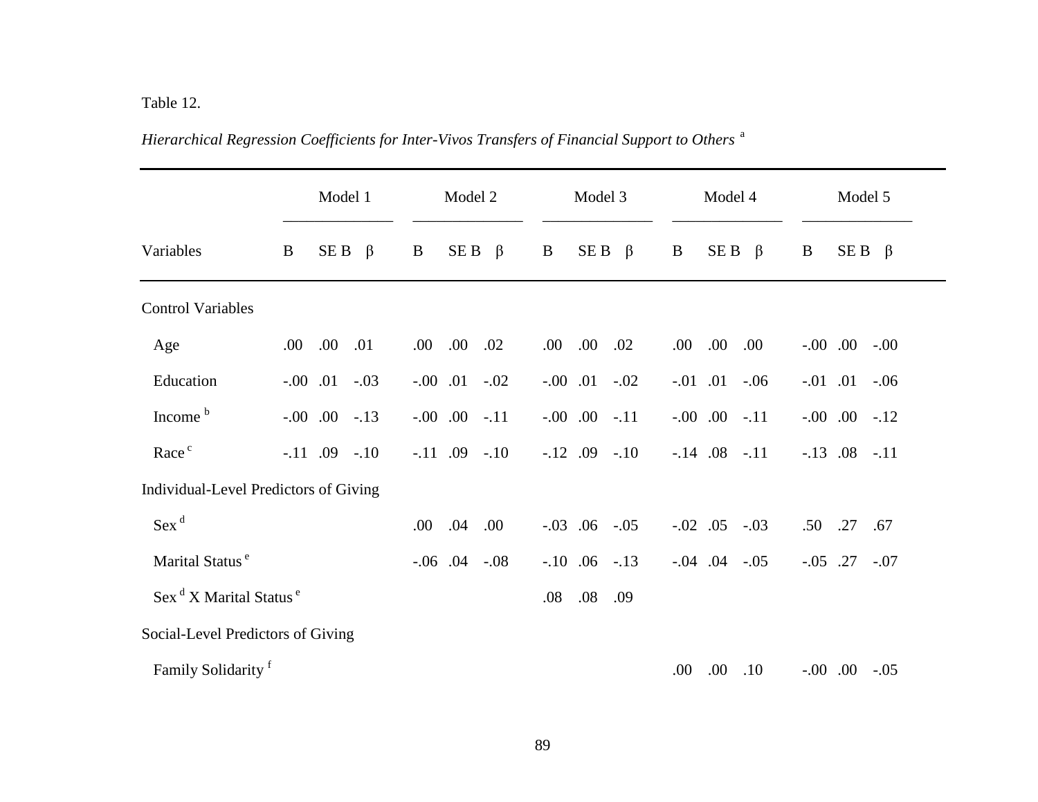Table 12.

*Hierarchical Regression Coefficients for Inter-Vivos Transfers of Financial Support to Others* [a]

| | Model 1 | | | Model 2 | | | Model 3 | | | Model 4 | | | Model 5 | | |
|---|---|---|---|---|---|---|---|---|---|---|---|---|---|---|---|
| Variables | B | SE B | β | B | SE B | β | B | SE B | β | B | SE B | β | B | SE B | β |
| Control Variables | | | | | | | | | | | | | | | |
| Age | .00 | .00 | .01 | .00 | .00 | .02 | .00 | .00 | .02 | .00 | .00 | .00 | -.00 | .00 | -.00 |
| Education | -.00 | .01 | -.03 | -.00 | .01 | -.02 | -.00 | .01 | -.02 | -.01 | .01 | -.06 | -.01 | .01 | -.06 |
| Income [b] | -.00 | .00 | -.13 | -.00 | .00 | -.11 | -.00 | .00 | -.11 | -.00 | .00 | -.11 | -.00 | .00 | -.12 |
| Race [c] | -.11 | .09 | -.10 | -.11 | .09 | -.10 | -.12 | .09 | -.10 | -.14 | .08 | -.11 | -.13 | .08 | -.11 |
| Individual-Level Predictors of Giving | | | | | | | | | | | | | | | |
| Sex [d] | | | | .00 | .04 | .00 | -.03 | .06 | -.05 | -.02 | .05 | -.03 | .50 | .27 | .67 |
| Marital Status [e] | | | | -.06 | .04 | -.08 | -.10 | .06 | -.13 | -.04 | .04 | -.05 | -.05 | .27 | -.07 |
| Sex [d] X Marital Status [e] | | | | | | | .08 | .08 | .09 | | | | | | |
| Social-Level Predictors of Giving | | | | | | | | | | | | | | | |
| Family Solidarity [f] | | | | | | | | | | .00 | .00 | .10 | -.00 | .00 | -.05 |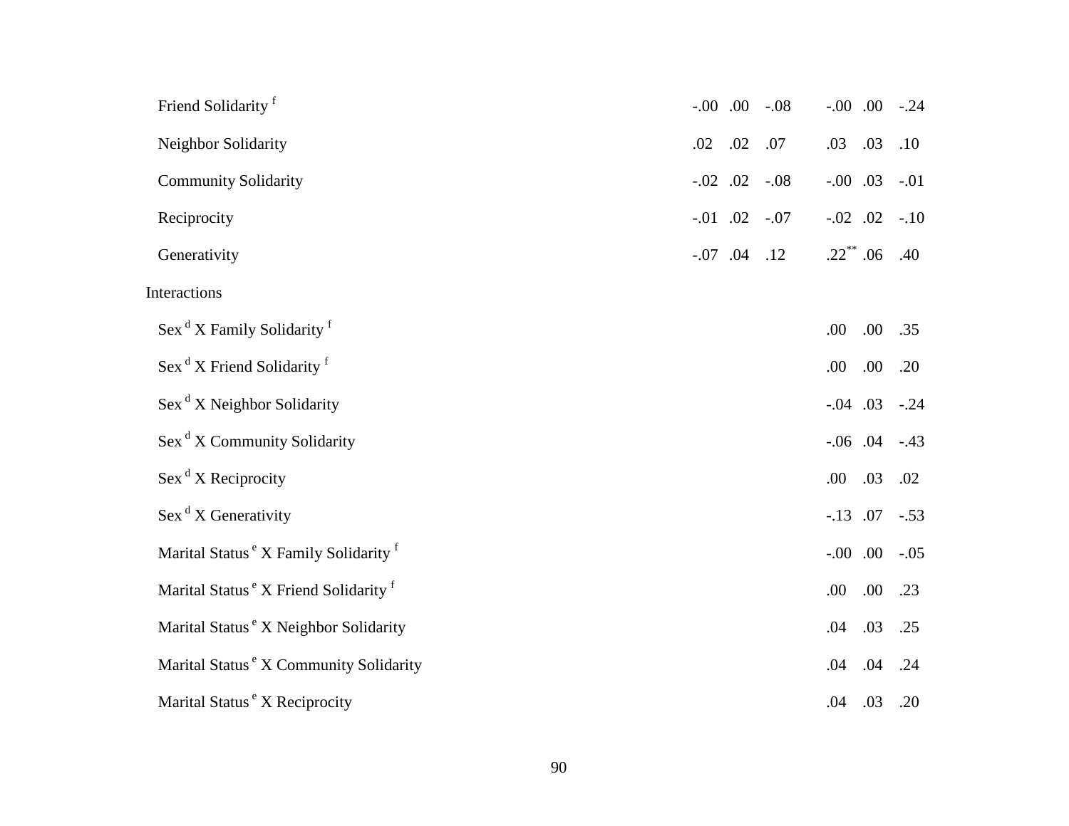| | | | | | | |
|---|---|---|---|---|---|---|
| Friend Solidarity [f] | -.00 | .00 | -.08 | -.00 | .00 | -.24 |
| Neighbor Solidarity | .02 | .02 | .07 | .03 | .03 | .10 |
| Community Solidarity | -.02 | .02 | -.08 | -.00 | .03 | -.01 |
| Reciprocity | -.01 | .02 | -.07 | -.02 | .02 | -.10 |
| Generativity | -.07 | .04 | .12 | .22** | .06 | .40 |
| Interactions | | | | | | |
| Sex [d] X Family Solidarity [f] | | | | .00 | .00 | .35 |
| Sex [d] X Friend Solidarity [f] | | | | .00 | .00 | .20 |
| Sex [d] X Neighbor Solidarity | | | | -.04 | .03 | -.24 |
| Sex [d] X Community Solidarity | | | | -.06 | .04 | -.43 |
| Sex [d] X Reciprocity | | | | .00 | .03 | .02 |
| Sex [d] X Generativity | | | | -.13 | .07 | -.53 |
| Marital Status [e] X Family Solidarity [f] | | | | -.00 | .00 | -.05 |
| Marital Status [e] X Friend Solidarity [f] | | | | .00 | .00 | .23 |
| Marital Status [e] X Neighbor Solidarity | | | | .04 | .03 | .25 |
| Marital Status [e] X Community Solidarity | | | | .04 | .04 | .24 |
| Marital Status [e] X Reciprocity | | | | .04 | .03 | .20 |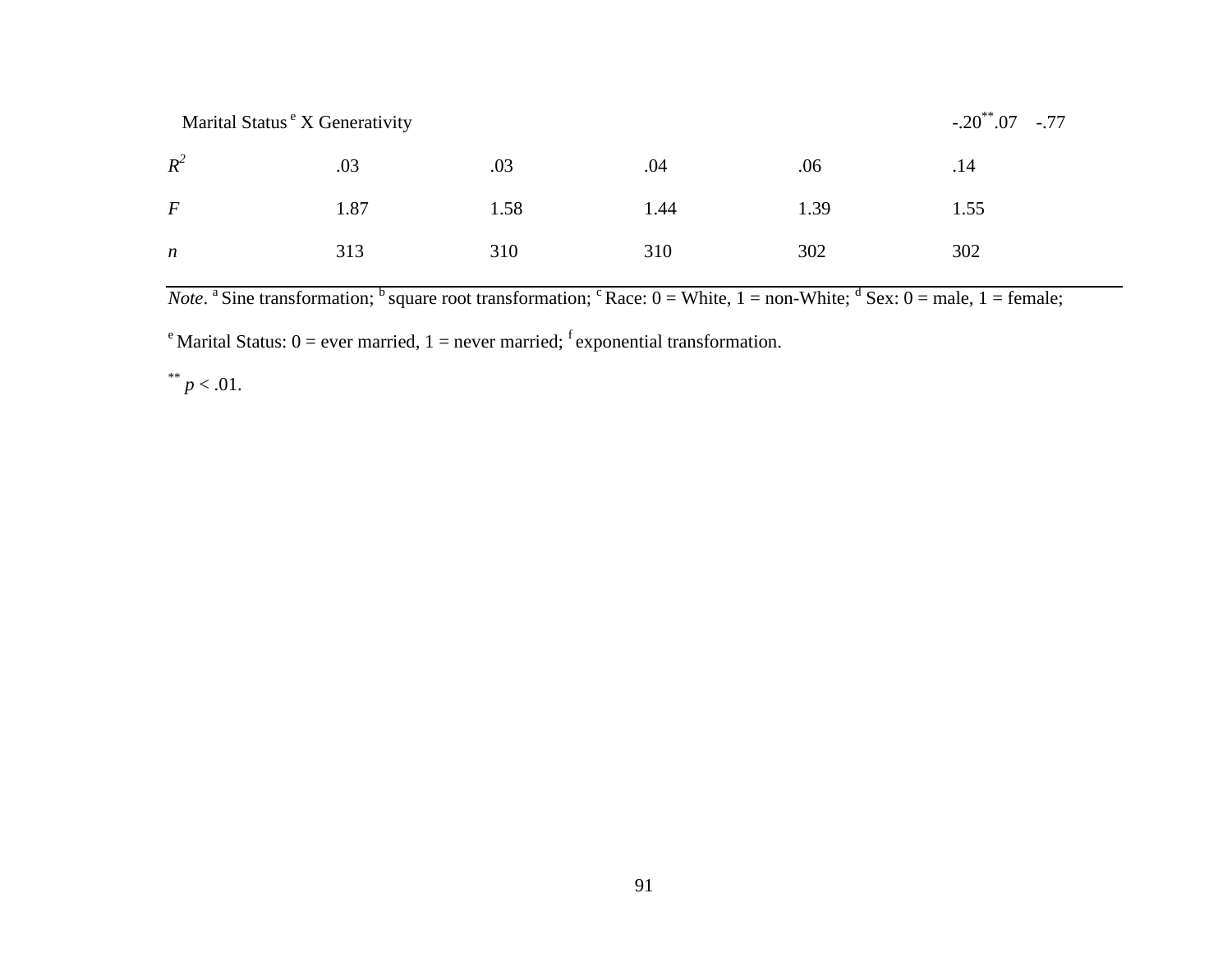| | | | | | |
|---|---|---|---|---|---|
| Marital Status[e] X Generativity | | | | | -.20** .07 -.77 |
| $R^2$ | .03 | .03 | .04 | .06 | .14 |
| *F* | 1.87 | 1.58 | 1.44 | 1.39 | 1.55 |
| *n* | 313 | 310 | 310 | 302 | 302 |

*Note*. [a] Sine transformation; [b] square root transformation; [c] Race: 0 = White, 1 = non-White; [d] Sex: 0 = male, 1 = female; [e] Marital Status: 0 = ever married, 1 = never married; [f] exponential transformation.

** $p < .01$.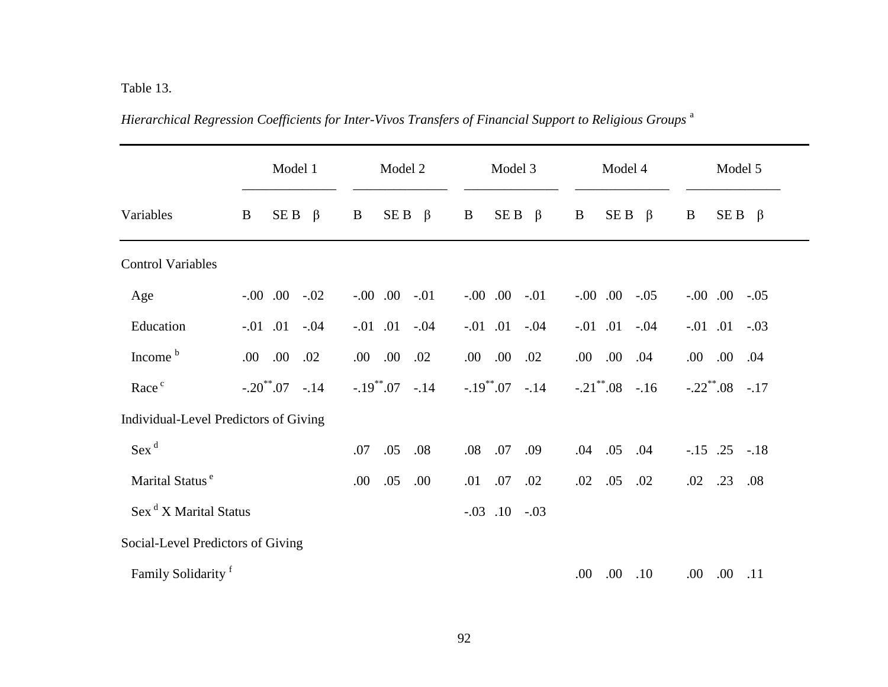Table 13.

*Hierarchical Regression Coefficients for Inter-Vivos Transfers of Financial Support to Religious Groups* [a]

| | Model 1 | | | Model 2 | | | Model 3 | | | Model 4 | | | Model 5 | | |
|---|---|---|---|---|---|---|---|---|---|---|---|---|---|---|---|
| Variables | B | SE B | β | B | SE B | β | B | SE B | β | B | SE B | β | B | SE B | β |
| Control Variables | | | | | | | | | | | | | | | |
| Age | -.00 | .00 | -.02 | -.00 | .00 | -.01 | -.00 | .00 | -.01 | -.00 | .00 | -.05 | -.00 | .00 | -.05 |
| Education | -.01 | .01 | -.04 | -.01 | .01 | -.04 | -.01 | .01 | -.04 | -.01 | .01 | -.04 | -.01 | .01 | -.03 |
| Income [b] | .00 | .00 | .02 | .00 | .00 | .02 | .00 | .00 | .02 | .00 | .00 | .04 | .00 | .00 | .04 |
| Race [c] | -.20** | .07 | -.14 | -.19** | .07 | -.14 | -.19** | .07 | -.14 | -.21** | .08 | -.16 | -.22** | .08 | -.17 |
| Individual-Level Predictors of Giving | | | | | | | | | | | | | | | |
| Sex [d] | | | | .07 | .05 | .08 | .08 | .07 | .09 | .04 | .05 | .04 | -.15 | .25 | -.18 |
| Marital Status [e] | | | | .00 | .05 | .00 | .01 | .07 | .02 | .02 | .05 | .02 | .02 | .23 | .08 |
| Sex [d] X Marital Status | | | | | | | -.03 | .10 | -.03 | | | | | | |
| Social-Level Predictors of Giving | | | | | | | | | | | | | | | |
| Family Solidarity [f] | | | | | | | | | | .00 | .00 | .10 | .00 | .00 | .11 |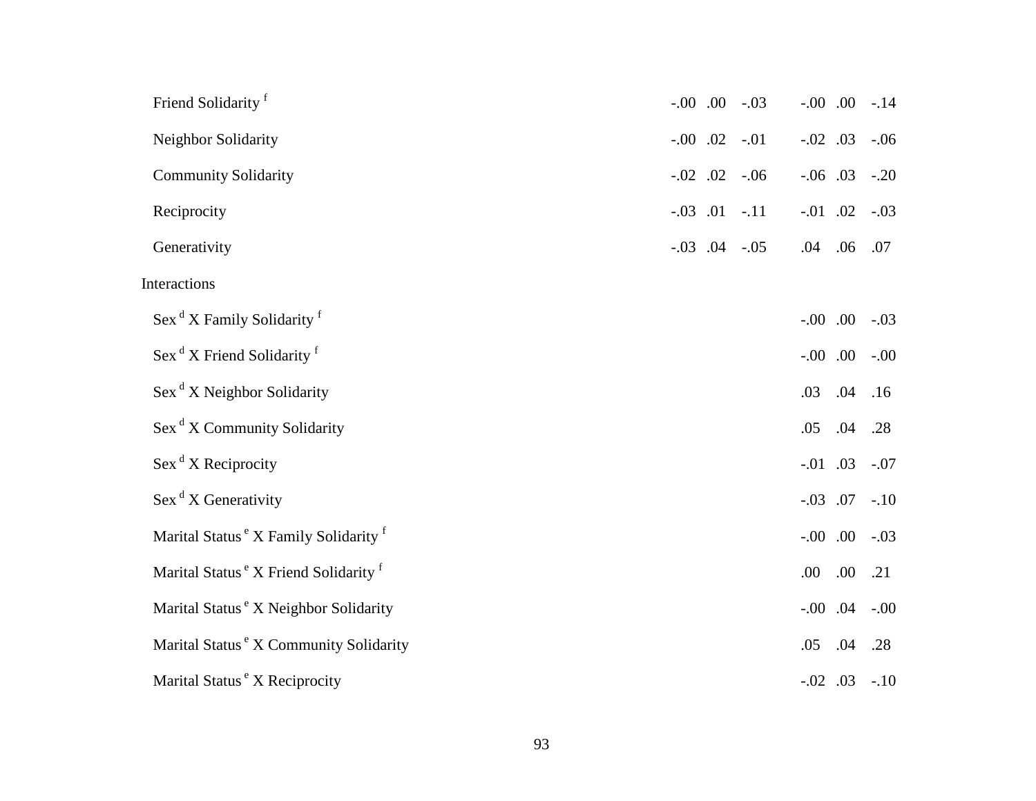| | | | | | | |
|---|---|---|---|---|---|---|
| Friend Solidarity [f] | -.00 | .00 | -.03 | -.00 | .00 | -.14 |
| Neighbor Solidarity | -.00 | .02 | -.01 | -.02 | .03 | -.06 |
| Community Solidarity | -.02 | .02 | -.06 | -.06 | .03 | -.20 |
| Reciprocity | -.03 | .01 | -.11 | -.01 | .02 | -.03 |
| Generativity | -.03 | .04 | -.05 | .04 | .06 | .07 |
| Interactions | | | | | | |
| Sex [d] X Family Solidarity [f] | | | | -.00 | .00 | -.03 |
| Sex [d] X Friend Solidarity [f] | | | | -.00 | .00 | -.00 |
| Sex [d] X Neighbor Solidarity | | | | .03 | .04 | .16 |
| Sex [d] X Community Solidarity | | | | .05 | .04 | .28 |
| Sex [d] X Reciprocity | | | | -.01 | .03 | -.07 |
| Sex [d] X Generativity | | | | -.03 | .07 | -.10 |
| Marital Status [e] X Family Solidarity [f] | | | | -.00 | .00 | -.03 |
| Marital Status [e] X Friend Solidarity [f] | | | | .00 | .00 | .21 |
| Marital Status [e] X Neighbor Solidarity | | | | -.00 | .04 | -.00 |
| Marital Status [e] X Community Solidarity | | | | .05 | .04 | .28 |
| Marital Status [e] X Reciprocity | | | | -.02 | .03 | -.10 |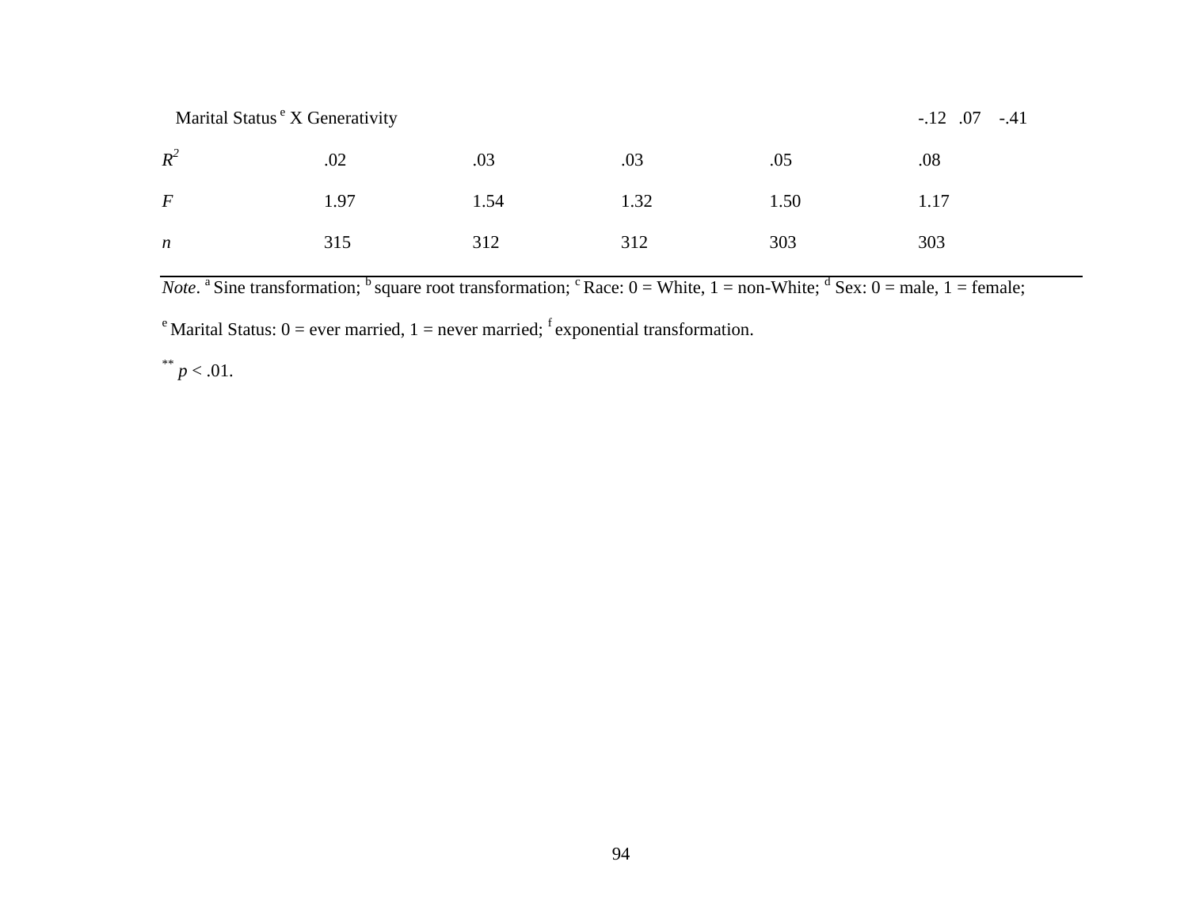| | | | | | |
|---|---|---|---|---|---|
| Marital Status[e] X Generativity | | | | | -.12 .07 -.41 |
| $R^2$ | .02 | .03 | .03 | .05 | .08 |
| *F* | 1.97 | 1.54 | 1.32 | 1.50 | 1.17 |
| *n* | 315 | 312 | 312 | 303 | 303 |

*Note*. [a] Sine transformation; [b] square root transformation; [c] Race: 0 = White, 1 = non-White; [d] Sex: 0 = male, 1 = female; [e] Marital Status: 0 = ever married, 1 = never married; [f] exponential transformation.

** $p < .01$.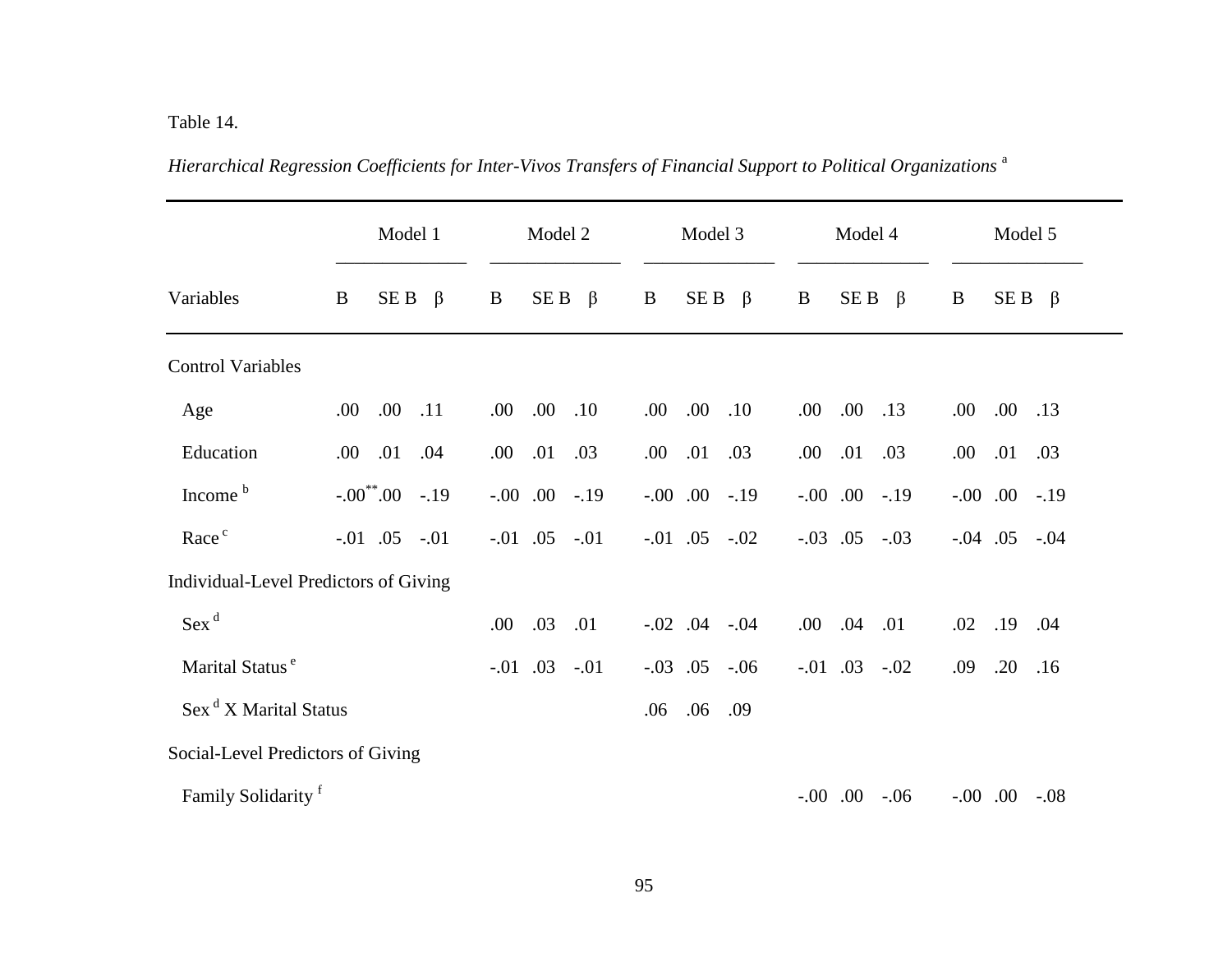Table 14.

*Hierarchical Regression Coefficients for Inter-Vivos Transfers of Financial Support to Political Organizations* [a]

| | Model 1 | | | Model 2 | | | Model 3 | | | Model 4 | | | Model 5 | | |
|---|---|---|---|---|---|---|---|---|---|---|---|---|---|---|---|
| Variables | B | SE B | β | B | SE B | β | B | SE B | β | B | SE B | β | B | SE B | β |
| Control Variables | | | | | | | | | | | | | | | |
| Age | .00 | .00 | .11 | .00 | .00 | .10 | .00 | .00 | .10 | .00 | .00 | .13 | .00 | .00 | .13 |
| Education | .00 | .01 | .04 | .00 | .01 | .03 | .00 | .01 | .03 | .00 | .01 | .03 | .00 | .01 | .03 |
| Income [b] | -.00** | .00 | -.19 | -.00 | .00 | -.19 | -.00 | .00 | -.19 | -.00 | .00 | -.19 | -.00 | .00 | -.19 |
| Race [c] | -.01 | .05 | -.01 | -.01 | .05 | -.01 | -.01 | .05 | -.02 | -.03 | .05 | -.03 | -.04 | .05 | -.04 |
| Individual-Level Predictors of Giving | | | | | | | | | | | | | | | |
| Sex [d] | | | | .00 | .03 | .01 | -.02 | .04 | -.04 | .00 | .04 | .01 | .02 | .19 | .04 |
| Marital Status [e] | | | | -.01 | .03 | -.01 | -.03 | .05 | -.06 | -.01 | .03 | -.02 | .09 | .20 | .16 |
| Sex [d] X Marital Status | | | | | | | .06 | .06 | .09 | | | | | | |
| Social-Level Predictors of Giving | | | | | | | | | | | | | | | |
| Family Solidarity [f] | | | | | | | | | | -.00 | .00 | -.06 | -.00 | .00 | -.08 |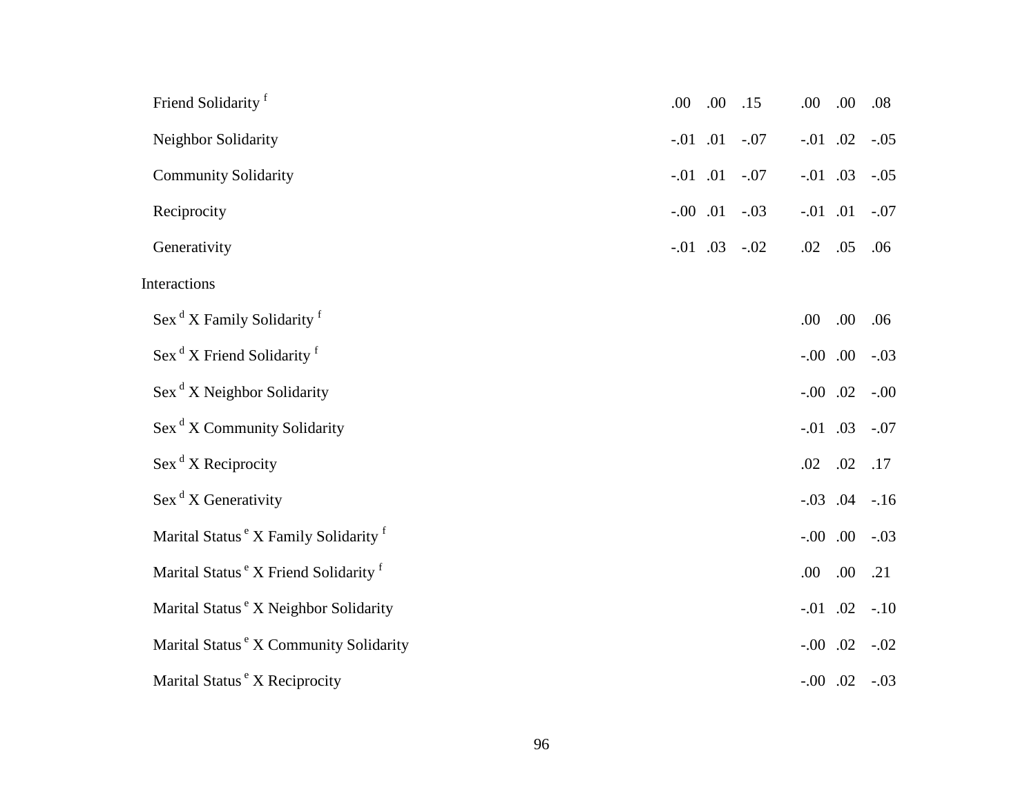| | | | | | | |
|---|---|---|---|---|---|---|
| Friend Solidarity [f] | .00 | .00 | .15 | .00 | .00 | .08 |
| Neighbor Solidarity | -.01 | .01 | -.07 | -.01 | .02 | -.05 |
| Community Solidarity | -.01 | .01 | -.07 | -.01 | .03 | -.05 |
| Reciprocity | -.00 | .01 | -.03 | -.01 | .01 | -.07 |
| Generativity | -.01 | .03 | -.02 | .02 | .05 | .06 |
| Interactions | | | | | | |
| Sex [d] X Family Solidarity [f] | | | | .00 | .00 | .06 |
| Sex [d] X Friend Solidarity [f] | | | | -.00 | .00 | -.03 |
| Sex [d] X Neighbor Solidarity | | | | -.00 | .02 | -.00 |
| Sex [d] X Community Solidarity | | | | -.01 | .03 | -.07 |
| Sex [d] X Reciprocity | | | | .02 | .02 | .17 |
| Sex [d] X Generativity | | | | -.03 | .04 | -.16 |
| Marital Status [e] X Family Solidarity [f] | | | | -.00 | .00 | -.03 |
| Marital Status [e] X Friend Solidarity [f] | | | | .00 | .00 | .21 |
| Marital Status [e] X Neighbor Solidarity | | | | -.01 | .02 | -.10 |
| Marital Status [e] X Community Solidarity | | | | -.00 | .02 | -.02 |
| Marital Status [e] X Reciprocity | | | | -.00 | .02 | -.03 |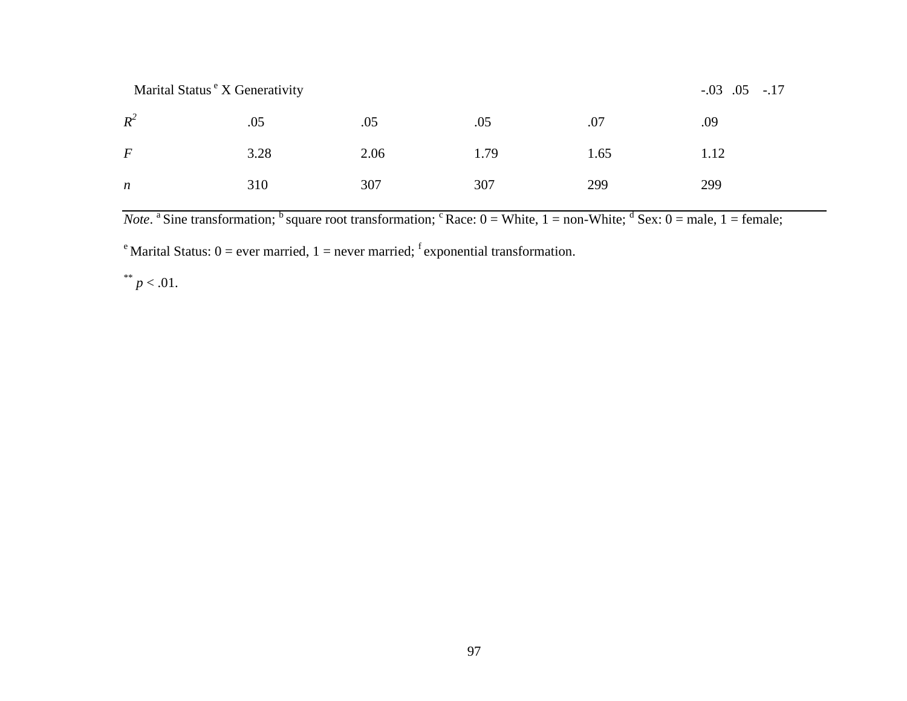| | | | | | |
|---|---|---|---|---|---|
| Marital Status[e] X Generativity | | | | | -.03 .05 -.17 |
| $R^2$ | .05 | .05 | .05 | .07 | .09 |
| *F* | 3.28 | 2.06 | 1.79 | 1.65 | 1.12 |
| *n* | 310 | 307 | 307 | 299 | 299 |

*Note*. [a] Sine transformation; [b] square root transformation; [c] Race: 0 = White, 1 = non-White; [d] Sex: 0 = male, 1 = female; [e] Marital Status: 0 = ever married, 1 = never married; [f] exponential transformation.

** $p < .01$.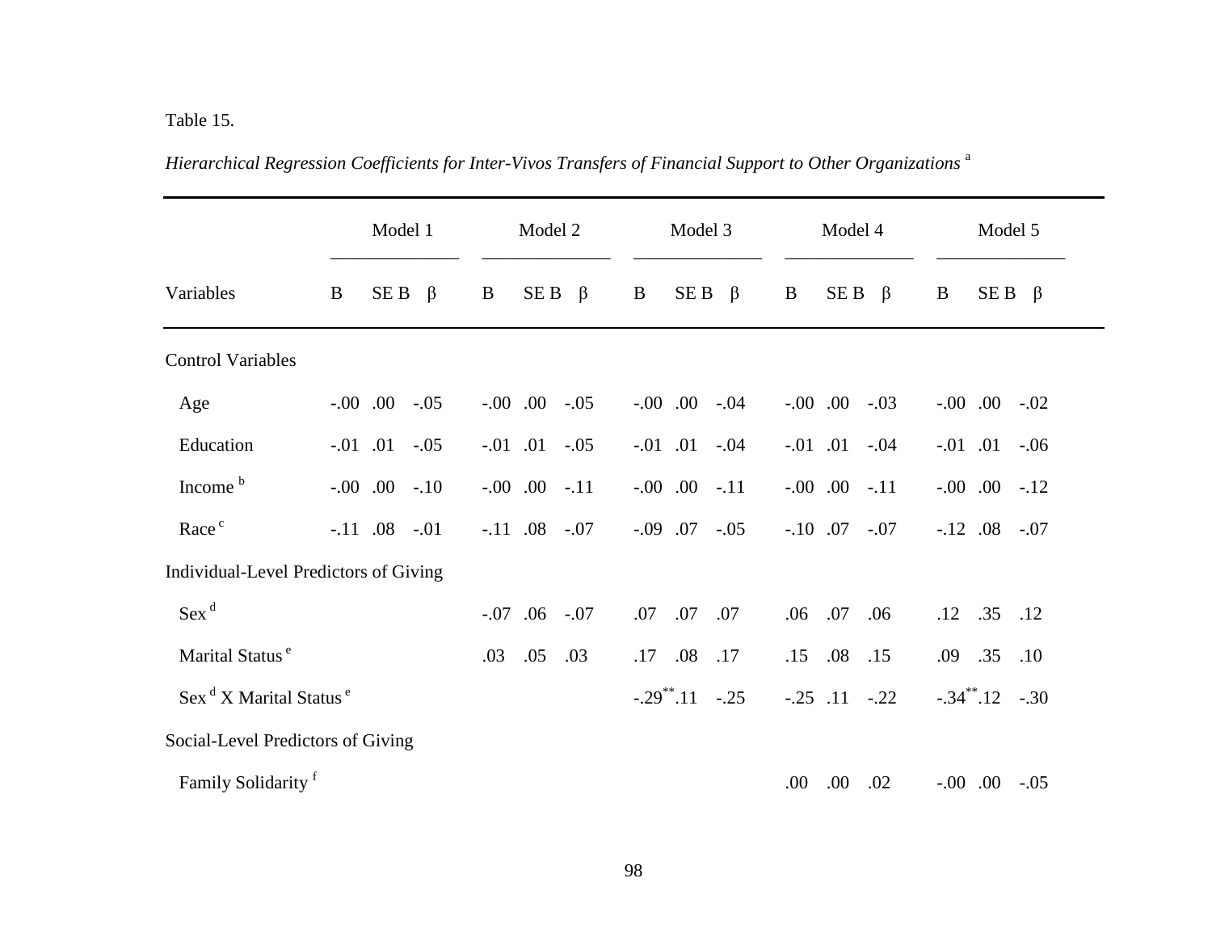Table 15.

*Hierarchical Regression Coefficients for Inter-Vivos Transfers of Financial Support to Other Organizations* [a]

| | Model 1 | | | Model 2 | | | Model 3 | | | Model 4 | | | Model 5 | | |
|---|---|---|---|---|---|---|---|---|---|---|---|---|---|---|---|
| Variables | B | SE B | β | B | SE B | β | B | SE B | β | B | SE B | β | B | SE B | β |
| Control Variables | | | | | | | | | | | | | | | |
| Age | -.00 | .00 | -.05 | -.00 | .00 | -.05 | -.00 | .00 | -.04 | -.00 | .00 | -.03 | -.00 | .00 | -.02 |
| Education | -.01 | .01 | -.05 | -.01 | .01 | -.05 | -.01 | .01 | -.04 | -.01 | .01 | -.04 | -.01 | .01 | -.06 |
| Income [b] | -.00 | .00 | -.10 | -.00 | .00 | -.11 | -.00 | .00 | -.11 | -.00 | .00 | -.11 | -.00 | .00 | -.12 |
| Race [c] | -.11 | .08 | -.01 | -.11 | .08 | -.07 | -.09 | .07 | -.05 | -.10 | .07 | -.07 | -.12 | .08 | -.07 |
| Individual-Level Predictors of Giving | | | | | | | | | | | | | | | |
| Sex [d] | | | | -.07 | .06 | -.07 | .07 | .07 | .07 | .06 | .07 | .06 | .12 | .35 | .12 |
| Marital Status [e] | | | | .03 | .05 | .03 | .17 | .08 | .17 | .15 | .08 | .15 | .09 | .35 | .10 |
| Sex [d] X Marital Status [e] | | | | | | | -.29** | .11 | -.25 | -.25 | .11 | -.22 | -.34** | .12 | -.30 |
| Social-Level Predictors of Giving | | | | | | | | | | | | | | | |
| Family Solidarity [f] | | | | | | | | | | .00 | .00 | .02 | -.00 | .00 | -.05 |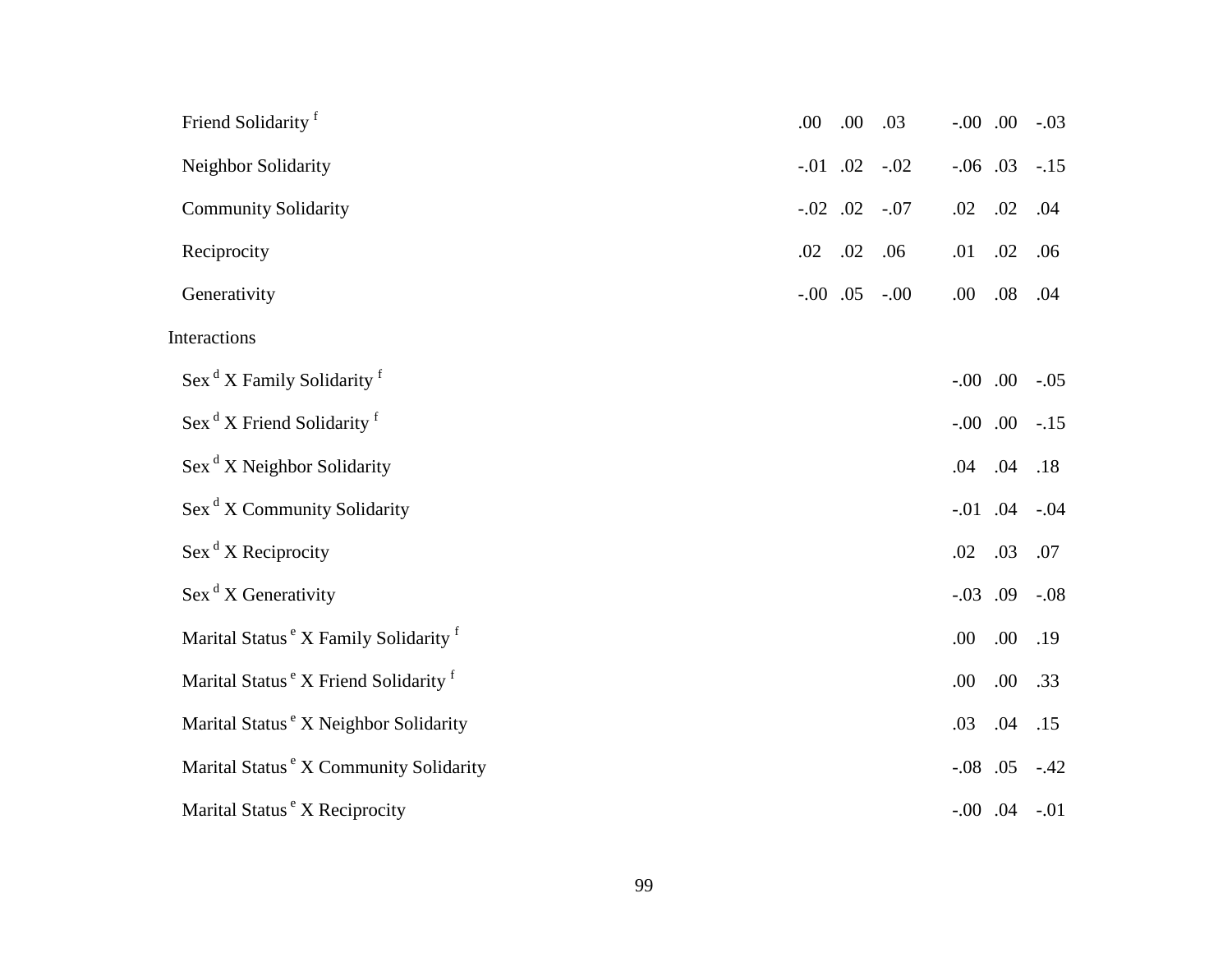| | | | | | | |
|---|---|---|---|---|---|---|
| Friend Solidarity [f] | .00 | .00 | .03 | -.00 | .00 | -.03 |
| Neighbor Solidarity | -.01 | .02 | -.02 | -.06 | .03 | -.15 |
| Community Solidarity | -.02 | .02 | -.07 | .02 | .02 | .04 |
| Reciprocity | .02 | .02 | .06 | .01 | .02 | .06 |
| Generativity | -.00 | .05 | -.00 | .00 | .08 | .04 |
| Interactions | | | | | | |
| Sex [d] X Family Solidarity [f] | | | | -.00 | .00 | -.05 |
| Sex [d] X Friend Solidarity [f] | | | | -.00 | .00 | -.15 |
| Sex [d] X Neighbor Solidarity | | | | .04 | .04 | .18 |
| Sex [d] X Community Solidarity | | | | -.01 | .04 | -.04 |
| Sex [d] X Reciprocity | | | | .02 | .03 | .07 |
| Sex [d] X Generativity | | | | -.03 | .09 | -.08 |
| Marital Status [e] X Family Solidarity [f] | | | | .00 | .00 | .19 |
| Marital Status [e] X Friend Solidarity [f] | | | | .00 | .00 | .33 |
| Marital Status [e] X Neighbor Solidarity | | | | .03 | .04 | .15 |
| Marital Status [e] X Community Solidarity | | | | -.08 | .05 | -.42 |
| Marital Status [e] X Reciprocity | | | | -.00 | .04 | -.01 |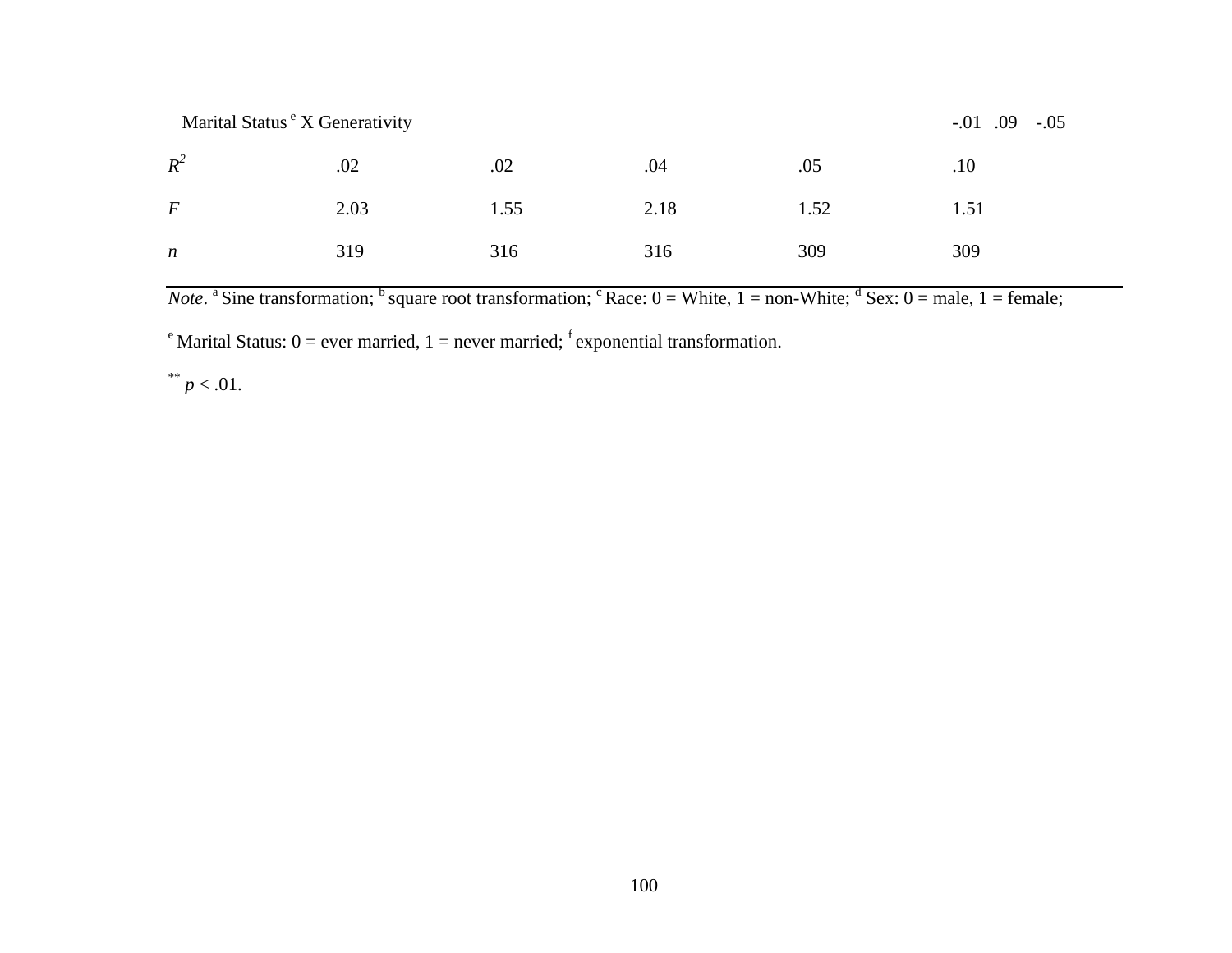| | | | | | |
|---|---|---|---|---|---|
| Marital Status[e] X Generativity | | | | | -.01 .09 -.05 |
| $R^2$ | .02 | .02 | .04 | .05 | .10 |
| *F* | 2.03 | 1.55 | 2.18 | 1.52 | 1.51 |
| *n* | 319 | 316 | 316 | 309 | 309 |

*Note*. [a] Sine transformation; [b] square root transformation; [c] Race: 0 = White, 1 = non-White; [d] Sex: 0 = male, 1 = female; [e] Marital Status: 0 = ever married, 1 = never married; [f] exponential transformation.

** $p < .01$.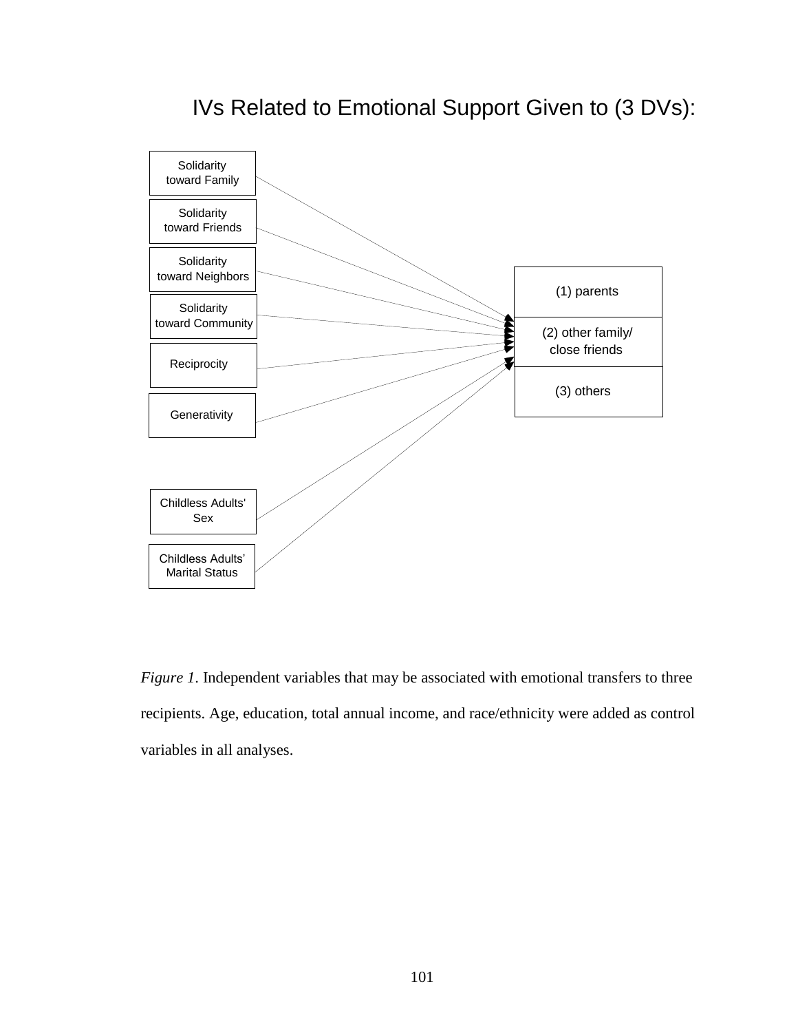IVs Related to Emotional Support Given to (3 DVs):

Solidarity toward Family

Solidarity toward Friends

Solidarity toward Neighbors

Solidarity toward Community

Reciprocity

Generativity

Childless Adults' Sex

Childless Adults' Marital Status

(1) parents

(2) other family/ close friends

(3) others

*Figure 1.* Independent variables that may be associated with emotional transfers to three recipients. Age, education, total annual income, and race/ethnicity were added as control variables in all analyses.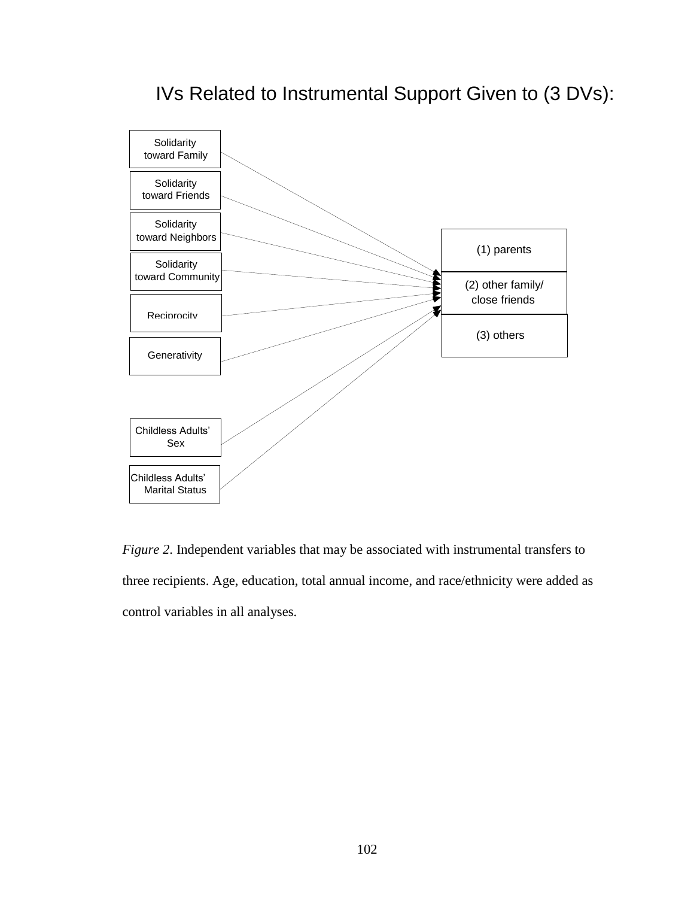IVs Related to Instrumental Support Given to (3 DVs):

Solidarity toward Family

Solidarity toward Friends

Solidarity toward Neighbors

Solidarity toward Community

Reciprocity

Generativity

Childless Adults' Sex

Childless Adults' Marital Status

(1) parents

(2) other family/ close friends

(3) others

*Figure 2*. Independent variables that may be associated with instrumental transfers to three recipients. Age, education, total annual income, and race/ethnicity were added as control variables in all analyses.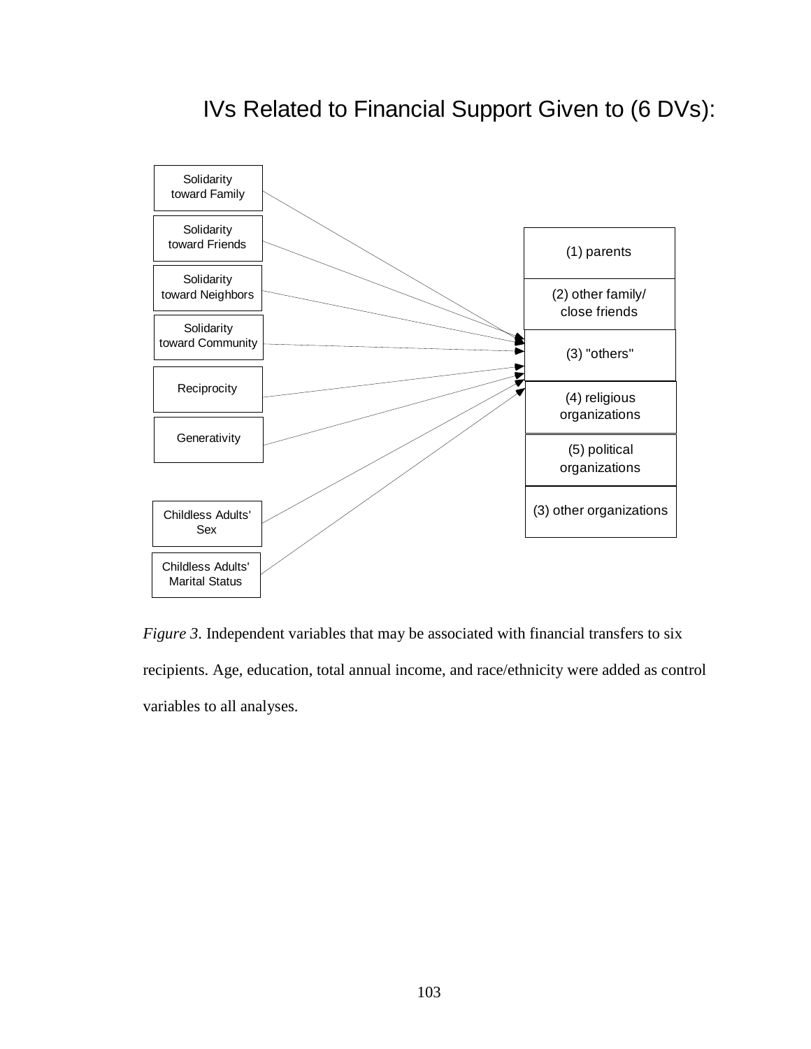IVs Related to Financial Support Given to (6 DVs):

Solidarity toward Family

Solidarity toward Friends

Solidarity toward Neighbors

Solidarity toward Community

Reciprocity

Generativity

Childless Adults' Sex

Childless Adults' Marital Status

(1) parents

(2) other family/ close friends

(3) "others"

(4) religious organizations

(5) political organizations

(3) other organizations

*Figure 3*. Independent variables that may be associated with financial transfers to six recipients. Age, education, total annual income, and race/ethnicity were added as control variables to all analyses.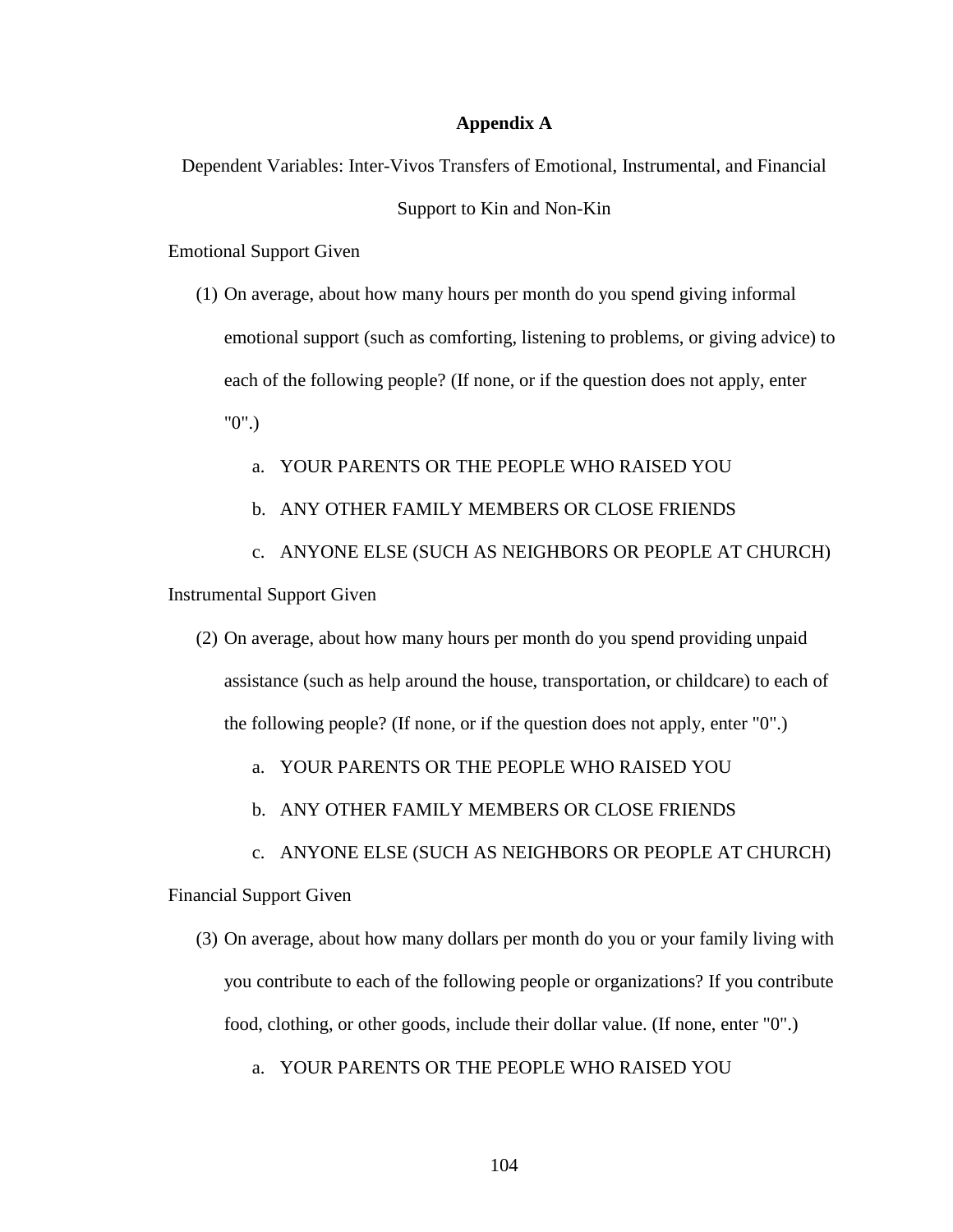## Appendix A

Dependent Variables: Inter-Vivos Transfers of Emotional, Instrumental, and Financial Support to Kin and Non-Kin

Emotional Support Given

(1) On average, about how many hours per month do you spend giving informal emotional support (such as comforting, listening to problems, or giving advice) to each of the following people? (If none, or if the question does not apply, enter "0".)

   a. YOUR PARENTS OR THE PEOPLE WHO RAISED YOU

   b. ANY OTHER FAMILY MEMBERS OR CLOSE FRIENDS

   c. ANYONE ELSE (SUCH AS NEIGHBORS OR PEOPLE AT CHURCH)

Instrumental Support Given

(2) On average, about how many hours per month do you spend providing unpaid assistance (such as help around the house, transportation, or childcare) to each of the following people? (If none, or if the question does not apply, enter "0".)

   a. YOUR PARENTS OR THE PEOPLE WHO RAISED YOU

   b. ANY OTHER FAMILY MEMBERS OR CLOSE FRIENDS

   c. ANYONE ELSE (SUCH AS NEIGHBORS OR PEOPLE AT CHURCH)

Financial Support Given

(3) On average, about how many dollars per month do you or your family living with you contribute to each of the following people or organizations? If you contribute food, clothing, or other goods, include their dollar value. (If none, enter "0".)

   a. YOUR PARENTS OR THE PEOPLE WHO RAISED YOU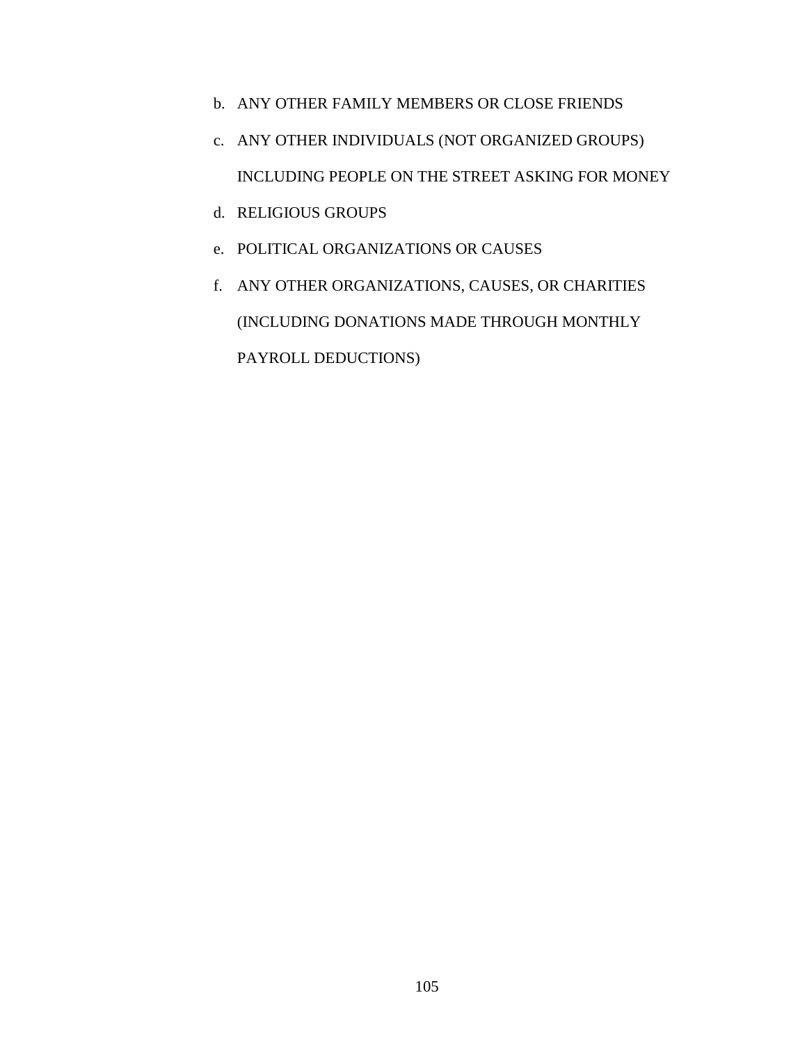b. ANY OTHER FAMILY MEMBERS OR CLOSE FRIENDS
c. ANY OTHER INDIVIDUALS (NOT ORGANIZED GROUPS) INCLUDING PEOPLE ON THE STREET ASKING FOR MONEY
d. RELIGIOUS GROUPS
e. POLITICAL ORGANIZATIONS OR CAUSES
f. ANY OTHER ORGANIZATIONS, CAUSES, OR CHARITIES (INCLUDING DONATIONS MADE THROUGH MONTHLY PAYROLL DEDUCTIONS)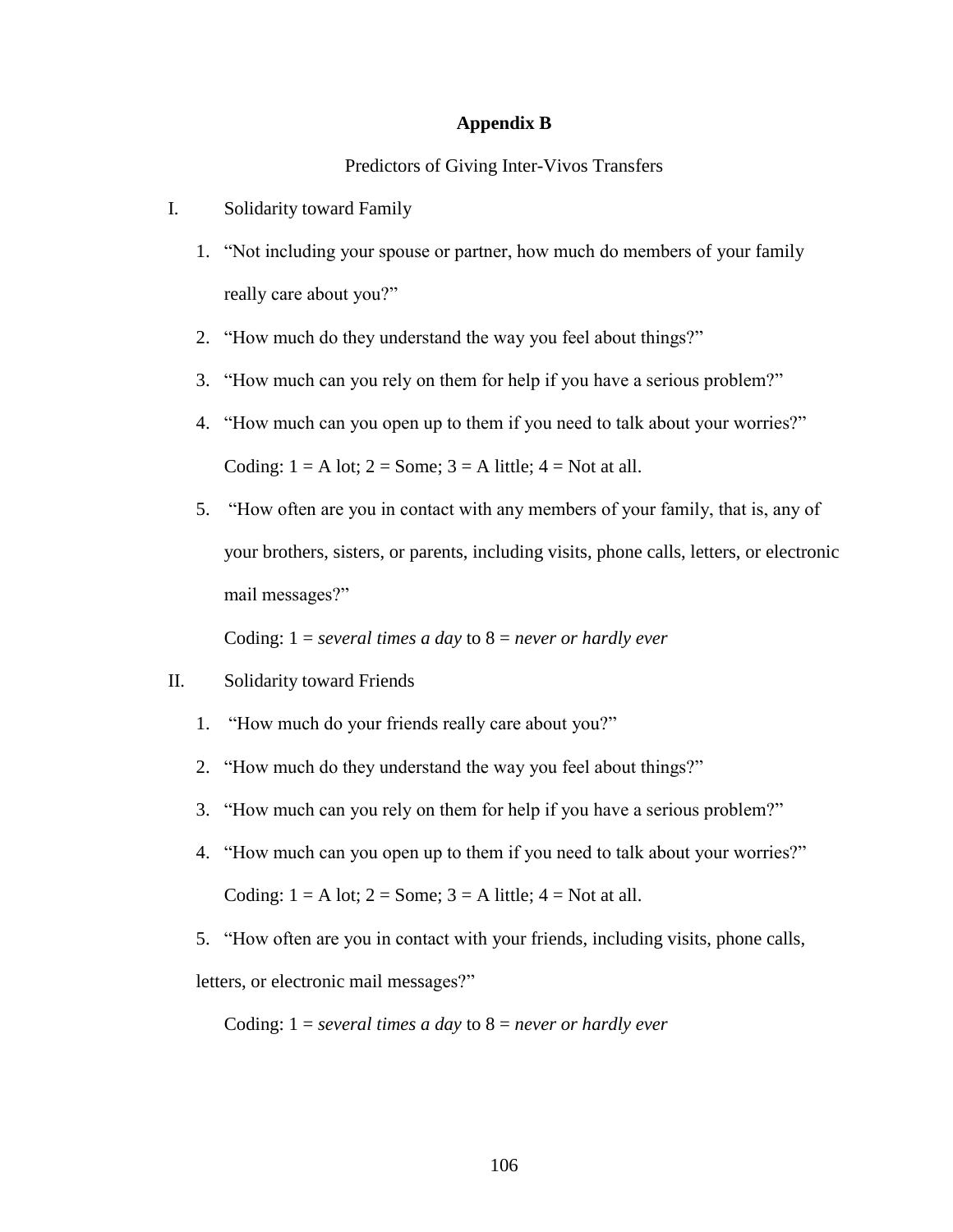# Appendix B

Predictors of Giving Inter-Vivos Transfers

I. Solidarity toward Family

1. "Not including your spouse or partner, how much do members of your family really care about you?"
2. "How much do they understand the way you feel about things?"
3. "How much can you rely on them for help if you have a serious problem?"
4. "How much can you open up to them if you need to talk about your worries?"

   Coding: 1 = A lot; 2 = Some; 3 = A little; 4 = Not at all.

5. "How often are you in contact with any members of your family, that is, any of your brothers, sisters, or parents, including visits, phone calls, letters, or electronic mail messages?"

   Coding: 1 = *several times a day* to 8 = *never or hardly ever*

II. Solidarity toward Friends

1. "How much do your friends really care about you?"
2. "How much do they understand the way you feel about things?"
3. "How much can you rely on them for help if you have a serious problem?"
4. "How much can you open up to them if you need to talk about your worries?"

   Coding: 1 = A lot; 2 = Some; 3 = A little; 4 = Not at all.

5. "How often are you in contact with your friends, including visits, phone calls, letters, or electronic mail messages?"

   Coding: 1 = *several times a day* to 8 = *never or hardly ever*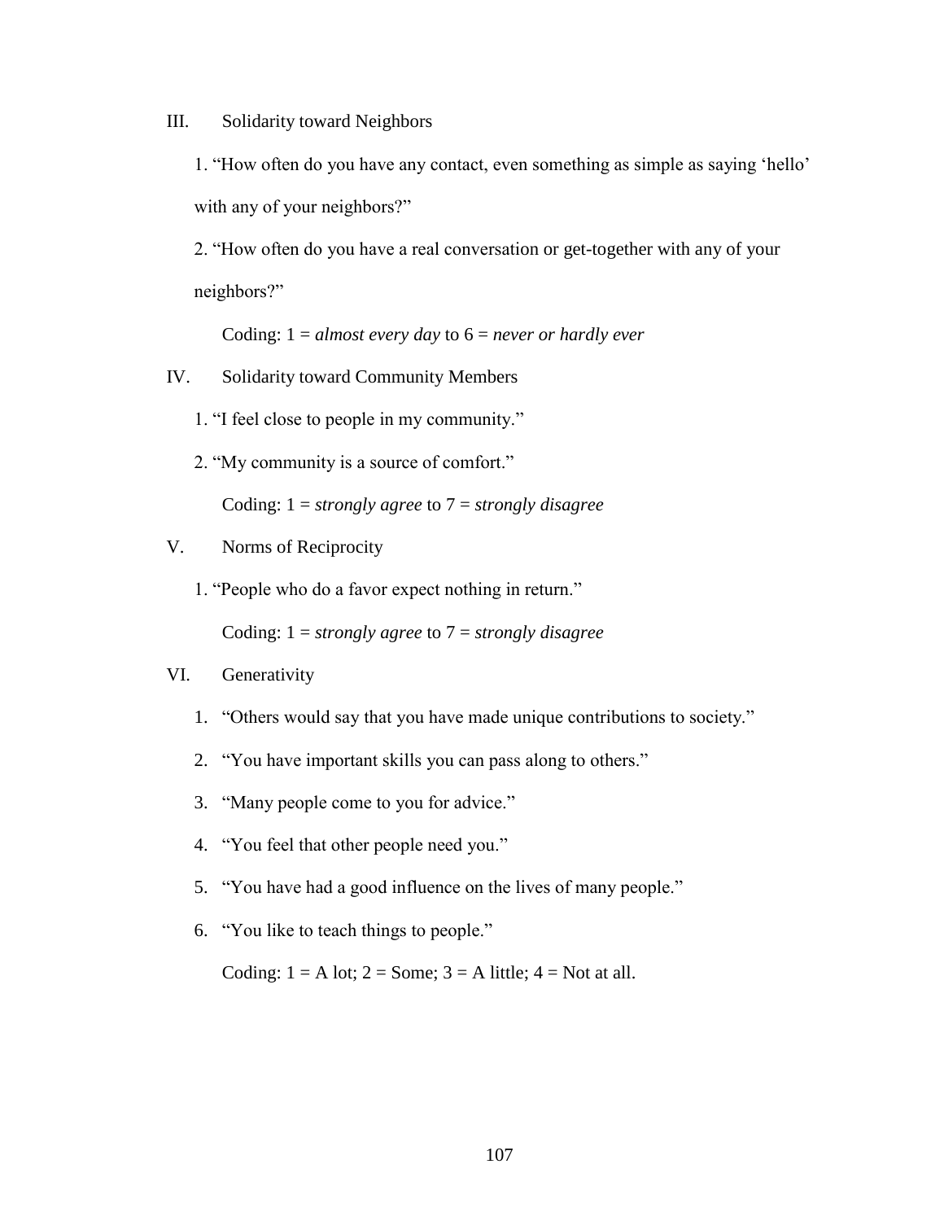III. Solidarity toward Neighbors

1. "How often do you have any contact, even something as simple as saying 'hello' with any of your neighbors?"

2. "How often do you have a real conversation or get-together with any of your neighbors?"

   Coding: 1 = *almost every day* to 6 = *never or hardly ever*

IV. Solidarity toward Community Members

1. "I feel close to people in my community."

2. "My community is a source of comfort."

   Coding: 1 = *strongly agree* to 7 = *strongly disagree*

V. Norms of Reciprocity

1. "People who do a favor expect nothing in return."

   Coding: 1 = *strongly agree* to 7 = *strongly disagree*

VI. Generativity

1. "Others would say that you have made unique contributions to society."
2. "You have important skills you can pass along to others."
3. "Many people come to you for advice."
4. "You feel that other people need you."
5. "You have had a good influence on the lives of many people."
6. "You like to teach things to people."

   Coding: 1 = A lot; 2 = Some; 3 = A little; 4 = Not at all.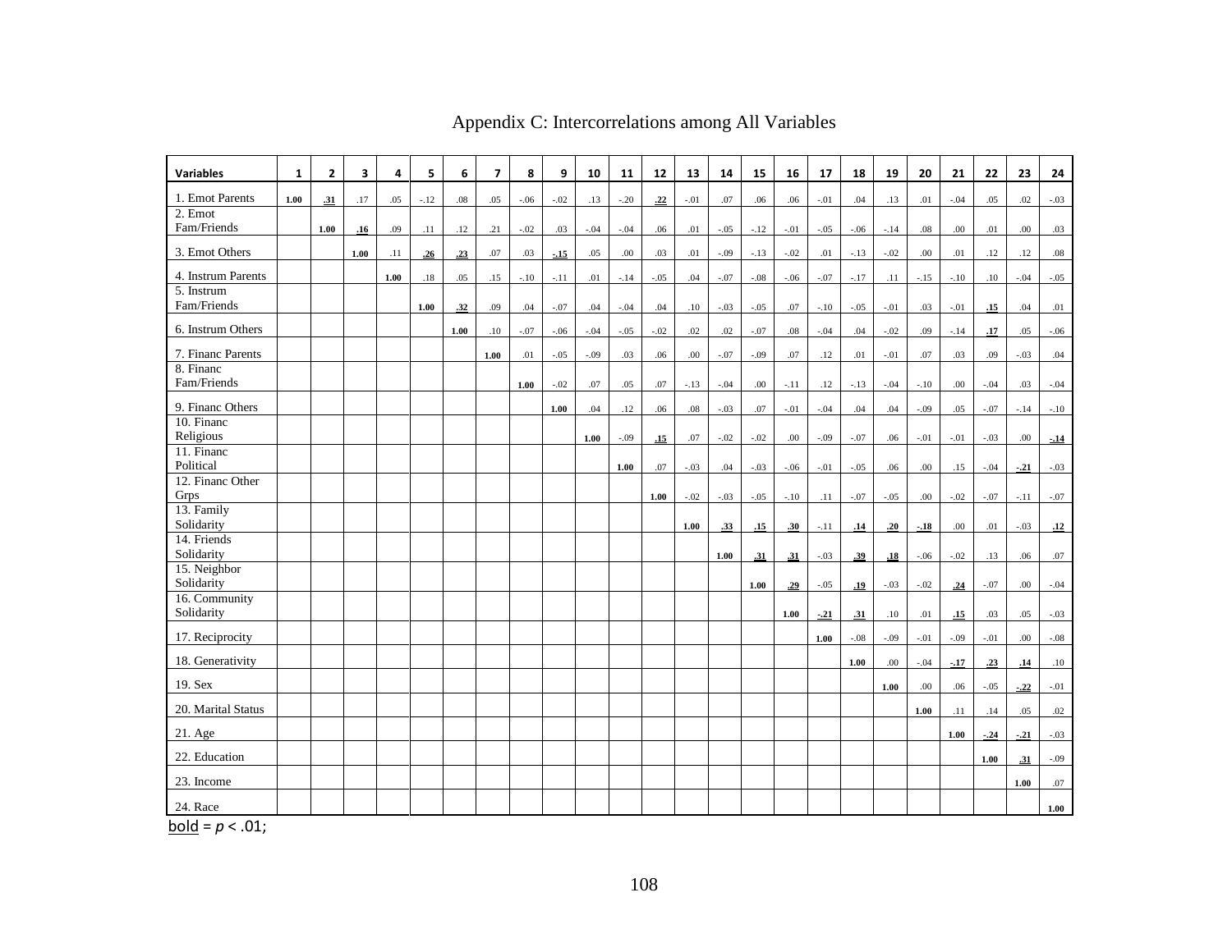# Appendix C: Intercorrelations among All Variables

| Variables | 1 | 2 | 3 | 4 | 5 | 6 | 7 | 8 | 9 | 10 | 11 | 12 | 13 | 14 | 15 | 16 | 17 | 18 | 19 | 20 | 21 | 22 | 23 | 24 |
|---|---|---|---|---|---|---|---|---|---|---|---|---|---|---|---|---|---|---|---|---|---|---|---|---|
| 1. Emot Parents | **1.00** | **.31** | .17 | .05 | -.12 | .08 | .05 | -.06 | -.02 | .13 | -.20 | **.22** | -.01 | .07 | .06 | .06 | -.01 | .04 | .13 | .01 | -.04 | .05 | .02 | -.03 |
| 2. Emot Fam/Friends | | **1.00** | **.16** | .09 | .11 | .12 | .21 | -.02 | .03 | -.04 | -.04 | .06 | .01 | -.05 | -.12 | -.01 | -.05 | -.06 | -.14 | .08 | .00 | .01 | .00 | .03 |
| 3. Emot Others | | | **1.00** | .11 | **.26** | **.23** | .07 | .03 | **-.15** | .05 | .00 | .03 | .01 | -.09 | -.13 | -.02 | .01 | -.13 | -.02 | .00 | .01 | .12 | .12 | .08 |
| 4. Instrum Parents | | | | **1.00** | .18 | .05 | .15 | -.10 | -.11 | .01 | -.14 | -.05 | .04 | -.07 | -.08 | -.06 | -.07 | -.17 | .11 | -.15 | -.10 | .10 | -.04 | -.05 |
| 5. Instrum Fam/Friends | | | | | **1.00** | **.32** | .09 | .04 | -.07 | .04 | -.04 | .04 | .10 | -.03 | -.05 | .07 | -.10 | -.05 | -.01 | .03 | -.01 | **.15** | .04 | .01 |
| 6. Instrum Others | | | | | | **1.00** | .10 | -.07 | -.06 | -.04 | -.05 | -.02 | .02 | .02 | -.07 | .08 | -.04 | .04 | -.02 | .09 | -.14 | **.17** | .05 | -.06 |
| 7. Financ Parents | | | | | | | **1.00** | .01 | -.05 | -.09 | .03 | .06 | .00 | -.07 | -.09 | .07 | .12 | .01 | -.01 | .07 | .03 | .09 | -.03 | .04 |
| 8. Financ Fam/Friends | | | | | | | | **1.00** | -.02 | .07 | .05 | .07 | -.13 | -.04 | .00 | -.11 | .12 | -.13 | -.04 | -.10 | .00 | -.04 | .03 | -.04 |
| 9. Financ Others | | | | | | | | | **1.00** | .04 | .12 | .06 | .08 | -.03 | .07 | -.01 | -.04 | .04 | .04 | -.09 | .05 | -.07 | -.14 | -.10 |
| 10. Financ Religious | | | | | | | | | | **1.00** | -.09 | **.15** | .07 | -.02 | -.02 | .00 | -.09 | -.07 | .06 | -.01 | -.01 | -.03 | .00 | **-.14** |
| 11. Financ Political | | | | | | | | | | | **1.00** | .07 | -.03 | .04 | -.03 | -.06 | -.01 | -.05 | .06 | .00 | .15 | -.04 | **-.21** | -.03 |
| 12. Financ Other Grps | | | | | | | | | | | | **1.00** | -.02 | -.03 | -.05 | -.10 | .11 | -.07 | -.05 | .00 | -.02 | -.07 | -.11 | -.07 |
| 13. Family Solidarity | | | | | | | | | | | | | **1.00** | **.33** | **.15** | **.30** | -.11 | **.14** | **.20** | **-.18** | .00 | .01 | -.03 | **.12** |
| 14. Friends Solidarity | | | | | | | | | | | | | | **1.00** | **.31** | **.31** | -.03 | **.39** | **.18** | -.06 | -.02 | .13 | .06 | .07 |
| 15. Neighbor Solidarity | | | | | | | | | | | | | | | **1.00** | **.29** | -.05 | **.19** | -.03 | -.02 | **.24** | -.07 | .00 | -.04 |
| 16. Community Solidarity | | | | | | | | | | | | | | | | **1.00** | **-.21** | **.31** | .10 | .01 | **.15** | .03 | .05 | -.03 |
| 17. Reciprocity | | | | | | | | | | | | | | | | | **1.00** | -.08 | -.09 | -.01 | -.09 | -.01 | .00 | -.08 |
| 18. Generativity | | | | | | | | | | | | | | | | | | **1.00** | .00 | -.04 | **-.17** | **.23** | **.14** | .10 |
| 19. Sex | | | | | | | | | | | | | | | | | | | **1.00** | .00 | .06 | -.05 | **-.22** | -.01 |
| 20. Marital Status | | | | | | | | | | | | | | | | | | | | **1.00** | .11 | .14 | .05 | .02 |
| 21. Age | | | | | | | | | | | | | | | | | | | | | **1.00** | **-.24** | **-.21** | -.03 |
| 22. Education | | | | | | | | | | | | | | | | | | | | | | **1.00** | **.31** | -.09 |
| 23. Income | | | | | | | | | | | | | | | | | | | | | | | **1.00** | .07 |
| 24. Race | | | | | | | | | | | | | | | | | | | | | | | | **1.00** |

**bold** = $p < .01$;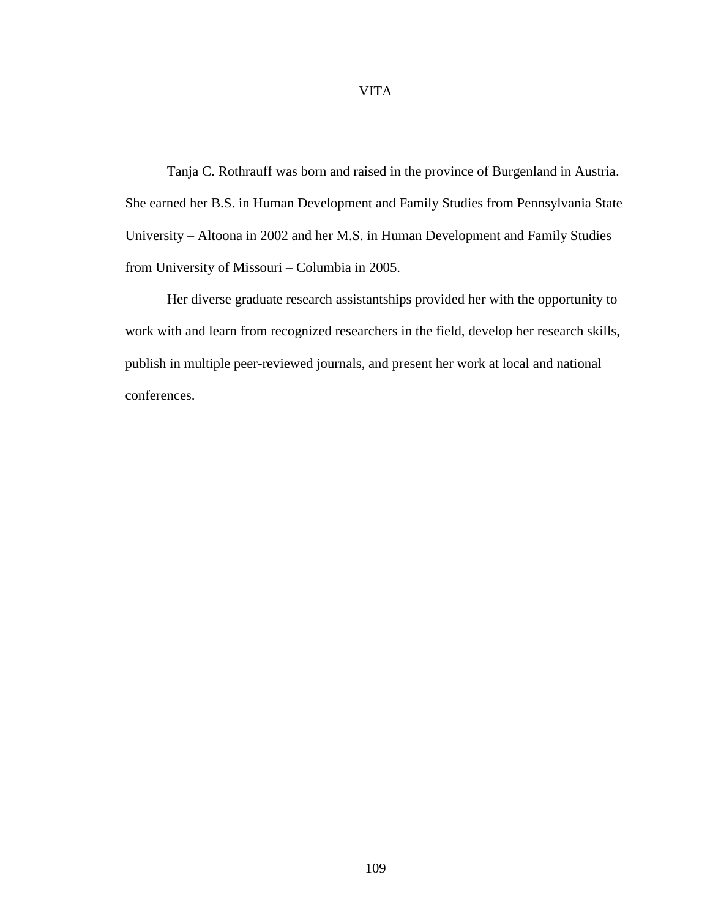# VITA

Tanja C. Rothrauff was born and raised in the province of Burgenland in Austria. She earned her B.S. in Human Development and Family Studies from Pennsylvania State University – Altoona in 2002 and her M.S. in Human Development and Family Studies from University of Missouri – Columbia in 2005.

Her diverse graduate research assistantships provided her with the opportunity to work with and learn from recognized researchers in the field, develop her research skills, publish in multiple peer-reviewed journals, and present her work at local and national conferences.